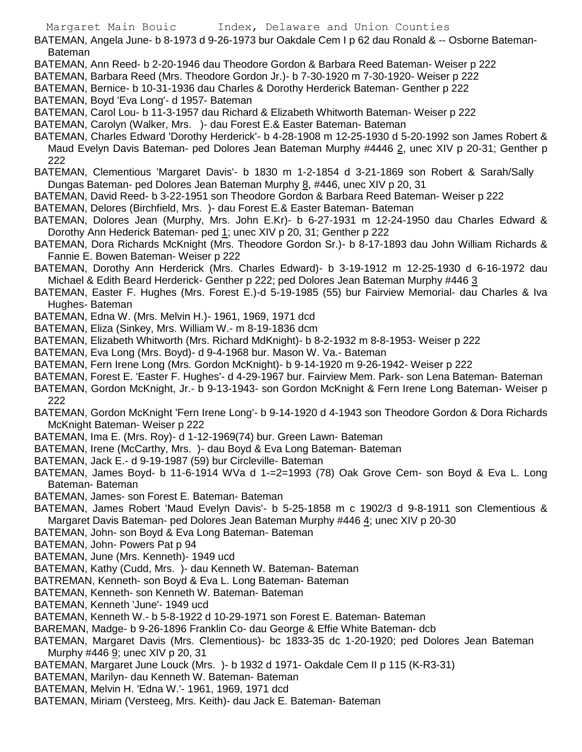BATEMAN, Angela June- b 8-1973 d 9-26-1973 bur Oakdale Cem I p 62 dau Ronald & -- Osborne Bateman- Bateman

BATEMAN, Ann Reed- b 2-20-1946 dau Theodore Gordon & Barbara Reed Bateman- Weiser p 222

BATEMAN, Barbara Reed (Mrs. Theodore Gordon Jr.)- b 7-30-1920 m 7-30-1920- Weiser p 222

BATEMAN, Bernice- b 10-31-1936 dau Charles & Dorothy Herderick Bateman- Genther p 222

BATEMAN, Boyd 'Eva Long'- d 1957- Bateman

BATEMAN, Carol Lou- b 11-3-1957 dau Richard & Elizabeth Whitworth Bateman- Weiser p 222

BATEMAN, Carolyn (Walker, Mrs. )- dau Forest E.& Easter Bateman- Bateman

BATEMAN, Charles Edward 'Dorothy Herderick'- b 4-28-1908 m 12-25-1930 d 5-20-1992 son James Robert & Maud Evelyn Davis Bateman- ped Dolores Jean Bateman Murphy #4446 2, unec XIV p 20-31; Genther p 222

BATEMAN, Clementious 'Margaret Davis'- b 1830 m 1-2-1854 d 3-21-1869 son Robert & Sarah/Sally Dungas Bateman- ped Dolores Jean Bateman Murphy 8, #446, unec XIV p 20, 31

BATEMAN, David Reed- b 3-22-1951 son Theodore Gordon & Barbara Reed Bateman- Weiser p 222

BATEMAN, Delores (Birchfield, Mrs. )- dau Forest E.& Easter Bateman- Bateman

BATEMAN, Dolores Jean (Murphy, Mrs. John E.Kr)- b 6-27-1931 m 12-24-1950 dau Charles Edward & Dorothy Ann Hederick Bateman- ped 1; unec XIV p 20, 31; Genther p 222

BATEMAN, Dora Richards McKnight (Mrs. Theodore Gordon Sr.)- b 8-17-1893 dau John William Richards & Fannie E. Bowen Bateman- Weiser p 222

BATEMAN, Dorothy Ann Herderick (Mrs. Charles Edward)- b 3-19-1912 m 12-25-1930 d 6-16-1972 dau Michael & Edith Beard Herderick- Genther p 222; ped Dolores Jean Bateman Murphy #446 3

BATEMAN, Easter F. Hughes (Mrs. Forest E.)-d 5-19-1985 (55) bur Fairview Memorial- dau Charles & Iva Hughes- Bateman

BATEMAN, Edna W. (Mrs. Melvin H.)- 1961, 1969, 1971 dcd

BATEMAN, Eliza (Sinkey, Mrs. William W.- m 8-19-1836 dcm

BATEMAN, Elizabeth Whitworth (Mrs. Richard MdKnight)- b 8-2-1932 m 8-8-1953- Weiser p 222

BATEMAN, Eva Long (Mrs. Boyd)- d 9-4-1968 bur. Mason W. Va.- Bateman

BATEMAN, Fern Irene Long (Mrs. Gordon McKnight)- b 9-14-1920 m 9-26-1942- Weiser p 222

BATEMAN, Forest E. 'Easter F. Hughes'- d 4-29-1967 bur. Fairview Mem. Park- son Lena Bateman- Bateman

BATEMAN, Gordon McKnight, Jr.- b 9-13-1943- son Gordon McKnight & Fern Irene Long Bateman- Weiser p 222

BATEMAN, Gordon McKnight 'Fern Irene Long'- b 9-14-1920 d 4-1943 son Theodore Gordon & Dora Richards McKnight Bateman- Weiser p 222

BATEMAN, Ima E. (Mrs. Roy)- d 1-12-1969(74) bur. Green Lawn- Bateman

BATEMAN, Irene (McCarthy, Mrs. )- dau Boyd & Eva Long Bateman- Bateman

BATEMAN, Jack E.- d 9-19-1987 (59) bur Circleville- Bateman

BATEMAN, James Boyd- b 11-6-1914 WVa d 1-=2=1993 (78) Oak Grove Cem- son Boyd & Eva L. Long Bateman- Bateman

BATEMAN, James- son Forest E. Bateman- Bateman

BATEMAN, James Robert 'Maud Evelyn Davis'- b 5-25-1858 m c 1902/3 d 9-8-1911 son Clementious & Margaret Davis Bateman- ped Dolores Jean Bateman Murphy #446 4; unec XIV p 20-30

BATEMAN, John- son Boyd & Eva Long Bateman- Bateman

BATEMAN, John- Powers Pat p 94

BATEMAN, June (Mrs. Kenneth)- 1949 ucd

BATEMAN, Kathy (Cudd, Mrs. )- dau Kenneth W. Bateman- Bateman

BATREMAN, Kenneth- son Boyd & Eva L. Long Bateman- Bateman

BATEMAN, Kenneth- son Kenneth W. Bateman- Bateman

BATEMAN, Kenneth 'June'- 1949 ucd

BATEMAN, Kenneth W.- b 5-8-1922 d 10-29-1971 son Forest E. Bateman- Bateman

BAREMAN, Madge- b 9-26-1896 Franklin Co- dau George & Effie White Bateman- dcb

BATEMAN, Margaret Davis (Mrs. Clementious)- bc 1833-35 dc 1-20-1920; ped Dolores Jean Bateman Murphy #446 9; unec XIV p 20, 31

BATEMAN, Margaret June Louck (Mrs. )- b 1932 d 1971- Oakdale Cem II p 115 (K-R3-31)

BATEMAN, Marilyn- dau Kenneth W. Bateman- Bateman

BATEMAN, Melvin H. 'Edna W.'- 1961, 1969, 1971 dcd

BATEMAN, Miriam (Versteeg, Mrs. Keith)- dau Jack E. Bateman- Bateman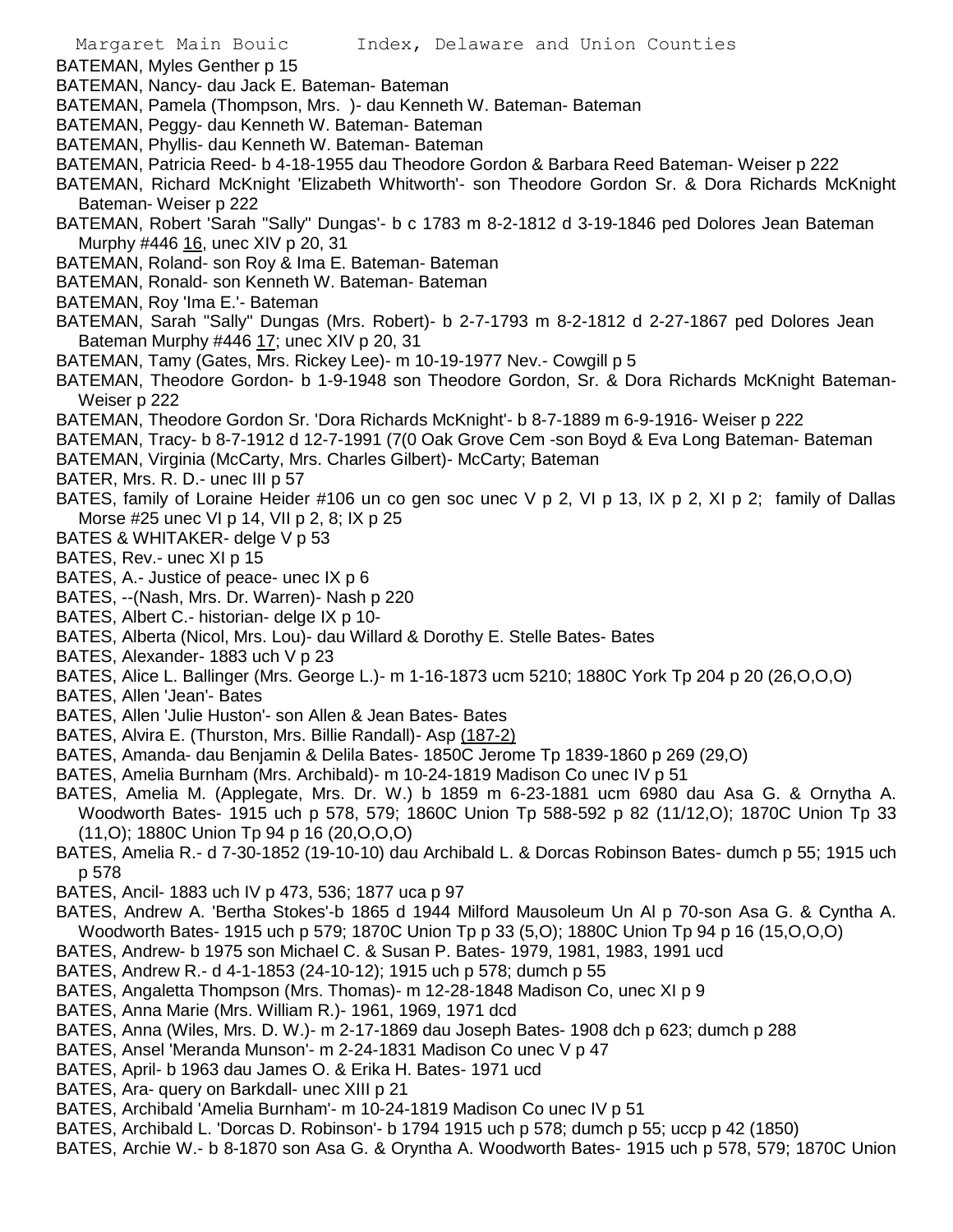BATEMAN, Myles Genther p 15

BATEMAN, Nancy- dau Jack E. Bateman- Bateman

BATEMAN, Pamela (Thompson, Mrs. )- dau Kenneth W. Bateman- Bateman

BATEMAN, Peggy- dau Kenneth W. Bateman- Bateman

BATEMAN, Phyllis- dau Kenneth W. Bateman- Bateman

BATEMAN, Patricia Reed- b 4-18-1955 dau Theodore Gordon & Barbara Reed Bateman- Weiser p 222

BATEMAN, Richard McKnight 'Elizabeth Whitworth'- son Theodore Gordon Sr. & Dora Richards McKnight Bateman- Weiser p 222

BATEMAN, Robert 'Sarah "Sally" Dungas'- b c 1783 m 8-2-1812 d 3-19-1846 ped Dolores Jean Bateman Murphy #446 16, unec XIV p 20, 31

BATEMAN, Roland- son Roy & Ima E. Bateman- Bateman

BATEMAN, Ronald- son Kenneth W. Bateman- Bateman

BATEMAN, Roy 'Ima E.'- Bateman

BATEMAN, Sarah "Sally" Dungas (Mrs. Robert)- b 2-7-1793 m 8-2-1812 d 2-27-1867 ped Dolores Jean Bateman Murphy #446 17; unec XIV p 20, 31

BATEMAN, Tamy (Gates, Mrs. Rickey Lee)- m 10-19-1977 Nev.- Cowgill p 5

BATEMAN, Theodore Gordon- b 1-9-1948 son Theodore Gordon, Sr. & Dora Richards McKnight Bateman- Weiser p 222

BATEMAN, Theodore Gordon Sr. 'Dora Richards McKnight'- b 8-7-1889 m 6-9-1916- Weiser p 222

BATEMAN, Tracy- b 8-7-1912 d 12-7-1991 (7(0 Oak Grove Cem -son Boyd & Eva Long Bateman- Bateman

BATEMAN, Virginia (McCarty, Mrs. Charles Gilbert)- McCarty; Bateman

BATER, Mrs. R. D.- unec III p 57

BATES, family of Loraine Heider #106 un co gen soc unec V p 2, VI p 13, IX p 2, XI p 2; family of Dallas Morse #25 unec VI p 14, VII p 2, 8; IX p 25

BATES & WHITAKER- delge V p 53

BATES, Rev.- unec XI p 15

BATES, A.- Justice of peace- unec IX p 6

BATES, --(Nash, Mrs. Dr. Warren)- Nash p 220

BATES, Albert C.- historian- delge IX p 10-

BATES, Alberta (Nicol, Mrs. Lou)- dau Willard & Dorothy E. Stelle Bates- Bates

BATES, Alexander- 1883 uch V p 23

BATES, Alice L. Ballinger (Mrs. George L.)- m 1-16-1873 ucm 5210; 1880C York Tp 204 p 20 (26,O,O,O)

BATES, Allen 'Jean'- Bates

BATES, Allen 'Julie Huston'- son Allen & Jean Bates- Bates

BATES, Alvira E. (Thurston, Mrs. Billie Randall)- Asp (187-2)

BATES, Amanda- dau Benjamin & Delila Bates- 1850C Jerome Tp 1839-1860 p 269 (29,O)

BATES, Amelia Burnham (Mrs. Archibald)- m 10-24-1819 Madison Co unec IV p 51

BATES, Amelia M. (Applegate, Mrs. Dr. W.) b 1859 m 6-23-1881 ucm 6980 dau Asa G. & Ornytha A. Woodworth Bates- 1915 uch p 578, 579; 1860C Union Tp 588-592 p 82 (11/12,O); 1870C Union Tp 33 (11,O); 1880C Union Tp 94 p 16 (20,O,O,O)

BATES, Amelia R.- d 7-30-1852 (19-10-10) dau Archibald L. & Dorcas Robinson Bates- dumch p 55; 1915 uch p 578

BATES, Ancil- 1883 uch IV p 473, 536; 1877 uca p 97

BATES, Andrew A. 'Bertha Stokes'-b 1865 d 1944 Milford Mausoleum Un Al p 70-son Asa G. & Cyntha A. Woodworth Bates- 1915 uch p 579; 1870C Union Tp p 33 (5,O); 1880C Union Tp 94 p 16 (15,O,O,O)

BATES, Andrew- b 1975 son Michael C. & Susan P. Bates- 1979, 1981, 1983, 1991 ucd

BATES, Andrew R.- d 4-1-1853 (24-10-12); 1915 uch p 578; dumch p 55

BATES, Angaletta Thompson (Mrs. Thomas)- m 12-28-1848 Madison Co, unec XI p 9

BATES, Anna Marie (Mrs. William R.)- 1961, 1969, 1971 dcd

BATES, Anna (Wiles, Mrs. D. W.)- m 2-17-1869 dau Joseph Bates- 1908 dch p 623; dumch p 288

BATES, Ansel 'Meranda Munson'- m 2-24-1831 Madison Co unec V p 47

BATES, April- b 1963 dau James O. & Erika H. Bates- 1971 ucd

BATES, Ara- query on Barkdall- unec XIII p 21

BATES, Archibald 'Amelia Burnham'- m 10-24-1819 Madison Co unec IV p 51

BATES, Archibald L. 'Dorcas D. Robinson'- b 1794 1915 uch p 578; dumch p 55; uccp p 42 (1850)

BATES, Archie W.- b 8-1870 son Asa G. & Oryntha A. Woodworth Bates- 1915 uch p 578, 579; 1870C Union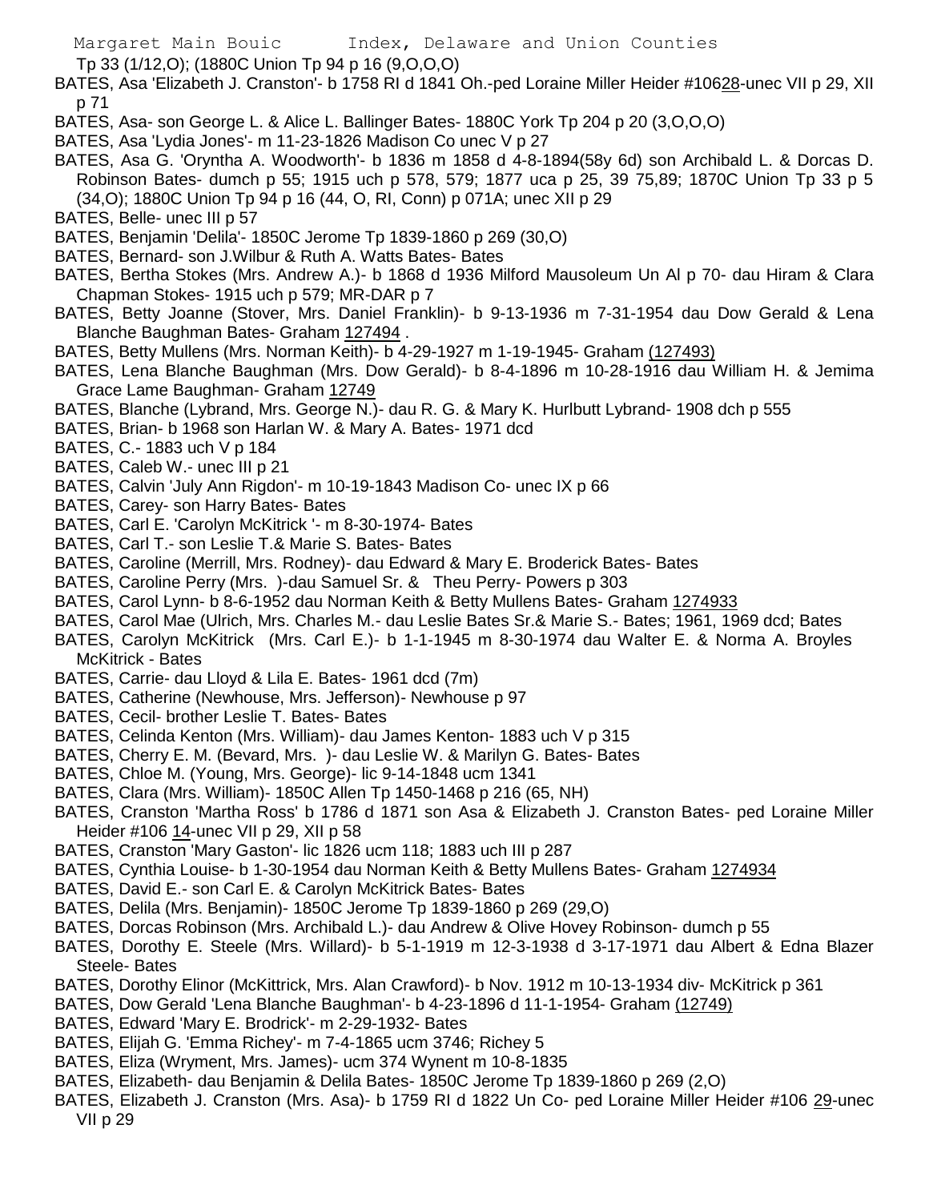Tp 33 (1/12,O); (1880C Union Tp 94 p 16 (9,O,O,O)

BATES, Asa 'Elizabeth J. Cranston'- b 1758 RI d 1841 Oh.-ped Loraine Miller Heider #10628-unec VII p 29, XII p 71

BATES, Asa- son George L. & Alice L. Ballinger Bates- 1880C York Tp 204 p 20 (3,O,O,O)

BATES, Asa 'Lydia Jones'- m 11-23-1826 Madison Co unec V p 27

BATES, Asa G. 'Oryntha A. Woodworth'- b 1836 m 1858 d 4-8-1894(58y 6d) son Archibald L. & Dorcas D. Robinson Bates- dumch p 55; 1915 uch p 578, 579; 1877 uca p 25, 39 75,89; 1870C Union Tp 33 p 5 (34,O); 1880C Union Tp 94 p 16 (44, O, RI, Conn) p 071A; unec XII p 29

BATES, Belle- unec III p 57

BATES, Benjamin 'Delila'- 1850C Jerome Tp 1839-1860 p 269 (30,O)

BATES, Bernard- son J.Wilbur & Ruth A. Watts Bates- Bates

BATES, Bertha Stokes (Mrs. Andrew A.)- b 1868 d 1936 Milford Mausoleum Un Al p 70- dau Hiram & Clara Chapman Stokes- 1915 uch p 579; MR-DAR p 7

BATES, Betty Joanne (Stover, Mrs. Daniel Franklin)- b 9-13-1936 m 7-31-1954 dau Dow Gerald & Lena Blanche Baughman Bates- Graham 127494 .

BATES, Betty Mullens (Mrs. Norman Keith)- b 4-29-1927 m 1-19-1945- Graham (127493)

BATES, Lena Blanche Baughman (Mrs. Dow Gerald)- b 8-4-1896 m 10-28-1916 dau William H. & Jemima Grace Lame Baughman- Graham 12749

BATES, Blanche (Lybrand, Mrs. George N.)- dau R. G. & Mary K. Hurlbutt Lybrand- 1908 dch p 555

BATES, Brian- b 1968 son Harlan W. & Mary A. Bates- 1971 dcd

BATES, C.- 1883 uch V p 184

BATES, Caleb W.- unec III p 21

BATES, Calvin 'July Ann Rigdon'- m 10-19-1843 Madison Co- unec IX p 66

BATES, Carey- son Harry Bates- Bates

BATES, Carl E. 'Carolyn McKitrick '- m 8-30-1974- Bates

BATES, Carl T.- son Leslie T.& Marie S. Bates- Bates

BATES, Caroline (Merrill, Mrs. Rodney)- dau Edward & Mary E. Broderick Bates- Bates

BATES, Caroline Perry (Mrs. )-dau Samuel Sr. & Theu Perry- Powers p 303

BATES, Carol Lynn- b 8-6-1952 dau Norman Keith & Betty Mullens Bates- Graham 1274933

BATES, Carol Mae (Ulrich, Mrs. Charles M.- dau Leslie Bates Sr.& Marie S.- Bates; 1961, 1969 dcd; Bates

BATES, Carolyn McKitrick (Mrs. Carl E.)- b 1-1-1945 m 8-30-1974 dau Walter E. & Norma A. Broyles McKitrick - Bates

BATES, Carrie- dau Lloyd & Lila E. Bates- 1961 dcd (7m)

BATES, Catherine (Newhouse, Mrs. Jefferson)- Newhouse p 97

BATES, Cecil- brother Leslie T. Bates- Bates

BATES, Celinda Kenton (Mrs. William)- dau James Kenton- 1883 uch V p 315

BATES, Cherry E. M. (Bevard, Mrs. )- dau Leslie W. & Marilyn G. Bates- Bates

BATES, Chloe M. (Young, Mrs. George)- lic 9-14-1848 ucm 1341

BATES, Clara (Mrs. William)- 1850C Allen Tp 1450-1468 p 216 (65, NH)

BATES, Cranston 'Martha Ross' b 1786 d 1871 son Asa & Elizabeth J. Cranston Bates- ped Loraine Miller Heider #106 14-unec VII p 29, XII p 58

BATES, Cranston 'Mary Gaston'- lic 1826 ucm 118; 1883 uch III p 287

BATES, Cynthia Louise- b 1-30-1954 dau Norman Keith & Betty Mullens Bates- Graham 1274934

BATES, David E.- son Carl E. & Carolyn McKitrick Bates- Bates

BATES, Delila (Mrs. Benjamin)- 1850C Jerome Tp 1839-1860 p 269 (29,O)

BATES, Dorcas Robinson (Mrs. Archibald L.)- dau Andrew & Olive Hovey Robinson- dumch p 55

BATES, Dorothy E. Steele (Mrs. Willard)- b 5-1-1919 m 12-3-1938 d 3-17-1971 dau Albert & Edna Blazer Steele- Bates

BATES, Dorothy Elinor (McKittrick, Mrs. Alan Crawford)- b Nov. 1912 m 10-13-1934 div- McKitrick p 361

BATES, Dow Gerald 'Lena Blanche Baughman'- b 4-23-1896 d 11-1-1954- Graham (12749)

BATES, Edward 'Mary E. Brodrick'- m 2-29-1932- Bates

BATES, Elijah G. 'Emma Richey'- m 7-4-1865 ucm 3746; Richey 5

BATES, Eliza (Wryment, Mrs. James)- ucm 374 Wynent m 10-8-1835

BATES, Elizabeth- dau Benjamin & Delila Bates- 1850C Jerome Tp 1839-1860 p 269 (2,O)

BATES, Elizabeth J. Cranston (Mrs. Asa)- b 1759 RI d 1822 Un Co- ped Loraine Miller Heider #106 29-unec VII p 29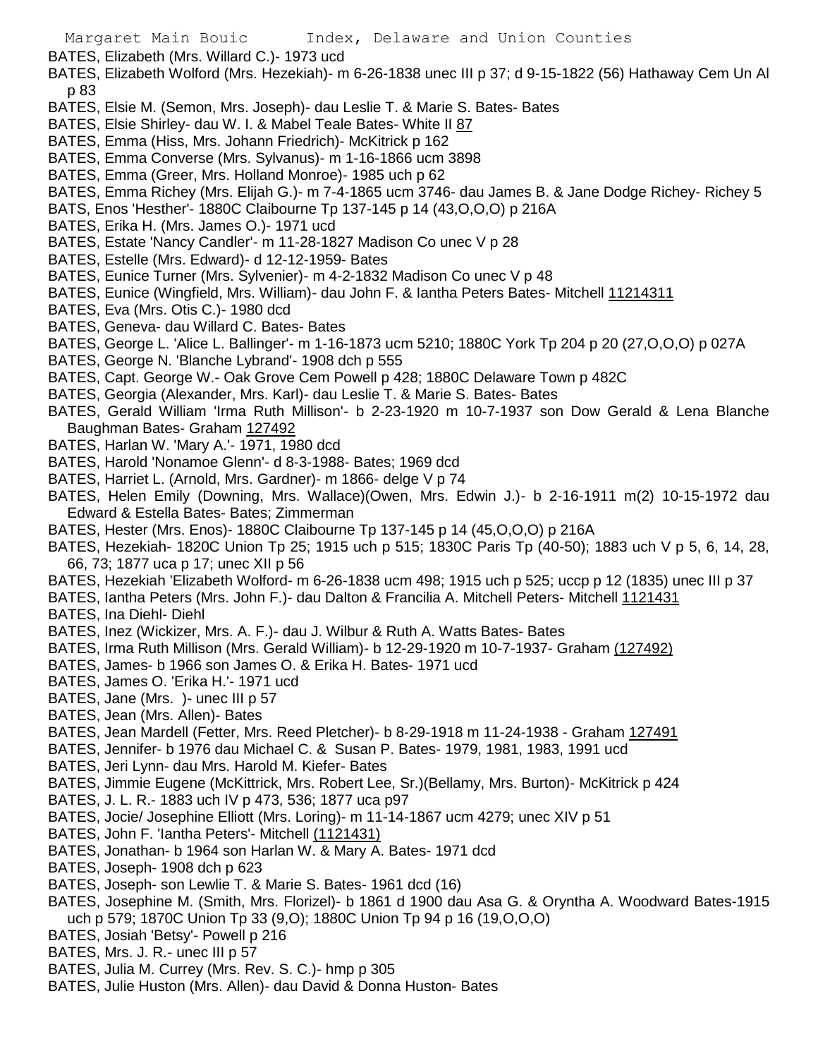BATES, Elizabeth (Mrs. Willard C.)- 1973 ucd

BATES, Elizabeth Wolford (Mrs. Hezekiah)- m 6-26-1838 unec III p 37; d 9-15-1822 (56) Hathaway Cem Un Al p 83

BATES, Elsie M. (Semon, Mrs. Joseph)- dau Leslie T. & Marie S. Bates- Bates

BATES, Elsie Shirley- dau W. I. & Mabel Teale Bates- White II 87

BATES, Emma (Hiss, Mrs. Johann Friedrich)- McKitrick p 162

BATES, Emma Converse (Mrs. Sylvanus)- m 1-16-1866 ucm 3898

BATES, Emma (Greer, Mrs. Holland Monroe)- 1985 uch p 62

BATES, Emma Richey (Mrs. Elijah G.)- m 7-4-1865 ucm 3746- dau James B. & Jane Dodge Richey- Richey 5

BATS, Enos 'Hesther'- 1880C Claibourne Tp 137-145 p 14 (43,O,O,O) p 216A

BATES, Erika H. (Mrs. James O.)- 1971 ucd

BATES, Estate 'Nancy Candler'- m 11-28-1827 Madison Co unec V p 28

BATES, Estelle (Mrs. Edward)- d 12-12-1959- Bates

BATES, Eunice Turner (Mrs. Sylvenier)- m 4-2-1832 Madison Co unec V p 48

BATES, Eunice (Wingfield, Mrs. William)- dau John F. & Iantha Peters Bates- Mitchell 11214311

BATES, Eva (Mrs. Otis C.)- 1980 dcd

BATES, Geneva- dau Willard C. Bates- Bates

BATES, George L. 'Alice L. Ballinger'- m 1-16-1873 ucm 5210; 1880C York Tp 204 p 20 (27,O,O,O) p 027A

BATES, George N. 'Blanche Lybrand'- 1908 dch p 555

BATES, Capt. George W.- Oak Grove Cem Powell p 428; 1880C Delaware Town p 482C

BATES, Georgia (Alexander, Mrs. Karl)- dau Leslie T. & Marie S. Bates- Bates

BATES, Gerald William 'Irma Ruth Millison'- b 2-23-1920 m 10-7-1937 son Dow Gerald & Lena Blanche Baughman Bates- Graham 127492

BATES, Harlan W. 'Mary A.'- 1971, 1980 dcd

BATES, Harold 'Nonamoe Glenn'- d 8-3-1988- Bates; 1969 dcd

BATES, Harriet L. (Arnold, Mrs. Gardner)- m 1866- delge V p 74

BATES, Helen Emily (Downing, Mrs. Wallace)(Owen, Mrs. Edwin J.)- b 2-16-1911 m(2) 10-15-1972 dau Edward & Estella Bates- Bates; Zimmerman

BATES, Hester (Mrs. Enos)- 1880C Claibourne Tp 137-145 p 14 (45,O,O,O) p 216A

BATES, Hezekiah- 1820C Union Tp 25; 1915 uch p 515; 1830C Paris Tp (40-50); 1883 uch V p 5, 6, 14, 28, 66, 73; 1877 uca p 17; unec XII p 56

BATES, Hezekiah 'Elizabeth Wolford- m 6-26-1838 ucm 498; 1915 uch p 525; uccp p 12 (1835) unec III p 37

BATES, Iantha Peters (Mrs. John F.)- dau Dalton & Francilia A. Mitchell Peters- Mitchell 1121431

BATES, Ina Diehl- Diehl

BATES, Inez (Wickizer, Mrs. A. F.)- dau J. Wilbur & Ruth A. Watts Bates- Bates

BATES, Irma Ruth Millison (Mrs. Gerald William)- b 12-29-1920 m 10-7-1937- Graham (127492)

BATES, James- b 1966 son James O. & Erika H. Bates- 1971 ucd

BATES, James O. 'Erika H.'- 1971 ucd

BATES, Jane (Mrs. )- unec III p 57

BATES, Jean (Mrs. Allen)- Bates

BATES, Jean Mardell (Fetter, Mrs. Reed Pletcher)- b 8-29-1918 m 11-24-1938 - Graham 127491

BATES, Jennifer- b 1976 dau Michael C. & Susan P. Bates- 1979, 1981, 1983, 1991 ucd

BATES, Jeri Lynn- dau Mrs. Harold M. Kiefer- Bates

BATES, Jimmie Eugene (McKittrick, Mrs. Robert Lee, Sr.)(Bellamy, Mrs. Burton)- McKitrick p 424

BATES, J. L. R.- 1883 uch IV p 473, 536; 1877 uca p97

BATES, Jocie/ Josephine Elliott (Mrs. Loring)- m 11-14-1867 ucm 4279; unec XIV p 51

BATES, John F. 'Iantha Peters'- Mitchell (1121431)

BATES, Jonathan- b 1964 son Harlan W. & Mary A. Bates- 1971 dcd

BATES, Joseph- 1908 dch p 623

BATES, Joseph- son Lewlie T. & Marie S. Bates- 1961 dcd (16)

BATES, Josephine M. (Smith, Mrs. Florizel)- b 1861 d 1900 dau Asa G. & Oryntha A. Woodward Bates-1915 uch p 579; 1870C Union Tp 33 (9,O); 1880C Union Tp 94 p 16 (19,O,O,O)

BATES, Josiah 'Betsy'- Powell p 216

BATES, Mrs. J. R.- unec III p 57

BATES, Julia M. Currey (Mrs. Rev. S. C.)- hmp p 305

BATES, Julie Huston (Mrs. Allen)- dau David & Donna Huston- Bates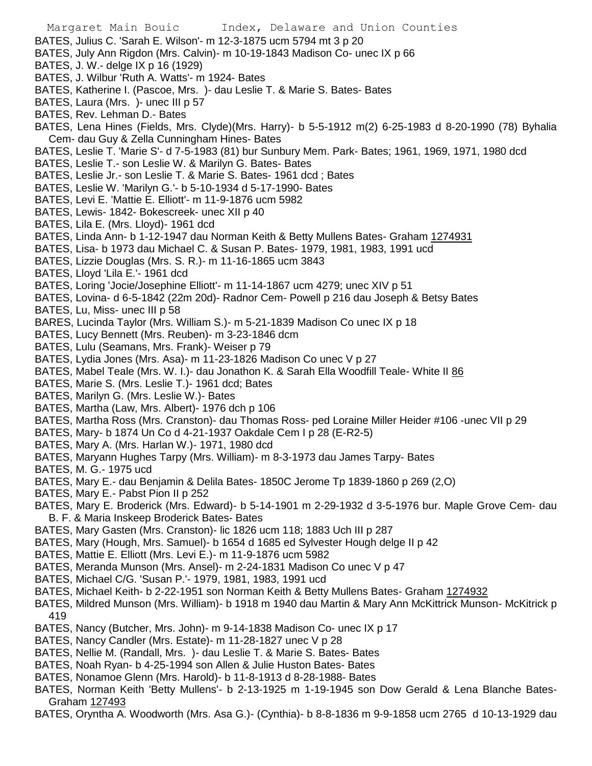BATES, Julius C. 'Sarah E. Wilson'- m 12-3-1875 ucm 5794 mt 3 p 20

BATES, July Ann Rigdon (Mrs. Calvin)- m 10-19-1843 Madison Co- unec IX p 66

BATES, J. W.- delge IX p 16 (1929)

BATES, J. Wilbur 'Ruth A. Watts'- m 1924- Bates

BATES, Katherine I. (Pascoe, Mrs. )- dau Leslie T. & Marie S. Bates- Bates

BATES, Laura (Mrs. )- unec III p 57

BATES, Rev. Lehman D.- Bates

BATES, Lena Hines (Fields, Mrs. Clyde)(Mrs. Harry)- b 5-5-1912 m(2) 6-25-1983 d 8-20-1990 (78) Byhalia Cem- dau Guy & Zella Cunningham Hines- Bates

BATES, Leslie T. 'Marie S'- d 7-5-1983 (81) bur Sunbury Mem. Park- Bates; 1961, 1969, 1971, 1980 dcd

BATES, Leslie T.- son Leslie W. & Marilyn G. Bates- Bates

BATES, Leslie Jr.- son Leslie T. & Marie S. Bates- 1961 dcd ; Bates

BATES, Leslie W. 'Marilyn G.'- b 5-10-1934 d 5-17-1990- Bates

BATES, Levi E. 'Mattie E. Elliott'- m 11-9-1876 ucm 5982

BATES, Lewis- 1842- Bokescreek- unec XII p 40

BATES, Lila E. (Mrs. Lloyd)- 1961 dcd

BATES, Linda Ann- b 1-12-1947 dau Norman Keith & Betty Mullens Bates- Graham 1274931

BATES, Lisa- b 1973 dau Michael C. & Susan P. Bates- 1979, 1981, 1983, 1991 ucd

BATES, Lizzie Douglas (Mrs. S. R.)- m 11-16-1865 ucm 3843

BATES, Lloyd 'Lila E.'- 1961 dcd

BATES, Loring 'Jocie/Josephine Elliott'- m 11-14-1867 ucm 4279; unec XIV p 51

BATES, Lovina- d 6-5-1842 (22m 20d)- Radnor Cem- Powell p 216 dau Joseph & Betsy Bates

BATES, Lu, Miss- unec III p 58

BARES, Lucinda Taylor (Mrs. William S.)- m 5-21-1839 Madison Co unec IX p 18

BATES, Lucy Bennett (Mrs. Reuben)- m 3-23-1846 dcm

BATES, Lulu (Seamans, Mrs. Frank)- Weiser p 79

BATES, Lydia Jones (Mrs. Asa)- m 11-23-1826 Madison Co unec V p 27

BATES, Mabel Teale (Mrs. W. I.)- dau Jonathon K. & Sarah Ella Woodfill Teale- White II 86

BATES, Marie S. (Mrs. Leslie T.)- 1961 dcd; Bates

BATES, Marilyn G. (Mrs. Leslie W.)- Bates

BATES, Martha (Law, Mrs. Albert)- 1976 dch p 106

BATES, Martha Ross (Mrs. Cranston)- dau Thomas Ross- ped Loraine Miller Heider #106 -unec VII p 29

BATES, Mary- b 1874 Un Co d 4-21-1937 Oakdale Cem I p 28 (E-R2-5)

BATES, Mary A. (Mrs. Harlan W.)- 1971, 1980 dcd

BATES, Maryann Hughes Tarpy (Mrs. William)- m 8-3-1973 dau James Tarpy- Bates

BATES, M. G.- 1975 ucd

BATES, Mary E.- dau Benjamin & Delila Bates- 1850C Jerome Tp 1839-1860 p 269 (2,O)

BATES, Mary E.- Pabst Pion II p 252

BATES, Mary E. Broderick (Mrs. Edward)- b 5-14-1901 m 2-29-1932 d 3-5-1976 bur. Maple Grove Cem- dau B. F. & Maria Inskeep Broderick Bates- Bates

BATES, Mary Gasten (Mrs. Cranston)- lic 1826 ucm 118; 1883 Uch III p 287

BATES, Mary (Hough, Mrs. Samuel)- b 1654 d 1685 ed Sylvester Hough delge II p 42

BATES, Mattie E. Elliott (Mrs. Levi E.)- m 11-9-1876 ucm 5982

BATES, Meranda Munson (Mrs. Ansel)- m 2-24-1831 Madison Co unec V p 47

BATES, Michael C/G. 'Susan P.'- 1979, 1981, 1983, 1991 ucd

BATES, Michael Keith- b 2-22-1951 son Norman Keith & Betty Mullens Bates- Graham 1274932

BATES, Mildred Munson (Mrs. William)- b 1918 m 1940 dau Martin & Mary Ann McKittrick Munson- McKitrick p 419

BATES, Nancy (Butcher, Mrs. John)- m 9-14-1838 Madison Co- unec IX p 17

BATES, Nancy Candler (Mrs. Estate)- m 11-28-1827 unec V p 28

BATES, Nellie M. (Randall, Mrs. )- dau Leslie T. & Marie S. Bates- Bates

BATES, Noah Ryan- b 4-25-1994 son Allen & Julie Huston Bates- Bates

BATES, Nonamoe Glenn (Mrs. Harold)- b 11-8-1913 d 8-28-1988- Bates

BATES, Norman Keith 'Betty Mullens'- b 2-13-1925 m 1-19-1945 son Dow Gerald & Lena Blanche Bates- Graham 127493

BATES, Oryntha A. Woodworth (Mrs. Asa G.)- (Cynthia)- b 8-8-1836 m 9-9-1858 ucm 2765 d 10-13-1929 dau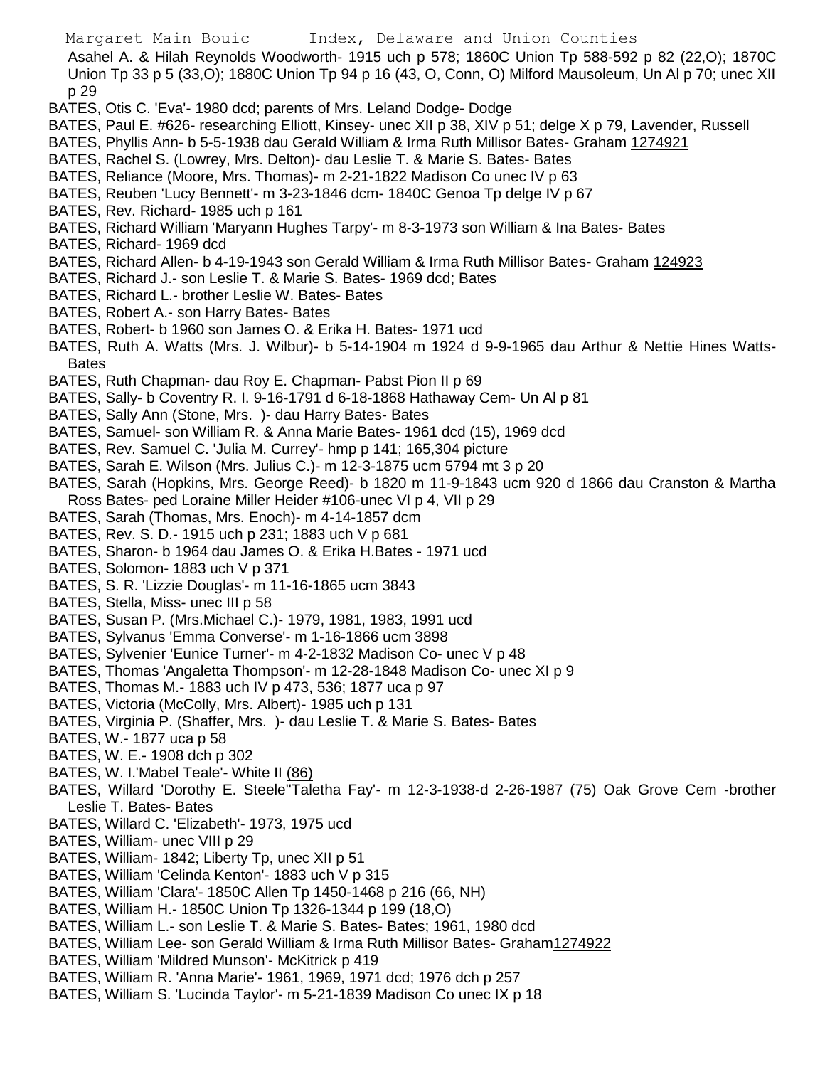Asahel A. & Hilah Reynolds Woodworth- 1915 uch p 578; 1860C Union Tp 588-592 p 82 (22,O); 1870C Union Tp 33 p 5 (33,O); 1880C Union Tp 94 p 16 (43, O, Conn, O) Milford Mausoleum, Un Al p 70; unec XII p 29

BATES, Otis C. 'Eva'- 1980 dcd; parents of Mrs. Leland Dodge- Dodge

BATES, Paul E. #626- researching Elliott, Kinsey- unec XII p 38, XIV p 51; delge X p 79, Lavender, Russell

BATES, Phyllis Ann- b 5-5-1938 dau Gerald William & Irma Ruth Millisor Bates- Graham 1274921

BATES, Rachel S. (Lowrey, Mrs. Delton)- dau Leslie T. & Marie S. Bates- Bates

BATES, Reliance (Moore, Mrs. Thomas)- m 2-21-1822 Madison Co unec IV p 63

BATES, Reuben 'Lucy Bennett'- m 3-23-1846 dcm- 1840C Genoa Tp delge IV p 67

BATES, Rev. Richard- 1985 uch p 161

BATES, Richard William 'Maryann Hughes Tarpy'- m 8-3-1973 son William & Ina Bates- Bates

BATES, Richard- 1969 dcd

BATES, Richard Allen- b 4-19-1943 son Gerald William & Irma Ruth Millisor Bates- Graham 124923

BATES, Richard J.- son Leslie T. & Marie S. Bates- 1969 dcd; Bates

BATES, Richard L.- brother Leslie W. Bates- Bates

BATES, Robert A.- son Harry Bates- Bates

BATES, Robert- b 1960 son James O. & Erika H. Bates- 1971 ucd

BATES, Ruth A. Watts (Mrs. J. Wilbur)- b 5-14-1904 m 1924 d 9-9-1965 dau Arthur & Nettie Hines Watts- Bates

BATES, Ruth Chapman- dau Roy E. Chapman- Pabst Pion II p 69

BATES, Sally- b Coventry R. I. 9-16-1791 d 6-18-1868 Hathaway Cem- Un Al p 81

BATES, Sally Ann (Stone, Mrs. )- dau Harry Bates- Bates

BATES, Samuel- son William R. & Anna Marie Bates- 1961 dcd (15), 1969 dcd

BATES, Rev. Samuel C. 'Julia M. Currey'- hmp p 141; 165,304 picture

BATES, Sarah E. Wilson (Mrs. Julius C.)- m 12-3-1875 ucm 5794 mt 3 p 20

BATES, Sarah (Hopkins, Mrs. George Reed)- b 1820 m 11-9-1843 ucm 920 d 1866 dau Cranston & Martha Ross Bates- ped Loraine Miller Heider #106-unec VI p 4, VII p 29

BATES, Sarah (Thomas, Mrs. Enoch)- m 4-14-1857 dcm

BATES, Rev. S. D.- 1915 uch p 231; 1883 uch V p 681

BATES, Sharon- b 1964 dau James O. & Erika H.Bates - 1971 ucd

BATES, Solomon- 1883 uch V p 371

BATES, S. R. 'Lizzie Douglas'- m 11-16-1865 ucm 3843

BATES, Stella, Miss- unec III p 58

BATES, Susan P. (Mrs.Michael C.)- 1979, 1981, 1983, 1991 ucd

BATES, Sylvanus 'Emma Converse'- m 1-16-1866 ucm 3898

BATES, Sylvenier 'Eunice Turner'- m 4-2-1832 Madison Co- unec V p 48

BATES, Thomas 'Angaletta Thompson'- m 12-28-1848 Madison Co- unec XI p 9

BATES, Thomas M.- 1883 uch IV p 473, 536; 1877 uca p 97

BATES, Victoria (McColly, Mrs. Albert)- 1985 uch p 131

BATES, Virginia P. (Shaffer, Mrs. )- dau Leslie T. & Marie S. Bates- Bates

BATES, W.- 1877 uca p 58

BATES, W. E.- 1908 dch p 302

BATES, W. I.'Mabel Teale'- White II (86)

BATES, Willard 'Dorothy E. Steele''Taletha Fay'- m 12-3-1938-d 2-26-1987 (75) Oak Grove Cem -brother Leslie T. Bates- Bates

BATES, Willard C. 'Elizabeth'- 1973, 1975 ucd

BATES, William- unec VIII p 29

BATES, William- 1842; Liberty Tp, unec XII p 51

BATES, William 'Celinda Kenton'- 1883 uch V p 315

BATES, William 'Clara'- 1850C Allen Tp 1450-1468 p 216 (66, NH)

BATES, William H.- 1850C Union Tp 1326-1344 p 199 (18,O)

BATES, William L.- son Leslie T. & Marie S. Bates- Bates; 1961, 1980 dcd

BATES, William Lee- son Gerald William & Irma Ruth Millisor Bates- Graham1274922

BATES, William 'Mildred Munson'- McKitrick p 419

BATES, William R. 'Anna Marie'- 1961, 1969, 1971 dcd; 1976 dch p 257

BATES, William S. 'Lucinda Taylor'- m 5-21-1839 Madison Co unec IX p 18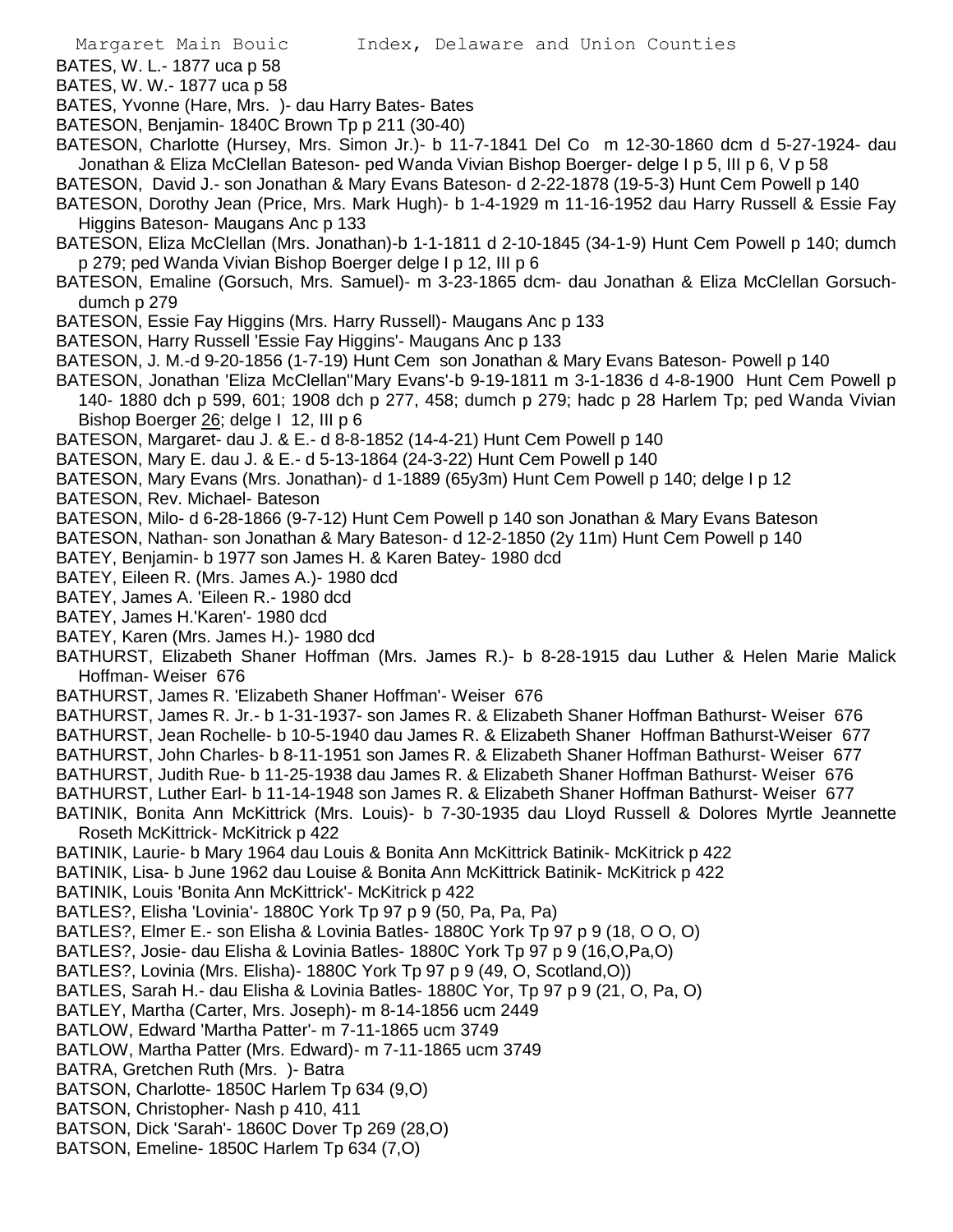BATES, W. L.- 1877 uca p 58

BATES, W. W.- 1877 uca p 58

BATES, Yvonne (Hare, Mrs. )- dau Harry Bates- Bates

BATESON, Benjamin- 1840C Brown Tp p 211 (30-40)

BATESON, Charlotte (Hursey, Mrs. Simon Jr.)- b 11-7-1841 Del Co m 12-30-1860 dcm d 5-27-1924- dau Jonathan & Eliza McClellan Bateson- ped Wanda Vivian Bishop Boerger- delge I p 5, III p 6, V p 58

BATESON, David J.- son Jonathan & Mary Evans Bateson- d 2-22-1878 (19-5-3) Hunt Cem Powell p 140

BATESON, Dorothy Jean (Price, Mrs. Mark Hugh)- b 1-4-1929 m 11-16-1952 dau Harry Russell & Essie Fay Higgins Bateson- Maugans Anc p 133

BATESON, Eliza McClellan (Mrs. Jonathan)-b 1-1-1811 d 2-10-1845 (34-1-9) Hunt Cem Powell p 140; dumch p 279; ped Wanda Vivian Bishop Boerger delge I p 12, III p 6

BATESON, Emaline (Gorsuch, Mrs. Samuel)- m 3-23-1865 dcm- dau Jonathan & Eliza McClellan Gorsuch- dumch p 279

BATESON, Essie Fay Higgins (Mrs. Harry Russell)- Maugans Anc p 133

BATESON, Harry Russell 'Essie Fay Higgins'- Maugans Anc p 133

BATESON, J. M.-d 9-20-1856 (1-7-19) Hunt Cem son Jonathan & Mary Evans Bateson- Powell p 140

BATESON, Jonathan 'Eliza McClellan''Mary Evans'-b 9-19-1811 m 3-1-1836 d 4-8-1900 Hunt Cem Powell p 140- 1880 dch p 599, 601; 1908 dch p 277, 458; dumch p 279; hadc p 28 Harlem Tp; ped Wanda Vivian Bishop Boerger 26; delge I 12, III p 6

BATESON, Margaret- dau J. & E.- d 8-8-1852 (14-4-21) Hunt Cem Powell p 140

BATESON, Mary E. dau J. & E.- d 5-13-1864 (24-3-22) Hunt Cem Powell p 140

BATESON, Mary Evans (Mrs. Jonathan)- d 1-1889 (65y3m) Hunt Cem Powell p 140; delge I p 12

BATESON, Rev. Michael- Bateson

BATESON, Milo- d 6-28-1866 (9-7-12) Hunt Cem Powell p 140 son Jonathan & Mary Evans Bateson

BATESON, Nathan- son Jonathan & Mary Bateson- d 12-2-1850 (2y 11m) Hunt Cem Powell p 140

BATEY, Benjamin- b 1977 son James H. & Karen Batey- 1980 dcd

BATEY, Eileen R. (Mrs. James A.)- 1980 dcd

BATEY, James A. 'Eileen R.- 1980 dcd

BATEY, James H.'Karen'- 1980 dcd

BATEY, Karen (Mrs. James H.)- 1980 dcd

BATHURST, Elizabeth Shaner Hoffman (Mrs. James R.)- b 8-28-1915 dau Luther & Helen Marie Malick Hoffman- Weiser 676

BATHURST, James R. 'Elizabeth Shaner Hoffman'- Weiser 676

BATHURST, James R. Jr.- b 1-31-1937- son James R. & Elizabeth Shaner Hoffman Bathurst- Weiser 676

BATHURST, Jean Rochelle- b 10-5-1940 dau James R. & Elizabeth Shaner Hoffman Bathurst-Weiser 677

BATHURST, John Charles- b 8-11-1951 son James R. & Elizabeth Shaner Hoffman Bathurst- Weiser 677

BATHURST, Judith Rue- b 11-25-1938 dau James R. & Elizabeth Shaner Hoffman Bathurst- Weiser 676

BATHURST, Luther Earl- b 11-14-1948 son James R. & Elizabeth Shaner Hoffman Bathurst- Weiser 677

BATINIK, Bonita Ann McKittrick (Mrs. Louis)- b 7-30-1935 dau Lloyd Russell & Dolores Myrtle Jeannette Roseth McKittrick- McKitrick p 422

BATINIK, Laurie- b Mary 1964 dau Louis & Bonita Ann McKittrick Batinik- McKitrick p 422

BATINIK, Lisa- b June 1962 dau Louise & Bonita Ann McKittrick Batinik- McKitrick p 422

BATINIK, Louis 'Bonita Ann McKittrick'- McKitrick p 422

BATLES?, Elisha 'Lovinia'- 1880C York Tp 97 p 9 (50, Pa, Pa, Pa)

BATLES?, Elmer E.- son Elisha & Lovinia Batles- 1880C York Tp 97 p 9 (18, O O, O)

BATLES?, Josie- dau Elisha & Lovinia Batles- 1880C York Tp 97 p 9 (16,O,Pa,O)

BATLES?, Lovinia (Mrs. Elisha)- 1880C York Tp 97 p 9 (49, O, Scotland,O))

BATLES, Sarah H.- dau Elisha & Lovinia Batles- 1880C Yor, Tp 97 p 9 (21, O, Pa, O)

BATLEY, Martha (Carter, Mrs. Joseph)- m 8-14-1856 ucm 2449

BATLOW, Edward 'Martha Patter'- m 7-11-1865 ucm 3749

BATLOW, Martha Patter (Mrs. Edward)- m 7-11-1865 ucm 3749

BATRA, Gretchen Ruth (Mrs. )- Batra

BATSON, Charlotte- 1850C Harlem Tp 634 (9,O)

BATSON, Christopher- Nash p 410, 411

BATSON, Dick 'Sarah'- 1860C Dover Tp 269 (28,O)

BATSON, Emeline- 1850C Harlem Tp 634 (7,O)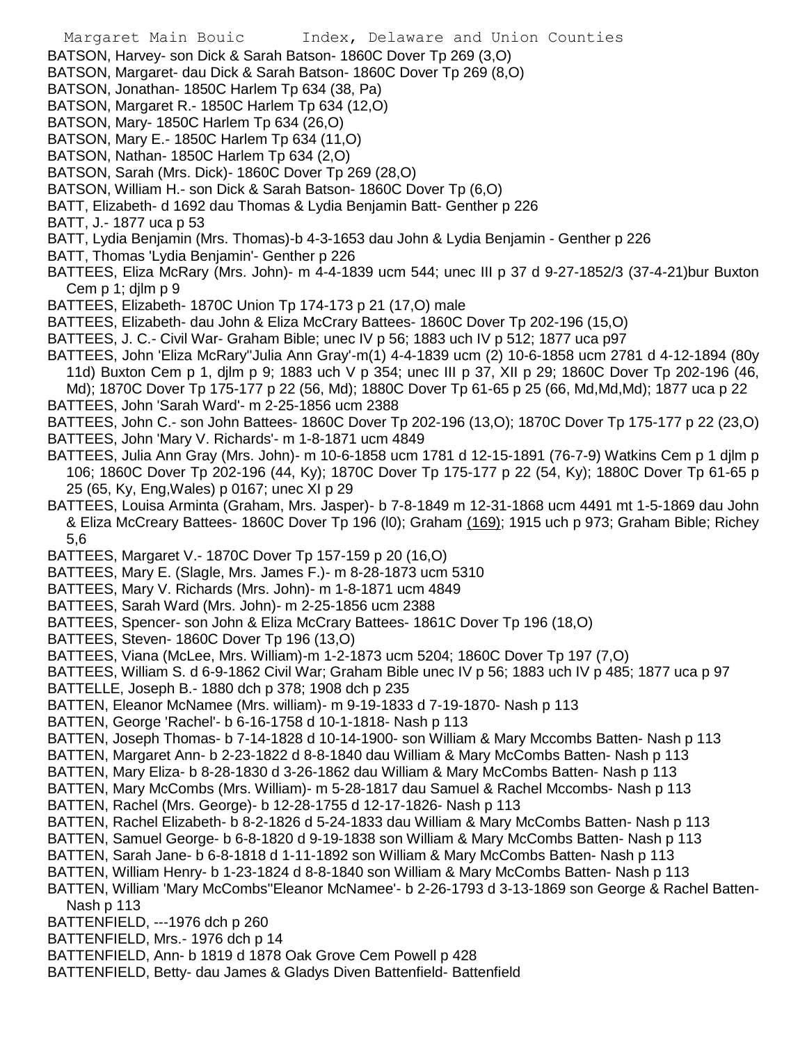BATSON, Harvey- son Dick & Sarah Batson- 1860C Dover Tp 269 (3,O)
BATSON, Margaret- dau Dick & Sarah Batson- 1860C Dover Tp 269 (8,O)
BATSON, Jonathan- 1850C Harlem Tp 634 (38, Pa)
BATSON, Margaret R.- 1850C Harlem Tp 634 (12,O)
BATSON, Mary- 1850C Harlem Tp 634 (26,O)
BATSON, Mary E.- 1850C Harlem Tp 634 (11,O)
BATSON, Nathan- 1850C Harlem Tp 634 (2,O)
BATSON, Sarah (Mrs. Dick)- 1860C Dover Tp 269 (28,O)
BATSON, William H.- son Dick & Sarah Batson- 1860C Dover Tp (6,O)
BATT, Elizabeth- d 1692 dau Thomas & Lydia Benjamin Batt- Genther p 226
BATT, J.- 1877 uca p 53
BATT, Lydia Benjamin (Mrs. Thomas)-b 4-3-1653 dau John & Lydia Benjamin - Genther p 226
BATT, Thomas 'Lydia Benjamin'- Genther p 226
BATTEES, Eliza McRary (Mrs. John)- m 4-4-1839 ucm 544; unec III p 37 d 9-27-1852/3 (37-4-21)bur Buxton Cem p 1; djlm p 9
BATTEES, Elizabeth- 1870C Union Tp 174-173 p 21 (17,O) male
BATTEES, Elizabeth- dau John & Eliza McCrary Battees- 1860C Dover Tp 202-196 (15,O)
BATTEES, J. C.- Civil War- Graham Bible; unec IV p 56; 1883 uch IV p 512; 1877 uca p97
BATTEES, John 'Eliza McRary''Julia Ann Gray'-m(1) 4-4-1839 ucm (2) 10-6-1858 ucm 2781 d 4-12-1894 (80y 11d) Buxton Cem p 1, djlm p 9; 1883 uch V p 354; unec III p 37, XII p 29; 1860C Dover Tp 202-196 (46, Md); 1870C Dover Tp 175-177 p 22 (56, Md); 1880C Dover Tp 61-65 p 25 (66, Md,Md,Md); 1877 uca p 22
BATTEES, John 'Sarah Ward'- m 2-25-1856 ucm 2388
BATTEES, John C.- son John Battees- 1860C Dover Tp 202-196 (13,O); 1870C Dover Tp 175-177 p 22 (23,O)
BATTEES, John 'Mary V. Richards'- m 1-8-1871 ucm 4849
BATTEES, Julia Ann Gray (Mrs. John)- m 10-6-1858 ucm 1781 d 12-15-1891 (76-7-9) Watkins Cem p 1 djlm p 106; 1860C Dover Tp 202-196 (44, Ky); 1870C Dover Tp 175-177 p 22 (54, Ky); 1880C Dover Tp 61-65 p 25 (65, Ky, Eng,Wales) p 0167; unec XI p 29
BATTEES, Louisa Arminta (Graham, Mrs. Jasper)- b 7-8-1849 m 12-31-1868 ucm 4491 mt 1-5-1869 dau John & Eliza McCreary Battees- 1860C Dover Tp 196 (l0); Graham (169); 1915 uch p 973; Graham Bible; Richey 5,6
BATTEES, Margaret V.- 1870C Dover Tp 157-159 p 20 (16,O)
BATTEES, Mary E. (Slagle, Mrs. James F.)- m 8-28-1873 ucm 5310
BATTEES, Mary V. Richards (Mrs. John)- m 1-8-1871 ucm 4849
BATTEES, Sarah Ward (Mrs. John)- m 2-25-1856 ucm 2388
BATTEES, Spencer- son John & Eliza McCrary Battees- 1861C Dover Tp 196 (18,O)
BATTEES, Steven- 1860C Dover Tp 196 (13,O)
BATTEES, Viana (McLee, Mrs. William)-m 1-2-1873 ucm 5204; 1860C Dover Tp 197 (7,O)
BATTEES, William S. d 6-9-1862 Civil War; Graham Bible unec IV p 56; 1883 uch IV p 485; 1877 uca p 97
BATTELLE, Joseph B.- 1880 dch p 378; 1908 dch p 235
BATTEN, Eleanor McNamee (Mrs. william)- m 9-19-1833 d 7-19-1870- Nash p 113
BATTEN, George 'Rachel'- b 6-16-1758 d 10-1-1818- Nash p 113
BATTEN, Joseph Thomas- b 7-14-1828 d 10-14-1900- son William & Mary Mccombs Batten- Nash p 113
BATTEN, Margaret Ann- b 2-23-1822 d 8-8-1840 dau William & Mary McCombs Batten- Nash p 113
BATTEN, Mary Eliza- b 8-28-1830 d 3-26-1862 dau William & Mary McCombs Batten- Nash p 113
BATTEN, Mary McCombs (Mrs. William)- m 5-28-1817 dau Samuel & Rachel Mccombs- Nash p 113
BATTEN, Rachel (Mrs. George)- b 12-28-1755 d 12-17-1826- Nash p 113
BATTEN, Rachel Elizabeth- b 8-2-1826 d 5-24-1833 dau William & Mary McCombs Batten- Nash p 113
BATTEN, Samuel George- b 6-8-1820 d 9-19-1838 son William & Mary McCombs Batten- Nash p 113
BATTEN, Sarah Jane- b 6-8-1818 d 1-11-1892 son William & Mary McCombs Batten- Nash p 113
BATTEN, William Henry- b 1-23-1824 d 8-8-1840 son William & Mary McCombs Batten- Nash p 113
BATTEN, William 'Mary McCombs''Eleanor McNamee'- b 2-26-1793 d 3-13-1869 son George & Rachel Batten- Nash p 113
BATTENFIELD, ---1976 dch p 260
BATTENFIELD, Mrs.- 1976 dch p 14
BATTENFIELD, Ann- b 1819 d 1878 Oak Grove Cem Powell p 428
BATTENFIELD, Betty- dau James & Gladys Diven Battenfield- Battenfield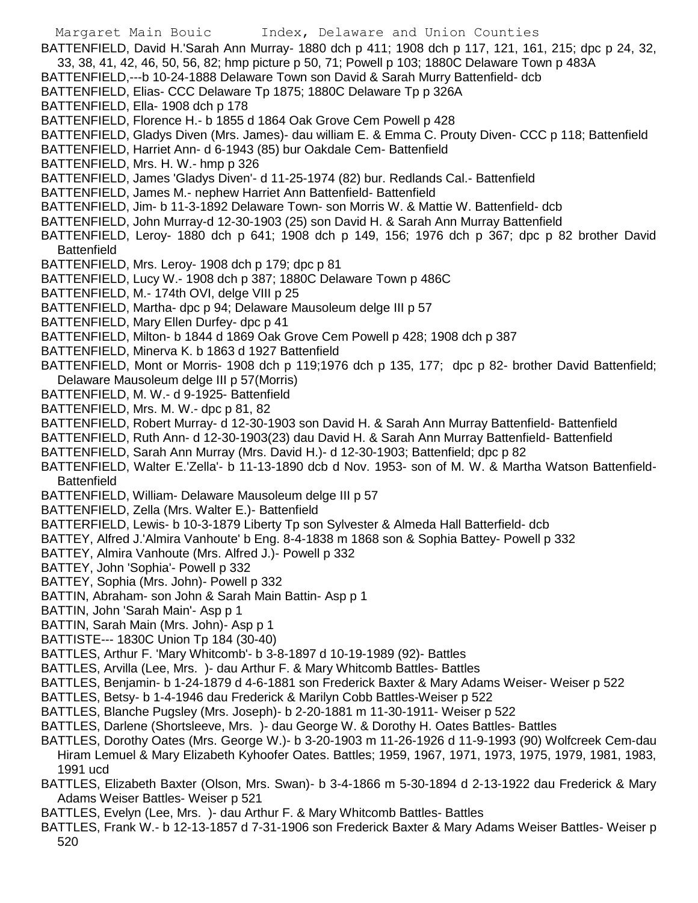BATTENFIELD, David H.'Sarah Ann Murray- 1880 dch p 411; 1908 dch p 117, 121, 161, 215; dpc p 24, 32, 33, 38, 41, 42, 46, 50, 56, 82; hmp picture p 50, 71; Powell p 103; 1880C Delaware Town p 483A

BATTENFIELD,---b 10-24-1888 Delaware Town son David & Sarah Murry Battenfield- dcb

BATTENFIELD, Elias- CCC Delaware Tp 1875; 1880C Delaware Tp p 326A

BATTENFIELD, Ella- 1908 dch p 178

BATTENFIELD, Florence H.- b 1855 d 1864 Oak Grove Cem Powell p 428

BATTENFIELD, Gladys Diven (Mrs. James)- dau william E. & Emma C. Prouty Diven- CCC p 118; Battenfield

BATTENFIELD, Harriet Ann- d 6-1943 (85) bur Oakdale Cem- Battenfield

BATTENFIELD, Mrs. H. W.- hmp p 326

BATTENFIELD, James 'Gladys Diven'- d 11-25-1974 (82) bur. Redlands Cal.- Battenfield

BATTENFIELD, James M.- nephew Harriet Ann Battenfield- Battenfield

BATTENFIELD, Jim- b 11-3-1892 Delaware Town- son Morris W. & Mattie W. Battenfield- dcb

BATTENFIELD, John Murray-d 12-30-1903 (25) son David H. & Sarah Ann Murray Battenfield

BATTENFIELD, Leroy- 1880 dch p 641; 1908 dch p 149, 156; 1976 dch p 367; dpc p 82 brother David Battenfield

BATTENFIELD, Mrs. Leroy- 1908 dch p 179; dpc p 81

BATTENFIELD, Lucy W.- 1908 dch p 387; 1880C Delaware Town p 486C

BATTENFIELD, M.- 174th OVI, delge VIII p 25

BATTENFIELD, Martha- dpc p 94; Delaware Mausoleum delge III p 57

BATTENFIELD, Mary Ellen Durfey- dpc p 41

BATTENFIELD, Milton- b 1844 d 1869 Oak Grove Cem Powell p 428; 1908 dch p 387

BATTENFIELD, Minerva K. b 1863 d 1927 Battenfield

BATTENFIELD, Mont or Morris- 1908 dch p 119;1976 dch p 135, 177; dpc p 82- brother David Battenfield; Delaware Mausoleum delge III p 57(Morris)

BATTENFIELD, M. W.- d 9-1925- Battenfield

BATTENFIELD, Mrs. M. W.- dpc p 81, 82

BATTENFIELD, Robert Murray- d 12-30-1903 son David H. & Sarah Ann Murray Battenfield- Battenfield

BATTENFIELD, Ruth Ann- d 12-30-1903(23) dau David H. & Sarah Ann Murray Battenfield- Battenfield

BATTENFIELD, Sarah Ann Murray (Mrs. David H.)- d 12-30-1903; Battenfield; dpc p 82

BATTENFIELD, Walter E.'Zella'- b 11-13-1890 dcb d Nov. 1953- son of M. W. & Martha Watson Battenfield- Battenfield

BATTENFIELD, William- Delaware Mausoleum delge III p 57

BATTENFIELD, Zella (Mrs. Walter E.)- Battenfield

BATTERFIELD, Lewis- b 10-3-1879 Liberty Tp son Sylvester & Almeda Hall Batterfield- dcb

BATTEY, Alfred J.'Almira Vanhoute' b Eng. 8-4-1838 m 1868 son & Sophia Battey- Powell p 332

BATTEY, Almira Vanhoute (Mrs. Alfred J.)- Powell p 332

BATTEY, John 'Sophia'- Powell p 332

BATTEY, Sophia (Mrs. John)- Powell p 332

BATTIN, Abraham- son John & Sarah Main Battin- Asp p 1

BATTIN, John 'Sarah Main'- Asp p 1

BATTIN, Sarah Main (Mrs. John)- Asp p 1

BATTISTE--- 1830C Union Tp 184 (30-40)

BATTLES, Arthur F. 'Mary Whitcomb'- b 3-8-1897 d 10-19-1989 (92)- Battles

BATTLES, Arvilla (Lee, Mrs. )- dau Arthur F. & Mary Whitcomb Battles- Battles

BATTLES, Benjamin- b 1-24-1879 d 4-6-1881 son Frederick Baxter & Mary Adams Weiser- Weiser p 522

BATTLES, Betsy- b 1-4-1946 dau Frederick & Marilyn Cobb Battles-Weiser p 522

BATTLES, Blanche Pugsley (Mrs. Joseph)- b 2-20-1881 m 11-30-1911- Weiser p 522

BATTLES, Darlene (Shortsleeve, Mrs. )- dau George W. & Dorothy H. Oates Battles- Battles

BATTLES, Dorothy Oates (Mrs. George W.)- b 3-20-1903 m 11-26-1926 d 11-9-1993 (90) Wolfcreek Cem-dau Hiram Lemuel & Mary Elizabeth Kyhoofer Oates. Battles; 1959, 1967, 1971, 1973, 1975, 1979, 1981, 1983, 1991 ucd

BATTLES, Elizabeth Baxter (Olson, Mrs. Swan)- b 3-4-1866 m 5-30-1894 d 2-13-1922 dau Frederick & Mary Adams Weiser Battles- Weiser p 521

BATTLES, Evelyn (Lee, Mrs. )- dau Arthur F. & Mary Whitcomb Battles- Battles

BATTLES, Frank W.- b 12-13-1857 d 7-31-1906 son Frederick Baxter & Mary Adams Weiser Battles- Weiser p 520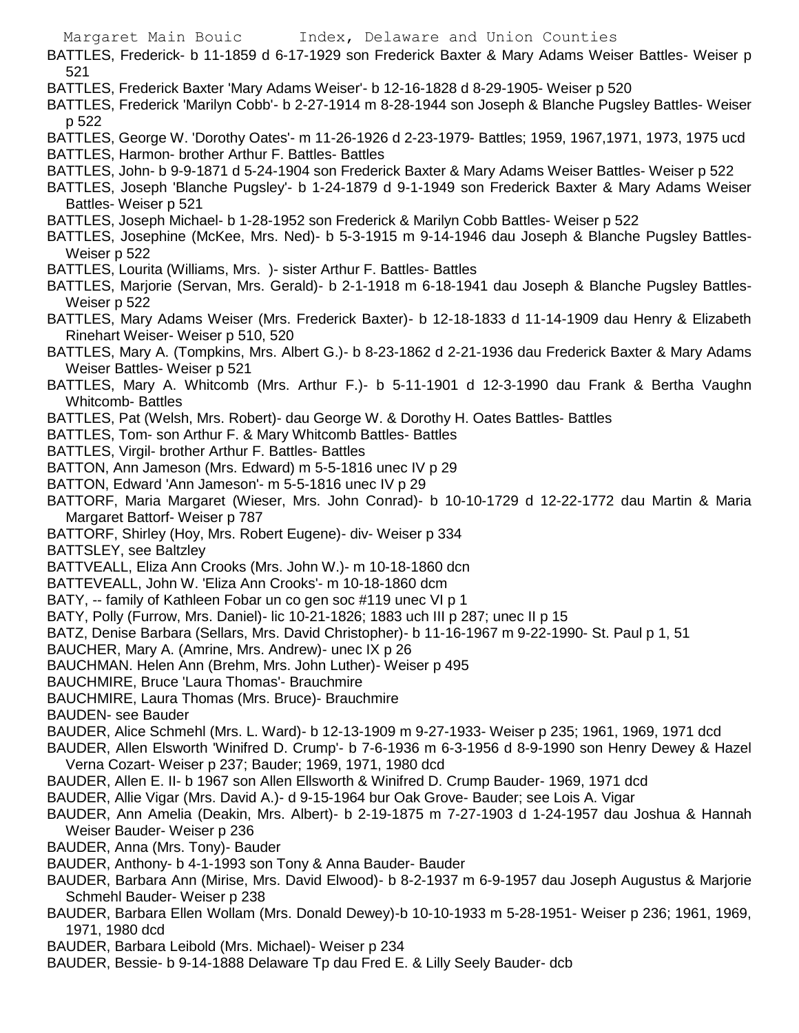BATTLES, Frederick- b 11-1859 d 6-17-1929 son Frederick Baxter & Mary Adams Weiser Battles- Weiser p 521

BATTLES, Frederick Baxter 'Mary Adams Weiser'- b 12-16-1828 d 8-29-1905- Weiser p 520

BATTLES, Frederick 'Marilyn Cobb'- b 2-27-1914 m 8-28-1944 son Joseph & Blanche Pugsley Battles- Weiser p 522

BATTLES, George W. 'Dorothy Oates'- m 11-26-1926 d 2-23-1979- Battles; 1959, 1967,1971, 1973, 1975 ucd

BATTLES, Harmon- brother Arthur F. Battles- Battles

BATTLES, John- b 9-9-1871 d 5-24-1904 son Frederick Baxter & Mary Adams Weiser Battles- Weiser p 522

BATTLES, Joseph 'Blanche Pugsley'- b 1-24-1879 d 9-1-1949 son Frederick Baxter & Mary Adams Weiser Battles- Weiser p 521

BATTLES, Joseph Michael- b 1-28-1952 son Frederick & Marilyn Cobb Battles- Weiser p 522

BATTLES, Josephine (McKee, Mrs. Ned)- b 5-3-1915 m 9-14-1946 dau Joseph & Blanche Pugsley Battles- Weiser p 522

BATTLES, Lourita (Williams, Mrs. )- sister Arthur F. Battles- Battles

BATTLES, Marjorie (Servan, Mrs. Gerald)- b 2-1-1918 m 6-18-1941 dau Joseph & Blanche Pugsley Battles- Weiser p 522

BATTLES, Mary Adams Weiser (Mrs. Frederick Baxter)- b 12-18-1833 d 11-14-1909 dau Henry & Elizabeth Rinehart Weiser- Weiser p 510, 520

BATTLES, Mary A. (Tompkins, Mrs. Albert G.)- b 8-23-1862 d 2-21-1936 dau Frederick Baxter & Mary Adams Weiser Battles- Weiser p 521

BATTLES, Mary A. Whitcomb (Mrs. Arthur F.)- b 5-11-1901 d 12-3-1990 dau Frank & Bertha Vaughn Whitcomb- Battles

BATTLES, Pat (Welsh, Mrs. Robert)- dau George W. & Dorothy H. Oates Battles- Battles

BATTLES, Tom- son Arthur F. & Mary Whitcomb Battles- Battles

BATTLES, Virgil- brother Arthur F. Battles- Battles

BATTON, Ann Jameson (Mrs. Edward) m 5-5-1816 unec IV p 29

BATTON, Edward 'Ann Jameson'- m 5-5-1816 unec IV p 29

BATTORF, Maria Margaret (Wieser, Mrs. John Conrad)- b 10-10-1729 d 12-22-1772 dau Martin & Maria Margaret Battorf- Weiser p 787

BATTORF, Shirley (Hoy, Mrs. Robert Eugene)- div- Weiser p 334

BATTSLEY, see Baltzley

BATTVEALL, Eliza Ann Crooks (Mrs. John W.)- m 10-18-1860 dcn

BATTEVEALL, John W. 'Eliza Ann Crooks'- m 10-18-1860 dcm

BATY, -- family of Kathleen Fobar un co gen soc #119 unec VI p 1

BATY, Polly (Furrow, Mrs. Daniel)- lic 10-21-1826; 1883 uch III p 287; unec II p 15

BATZ, Denise Barbara (Sellars, Mrs. David Christopher)- b 11-16-1967 m 9-22-1990- St. Paul p 1, 51

BAUCHER, Mary A. (Amrine, Mrs. Andrew)- unec IX p 26

BAUCHMAN. Helen Ann (Brehm, Mrs. John Luther)- Weiser p 495

BAUCHMIRE, Bruce 'Laura Thomas'- Brauchmire

BAUCHMIRE, Laura Thomas (Mrs. Bruce)- Brauchmire

BAUDEN- see Bauder

BAUDER, Alice Schmehl (Mrs. L. Ward)- b 12-13-1909 m 9-27-1933- Weiser p 235; 1961, 1969, 1971 dcd

BAUDER, Allen Elsworth 'Winifred D. Crump'- b 7-6-1936 m 6-3-1956 d 8-9-1990 son Henry Dewey & Hazel Verna Cozart- Weiser p 237; Bauder; 1969, 1971, 1980 dcd

BAUDER, Allen E. II- b 1967 son Allen Ellsworth & Winifred D. Crump Bauder- 1969, 1971 dcd

BAUDER, Allie Vigar (Mrs. David A.)- d 9-15-1964 bur Oak Grove- Bauder; see Lois A. Vigar

BAUDER, Ann Amelia (Deakin, Mrs. Albert)- b 2-19-1875 m 7-27-1903 d 1-24-1957 dau Joshua & Hannah Weiser Bauder- Weiser p 236

BAUDER, Anna (Mrs. Tony)- Bauder

BAUDER, Anthony- b 4-1-1993 son Tony & Anna Bauder- Bauder

BAUDER, Barbara Ann (Mirise, Mrs. David Elwood)- b 8-2-1937 m 6-9-1957 dau Joseph Augustus & Marjorie Schmehl Bauder- Weiser p 238

BAUDER, Barbara Ellen Wollam (Mrs. Donald Dewey)-b 10-10-1933 m 5-28-1951- Weiser p 236; 1961, 1969, 1971, 1980 dcd

BAUDER, Barbara Leibold (Mrs. Michael)- Weiser p 234

BAUDER, Bessie- b 9-14-1888 Delaware Tp dau Fred E. & Lilly Seely Bauder- dcb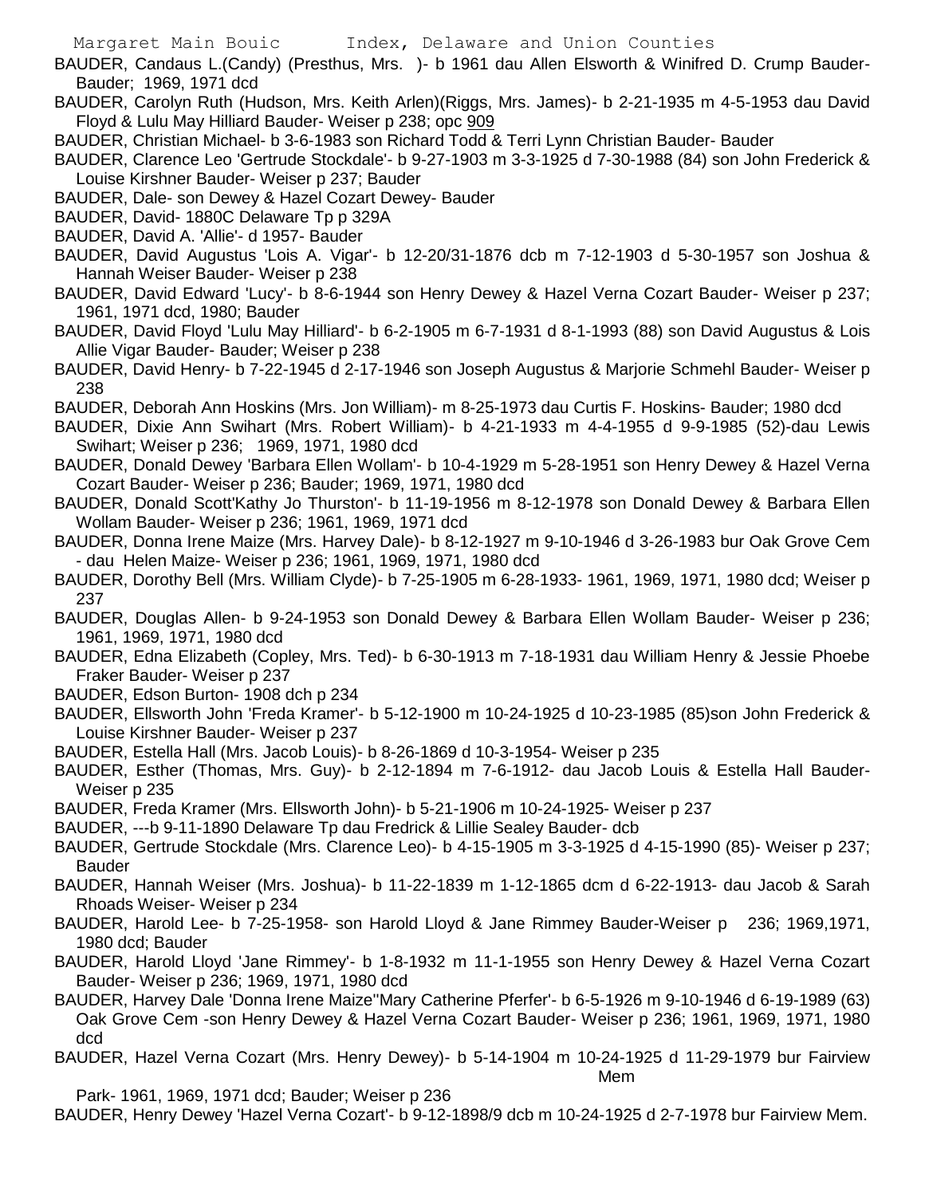BAUDER, Candaus L.(Candy) (Presthus, Mrs. )- b 1961 dau Allen Elsworth & Winifred D. Crump Bauder- Bauder; 1969, 1971 dcd

BAUDER, Carolyn Ruth (Hudson, Mrs. Keith Arlen)(Riggs, Mrs. James)- b 2-21-1935 m 4-5-1953 dau David Floyd & Lulu May Hilliard Bauder- Weiser p 238; opc 909

BAUDER, Christian Michael- b 3-6-1983 son Richard Todd & Terri Lynn Christian Bauder- Bauder

BAUDER, Clarence Leo 'Gertrude Stockdale'- b 9-27-1903 m 3-3-1925 d 7-30-1988 (84) son John Frederick & Louise Kirshner Bauder- Weiser p 237; Bauder

BAUDER, Dale- son Dewey & Hazel Cozart Dewey- Bauder

BAUDER, David- 1880C Delaware Tp p 329A

BAUDER, David A. 'Allie'- d 1957- Bauder

BAUDER, David Augustus 'Lois A. Vigar'- b 12-20/31-1876 dcb m 7-12-1903 d 5-30-1957 son Joshua & Hannah Weiser Bauder- Weiser p 238

BAUDER, David Edward 'Lucy'- b 8-6-1944 son Henry Dewey & Hazel Verna Cozart Bauder- Weiser p 237; 1961, 1971 dcd, 1980; Bauder

BAUDER, David Floyd 'Lulu May Hilliard'- b 6-2-1905 m 6-7-1931 d 8-1-1993 (88) son David Augustus & Lois Allie Vigar Bauder- Bauder; Weiser p 238

BAUDER, David Henry- b 7-22-1945 d 2-17-1946 son Joseph Augustus & Marjorie Schmehl Bauder- Weiser p 238

BAUDER, Deborah Ann Hoskins (Mrs. Jon William)- m 8-25-1973 dau Curtis F. Hoskins- Bauder; 1980 dcd

BAUDER, Dixie Ann Swihart (Mrs. Robert William)- b 4-21-1933 m 4-4-1955 d 9-9-1985 (52)-dau Lewis Swihart; Weiser p 236; 1969, 1971, 1980 dcd

BAUDER, Donald Dewey 'Barbara Ellen Wollam'- b 10-4-1929 m 5-28-1951 son Henry Dewey & Hazel Verna Cozart Bauder- Weiser p 236; Bauder; 1969, 1971, 1980 dcd

BAUDER, Donald Scott'Kathy Jo Thurston'- b 11-19-1956 m 8-12-1978 son Donald Dewey & Barbara Ellen Wollam Bauder- Weiser p 236; 1961, 1969, 1971 dcd

BAUDER, Donna Irene Maize (Mrs. Harvey Dale)- b 8-12-1927 m 9-10-1946 d 3-26-1983 bur Oak Grove Cem - dau Helen Maize- Weiser p 236; 1961, 1969, 1971, 1980 dcd

BAUDER, Dorothy Bell (Mrs. William Clyde)- b 7-25-1905 m 6-28-1933- 1961, 1969, 1971, 1980 dcd; Weiser p 237

BAUDER, Douglas Allen- b 9-24-1953 son Donald Dewey & Barbara Ellen Wollam Bauder- Weiser p 236; 1961, 1969, 1971, 1980 dcd

BAUDER, Edna Elizabeth (Copley, Mrs. Ted)- b 6-30-1913 m 7-18-1931 dau William Henry & Jessie Phoebe Fraker Bauder- Weiser p 237

BAUDER, Edson Burton- 1908 dch p 234

BAUDER, Ellsworth John 'Freda Kramer'- b 5-12-1900 m 10-24-1925 d 10-23-1985 (85)son John Frederick & Louise Kirshner Bauder- Weiser p 237

BAUDER, Estella Hall (Mrs. Jacob Louis)- b 8-26-1869 d 10-3-1954- Weiser p 235

BAUDER, Esther (Thomas, Mrs. Guy)- b 2-12-1894 m 7-6-1912- dau Jacob Louis & Estella Hall Bauder- Weiser p 235

BAUDER, Freda Kramer (Mrs. Ellsworth John)- b 5-21-1906 m 10-24-1925- Weiser p 237

BAUDER, ---b 9-11-1890 Delaware Tp dau Fredrick & Lillie Sealey Bauder- dcb

BAUDER, Gertrude Stockdale (Mrs. Clarence Leo)- b 4-15-1905 m 3-3-1925 d 4-15-1990 (85)- Weiser p 237; Bauder

BAUDER, Hannah Weiser (Mrs. Joshua)- b 11-22-1839 m 1-12-1865 dcm d 6-22-1913- dau Jacob & Sarah Rhoads Weiser- Weiser p 234

BAUDER, Harold Lee- b 7-25-1958- son Harold Lloyd & Jane Rimmey Bauder-Weiser p 236; 1969,1971, 1980 dcd; Bauder

BAUDER, Harold Lloyd 'Jane Rimmey'- b 1-8-1932 m 11-1-1955 son Henry Dewey & Hazel Verna Cozart Bauder- Weiser p 236; 1969, 1971, 1980 dcd

BAUDER, Harvey Dale 'Donna Irene Maize''Mary Catherine Pferfer'- b 6-5-1926 m 9-10-1946 d 6-19-1989 (63) Oak Grove Cem -son Henry Dewey & Hazel Verna Cozart Bauder- Weiser p 236; 1961, 1969, 1971, 1980 dcd

BAUDER, Hazel Verna Cozart (Mrs. Henry Dewey)- b 5-14-1904 m 10-24-1925 d 11-29-1979 bur Fairview Mem Park- 1961, 1969, 1971 dcd; Bauder; Weiser p 236

BAUDER, Henry Dewey 'Hazel Verna Cozart'- b 9-12-1898/9 dcb m 10-24-1925 d 2-7-1978 bur Fairview Mem.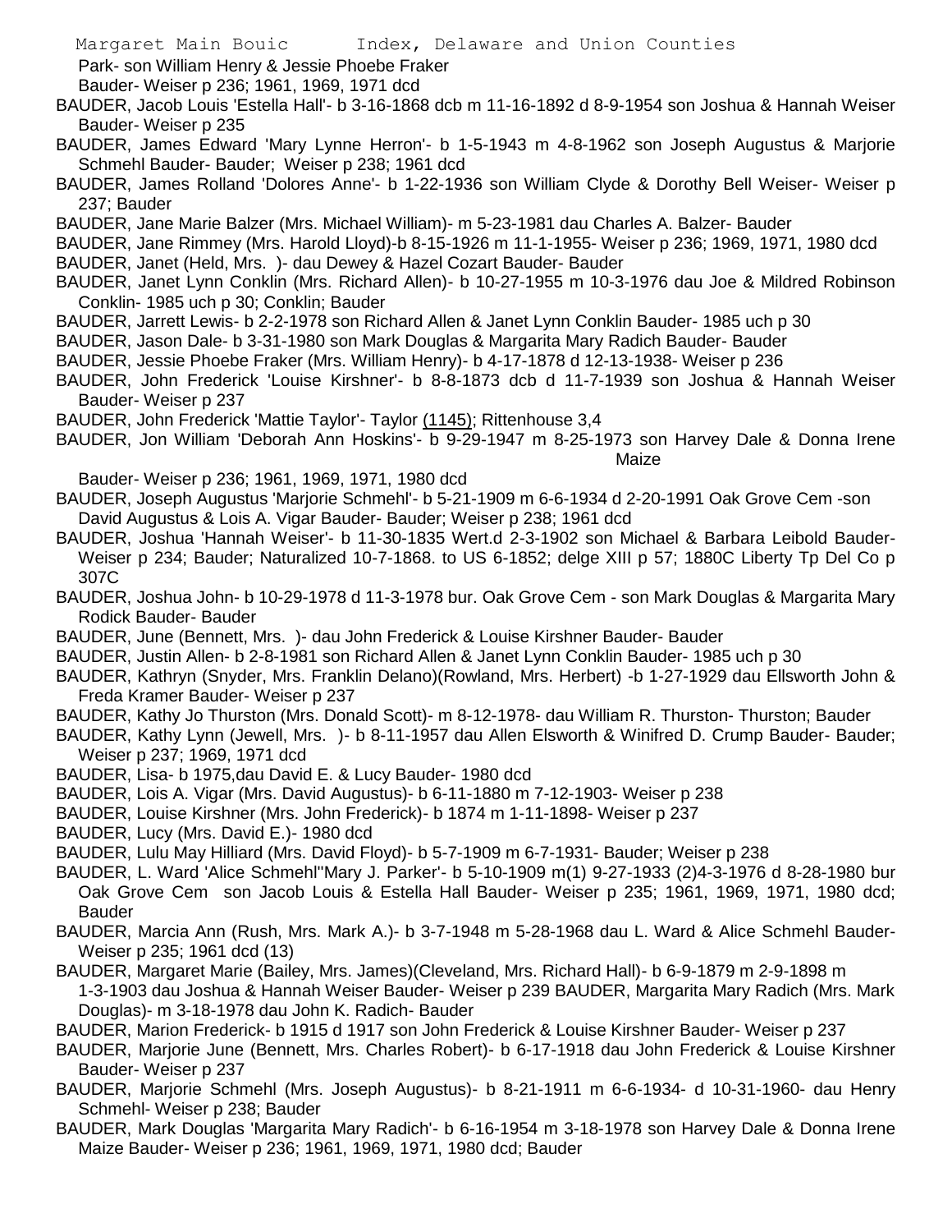Park- son William Henry & Jessie Phoebe Fraker Bauder- Weiser p 236; 1961, 1969, 1971 dcd

BAUDER, Jacob Louis 'Estella Hall'- b 3-16-1868 dcb m 11-16-1892 d 8-9-1954 son Joshua & Hannah Weiser Bauder- Weiser p 235

BAUDER, James Edward 'Mary Lynne Herron'- b 1-5-1943 m 4-8-1962 son Joseph Augustus & Marjorie Schmehl Bauder- Bauder; Weiser p 238; 1961 dcd

BAUDER, James Rolland 'Dolores Anne'- b 1-22-1936 son William Clyde & Dorothy Bell Weiser- Weiser p 237; Bauder

BAUDER, Jane Marie Balzer (Mrs. Michael William)- m 5-23-1981 dau Charles A. Balzer- Bauder

BAUDER, Jane Rimmey (Mrs. Harold Lloyd)-b 8-15-1926 m 11-1-1955- Weiser p 236; 1969, 1971, 1980 dcd

BAUDER, Janet (Held, Mrs. )- dau Dewey & Hazel Cozart Bauder- Bauder

BAUDER, Janet Lynn Conklin (Mrs. Richard Allen)- b 10-27-1955 m 10-3-1976 dau Joe & Mildred Robinson Conklin- 1985 uch p 30; Conklin; Bauder

BAUDER, Jarrett Lewis- b 2-2-1978 son Richard Allen & Janet Lynn Conklin Bauder- 1985 uch p 30

BAUDER, Jason Dale- b 3-31-1980 son Mark Douglas & Margarita Mary Radich Bauder- Bauder

BAUDER, Jessie Phoebe Fraker (Mrs. William Henry)- b 4-17-1878 d 12-13-1938- Weiser p 236

BAUDER, John Frederick 'Louise Kirshner'- b 8-8-1873 dcb d 11-7-1939 son Joshua & Hannah Weiser Bauder- Weiser p 237

BAUDER, John Frederick 'Mattie Taylor'- Taylor (1145); Rittenhouse 3,4

BAUDER, Jon William 'Deborah Ann Hoskins'- b 9-29-1947 m 8-25-1973 son Harvey Dale & Donna Irene Maize Bauder- Weiser p 236; 1961, 1969, 1971, 1980 dcd

BAUDER, Joseph Augustus 'Marjorie Schmehl'- b 5-21-1909 m 6-6-1934 d 2-20-1991 Oak Grove Cem -son David Augustus & Lois A. Vigar Bauder- Bauder; Weiser p 238; 1961 dcd

BAUDER, Joshua 'Hannah Weiser'- b 11-30-1835 Wert.d 2-3-1902 son Michael & Barbara Leibold Bauder- Weiser p 234; Bauder; Naturalized 10-7-1868. to US 6-1852; delge XIII p 57; 1880C Liberty Tp Del Co p 307C

BAUDER, Joshua John- b 10-29-1978 d 11-3-1978 bur. Oak Grove Cem - son Mark Douglas & Margarita Mary Rodick Bauder- Bauder

BAUDER, June (Bennett, Mrs. )- dau John Frederick & Louise Kirshner Bauder- Bauder

BAUDER, Justin Allen- b 2-8-1981 son Richard Allen & Janet Lynn Conklin Bauder- 1985 uch p 30

BAUDER, Kathryn (Snyder, Mrs. Franklin Delano)(Rowland, Mrs. Herbert) -b 1-27-1929 dau Ellsworth John & Freda Kramer Bauder- Weiser p 237

BAUDER, Kathy Jo Thurston (Mrs. Donald Scott)- m 8-12-1978- dau William R. Thurston- Thurston; Bauder

BAUDER, Kathy Lynn (Jewell, Mrs. )- b 8-11-1957 dau Allen Elsworth & Winifred D. Crump Bauder- Bauder; Weiser p 237; 1969, 1971 dcd

BAUDER, Lisa- b 1975,dau David E. & Lucy Bauder- 1980 dcd

BAUDER, Lois A. Vigar (Mrs. David Augustus)- b 6-11-1880 m 7-12-1903- Weiser p 238

BAUDER, Louise Kirshner (Mrs. John Frederick)- b 1874 m 1-11-1898- Weiser p 237

BAUDER, Lucy (Mrs. David E.)- 1980 dcd

BAUDER, Lulu May Hilliard (Mrs. David Floyd)- b 5-7-1909 m 6-7-1931- Bauder; Weiser p 238

BAUDER, L. Ward 'Alice Schmehl''Mary J. Parker'- b 5-10-1909 m(1) 9-27-1933 (2)4-3-1976 d 8-28-1980 bur Oak Grove Cem son Jacob Louis & Estella Hall Bauder- Weiser p 235; 1961, 1969, 1971, 1980 dcd; Bauder

BAUDER, Marcia Ann (Rush, Mrs. Mark A.)- b 3-7-1948 m 5-28-1968 dau L. Ward & Alice Schmehl Bauder- Weiser p 235; 1961 dcd (13)

BAUDER, Margaret Marie (Bailey, Mrs. James)(Cleveland, Mrs. Richard Hall)- b 6-9-1879 m 2-9-1898 m 1-3-1903 dau Joshua & Hannah Weiser Bauder- Weiser p 239 BAUDER, Margarita Mary Radich (Mrs. Mark Douglas)- m 3-18-1978 dau John K. Radich- Bauder

BAUDER, Marion Frederick- b 1915 d 1917 son John Frederick & Louise Kirshner Bauder- Weiser p 237

BAUDER, Marjorie June (Bennett, Mrs. Charles Robert)- b 6-17-1918 dau John Frederick & Louise Kirshner Bauder- Weiser p 237

BAUDER, Marjorie Schmehl (Mrs. Joseph Augustus)- b 8-21-1911 m 6-6-1934- d 10-31-1960- dau Henry Schmehl- Weiser p 238; Bauder

BAUDER, Mark Douglas 'Margarita Mary Radich'- b 6-16-1954 m 3-18-1978 son Harvey Dale & Donna Irene Maize Bauder- Weiser p 236; 1961, 1969, 1971, 1980 dcd; Bauder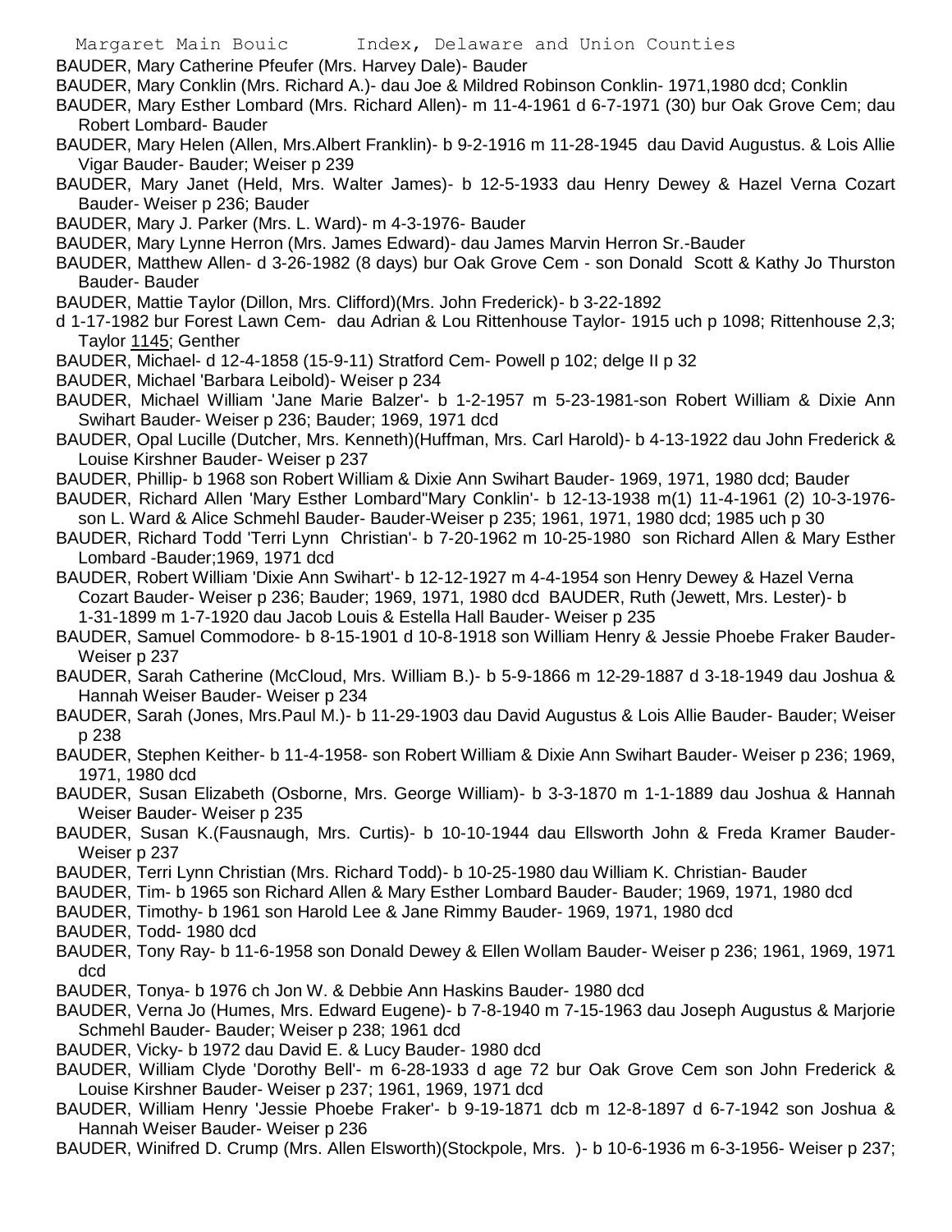BAUDER, Mary Catherine Pfeufer (Mrs. Harvey Dale)- Bauder

BAUDER, Mary Conklin (Mrs. Richard A.)- dau Joe & Mildred Robinson Conklin- 1971,1980 dcd; Conklin

BAUDER, Mary Esther Lombard (Mrs. Richard Allen)- m 11-4-1961 d 6-7-1971 (30) bur Oak Grove Cem; dau Robert Lombard- Bauder

BAUDER, Mary Helen (Allen, Mrs.Albert Franklin)- b 9-2-1916 m 11-28-1945 dau David Augustus. & Lois Allie Vigar Bauder- Bauder; Weiser p 239

BAUDER, Mary Janet (Held, Mrs. Walter James)- b 12-5-1933 dau Henry Dewey & Hazel Verna Cozart Bauder- Weiser p 236; Bauder

BAUDER, Mary J. Parker (Mrs. L. Ward)- m 4-3-1976- Bauder

BAUDER, Mary Lynne Herron (Mrs. James Edward)- dau James Marvin Herron Sr.-Bauder

BAUDER, Matthew Allen- d 3-26-1982 (8 days) bur Oak Grove Cem - son Donald Scott & Kathy Jo Thurston Bauder- Bauder

BAUDER, Mattie Taylor (Dillon, Mrs. Clifford)(Mrs. John Frederick)- b 3-22-1892 d 1-17-1982 bur Forest Lawn Cem- dau Adrian & Lou Rittenhouse Taylor- 1915 uch p 1098; Rittenhouse 2,3; Taylor 1145; Genther

BAUDER, Michael- d 12-4-1858 (15-9-11) Stratford Cem- Powell p 102; delge II p 32

BAUDER, Michael 'Barbara Leibold)- Weiser p 234

BAUDER, Michael William 'Jane Marie Balzer'- b 1-2-1957 m 5-23-1981-son Robert William & Dixie Ann Swihart Bauder- Weiser p 236; Bauder; 1969, 1971 dcd

BAUDER, Opal Lucille (Dutcher, Mrs. Kenneth)(Huffman, Mrs. Carl Harold)- b 4-13-1922 dau John Frederick & Louise Kirshner Bauder- Weiser p 237

BAUDER, Phillip- b 1968 son Robert William & Dixie Ann Swihart Bauder- 1969, 1971, 1980 dcd; Bauder

BAUDER, Richard Allen 'Mary Esther Lombard''Mary Conklin'- b 12-13-1938 m(1) 11-4-1961 (2) 10-3-1976- son L. Ward & Alice Schmehl Bauder- Bauder-Weiser p 235; 1961, 1971, 1980 dcd; 1985 uch p 30

BAUDER, Richard Todd 'Terri Lynn Christian'- b 7-20-1962 m 10-25-1980 son Richard Allen & Mary Esther Lombard -Bauder;1969, 1971 dcd

BAUDER, Robert William 'Dixie Ann Swihart'- b 12-12-1927 m 4-4-1954 son Henry Dewey & Hazel Verna Cozart Bauder- Weiser p 236; Bauder; 1969, 1971, 1980 dcd

BAUDER, Ruth (Jewett, Mrs. Lester)- b 1-31-1899 m 1-7-1920 dau Jacob Louis & Estella Hall Bauder- Weiser p 235

BAUDER, Samuel Commodore- b 8-15-1901 d 10-8-1918 son William Henry & Jessie Phoebe Fraker Bauder- Weiser p 237

BAUDER, Sarah Catherine (McCloud, Mrs. William B.)- b 5-9-1866 m 12-29-1887 d 3-18-1949 dau Joshua & Hannah Weiser Bauder- Weiser p 234

BAUDER, Sarah (Jones, Mrs.Paul M.)- b 11-29-1903 dau David Augustus & Lois Allie Bauder- Bauder; Weiser p 238

BAUDER, Stephen Keither- b 11-4-1958- son Robert William & Dixie Ann Swihart Bauder- Weiser p 236; 1969, 1971, 1980 dcd

BAUDER, Susan Elizabeth (Osborne, Mrs. George William)- b 3-3-1870 m 1-1-1889 dau Joshua & Hannah Weiser Bauder- Weiser p 235

BAUDER, Susan K.(Fausnaugh, Mrs. Curtis)- b 10-10-1944 dau Ellsworth John & Freda Kramer Bauder- Weiser p 237

BAUDER, Terri Lynn Christian (Mrs. Richard Todd)- b 10-25-1980 dau William K. Christian- Bauder

BAUDER, Tim- b 1965 son Richard Allen & Mary Esther Lombard Bauder- Bauder; 1969, 1971, 1980 dcd

BAUDER, Timothy- b 1961 son Harold Lee & Jane Rimmy Bauder- 1969, 1971, 1980 dcd

BAUDER, Todd- 1980 dcd

BAUDER, Tony Ray- b 11-6-1958 son Donald Dewey & Ellen Wollam Bauder- Weiser p 236; 1961, 1969, 1971 dcd

BAUDER, Tonya- b 1976 ch Jon W. & Debbie Ann Haskins Bauder- 1980 dcd

BAUDER, Verna Jo (Humes, Mrs. Edward Eugene)- b 7-8-1940 m 7-15-1963 dau Joseph Augustus & Marjorie Schmehl Bauder- Bauder; Weiser p 238; 1961 dcd

BAUDER, Vicky- b 1972 dau David E. & Lucy Bauder- 1980 dcd

BAUDER, William Clyde 'Dorothy Bell'- m 6-28-1933 d age 72 bur Oak Grove Cem son John Frederick & Louise Kirshner Bauder- Weiser p 237; 1961, 1969, 1971 dcd

BAUDER, William Henry 'Jessie Phoebe Fraker'- b 9-19-1871 dcb m 12-8-1897 d 6-7-1942 son Joshua & Hannah Weiser Bauder- Weiser p 236

BAUDER, Winifred D. Crump (Mrs. Allen Elsworth)(Stockpole, Mrs. )- b 10-6-1936 m 6-3-1956- Weiser p 237;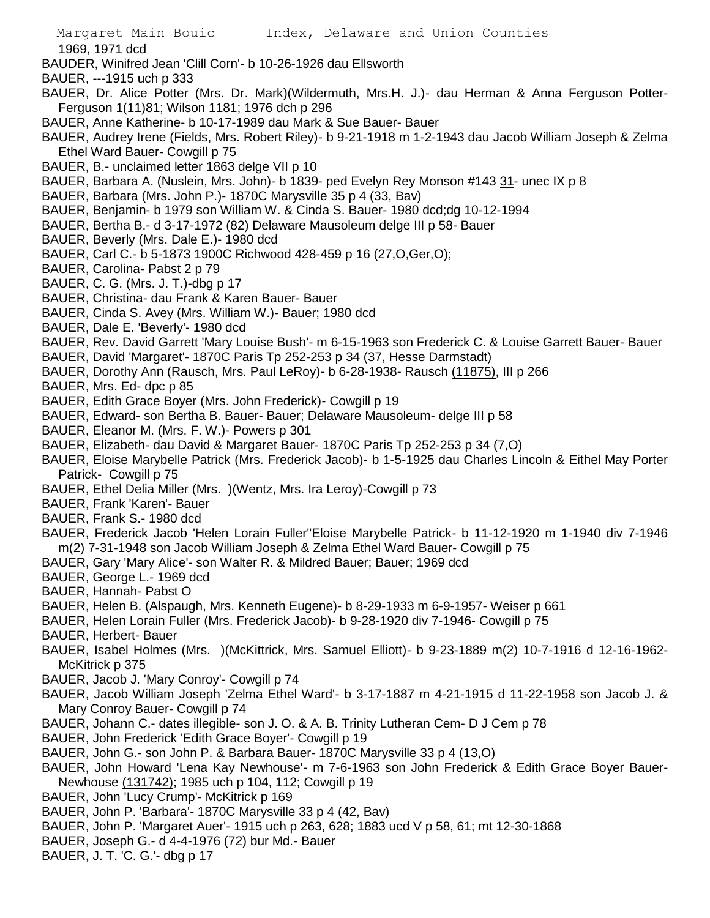1969, 1971 dcd

BAUDER, Winifred Jean 'Clill Corn'- b 10-26-1926 dau Ellsworth

BAUER, ---1915 uch p 333

BAUER, Dr. Alice Potter (Mrs. Dr. Mark)(Wildermuth, Mrs.H. J.)- dau Herman & Anna Ferguson Potter- Ferguson 1(11)81; Wilson 1181; 1976 dch p 296

BAUER, Anne Katherine- b 10-17-1989 dau Mark & Sue Bauer- Bauer

BAUER, Audrey Irene (Fields, Mrs. Robert Riley)- b 9-21-1918 m 1-2-1943 dau Jacob William Joseph & Zelma Ethel Ward Bauer- Cowgill p 75

BAUER, B.- unclaimed letter 1863 delge VII p 10

BAUER, Barbara A. (Nuslein, Mrs. John)- b 1839- ped Evelyn Rey Monson #143 31- unec IX p 8

BAUER, Barbara (Mrs. John P.)- 1870C Marysville 35 p 4 (33, Bav)

BAUER, Benjamin- b 1979 son William W. & Cinda S. Bauer- 1980 dcd;dg 10-12-1994

BAUER, Bertha B.- d 3-17-1972 (82) Delaware Mausoleum delge III p 58- Bauer

BAUER, Beverly (Mrs. Dale E.)- 1980 dcd

BAUER, Carl C.- b 5-1873 1900C Richwood 428-459 p 16 (27,O,Ger,O);

BAUER, Carolina- Pabst 2 p 79

BAUER, C. G. (Mrs. J. T.)-dbg p 17

BAUER, Christina- dau Frank & Karen Bauer- Bauer

BAUER, Cinda S. Avey (Mrs. William W.)- Bauer; 1980 dcd

BAUER, Dale E. 'Beverly'- 1980 dcd

BAUER, Rev. David Garrett 'Mary Louise Bush'- m 6-15-1963 son Frederick C. & Louise Garrett Bauer- Bauer

BAUER, David 'Margaret'- 1870C Paris Tp 252-253 p 34 (37, Hesse Darmstadt)

BAUER, Dorothy Ann (Rausch, Mrs. Paul LeRoy)- b 6-28-1938- Rausch (11875), III p 266

BAUER, Mrs. Ed- dpc p 85

BAUER, Edith Grace Boyer (Mrs. John Frederick)- Cowgill p 19

BAUER, Edward- son Bertha B. Bauer- Bauer; Delaware Mausoleum- delge III p 58

BAUER, Eleanor M. (Mrs. F. W.)- Powers p 301

BAUER, Elizabeth- dau David & Margaret Bauer- 1870C Paris Tp 252-253 p 34 (7,O)

BAUER, Eloise Marybelle Patrick (Mrs. Frederick Jacob)- b 1-5-1925 dau Charles Lincoln & Eithel May Porter Patrick- Cowgill p 75

BAUER, Ethel Delia Miller (Mrs. )(Wentz, Mrs. Ira Leroy)-Cowgill p 73

BAUER, Frank 'Karen'- Bauer

BAUER, Frank S.- 1980 dcd

BAUER, Frederick Jacob 'Helen Lorain Fuller''Eloise Marybelle Patrick- b 11-12-1920 m 1-1940 div 7-1946 m(2) 7-31-1948 son Jacob William Joseph & Zelma Ethel Ward Bauer- Cowgill p 75

BAUER, Gary 'Mary Alice'- son Walter R. & Mildred Bauer; Bauer; 1969 dcd

BAUER, George L.- 1969 dcd

BAUER, Hannah- Pabst O

BAUER, Helen B. (Alspaugh, Mrs. Kenneth Eugene)- b 8-29-1933 m 6-9-1957- Weiser p 661

BAUER, Helen Lorain Fuller (Mrs. Frederick Jacob)- b 9-28-1920 div 7-1946- Cowgill p 75

BAUER, Herbert- Bauer

BAUER, Isabel Holmes (Mrs. )(McKittrick, Mrs. Samuel Elliott)- b 9-23-1889 m(2) 10-7-1916 d 12-16-1962- McKitrick p 375

BAUER, Jacob J. 'Mary Conroy'- Cowgill p 74

BAUER, Jacob William Joseph 'Zelma Ethel Ward'- b 3-17-1887 m 4-21-1915 d 11-22-1958 son Jacob J. & Mary Conroy Bauer- Cowgill p 74

BAUER, Johann C.- dates illegible- son J. O. & A. B. Trinity Lutheran Cem- D J Cem p 78

BAUER, John Frederick 'Edith Grace Boyer'- Cowgill p 19

BAUER, John G.- son John P. & Barbara Bauer- 1870C Marysville 33 p 4 (13,O)

BAUER, John Howard 'Lena Kay Newhouse'- m 7-6-1963 son John Frederick & Edith Grace Boyer Bauer- Newhouse (131742); 1985 uch p 104, 112; Cowgill p 19

BAUER, John 'Lucy Crump'- McKitrick p 169

BAUER, John P. 'Barbara'- 1870C Marysville 33 p 4 (42, Bav)

BAUER, John P. 'Margaret Auer'- 1915 uch p 263, 628; 1883 ucd V p 58, 61; mt 12-30-1868

BAUER, Joseph G.- d 4-4-1976 (72) bur Md.- Bauer

BAUER, J. T. 'C. G.'- dbg p 17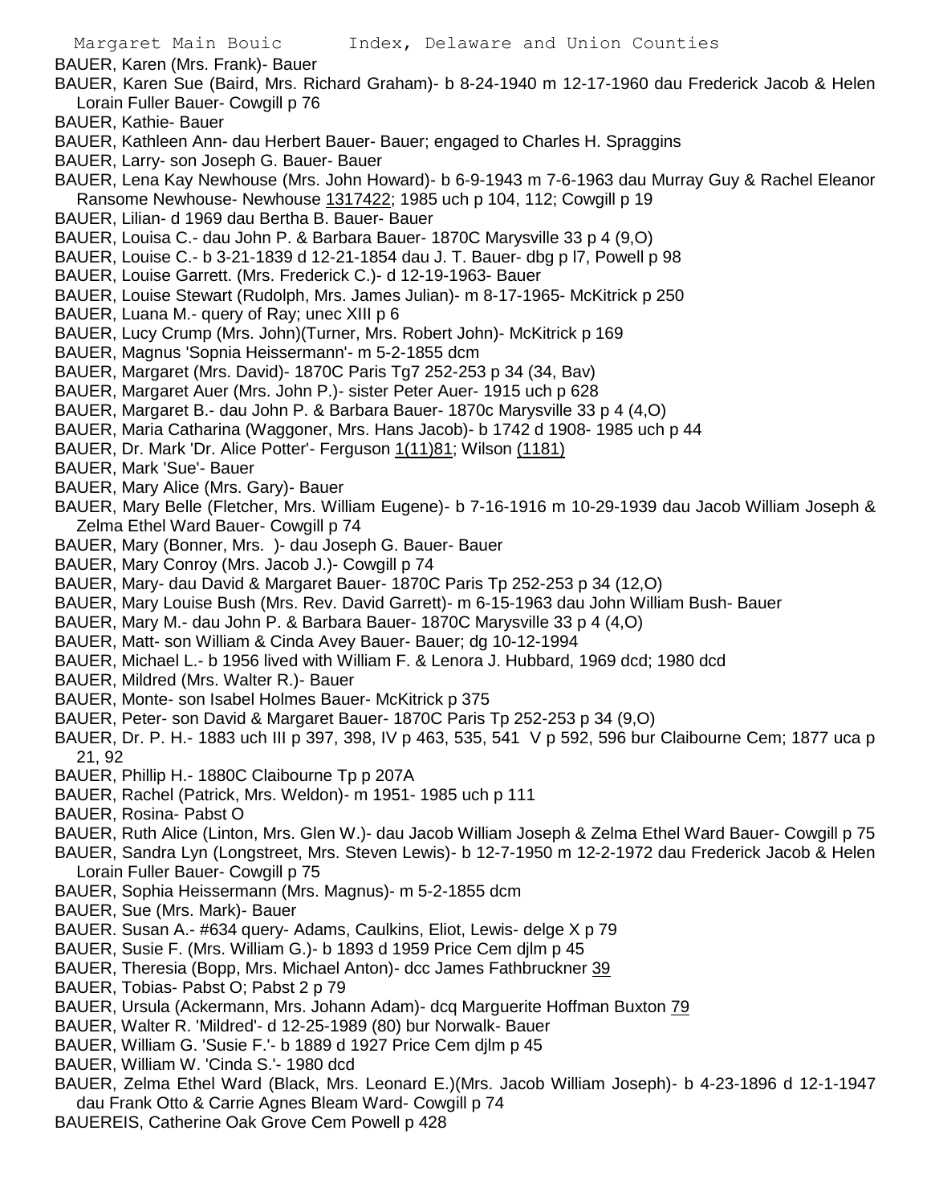BAUER, Karen (Mrs. Frank)- Bauer

BAUER, Karen Sue (Baird, Mrs. Richard Graham)- b 8-24-1940 m 12-17-1960 dau Frederick Jacob & Helen Lorain Fuller Bauer- Cowgill p 76

BAUER, Kathie- Bauer

BAUER, Kathleen Ann- dau Herbert Bauer- Bauer; engaged to Charles H. Spraggins

BAUER, Larry- son Joseph G. Bauer- Bauer

BAUER, Lena Kay Newhouse (Mrs. John Howard)- b 6-9-1943 m 7-6-1963 dau Murray Guy & Rachel Eleanor Ransome Newhouse- Newhouse 1317422; 1985 uch p 104, 112; Cowgill p 19

BAUER, Lilian- d 1969 dau Bertha B. Bauer- Bauer

BAUER, Louisa C.- dau John P. & Barbara Bauer- 1870C Marysville 33 p 4 (9,O)

BAUER, Louise C.- b 3-21-1839 d 12-21-1854 dau J. T. Bauer- dbg p l7, Powell p 98

BAUER, Louise Garrett. (Mrs. Frederick C.)- d 12-19-1963- Bauer

BAUER, Louise Stewart (Rudolph, Mrs. James Julian)- m 8-17-1965- McKitrick p 250

BAUER, Luana M.- query of Ray; unec XIII p 6

BAUER, Lucy Crump (Mrs. John)(Turner, Mrs. Robert John)- McKitrick p 169

BAUER, Magnus 'Sopnia Heissermann'- m 5-2-1855 dcm

BAUER, Margaret (Mrs. David)- 1870C Paris Tg7 252-253 p 34 (34, Bav)

BAUER, Margaret Auer (Mrs. John P.)- sister Peter Auer- 1915 uch p 628

BAUER, Margaret B.- dau John P. & Barbara Bauer- 1870c Marysville 33 p 4 (4,O)

BAUER, Maria Catharina (Waggoner, Mrs. Hans Jacob)- b 1742 d 1908- 1985 uch p 44

BAUER, Dr. Mark 'Dr. Alice Potter'- Ferguson 1(11)81; Wilson (1181)

BAUER, Mark 'Sue'- Bauer

BAUER, Mary Alice (Mrs. Gary)- Bauer

BAUER, Mary Belle (Fletcher, Mrs. William Eugene)- b 7-16-1916 m 10-29-1939 dau Jacob William Joseph & Zelma Ethel Ward Bauer- Cowgill p 74

BAUER, Mary (Bonner, Mrs. )- dau Joseph G. Bauer- Bauer

BAUER, Mary Conroy (Mrs. Jacob J.)- Cowgill p 74

BAUER, Mary- dau David & Margaret Bauer- 1870C Paris Tp 252-253 p 34 (12,O)

BAUER, Mary Louise Bush (Mrs. Rev. David Garrett)- m 6-15-1963 dau John William Bush- Bauer

BAUER, Mary M.- dau John P. & Barbara Bauer- 1870C Marysville 33 p 4 (4,O)

BAUER, Matt- son William & Cinda Avey Bauer- Bauer; dg 10-12-1994

BAUER, Michael L.- b 1956 lived with William F. & Lenora J. Hubbard, 1969 dcd; 1980 dcd

BAUER, Mildred (Mrs. Walter R.)- Bauer

BAUER, Monte- son Isabel Holmes Bauer- McKitrick p 375

BAUER, Peter- son David & Margaret Bauer- 1870C Paris Tp 252-253 p 34 (9,O)

BAUER, Dr. P. H.- 1883 uch III p 397, 398, IV p 463, 535, 541 V p 592, 596 bur Claibourne Cem; 1877 uca p 21, 92

BAUER, Phillip H.- 1880C Claibourne Tp p 207A

BAUER, Rachel (Patrick, Mrs. Weldon)- m 1951- 1985 uch p 111

BAUER, Rosina- Pabst O

BAUER, Ruth Alice (Linton, Mrs. Glen W.)- dau Jacob William Joseph & Zelma Ethel Ward Bauer- Cowgill p 75

BAUER, Sandra Lyn (Longstreet, Mrs. Steven Lewis)- b 12-7-1950 m 12-2-1972 dau Frederick Jacob & Helen Lorain Fuller Bauer- Cowgill p 75

BAUER, Sophia Heissermann (Mrs. Magnus)- m 5-2-1855 dcm

BAUER, Sue (Mrs. Mark)- Bauer

BAUER. Susan A.- #634 query- Adams, Caulkins, Eliot, Lewis- delge X p 79

BAUER, Susie F. (Mrs. William G.)- b 1893 d 1959 Price Cem djlm p 45

BAUER, Theresia (Bopp, Mrs. Michael Anton)- dcc James Fathbruckner 39

BAUER, Tobias- Pabst O; Pabst 2 p 79

BAUER, Ursula (Ackermann, Mrs. Johann Adam)- dcq Marguerite Hoffman Buxton 79

BAUER, Walter R. 'Mildred'- d 12-25-1989 (80) bur Norwalk- Bauer

BAUER, William G. 'Susie F.'- b 1889 d 1927 Price Cem djlm p 45

BAUER, William W. 'Cinda S.'- 1980 dcd

BAUER, Zelma Ethel Ward (Black, Mrs. Leonard E.)(Mrs. Jacob William Joseph)- b 4-23-1896 d 12-1-1947 dau Frank Otto & Carrie Agnes Bleam Ward- Cowgill p 74

BAUEREIS, Catherine Oak Grove Cem Powell p 428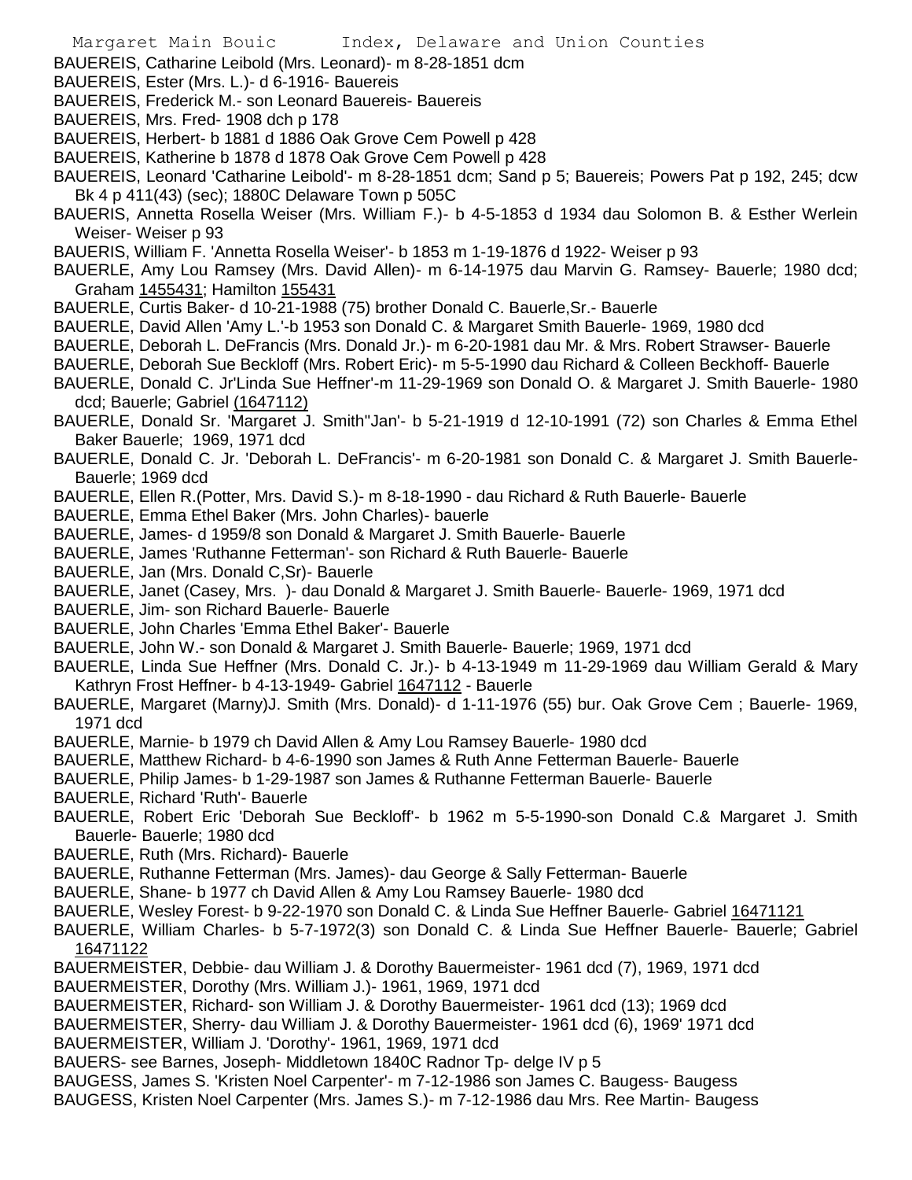BAUEREIS, Catharine Leibold (Mrs. Leonard)- m 8-28-1851 dcm

BAUEREIS, Ester (Mrs. L.)- d 6-1916- Bauereis

BAUEREIS, Frederick M.- son Leonard Bauereis- Bauereis

BAUEREIS, Mrs. Fred- 1908 dch p 178

BAUEREIS, Herbert- b 1881 d 1886 Oak Grove Cem Powell p 428

BAUEREIS, Katherine b 1878 d 1878 Oak Grove Cem Powell p 428

BAUEREIS, Leonard 'Catharine Leibold'- m 8-28-1851 dcm; Sand p 5; Bauereis; Powers Pat p 192, 245; dcw Bk 4 p 411(43) (sec); 1880C Delaware Town p 505C

BAUERIS, Annetta Rosella Weiser (Mrs. William F.)- b 4-5-1853 d 1934 dau Solomon B. & Esther Werlein Weiser- Weiser p 93

BAUERIS, William F. 'Annetta Rosella Weiser'- b 1853 m 1-19-1876 d 1922- Weiser p 93

BAUERLE, Amy Lou Ramsey (Mrs. David Allen)- m 6-14-1975 dau Marvin G. Ramsey- Bauerle; 1980 dcd; Graham 1455431; Hamilton 155431

BAUERLE, Curtis Baker- d 10-21-1988 (75) brother Donald C. Bauerle,Sr.- Bauerle

BAUERLE, David Allen 'Amy L.'-b 1953 son Donald C. & Margaret Smith Bauerle- 1969, 1980 dcd

BAUERLE, Deborah L. DeFrancis (Mrs. Donald Jr.)- m 6-20-1981 dau Mr. & Mrs. Robert Strawser- Bauerle

BAUERLE, Deborah Sue Beckloff (Mrs. Robert Eric)- m 5-5-1990 dau Richard & Colleen Beckhoff- Bauerle

BAUERLE, Donald C. Jr'Linda Sue Heffner'-m 11-29-1969 son Donald O. & Margaret J. Smith Bauerle- 1980 dcd; Bauerle; Gabriel (1647112)

BAUERLE, Donald Sr. 'Margaret J. Smith"Jan'- b 5-21-1919 d 12-10-1991 (72) son Charles & Emma Ethel Baker Bauerle; 1969, 1971 dcd

BAUERLE, Donald C. Jr. 'Deborah L. DeFrancis'- m 6-20-1981 son Donald C. & Margaret J. Smith Bauerle- Bauerle; 1969 dcd

BAUERLE, Ellen R.(Potter, Mrs. David S.)- m 8-18-1990 - dau Richard & Ruth Bauerle- Bauerle

BAUERLE, Emma Ethel Baker (Mrs. John Charles)- bauerle

BAUERLE, James- d 1959/8 son Donald & Margaret J. Smith Bauerle- Bauerle

BAUERLE, James 'Ruthanne Fetterman'- son Richard & Ruth Bauerle- Bauerle

BAUERLE, Jan (Mrs. Donald C,Sr)- Bauerle

BAUERLE, Janet (Casey, Mrs. )- dau Donald & Margaret J. Smith Bauerle- Bauerle- 1969, 1971 dcd

BAUERLE, Jim- son Richard Bauerle- Bauerle

BAUERLE, John Charles 'Emma Ethel Baker'- Bauerle

BAUERLE, John W.- son Donald & Margaret J. Smith Bauerle- Bauerle; 1969, 1971 dcd

BAUERLE, Linda Sue Heffner (Mrs. Donald C. Jr.)- b 4-13-1949 m 11-29-1969 dau William Gerald & Mary Kathryn Frost Heffner- b 4-13-1949- Gabriel 1647112 - Bauerle

BAUERLE, Margaret (Marny)J. Smith (Mrs. Donald)- d 1-11-1976 (55) bur. Oak Grove Cem ; Bauerle- 1969, 1971 dcd

BAUERLE, Marnie- b 1979 ch David Allen & Amy Lou Ramsey Bauerle- 1980 dcd

BAUERLE, Matthew Richard- b 4-6-1990 son James & Ruth Anne Fetterman Bauerle- Bauerle

BAUERLE, Philip James- b 1-29-1987 son James & Ruthanne Fetterman Bauerle- Bauerle

BAUERLE, Richard 'Ruth'- Bauerle

BAUERLE, Robert Eric 'Deborah Sue Beckloff'- b 1962 m 5-5-1990-son Donald C.& Margaret J. Smith Bauerle- Bauerle; 1980 dcd

BAUERLE, Ruth (Mrs. Richard)- Bauerle

BAUERLE, Ruthanne Fetterman (Mrs. James)- dau George & Sally Fetterman- Bauerle

BAUERLE, Shane- b 1977 ch David Allen & Amy Lou Ramsey Bauerle- 1980 dcd

BAUERLE, Wesley Forest- b 9-22-1970 son Donald C. & Linda Sue Heffner Bauerle- Gabriel 16471121

BAUERLE, William Charles- b 5-7-1972(3) son Donald C. & Linda Sue Heffner Bauerle- Bauerle; Gabriel 16471122

BAUERMEISTER, Debbie- dau William J. & Dorothy Bauermeister- 1961 dcd (7), 1969, 1971 dcd

BAUERMEISTER, Dorothy (Mrs. William J.)- 1961, 1969, 1971 dcd

BAUERMEISTER, Richard- son William J. & Dorothy Bauermeister- 1961 dcd (13); 1969 dcd

BAUERMEISTER, Sherry- dau William J. & Dorothy Bauermeister- 1961 dcd (6), 1969' 1971 dcd

BAUERMEISTER, William J. 'Dorothy'- 1961, 1969, 1971 dcd

BAUERS- see Barnes, Joseph- Middletown 1840C Radnor Tp- delge IV p 5

BAUGESS, James S. 'Kristen Noel Carpenter'- m 7-12-1986 son James C. Baugess- Baugess

BAUGESS, Kristen Noel Carpenter (Mrs. James S.)- m 7-12-1986 dau Mrs. Ree Martin- Baugess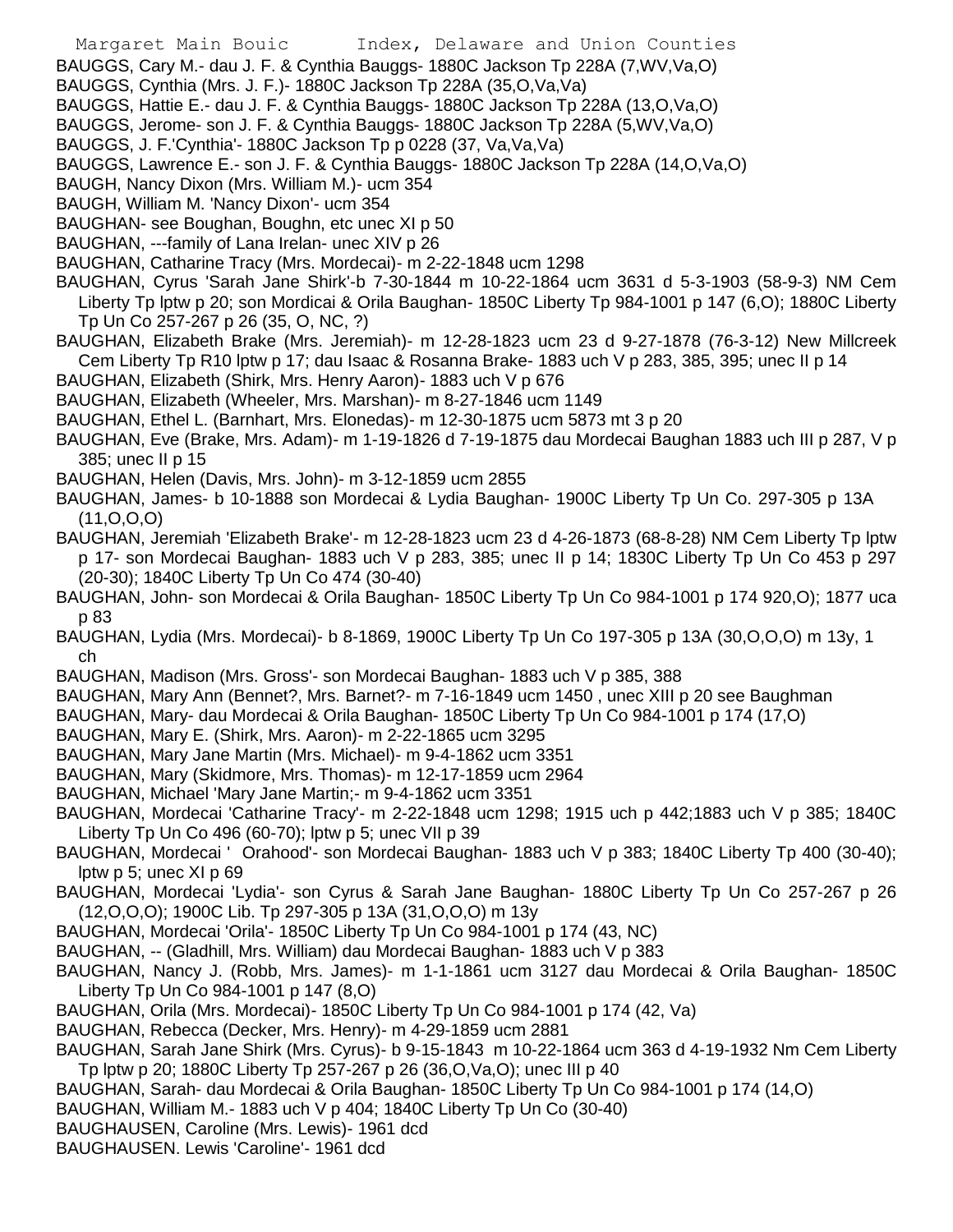BAUGGS, Cary M.- dau J. F. & Cynthia Bauggs- 1880C Jackson Tp 228A (7,WV,Va,O)
BAUGGS, Cynthia (Mrs. J. F.)- 1880C Jackson Tp 228A (35,O,Va,Va)
BAUGGS, Hattie E.- dau J. F. & Cynthia Bauggs- 1880C Jackson Tp 228A (13,O,Va,O)
BAUGGS, Jerome- son J. F. & Cynthia Bauggs- 1880C Jackson Tp 228A (5,WV,Va,O)
BAUGGS, J. F.'Cynthia'- 1880C Jackson Tp p 0228 (37, Va,Va,Va)
BAUGGS, Lawrence E.- son J. F. & Cynthia Bauggs- 1880C Jackson Tp 228A (14,O,Va,O)
BAUGH, Nancy Dixon (Mrs. William M.)- ucm 354
BAUGH, William M. 'Nancy Dixon'- ucm 354
BAUGHAN- see Boughan, Boughn, etc unec XI p 50
BAUGHAN, ---family of Lana Irelan- unec XIV p 26
BAUGHAN, Catharine Tracy (Mrs. Mordecai)- m 2-22-1848 ucm 1298
BAUGHAN, Cyrus 'Sarah Jane Shirk'-b 7-30-1844 m 10-22-1864 ucm 3631 d 5-3-1903 (58-9-3) NM Cem Liberty Tp lptw p 20; son Mordicai & Orila Baughan- 1850C Liberty Tp 984-1001 p 147 (6,O); 1880C Liberty Tp Un Co 257-267 p 26 (35, O, NC, ?)
BAUGHAN, Elizabeth Brake (Mrs. Jeremiah)- m 12-28-1823 ucm 23 d 9-27-1878 (76-3-12) New Millcreek Cem Liberty Tp R10 lptw p 17; dau Isaac & Rosanna Brake- 1883 uch V p 283, 385, 395; unec II p 14
BAUGHAN, Elizabeth (Shirk, Mrs. Henry Aaron)- 1883 uch V p 676
BAUGHAN, Elizabeth (Wheeler, Mrs. Marshan)- m 8-27-1846 ucm 1149
BAUGHAN, Ethel L. (Barnhart, Mrs. Elonedas)- m 12-30-1875 ucm 5873 mt 3 p 20
BAUGHAN, Eve (Brake, Mrs. Adam)- m 1-19-1826 d 7-19-1875 dau Mordecai Baughan 1883 uch III p 287, V p 385; unec II p 15
BAUGHAN, Helen (Davis, Mrs. John)- m 3-12-1859 ucm 2855
BAUGHAN, James- b 10-1888 son Mordecai & Lydia Baughan- 1900C Liberty Tp Un Co. 297-305 p 13A (11,O,O,O)
BAUGHAN, Jeremiah 'Elizabeth Brake'- m 12-28-1823 ucm 23 d 4-26-1873 (68-8-28) NM Cem Liberty Tp lptw p 17- son Mordecai Baughan- 1883 uch V p 283, 385; unec II p 14; 1830C Liberty Tp Un Co 453 p 297 (20-30); 1840C Liberty Tp Un Co 474 (30-40)
BAUGHAN, John- son Mordecai & Orila Baughan- 1850C Liberty Tp Un Co 984-1001 p 174 920,O); 1877 uca p 83
BAUGHAN, Lydia (Mrs. Mordecai)- b 8-1869, 1900C Liberty Tp Un Co 197-305 p 13A (30,O,O,O) m 13y, 1 ch
BAUGHAN, Madison (Mrs. Gross'- son Mordecai Baughan- 1883 uch V p 385, 388
BAUGHAN, Mary Ann (Bennet?, Mrs. Barnet?- m 7-16-1849 ucm 1450 , unec XIII p 20 see Baughman
BAUGHAN, Mary- dau Mordecai & Orila Baughan- 1850C Liberty Tp Un Co 984-1001 p 174 (17,O)
BAUGHAN, Mary E. (Shirk, Mrs. Aaron)- m 2-22-1865 ucm 3295
BAUGHAN, Mary Jane Martin (Mrs. Michael)- m 9-4-1862 ucm 3351
BAUGHAN, Mary (Skidmore, Mrs. Thomas)- m 12-17-1859 ucm 2964
BAUGHAN, Michael 'Mary Jane Martin;- m 9-4-1862 ucm 3351
BAUGHAN, Mordecai 'Catharine Tracy'- m 2-22-1848 ucm 1298; 1915 uch p 442;1883 uch V p 385; 1840C Liberty Tp Un Co 496 (60-70); lptw p 5; unec VII p 39
BAUGHAN, Mordecai ' Orahood'- son Mordecai Baughan- 1883 uch V p 383; 1840C Liberty Tp 400 (30-40); lptw p 5; unec XI p 69
BAUGHAN, Mordecai 'Lydia'- son Cyrus & Sarah Jane Baughan- 1880C Liberty Tp Un Co 257-267 p 26 (12,O,O,O); 1900C Lib. Tp 297-305 p 13A (31,O,O,O) m 13y
BAUGHAN, Mordecai 'Orila'- 1850C Liberty Tp Un Co 984-1001 p 174 (43, NC)
BAUGHAN, -- (Gladhill, Mrs. William) dau Mordecai Baughan- 1883 uch V p 383
BAUGHAN, Nancy J. (Robb, Mrs. James)- m 1-1-1861 ucm 3127 dau Mordecai & Orila Baughan- 1850C Liberty Tp Un Co 984-1001 p 147 (8,O)
BAUGHAN, Orila (Mrs. Mordecai)- 1850C Liberty Tp Un Co 984-1001 p 174 (42, Va)
BAUGHAN, Rebecca (Decker, Mrs. Henry)- m 4-29-1859 ucm 2881
BAUGHAN, Sarah Jane Shirk (Mrs. Cyrus)- b 9-15-1843 m 10-22-1864 ucm 363 d 4-19-1932 Nm Cem Liberty Tp lptw p 20; 1880C Liberty Tp 257-267 p 26 (36,O,Va,O); unec III p 40
BAUGHAN, Sarah- dau Mordecai & Orila Baughan- 1850C Liberty Tp Un Co 984-1001 p 174 (14,O)
BAUGHAN, William M.- 1883 uch V p 404; 1840C Liberty Tp Un Co (30-40)
BAUGHAUSEN, Caroline (Mrs. Lewis)- 1961 dcd
BAUGHAUSEN. Lewis 'Caroline'- 1961 dcd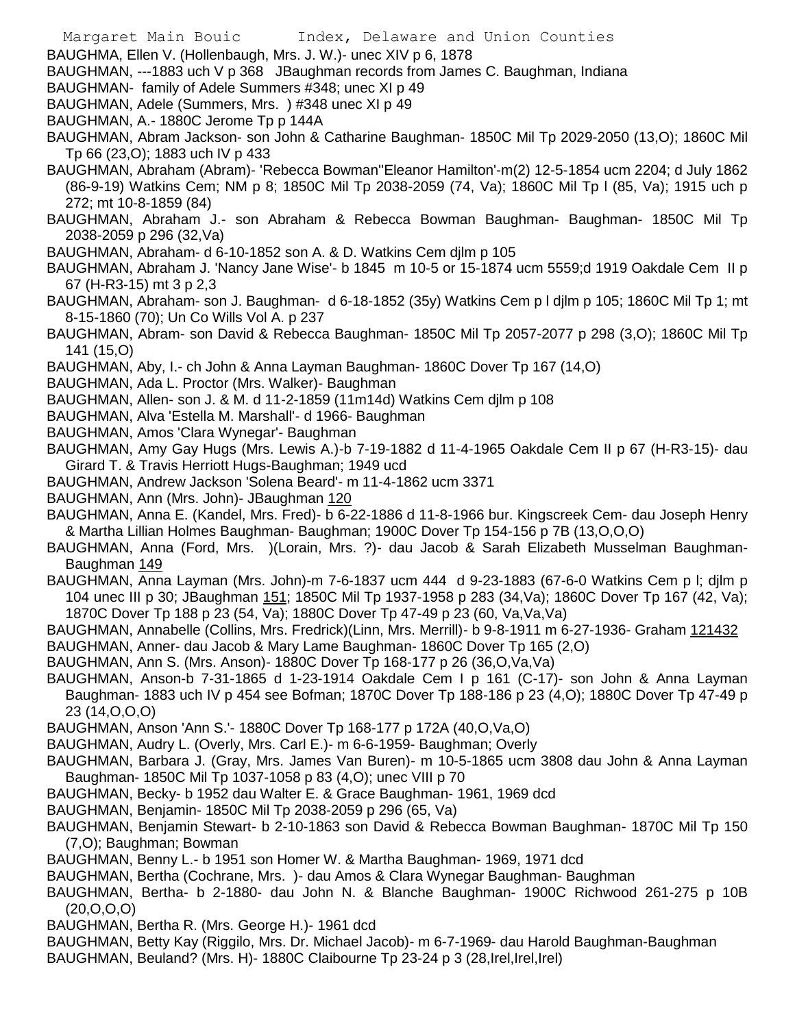BAUGHMA, Ellen V. (Hollenbaugh, Mrs. J. W.)- unec XIV p 6, 1878

BAUGHMAN, ---1883 uch V p 368 JBaughman records from James C. Baughman, Indiana

BAUGHMAN- family of Adele Summers #348; unec XI p 49

BAUGHMAN, Adele (Summers, Mrs. ) #348 unec XI p 49

BAUGHMAN, A.- 1880C Jerome Tp p 144A

BAUGHMAN, Abram Jackson- son John & Catharine Baughman- 1850C Mil Tp 2029-2050 (13,O); 1860C Mil Tp 66 (23,O); 1883 uch IV p 433

BAUGHMAN, Abraham (Abram)- 'Rebecca Bowman''Eleanor Hamilton'-m(2) 12-5-1854 ucm 2204; d July 1862 (86-9-19) Watkins Cem; NM p 8; 1850C Mil Tp 2038-2059 (74, Va); 1860C Mil Tp l (85, Va); 1915 uch p 272; mt 10-8-1859 (84)

BAUGHMAN, Abraham J.- son Abraham & Rebecca Bowman Baughman- Baughman- 1850C Mil Tp 2038-2059 p 296 (32,Va)

BAUGHMAN, Abraham- d 6-10-1852 son A. & D. Watkins Cem djlm p 105

BAUGHMAN, Abraham J. 'Nancy Jane Wise'- b 1845 m 10-5 or 15-1874 ucm 5559;d 1919 Oakdale Cem II p 67 (H-R3-15) mt 3 p 2,3

BAUGHMAN, Abraham- son J. Baughman- d 6-18-1852 (35y) Watkins Cem p l djlm p 105; 1860C Mil Tp 1; mt 8-15-1860 (70); Un Co Wills Vol A. p 237

BAUGHMAN, Abram- son David & Rebecca Baughman- 1850C Mil Tp 2057-2077 p 298 (3,O); 1860C Mil Tp 141 (15,O)

BAUGHMAN, Aby, I.- ch John & Anna Layman Baughman- 1860C Dover Tp 167 (14,O)

BAUGHMAN, Ada L. Proctor (Mrs. Walker)- Baughman

BAUGHMAN, Allen- son J. & M. d 11-2-1859 (11m14d) Watkins Cem djlm p 108

BAUGHMAN, Alva 'Estella M. Marshall'- d 1966- Baughman

BAUGHMAN, Amos 'Clara Wynegar'- Baughman

BAUGHMAN, Amy Gay Hugs (Mrs. Lewis A.)-b 7-19-1882 d 11-4-1965 Oakdale Cem II p 67 (H-R3-15)- dau Girard T. & Travis Herriott Hugs-Baughman; 1949 ucd

BAUGHMAN, Andrew Jackson 'Solena Beard'- m 11-4-1862 ucm 3371

BAUGHMAN, Ann (Mrs. John)- JBaughman 120

BAUGHMAN, Anna E. (Kandel, Mrs. Fred)- b 6-22-1886 d 11-8-1966 bur. Kingscreek Cem- dau Joseph Henry & Martha Lillian Holmes Baughman- Baughman; 1900C Dover Tp 154-156 p 7B (13,O,O,O)

BAUGHMAN, Anna (Ford, Mrs. )(Lorain, Mrs. ?)- dau Jacob & Sarah Elizabeth Musselman Baughman- Baughman 149

BAUGHMAN, Anna Layman (Mrs. John)-m 7-6-1837 ucm 444 d 9-23-1883 (67-6-0 Watkins Cem p l; djlm p 104 unec III p 30; JBaughman 151; 1850C Mil Tp 1937-1958 p 283 (34,Va); 1860C Dover Tp 167 (42, Va); 1870C Dover Tp 188 p 23 (54, Va); 1880C Dover Tp 47-49 p 23 (60, Va,Va,Va)

BAUGHMAN, Annabelle (Collins, Mrs. Fredrick)(Linn, Mrs. Merrill)- b 9-8-1911 m 6-27-1936- Graham 121432

BAUGHMAN, Anner- dau Jacob & Mary Lame Baughman- 1860C Dover Tp 165 (2,O)

BAUGHMAN, Ann S. (Mrs. Anson)- 1880C Dover Tp 168-177 p 26 (36,O,Va,Va)

BAUGHMAN, Anson-b 7-31-1865 d 1-23-1914 Oakdale Cem I p 161 (C-17)- son John & Anna Layman Baughman- 1883 uch IV p 454 see Bofman; 1870C Dover Tp 188-186 p 23 (4,O); 1880C Dover Tp 47-49 p 23 (14,O,O,O)

BAUGHMAN, Anson 'Ann S.'- 1880C Dover Tp 168-177 p 172A (40,O,Va,O)

BAUGHMAN, Audry L. (Overly, Mrs. Carl E.)- m 6-6-1959- Baughman; Overly

BAUGHMAN, Barbara J. (Gray, Mrs. James Van Buren)- m 10-5-1865 ucm 3808 dau John & Anna Layman Baughman- 1850C Mil Tp 1037-1058 p 83 (4,O); unec VIII p 70

BAUGHMAN, Becky- b 1952 dau Walter E. & Grace Baughman- 1961, 1969 dcd

BAUGHMAN, Benjamin- 1850C Mil Tp 2038-2059 p 296 (65, Va)

BAUGHMAN, Benjamin Stewart- b 2-10-1863 son David & Rebecca Bowman Baughman- 1870C Mil Tp 150 (7,O); Baughman; Bowman

BAUGHMAN, Benny L.- b 1951 son Homer W. & Martha Baughman- 1969, 1971 dcd

BAUGHMAN, Bertha (Cochrane, Mrs. )- dau Amos & Clara Wynegar Baughman- Baughman

BAUGHMAN, Bertha- b 2-1880- dau John N. & Blanche Baughman- 1900C Richwood 261-275 p 10B (20,O,O,O)

BAUGHMAN, Bertha R. (Mrs. George H.)- 1961 dcd

BAUGHMAN, Betty Kay (Riggilo, Mrs. Dr. Michael Jacob)- m 6-7-1969- dau Harold Baughman-Baughman

BAUGHMAN, Beuland? (Mrs. H)- 1880C Claibourne Tp 23-24 p 3 (28,Irel,Irel,Irel)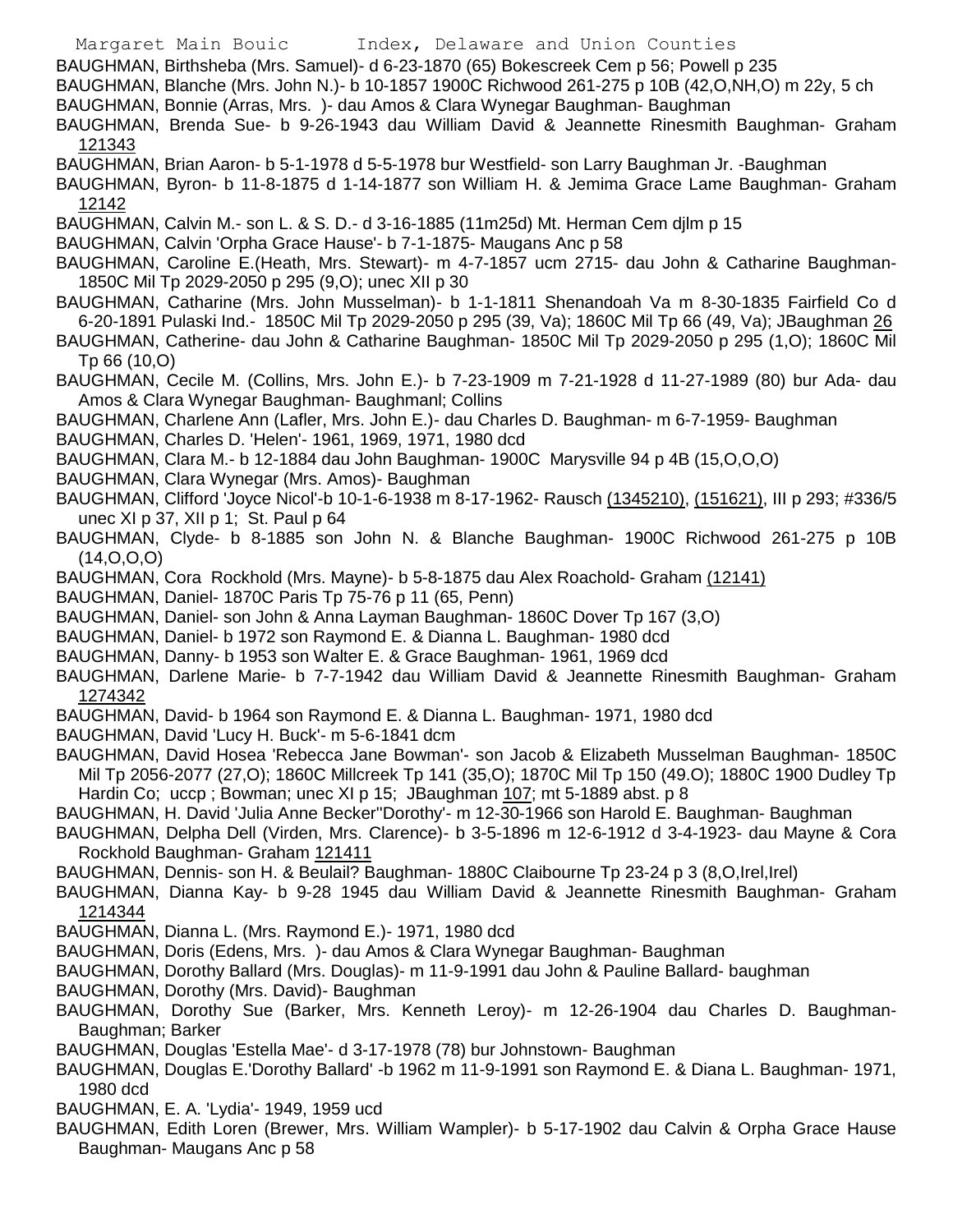BAUGHMAN, Birthsheba (Mrs. Samuel)- d 6-23-1870 (65) Bokescreek Cem p 56; Powell p 235

BAUGHMAN, Blanche (Mrs. John N.)- b 10-1857 1900C Richwood 261-275 p 10B (42,O,NH,O) m 22y, 5 ch

BAUGHMAN, Bonnie (Arras, Mrs. )- dau Amos & Clara Wynegar Baughman- Baughman

BAUGHMAN, Brenda Sue- b 9-26-1943 dau William David & Jeannette Rinesmith Baughman- Graham 121343

BAUGHMAN, Brian Aaron- b 5-1-1978 d 5-5-1978 bur Westfield- son Larry Baughman Jr. -Baughman

BAUGHMAN, Byron- b 11-8-1875 d 1-14-1877 son William H. & Jemima Grace Lame Baughman- Graham 12142

BAUGHMAN, Calvin M.- son L. & S. D.- d 3-16-1885 (11m25d) Mt. Herman Cem djlm p 15

BAUGHMAN, Calvin 'Orpha Grace Hause'- b 7-1-1875- Maugans Anc p 58

BAUGHMAN, Caroline E.(Heath, Mrs. Stewart)- m 4-7-1857 ucm 2715- dau John & Catharine Baughman- 1850C Mil Tp 2029-2050 p 295 (9,O); unec XII p 30

BAUGHMAN, Catharine (Mrs. John Musselman)- b 1-1-1811 Shenandoah Va m 8-30-1835 Fairfield Co d 6-20-1891 Pulaski Ind.- 1850C Mil Tp 2029-2050 p 295 (39, Va); 1860C Mil Tp 66 (49, Va); JBaughman 26

BAUGHMAN, Catherine- dau John & Catharine Baughman- 1850C Mil Tp 2029-2050 p 295 (1,O); 1860C Mil Tp 66 (10,O)

BAUGHMAN, Cecile M. (Collins, Mrs. John E.)- b 7-23-1909 m 7-21-1928 d 11-27-1989 (80) bur Ada- dau Amos & Clara Wynegar Baughman- Baughmanl; Collins

BAUGHMAN, Charlene Ann (Lafler, Mrs. John E.)- dau Charles D. Baughman- m 6-7-1959- Baughman

BAUGHMAN, Charles D. 'Helen'- 1961, 1969, 1971, 1980 dcd

BAUGHMAN, Clara M.- b 12-1884 dau John Baughman- 1900C Marysville 94 p 4B (15,O,O,O)

BAUGHMAN, Clara Wynegar (Mrs. Amos)- Baughman

BAUGHMAN, Clifford 'Joyce Nicol'-b 10-1-6-1938 m 8-17-1962- Rausch (1345210), (151621), III p 293; #336/5 unec XI p 37, XII p 1; St. Paul p 64

BAUGHMAN, Clyde- b 8-1885 son John N. & Blanche Baughman- 1900C Richwood 261-275 p 10B (14,O,O,O)

BAUGHMAN, Cora Rockhold (Mrs. Mayne)- b 5-8-1875 dau Alex Roachold- Graham (12141)

BAUGHMAN, Daniel- 1870C Paris Tp 75-76 p 11 (65, Penn)

BAUGHMAN, Daniel- son John & Anna Layman Baughman- 1860C Dover Tp 167 (3,O)

BAUGHMAN, Daniel- b 1972 son Raymond E. & Dianna L. Baughman- 1980 dcd

BAUGHMAN, Danny- b 1953 son Walter E. & Grace Baughman- 1961, 1969 dcd

BAUGHMAN, Darlene Marie- b 7-7-1942 dau William David & Jeannette Rinesmith Baughman- Graham 1274342

BAUGHMAN, David- b 1964 son Raymond E. & Dianna L. Baughman- 1971, 1980 dcd

BAUGHMAN, David 'Lucy H. Buck'- m 5-6-1841 dcm

BAUGHMAN, David Hosea 'Rebecca Jane Bowman'- son Jacob & Elizabeth Musselman Baughman- 1850C Mil Tp 2056-2077 (27,O); 1860C Millcreek Tp 141 (35,O); 1870C Mil Tp 150 (49.O); 1880C 1900 Dudley Tp Hardin Co; uccp ; Bowman; unec XI p 15; JBaughman 107; mt 5-1889 abst. p 8

BAUGHMAN, H. David 'Julia Anne Becker''Dorothy'- m 12-30-1966 son Harold E. Baughman- Baughman

BAUGHMAN, Delpha Dell (Virden, Mrs. Clarence)- b 3-5-1896 m 12-6-1912 d 3-4-1923- dau Mayne & Cora Rockhold Baughman- Graham 121411

BAUGHMAN, Dennis- son H. & Beulail? Baughman- 1880C Claibourne Tp 23-24 p 3 (8,O,Irel,Irel)

BAUGHMAN, Dianna Kay- b 9-28 1945 dau William David & Jeannette Rinesmith Baughman- Graham 1214344

BAUGHMAN, Dianna L. (Mrs. Raymond E.)- 1971, 1980 dcd

BAUGHMAN, Doris (Edens, Mrs. )- dau Amos & Clara Wynegar Baughman- Baughman

BAUGHMAN, Dorothy Ballard (Mrs. Douglas)- m 11-9-1991 dau John & Pauline Ballard- baughman

BAUGHMAN, Dorothy (Mrs. David)- Baughman

BAUGHMAN, Dorothy Sue (Barker, Mrs. Kenneth Leroy)- m 12-26-1904 dau Charles D. Baughman- Baughman; Barker

BAUGHMAN, Douglas 'Estella Mae'- d 3-17-1978 (78) bur Johnstown- Baughman

BAUGHMAN, Douglas E.'Dorothy Ballard' -b 1962 m 11-9-1991 son Raymond E. & Diana L. Baughman- 1971, 1980 dcd

BAUGHMAN, E. A. 'Lydia'- 1949, 1959 ucd

BAUGHMAN, Edith Loren (Brewer, Mrs. William Wampler)- b 5-17-1902 dau Calvin & Orpha Grace Hause Baughman- Maugans Anc p 58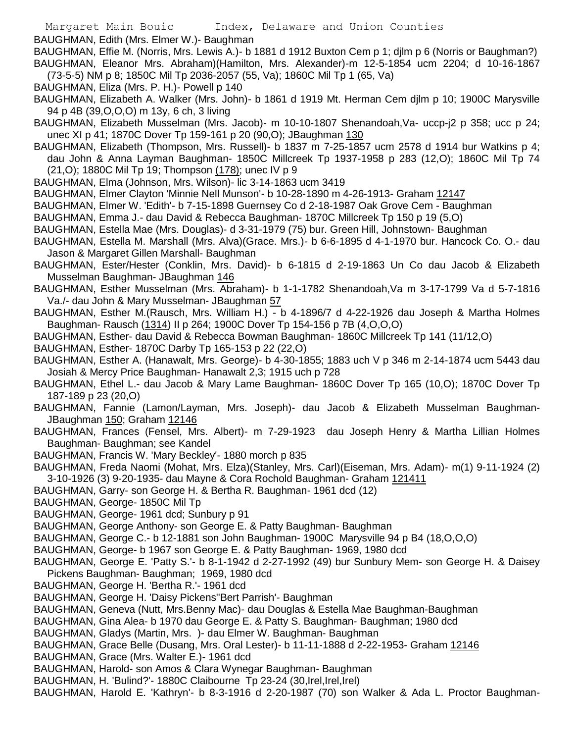BAUGHMAN, Edith (Mrs. Elmer W.)- Baughman

BAUGHMAN, Effie M. (Norris, Mrs. Lewis A.)- b 1881 d 1912 Buxton Cem p 1; djlm p 6 (Norris or Baughman?)

BAUGHMAN, Eleanor Mrs. Abraham)(Hamilton, Mrs. Alexander)-m 12-5-1854 ucm 2204; d 10-16-1867 (73-5-5) NM p 8; 1850C Mil Tp 2036-2057 (55, Va); 1860C Mil Tp 1 (65, Va)

BAUGHMAN, Eliza (Mrs. P. H.)- Powell p 140

BAUGHMAN, Elizabeth A. Walker (Mrs. John)- b 1861 d 1919 Mt. Herman Cem djlm p 10; 1900C Marysville 94 p 4B (39,O,O,O) m 13y, 6 ch, 3 living

BAUGHMAN, Elizabeth Musselman (Mrs. Jacob)- m 10-10-1807 Shenandoah,Va- uccp-j2 p 358; ucc p 24; unec XI p 41; 1870C Dover Tp 159-161 p 20 (90,O); JBaughman 130

BAUGHMAN, Elizabeth (Thompson, Mrs. Russell)- b 1837 m 7-25-1857 ucm 2578 d 1914 bur Watkins p 4; dau John & Anna Layman Baughman- 1850C Millcreek Tp 1937-1958 p 283 (12,O); 1860C Mil Tp 74 (21,O); 1880C Mil Tp 19; Thompson (178); unec IV p 9

BAUGHMAN, Elma (Johnson, Mrs. Wilson)- lic 3-14-1863 ucm 3419

BAUGHMAN, Elmer Clayton 'Minnie Nell Munson'- b 10-28-1890 m 4-26-1913- Graham 12147

BAUGHMAN, Elmer W. 'Edith'- b 7-15-1898 Guernsey Co d 2-18-1987 Oak Grove Cem - Baughman

BAUGHMAN, Emma J.- dau David & Rebecca Baughman- 1870C Millcreek Tp 150 p 19 (5,O)

BAUGHMAN, Estella Mae (Mrs. Douglas)- d 3-31-1979 (75) bur. Green Hill, Johnstown- Baughman

BAUGHMAN, Estella M. Marshall (Mrs. Alva)(Grace. Mrs.)- b 6-6-1895 d 4-1-1970 bur. Hancock Co. O.- dau Jason & Margaret Gillen Marshall- Baughman

BAUGHMAN, Ester/Hester (Conklin, Mrs. David)- b 6-1815 d 2-19-1863 Un Co dau Jacob & Elizabeth Musselman Baughman- JBaughman 146

BAUGHMAN, Esther Musselman (Mrs. Abraham)- b 1-1-1782 Shenandoah,Va m 3-17-1799 Va d 5-7-1816 Va./- dau John & Mary Musselman- JBaughman 57

BAUGHMAN, Esther M.(Rausch, Mrs. William H.) - b 4-1896/7 d 4-22-1926 dau Joseph & Martha Holmes Baughman- Rausch (1314) II p 264; 1900C Dover Tp 154-156 p 7B (4,O,O,O)

BAUGHMAN, Esther- dau David & Rebecca Bowman Baughman- 1860C Millcreek Tp 141 (11/12,O)

BAUGHMAN, Esther- 1870C Darby Tp 165-153 p 22 (22,O)

BAUGHMAN, Esther A. (Hanawalt, Mrs. George)- b 4-30-1855; 1883 uch V p 346 m 2-14-1874 ucm 5443 dau Josiah & Mercy Price Baughman- Hanawalt 2,3; 1915 uch p 728

BAUGHMAN, Ethel L.- dau Jacob & Mary Lame Baughman- 1860C Dover Tp 165 (10,O); 1870C Dover Tp 187-189 p 23 (20,O)

BAUGHMAN, Fannie (Lamon/Layman, Mrs. Joseph)- dau Jacob & Elizabeth Musselman Baughman- JBaughman 150; Graham 12146

BAUGHMAN, Frances (Fensel, Mrs. Albert)- m 7-29-1923 dau Joseph Henry & Martha Lillian Holmes Baughman- Baughman; see Kandel

BAUGHMAN, Francis W. 'Mary Beckley'- 1880 morch p 835

BAUGHMAN, Freda Naomi (Mohat, Mrs. Elza)(Stanley, Mrs. Carl)(Eiseman, Mrs. Adam)- m(1) 9-11-1924 (2) 3-10-1926 (3) 9-20-1935- dau Mayne & Cora Rochold Baughman- Graham 121411

BAUGHMAN, Garry- son George H. & Bertha R. Baughman- 1961 dcd (12)

BAUGHMAN, George- 1850C Mil Tp

BAUGHMAN, George- 1961 dcd; Sunbury p 91

BAUGHMAN, George Anthony- son George E. & Patty Baughman- Baughman

BAUGHMAN, George C.- b 12-1881 son John Baughman- 1900C Marysville 94 p B4 (18,O,O,O)

BAUGHMAN, George- b 1967 son George E. & Patty Baughman- 1969, 1980 dcd

BAUGHMAN, George E. 'Patty S.'- b 8-1-1942 d 2-27-1992 (49) bur Sunbury Mem- son George H. & Daisey Pickens Baughman- Baughman; 1969, 1980 dcd

BAUGHMAN, George H. 'Bertha R.'- 1961 dcd

BAUGHMAN, George H. 'Daisy Pickens''Bert Parrish'- Baughman

BAUGHMAN, Geneva (Nutt, Mrs.Benny Mac)- dau Douglas & Estella Mae Baughman-Baughman

BAUGHMAN, Gina Alea- b 1970 dau George E. & Patty S. Baughman- Baughman; 1980 dcd

BAUGHMAN, Gladys (Martin, Mrs. )- dau Elmer W. Baughman- Baughman

BAUGHMAN, Grace Belle (Dusang, Mrs. Oral Lester)- b 11-11-1888 d 2-22-1953- Graham 12146

BAUGHMAN, Grace (Mrs. Walter E.)- 1961 dcd

BAUGHMAN, Harold- son Amos & Clara Wynegar Baughman- Baughman

BAUGHMAN, H. 'Bulind?'- 1880C Claibourne Tp 23-24 (30,Irel,Irel,Irel)

BAUGHMAN, Harold E. 'Kathryn'- b 8-3-1916 d 2-20-1987 (70) son Walker & Ada L. Proctor Baughman-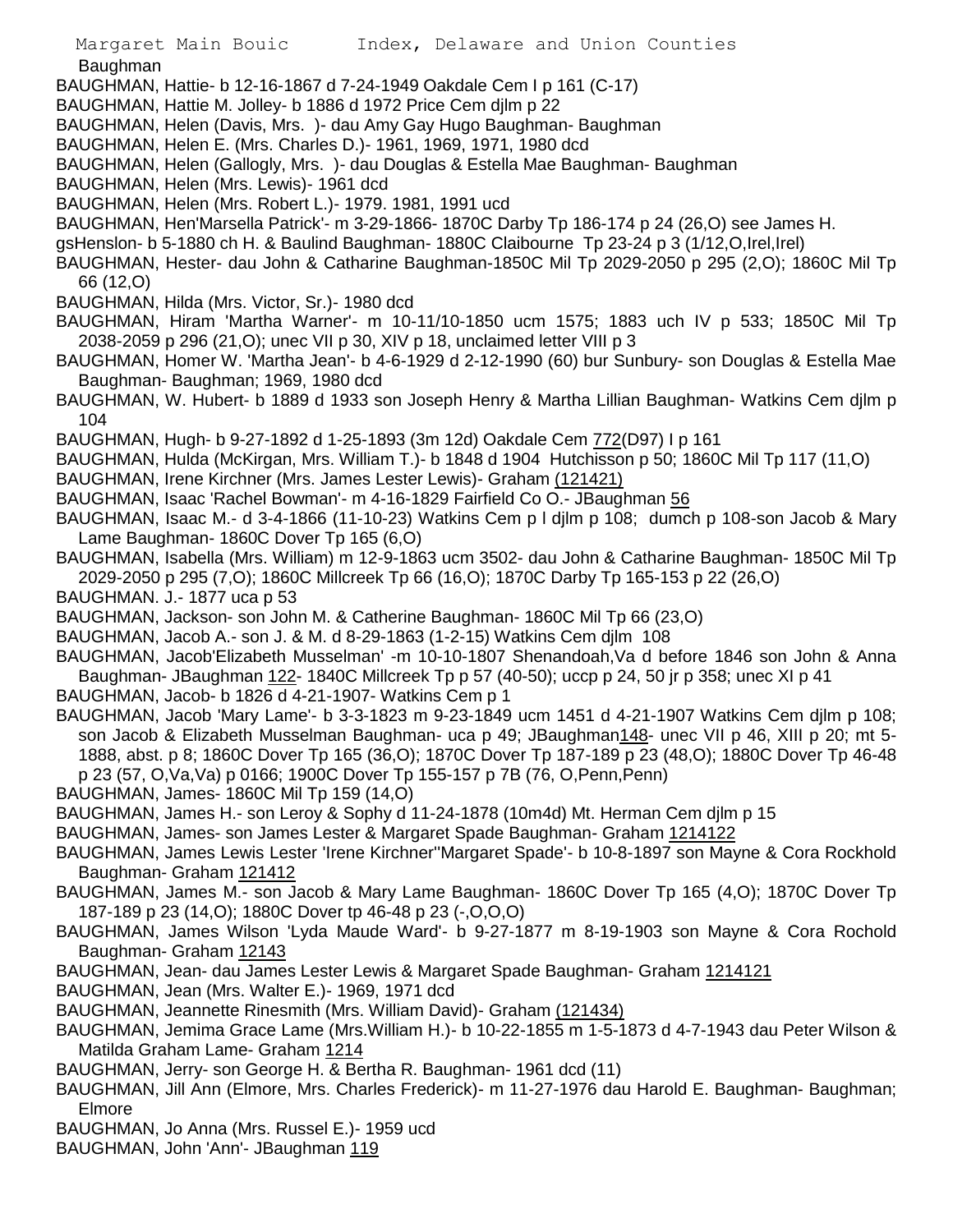Baughman

BAUGHMAN, Hattie- b 12-16-1867 d 7-24-1949 Oakdale Cem I p 161 (C-17)

BAUGHMAN, Hattie M. Jolley- b 1886 d 1972 Price Cem djlm p 22

BAUGHMAN, Helen (Davis, Mrs. )- dau Amy Gay Hugo Baughman- Baughman

BAUGHMAN, Helen E. (Mrs. Charles D.)- 1961, 1969, 1971, 1980 dcd

BAUGHMAN, Helen (Gallogly, Mrs. )- dau Douglas & Estella Mae Baughman- Baughman

BAUGHMAN, Helen (Mrs. Lewis)- 1961 dcd

BAUGHMAN, Helen (Mrs. Robert L.)- 1979. 1981, 1991 ucd

BAUGHMAN, Hen'Marsella Patrick'- m 3-29-1866- 1870C Darby Tp 186-174 p 24 (26,O) see James H.

gsHenslon- b 5-1880 ch H. & Baulind Baughman- 1880C Claibourne Tp 23-24 p 3 (1/12,O,Irel,Irel)

BAUGHMAN, Hester- dau John & Catharine Baughman-1850C Mil Tp 2029-2050 p 295 (2,O); 1860C Mil Tp 66 (12,O)

BAUGHMAN, Hilda (Mrs. Victor, Sr.)- 1980 dcd

BAUGHMAN, Hiram 'Martha Warner'- m 10-11/10-1850 ucm 1575; 1883 uch IV p 533; 1850C Mil Tp 2038-2059 p 296 (21,O); unec VII p 30, XIV p 18, unclaimed letter VIII p 3

BAUGHMAN, Homer W. 'Martha Jean'- b 4-6-1929 d 2-12-1990 (60) bur Sunbury- son Douglas & Estella Mae Baughman- Baughman; 1969, 1980 dcd

BAUGHMAN, W. Hubert- b 1889 d 1933 son Joseph Henry & Martha Lillian Baughman- Watkins Cem djlm p 104

BAUGHMAN, Hugh- b 9-27-1892 d 1-25-1893 (3m 12d) Oakdale Cem 772(D97) I p 161

BAUGHMAN, Hulda (McKirgan, Mrs. William T.)- b 1848 d 1904 Hutchisson p 50; 1860C Mil Tp 117 (11,O)

BAUGHMAN, Irene Kirchner (Mrs. James Lester Lewis)- Graham (121421)

BAUGHMAN, Isaac 'Rachel Bowman'- m 4-16-1829 Fairfield Co O.- JBaughman 56

BAUGHMAN, Isaac M.- d 3-4-1866 (11-10-23) Watkins Cem p l djlm p 108; dumch p 108-son Jacob & Mary Lame Baughman- 1860C Dover Tp 165 (6,O)

BAUGHMAN, Isabella (Mrs. William) m 12-9-1863 ucm 3502- dau John & Catharine Baughman- 1850C Mil Tp 2029-2050 p 295 (7,O); 1860C Millcreek Tp 66 (16,O); 1870C Darby Tp 165-153 p 22 (26,O)

BAUGHMAN. J.- 1877 uca p 53

BAUGHMAN, Jackson- son John M. & Catherine Baughman- 1860C Mil Tp 66 (23,O)

BAUGHMAN, Jacob A.- son J. & M. d 8-29-1863 (1-2-15) Watkins Cem djlm 108

BAUGHMAN, Jacob'Elizabeth Musselman' -m 10-10-1807 Shenandoah,Va d before 1846 son John & Anna Baughman- JBaughman 122- 1840C Millcreek Tp p 57 (40-50); uccp p 24, 50 jr p 358; unec XI p 41

BAUGHMAN, Jacob- b 1826 d 4-21-1907- Watkins Cem p 1

BAUGHMAN, Jacob 'Mary Lame'- b 3-3-1823 m 9-23-1849 ucm 1451 d 4-21-1907 Watkins Cem djlm p 108; son Jacob & Elizabeth Musselman Baughman- uca p 49; JBaughman148- unec VII p 46, XIII p 20; mt 5-1888, abst. p 8; 1860C Dover Tp 165 (36,O); 1870C Dover Tp 187-189 p 23 (48,O); 1880C Dover Tp 46-48 p 23 (57, O,Va,Va) p 0166; 1900C Dover Tp 155-157 p 7B (76, O,Penn,Penn)

BAUGHMAN, James- 1860C Mil Tp 159 (14,O)

BAUGHMAN, James H.- son Leroy & Sophy d 11-24-1878 (10m4d) Mt. Herman Cem djlm p 15

BAUGHMAN, James- son James Lester & Margaret Spade Baughman- Graham 1214122

BAUGHMAN, James Lewis Lester 'Irene Kirchner''Margaret Spade'- b 10-8-1897 son Mayne & Cora Rockhold Baughman- Graham 121412

BAUGHMAN, James M.- son Jacob & Mary Lame Baughman- 1860C Dover Tp 165 (4,O); 1870C Dover Tp 187-189 p 23 (14,O); 1880C Dover tp 46-48 p 23 (-,O,O,O)

BAUGHMAN, James Wilson 'Lyda Maude Ward'- b 9-27-1877 m 8-19-1903 son Mayne & Cora Rochold Baughman- Graham 12143

BAUGHMAN, Jean- dau James Lester Lewis & Margaret Spade Baughman- Graham 1214121

BAUGHMAN, Jean (Mrs. Walter E.)- 1969, 1971 dcd

BAUGHMAN, Jeannette Rinesmith (Mrs. William David)- Graham (121434)

BAUGHMAN, Jemima Grace Lame (Mrs.William H.)- b 10-22-1855 m 1-5-1873 d 4-7-1943 dau Peter Wilson & Matilda Graham Lame- Graham 1214

BAUGHMAN, Jerry- son George H. & Bertha R. Baughman- 1961 dcd (11)

BAUGHMAN, Jill Ann (Elmore, Mrs. Charles Frederick)- m 11-27-1976 dau Harold E. Baughman- Baughman; Elmore

BAUGHMAN, Jo Anna (Mrs. Russel E.)- 1959 ucd

BAUGHMAN, John 'Ann'- JBaughman 119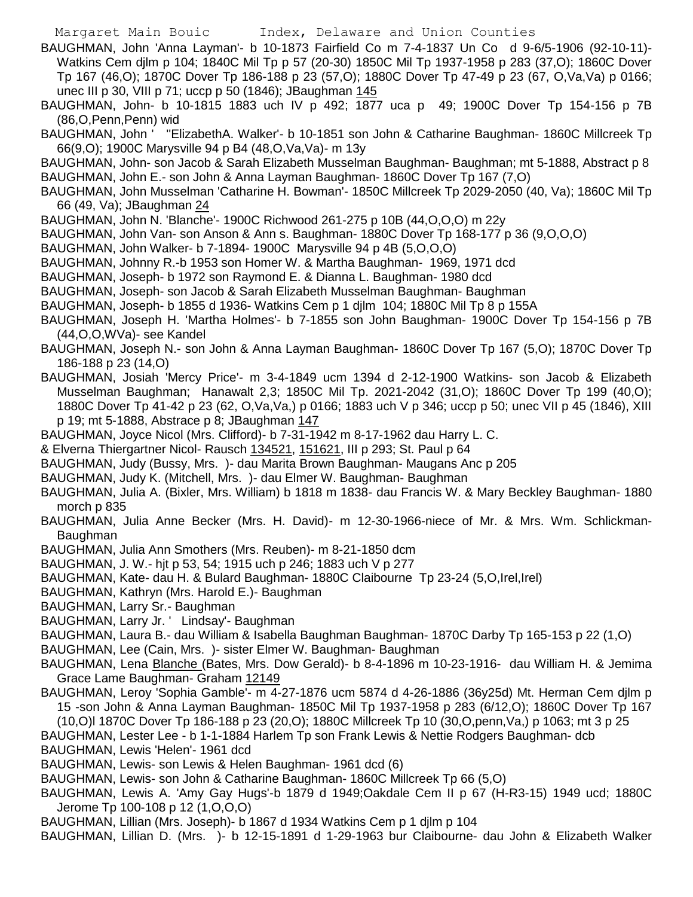BAUGHMAN, John 'Anna Layman'- b 10-1873 Fairfield Co m 7-4-1837 Un Co d 9-6/5-1906 (92-10-11)- Watkins Cem djlm p 104; 1840C Mil Tp p 57 (20-30) 1850C Mil Tp 1937-1958 p 283 (37,O); 1860C Dover Tp 167 (46,O); 1870C Dover Tp 186-188 p 23 (57,O); 1880C Dover Tp 47-49 p 23 (67, O,Va,Va) p 0166; unec III p 30, VIII p 71; uccp p 50 (1846); JBaughman 145

BAUGHMAN, John- b 10-1815 1883 uch IV p 492; 1877 uca p 49; 1900C Dover Tp 154-156 p 7B (86,O,Penn,Penn) wid

BAUGHMAN, John ' "ElizabethA. Walker'- b 10-1851 son John & Catharine Baughman- 1860C Millcreek Tp 66(9,O); 1900C Marysville 94 p B4 (48,O,Va,Va)- m 13y

BAUGHMAN, John- son Jacob & Sarah Elizabeth Musselman Baughman- Baughman; mt 5-1888, Abstract p 8

BAUGHMAN, John E.- son John & Anna Layman Baughman- 1860C Dover Tp 167 (7,O)

BAUGHMAN, John Musselman 'Catharine H. Bowman'- 1850C Millcreek Tp 2029-2050 (40, Va); 1860C Mil Tp 66 (49, Va); JBaughman 24

BAUGHMAN, John N. 'Blanche'- 1900C Richwood 261-275 p 10B (44,O,O,O) m 22y

BAUGHMAN, John Van- son Anson & Ann s. Baughman- 1880C Dover Tp 168-177 p 36 (9,O,O,O)

BAUGHMAN, John Walker- b 7-1894- 1900C Marysville 94 p 4B (5,O,O,O)

BAUGHMAN, Johnny R.-b 1953 son Homer W. & Martha Baughman- 1969, 1971 dcd

BAUGHMAN, Joseph- b 1972 son Raymond E. & Dianna L. Baughman- 1980 dcd

BAUGHMAN, Joseph- son Jacob & Sarah Elizabeth Musselman Baughman- Baughman

BAUGHMAN, Joseph- b 1855 d 1936- Watkins Cem p 1 djlm 104; 1880C Mil Tp 8 p 155A

BAUGHMAN, Joseph H. 'Martha Holmes'- b 7-1855 son John Baughman- 1900C Dover Tp 154-156 p 7B (44,O,O,WVa)- see Kandel

BAUGHMAN, Joseph N.- son John & Anna Layman Baughman- 1860C Dover Tp 167 (5,O); 1870C Dover Tp 186-188 p 23 (14,O)

BAUGHMAN, Josiah 'Mercy Price'- m 3-4-1849 ucm 1394 d 2-12-1900 Watkins- son Jacob & Elizabeth Musselman Baughman; Hanawalt 2,3; 1850C Mil Tp. 2021-2042 (31,O); 1860C Dover Tp 199 (40,O); 1880C Dover Tp 41-42 p 23 (62, O,Va,Va,) p 0166; 1883 uch V p 346; uccp p 50; unec VII p 45 (1846), XIII p 19; mt 5-1888, Abstrace p 8; JBaughman 147

BAUGHMAN, Joyce Nicol (Mrs. Clifford)- b 7-31-1942 m 8-17-1962 dau Harry L. C. & Elverna Thiergartner Nicol- Rausch 134521, 151621, III p 293; St. Paul p 64

BAUGHMAN, Judy (Bussy, Mrs. )- dau Marita Brown Baughman- Maugans Anc p 205

BAUGHMAN, Judy K. (Mitchell, Mrs. )- dau Elmer W. Baughman- Baughman

BAUGHMAN, Julia A. (Bixler, Mrs. William) b 1818 m 1838- dau Francis W. & Mary Beckley Baughman- 1880 morch p 835

BAUGHMAN, Julia Anne Becker (Mrs. H. David)- m 12-30-1966-niece of Mr. & Mrs. Wm. Schlickman- Baughman

BAUGHMAN, Julia Ann Smothers (Mrs. Reuben)- m 8-21-1850 dcm

BAUGHMAN, J. W.- hjt p 53, 54; 1915 uch p 246; 1883 uch V p 277

BAUGHMAN, Kate- dau H. & Bulard Baughman- 1880C Claibourne Tp 23-24 (5,O,Irel,Irel)

BAUGHMAN, Kathryn (Mrs. Harold E.)- Baughman

BAUGHMAN, Larry Sr.- Baughman

BAUGHMAN, Larry Jr. ' Lindsay'- Baughman

BAUGHMAN, Laura B.- dau William & Isabella Baughman Baughman- 1870C Darby Tp 165-153 p 22 (1,O)

BAUGHMAN, Lee (Cain, Mrs. )- sister Elmer W. Baughman- Baughman

BAUGHMAN, Lena Blanche (Bates, Mrs. Dow Gerald)- b 8-4-1896 m 10-23-1916- dau William H. & Jemima Grace Lame Baughman- Graham 12149

BAUGHMAN, Leroy 'Sophia Gamble'- m 4-27-1876 ucm 5874 d 4-26-1886 (36y25d) Mt. Herman Cem djlm p 15 -son John & Anna Layman Baughman- 1850C Mil Tp 1937-1958 p 283 (6/12,O); 1860C Dover Tp 167 (10,O)l 1870C Dover Tp 186-188 p 23 (20,O); 1880C Millcreek Tp 10 (30,O,penn,Va,) p 1063; mt 3 p 25

BAUGHMAN, Lester Lee - b 1-1-1884 Harlem Tp son Frank Lewis & Nettie Rodgers Baughman- dcb

BAUGHMAN, Lewis 'Helen'- 1961 dcd

BAUGHMAN, Lewis- son Lewis & Helen Baughman- 1961 dcd (6)

BAUGHMAN, Lewis- son John & Catharine Baughman- 1860C Millcreek Tp 66 (5,O)

BAUGHMAN, Lewis A. 'Amy Gay Hugs'-b 1879 d 1949;Oakdale Cem II p 67 (H-R3-15) 1949 ucd; 1880C Jerome Tp 100-108 p 12 (1,O,O,O)

BAUGHMAN, Lillian (Mrs. Joseph)- b 1867 d 1934 Watkins Cem p 1 djlm p 104

BAUGHMAN, Lillian D. (Mrs. )- b 12-15-1891 d 1-29-1963 bur Claibourne- dau John & Elizabeth Walker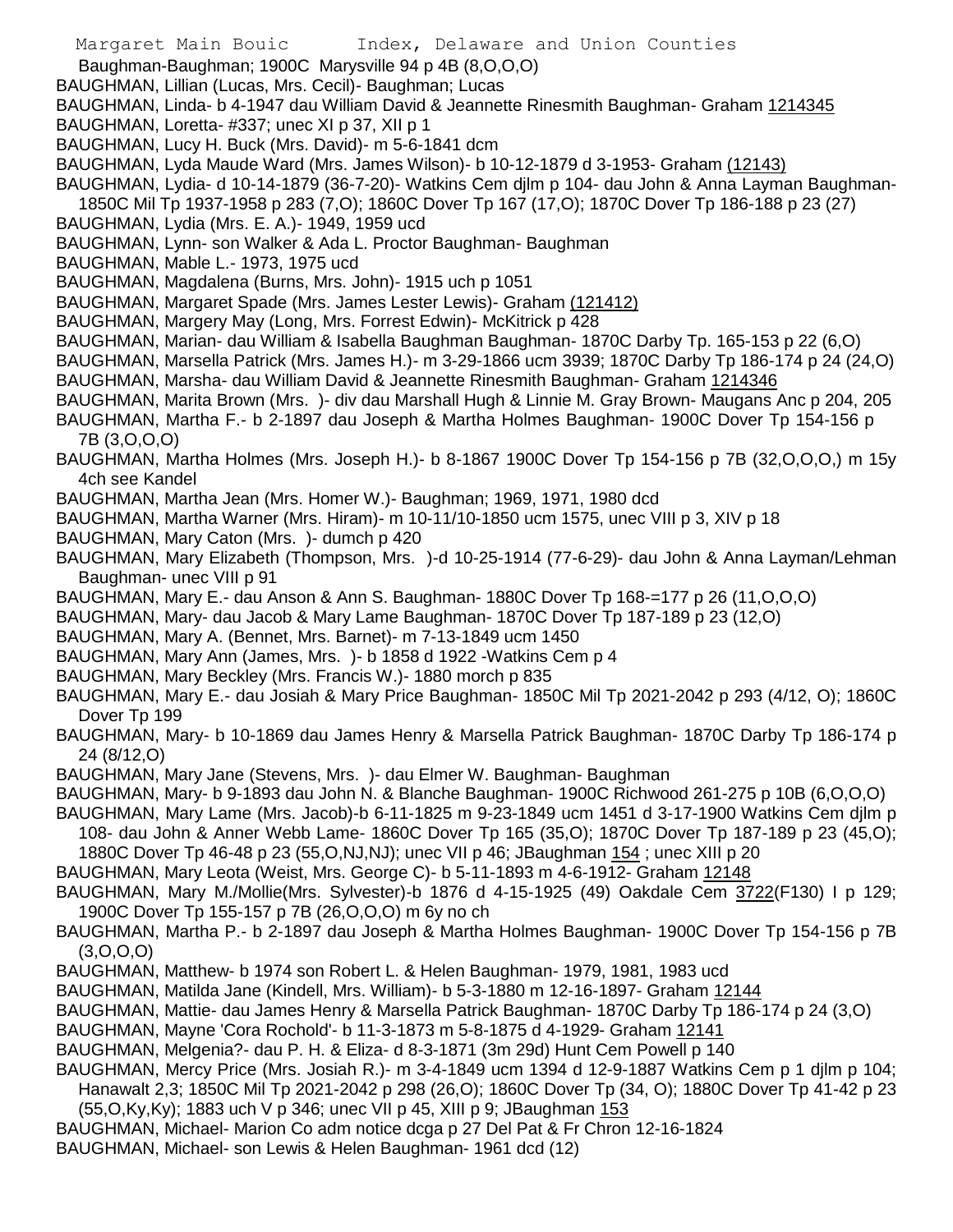Baughman-Baughman; 1900C Marysville 94 p 4B (8,O,O,O)

BAUGHMAN, Lillian (Lucas, Mrs. Cecil)- Baughman; Lucas

BAUGHMAN, Linda- b 4-1947 dau William David & Jeannette Rinesmith Baughman- Graham 1214345

BAUGHMAN, Loretta- #337; unec XI p 37, XII p 1

BAUGHMAN, Lucy H. Buck (Mrs. David)- m 5-6-1841 dcm

BAUGHMAN, Lyda Maude Ward (Mrs. James Wilson)- b 10-12-1879 d 3-1953- Graham (12143)

BAUGHMAN, Lydia- d 10-14-1879 (36-7-20)- Watkins Cem djlm p 104- dau John & Anna Layman Baughman- 1850C Mil Tp 1937-1958 p 283 (7,O); 1860C Dover Tp 167 (17,O); 1870C Dover Tp 186-188 p 23 (27)

BAUGHMAN, Lydia (Mrs. E. A.)- 1949, 1959 ucd

BAUGHMAN, Lynn- son Walker & Ada L. Proctor Baughman- Baughman

BAUGHMAN, Mable L.- 1973, 1975 ucd

BAUGHMAN, Magdalena (Burns, Mrs. John)- 1915 uch p 1051

BAUGHMAN, Margaret Spade (Mrs. James Lester Lewis)- Graham (121412)

BAUGHMAN, Margery May (Long, Mrs. Forrest Edwin)- McKitrick p 428

BAUGHMAN, Marian- dau William & Isabella Baughman Baughman- 1870C Darby Tp. 165-153 p 22 (6,O)

BAUGHMAN, Marsella Patrick (Mrs. James H.)- m 3-29-1866 ucm 3939; 1870C Darby Tp 186-174 p 24 (24,O)

BAUGHMAN, Marsha- dau William David & Jeannette Rinesmith Baughman- Graham 1214346

BAUGHMAN, Marita Brown (Mrs. )- div dau Marshall Hugh & Linnie M. Gray Brown- Maugans Anc p 204, 205

BAUGHMAN, Martha F.- b 2-1897 dau Joseph & Martha Holmes Baughman- 1900C Dover Tp 154-156 p 7B (3,O,O,O)

BAUGHMAN, Martha Holmes (Mrs. Joseph H.)- b 8-1867 1900C Dover Tp 154-156 p 7B (32,O,O,O,) m 15y 4ch see Kandel

BAUGHMAN, Martha Jean (Mrs. Homer W.)- Baughman; 1969, 1971, 1980 dcd

BAUGHMAN, Martha Warner (Mrs. Hiram)- m 10-11/10-1850 ucm 1575, unec VIII p 3, XIV p 18

BAUGHMAN, Mary Caton (Mrs. )- dumch p 420

BAUGHMAN, Mary Elizabeth (Thompson, Mrs. )-d 10-25-1914 (77-6-29)- dau John & Anna Layman/Lehman Baughman- unec VIII p 91

BAUGHMAN, Mary E.- dau Anson & Ann S. Baughman- 1880C Dover Tp 168-=177 p 26 (11,O,O,O)

BAUGHMAN, Mary- dau Jacob & Mary Lame Baughman- 1870C Dover Tp 187-189 p 23 (12,O)

BAUGHMAN, Mary A. (Bennet, Mrs. Barnet)- m 7-13-1849 ucm 1450

BAUGHMAN, Mary Ann (James, Mrs. )- b 1858 d 1922 -Watkins Cem p 4

BAUGHMAN, Mary Beckley (Mrs. Francis W.)- 1880 morch p 835

BAUGHMAN, Mary E.- dau Josiah & Mary Price Baughman- 1850C Mil Tp 2021-2042 p 293 (4/12, O); 1860C Dover Tp 199

BAUGHMAN, Mary- b 10-1869 dau James Henry & Marsella Patrick Baughman- 1870C Darby Tp 186-174 p 24 (8/12,O)

BAUGHMAN, Mary Jane (Stevens, Mrs. )- dau Elmer W. Baughman- Baughman

BAUGHMAN, Mary- b 9-1893 dau John N. & Blanche Baughman- 1900C Richwood 261-275 p 10B (6,O,O,O)

BAUGHMAN, Mary Lame (Mrs. Jacob)-b 6-11-1825 m 9-23-1849 ucm 1451 d 3-17-1900 Watkins Cem djlm p 108- dau John & Anner Webb Lame- 1860C Dover Tp 165 (35,O); 1870C Dover Tp 187-189 p 23 (45,O); 1880C Dover Tp 46-48 p 23 (55,O,NJ,NJ); unec VII p 46; JBaughman 154 ; unec XIII p 20

BAUGHMAN, Mary Leota (Weist, Mrs. George C)- b 5-11-1893 m 4-6-1912- Graham 12148

BAUGHMAN, Mary M./Mollie(Mrs. Sylvester)-b 1876 d 4-15-1925 (49) Oakdale Cem 3722(F130) I p 129; 1900C Dover Tp 155-157 p 7B (26,O,O,O) m 6y no ch

BAUGHMAN, Martha P.- b 2-1897 dau Joseph & Martha Holmes Baughman- 1900C Dover Tp 154-156 p 7B (3,O,O,O)

BAUGHMAN, Matthew- b 1974 son Robert L. & Helen Baughman- 1979, 1981, 1983 ucd

BAUGHMAN, Matilda Jane (Kindell, Mrs. William)- b 5-3-1880 m 12-16-1897- Graham 12144

BAUGHMAN, Mattie- dau James Henry & Marsella Patrick Baughman- 1870C Darby Tp 186-174 p 24 (3,O)

BAUGHMAN, Mayne 'Cora Rochold'- b 11-3-1873 m 5-8-1875 d 4-1929- Graham 12141

BAUGHMAN, Melgenia?- dau P. H. & Eliza- d 8-3-1871 (3m 29d) Hunt Cem Powell p 140

BAUGHMAN, Mercy Price (Mrs. Josiah R.)- m 3-4-1849 ucm 1394 d 12-9-1887 Watkins Cem p 1 djlm p 104; Hanawalt 2,3; 1850C Mil Tp 2021-2042 p 298 (26,O); 1860C Dover Tp (34, O); 1880C Dover Tp 41-42 p 23 (55,O,Ky,Ky); 1883 uch V p 346; unec VII p 45, XIII p 9; JBaughman 153

BAUGHMAN, Michael- Marion Co adm notice dcga p 27 Del Pat & Fr Chron 12-16-1824

BAUGHMAN, Michael- son Lewis & Helen Baughman- 1961 dcd (12)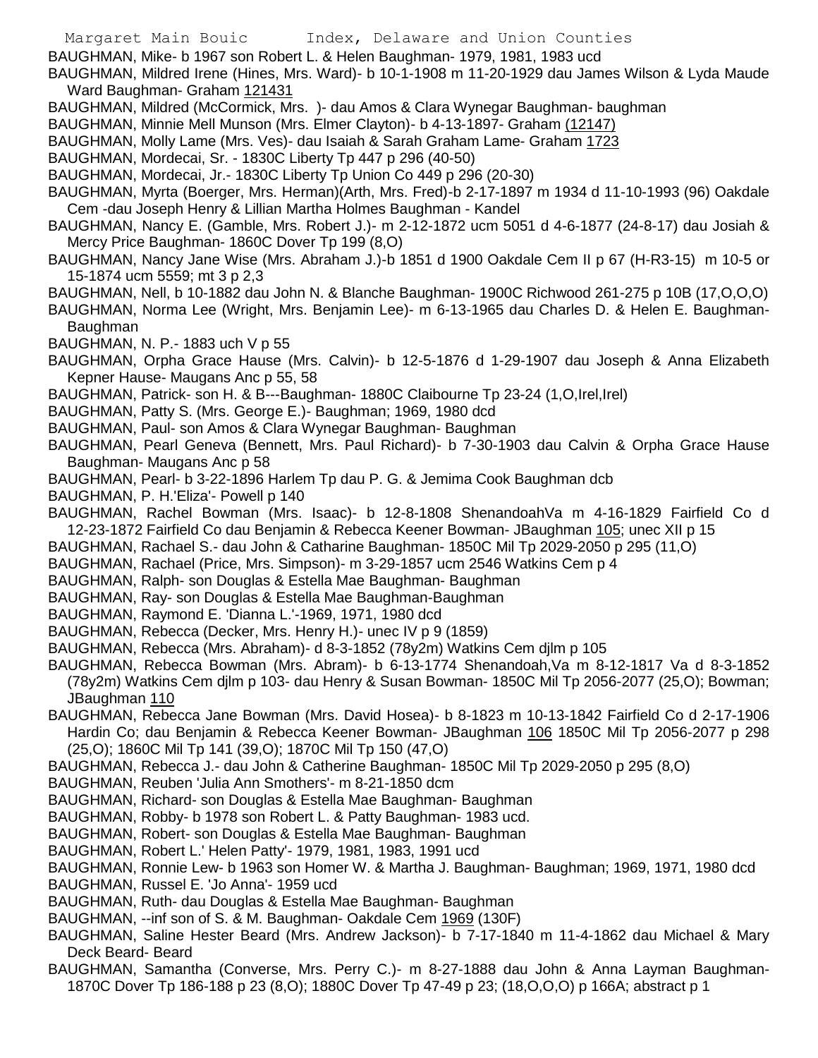BAUGHMAN, Mike- b 1967 son Robert L. & Helen Baughman- 1979, 1981, 1983 ucd

BAUGHMAN, Mildred Irene (Hines, Mrs. Ward)- b 10-1-1908 m 11-20-1929 dau James Wilson & Lyda Maude Ward Baughman- Graham 121431

BAUGHMAN, Mildred (McCormick, Mrs. )- dau Amos & Clara Wynegar Baughman- baughman

BAUGHMAN, Minnie Mell Munson (Mrs. Elmer Clayton)- b 4-13-1897- Graham (12147)

BAUGHMAN, Molly Lame (Mrs. Ves)- dau Isaiah & Sarah Graham Lame- Graham 1723

BAUGHMAN, Mordecai, Sr. - 1830C Liberty Tp 447 p 296 (40-50)

BAUGHMAN, Mordecai, Jr.- 1830C Liberty Tp Union Co 449 p 296 (20-30)

BAUGHMAN, Myrta (Boerger, Mrs. Herman)(Arth, Mrs. Fred)-b 2-17-1897 m 1934 d 11-10-1993 (96) Oakdale Cem -dau Joseph Henry & Lillian Martha Holmes Baughman - Kandel

BAUGHMAN, Nancy E. (Gamble, Mrs. Robert J.)- m 2-12-1872 ucm 5051 d 4-6-1877 (24-8-17) dau Josiah & Mercy Price Baughman- 1860C Dover Tp 199 (8,O)

BAUGHMAN, Nancy Jane Wise (Mrs. Abraham J.)-b 1851 d 1900 Oakdale Cem II p 67 (H-R3-15) m 10-5 or 15-1874 ucm 5559; mt 3 p 2,3

BAUGHMAN, Nell, b 10-1882 dau John N. & Blanche Baughman- 1900C Richwood 261-275 p 10B (17,O,O,O)

BAUGHMAN, Norma Lee (Wright, Mrs. Benjamin Lee)- m 6-13-1965 dau Charles D. & Helen E. Baughman- Baughman

BAUGHMAN, N. P.- 1883 uch V p 55

BAUGHMAN, Orpha Grace Hause (Mrs. Calvin)- b 12-5-1876 d 1-29-1907 dau Joseph & Anna Elizabeth Kepner Hause- Maugans Anc p 55, 58

BAUGHMAN, Patrick- son H. & B---Baughman- 1880C Claibourne Tp 23-24 (1,O,Irel,Irel)

BAUGHMAN, Patty S. (Mrs. George E.)- Baughman; 1969, 1980 dcd

BAUGHMAN, Paul- son Amos & Clara Wynegar Baughman- Baughman

BAUGHMAN, Pearl Geneva (Bennett, Mrs. Paul Richard)- b 7-30-1903 dau Calvin & Orpha Grace Hause Baughman- Maugans Anc p 58

BAUGHMAN, Pearl- b 3-22-1896 Harlem Tp dau P. G. & Jemima Cook Baughman dcb

BAUGHMAN, P. H.'Eliza'- Powell p 140

BAUGHMAN, Rachel Bowman (Mrs. Isaac)- b 12-8-1808 ShenandoahVa m 4-16-1829 Fairfield Co d 12-23-1872 Fairfield Co dau Benjamin & Rebecca Keener Bowman- JBaughman 105; unec XII p 15

BAUGHMAN, Rachael S.- dau John & Catharine Baughman- 1850C Mil Tp 2029-2050 p 295 (11,O)

BAUGHMAN, Rachael (Price, Mrs. Simpson)- m 3-29-1857 ucm 2546 Watkins Cem p 4

BAUGHMAN, Ralph- son Douglas & Estella Mae Baughman- Baughman

BAUGHMAN, Ray- son Douglas & Estella Mae Baughman-Baughman

BAUGHMAN, Raymond E. 'Dianna L.'-1969, 1971, 1980 dcd

BAUGHMAN, Rebecca (Decker, Mrs. Henry H.)- unec IV p 9 (1859)

BAUGHMAN, Rebecca (Mrs. Abraham)- d 8-3-1852 (78y2m) Watkins Cem djlm p 105

BAUGHMAN, Rebecca Bowman (Mrs. Abram)- b 6-13-1774 Shenandoah,Va m 8-12-1817 Va d 8-3-1852 (78y2m) Watkins Cem djlm p 103- dau Henry & Susan Bowman- 1850C Mil Tp 2056-2077 (25,O); Bowman; JBaughman 110

BAUGHMAN, Rebecca Jane Bowman (Mrs. David Hosea)- b 8-1823 m 10-13-1842 Fairfield Co d 2-17-1906 Hardin Co; dau Benjamin & Rebecca Keener Bowman- JBaughman 106 1850C Mil Tp 2056-2077 p 298 (25,O); 1860C Mil Tp 141 (39,O); 1870C Mil Tp 150 (47,O)

BAUGHMAN, Rebecca J.- dau John & Catherine Baughman- 1850C Mil Tp 2029-2050 p 295 (8,O)

BAUGHMAN, Reuben 'Julia Ann Smothers'- m 8-21-1850 dcm

BAUGHMAN, Richard- son Douglas & Estella Mae Baughman- Baughman

BAUGHMAN, Robby- b 1978 son Robert L. & Patty Baughman- 1983 ucd.

BAUGHMAN, Robert- son Douglas & Estella Mae Baughman- Baughman

BAUGHMAN, Robert L.' Helen Patty'- 1979, 1981, 1983, 1991 ucd

BAUGHMAN, Ronnie Lew- b 1963 son Homer W. & Martha J. Baughman- Baughman; 1969, 1971, 1980 dcd

BAUGHMAN, Russel E. 'Jo Anna'- 1959 ucd

BAUGHMAN, Ruth- dau Douglas & Estella Mae Baughman- Baughman

BAUGHMAN, --inf son of S. & M. Baughman- Oakdale Cem 1969 (130F)

BAUGHMAN, Saline Hester Beard (Mrs. Andrew Jackson)- b 7-17-1840 m 11-4-1862 dau Michael & Mary Deck Beard- Beard

BAUGHMAN, Samantha (Converse, Mrs. Perry C.)- m 8-27-1888 dau John & Anna Layman Baughman- 1870C Dover Tp 186-188 p 23 (8,O); 1880C Dover Tp 47-49 p 23; (18,O,O,O) p 166A; abstract p 1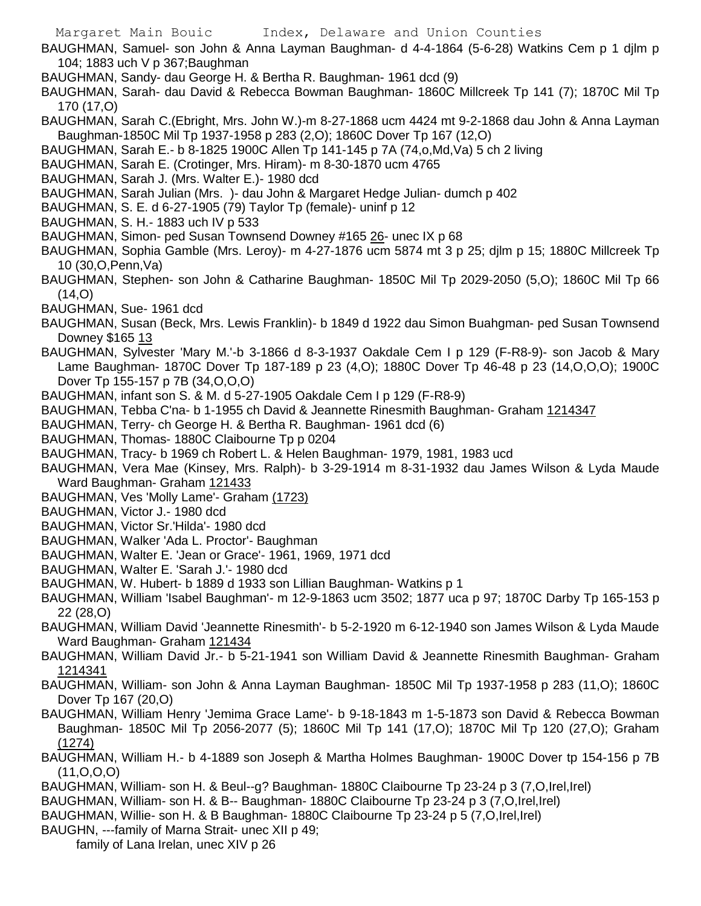BAUGHMAN, Samuel- son John & Anna Layman Baughman- d 4-4-1864 (5-6-28) Watkins Cem p 1 djlm p 104; 1883 uch V p 367;Baughman

BAUGHMAN, Sandy- dau George H. & Bertha R. Baughman- 1961 dcd (9)

BAUGHMAN, Sarah- dau David & Rebecca Bowman Baughman- 1860C Millcreek Tp 141 (7); 1870C Mil Tp 170 (17,O)

BAUGHMAN, Sarah C.(Ebright, Mrs. John W.)-m 8-27-1868 ucm 4424 mt 9-2-1868 dau John & Anna Layman Baughman-1850C Mil Tp 1937-1958 p 283 (2,O); 1860C Dover Tp 167 (12,O)

BAUGHMAN, Sarah E.- b 8-1825 1900C Allen Tp 141-145 p 7A (74,o,Md,Va) 5 ch 2 living

BAUGHMAN, Sarah E. (Crotinger, Mrs. Hiram)- m 8-30-1870 ucm 4765

BAUGHMAN, Sarah J. (Mrs. Walter E.)- 1980 dcd

BAUGHMAN, Sarah Julian (Mrs. )- dau John & Margaret Hedge Julian- dumch p 402

BAUGHMAN, S. E. d 6-27-1905 (79) Taylor Tp (female)- uninf p 12

BAUGHMAN, S. H.- 1883 uch IV p 533

BAUGHMAN, Simon- ped Susan Townsend Downey #165 26- unec IX p 68

BAUGHMAN, Sophia Gamble (Mrs. Leroy)- m 4-27-1876 ucm 5874 mt 3 p 25; djlm p 15; 1880C Millcreek Tp 10 (30,O,Penn,Va)

BAUGHMAN, Stephen- son John & Catharine Baughman- 1850C Mil Tp 2029-2050 (5,O); 1860C Mil Tp 66 (14,O)

BAUGHMAN, Sue- 1961 dcd

BAUGHMAN, Susan (Beck, Mrs. Lewis Franklin)- b 1849 d 1922 dau Simon Buahgman- ped Susan Townsend Downey $165 13

BAUGHMAN, Sylvester 'Mary M.'-b 3-1866 d 8-3-1937 Oakdale Cem I p 129 (F-R8-9)- son Jacob & Mary Lame Baughman- 1870C Dover Tp 187-189 p 23 (4,O); 1880C Dover Tp 46-48 p 23 (14,O,O,O); 1900C Dover Tp 155-157 p 7B (34,O,O,O)

BAUGHMAN, infant son S. & M. d 5-27-1905 Oakdale Cem I p 129 (F-R8-9)

BAUGHMAN, Tebba C'na- b 1-1955 ch David & Jeannette Rinesmith Baughman- Graham 1214347

BAUGHMAN, Terry- ch George H. & Bertha R. Baughman- 1961 dcd (6)

BAUGHMAN, Thomas- 1880C Claibourne Tp p 0204

BAUGHMAN, Tracy- b 1969 ch Robert L. & Helen Baughman- 1979, 1981, 1983 ucd

BAUGHMAN, Vera Mae (Kinsey, Mrs. Ralph)- b 3-29-1914 m 8-31-1932 dau James Wilson & Lyda Maude Ward Baughman- Graham 121433

BAUGHMAN, Ves 'Molly Lame'- Graham (1723)

BAUGHMAN, Victor J.- 1980 dcd

BAUGHMAN, Victor Sr.'Hilda'- 1980 dcd

BAUGHMAN, Walker 'Ada L. Proctor'- Baughman

BAUGHMAN, Walter E. 'Jean or Grace'- 1961, 1969, 1971 dcd

BAUGHMAN, Walter E. 'Sarah J.'- 1980 dcd

BAUGHMAN, W. Hubert- b 1889 d 1933 son Lillian Baughman- Watkins p 1

BAUGHMAN, William 'Isabel Baughman'- m 12-9-1863 ucm 3502; 1877 uca p 97; 1870C Darby Tp 165-153 p 22 (28,O)

BAUGHMAN, William David 'Jeannette Rinesmith'- b 5-2-1920 m 6-12-1940 son James Wilson & Lyda Maude Ward Baughman- Graham 121434

BAUGHMAN, William David Jr.- b 5-21-1941 son William David & Jeannette Rinesmith Baughman- Graham 1214341

BAUGHMAN, William- son John & Anna Layman Baughman- 1850C Mil Tp 1937-1958 p 283 (11,O); 1860C Dover Tp 167 (20,O)

BAUGHMAN, William Henry 'Jemima Grace Lame'- b 9-18-1843 m 1-5-1873 son David & Rebecca Bowman Baughman- 1850C Mil Tp 2056-2077 (5); 1860C Mil Tp 141 (17,O); 1870C Mil Tp 120 (27,O); Graham (1274)

BAUGHMAN, William H.- b 4-1889 son Joseph & Martha Holmes Baughman- 1900C Dover tp 154-156 p 7B (11,O,O,O)

BAUGHMAN, William- son H. & Beul--g? Baughman- 1880C Claibourne Tp 23-24 p 3 (7,O,Irel,Irel)

BAUGHMAN, William- son H. & B-- Baughman- 1880C Claibourne Tp 23-24 p 3 (7,O,Irel,Irel)

BAUGHMAN, Willie- son H. & B Baughman- 1880C Claibourne Tp 23-24 p 5 (7,O,Irel,Irel)

BAUGHN, ---family of Marna Strait- unec XII p 49;
family of Lana Irelan, unec XIV p 26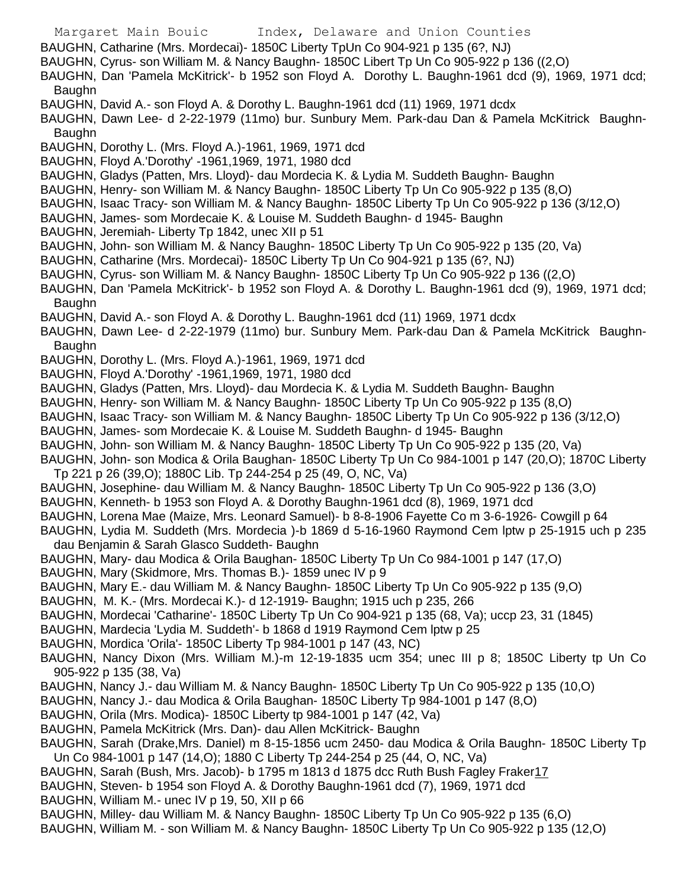BAUGHN, Catharine (Mrs. Mordecai)- 1850C Liberty TpUn Co 904-921 p 135 (6?, NJ)
BAUGHN, Cyrus- son William M. & Nancy Baughn- 1850C Libert Tp Un Co 905-922 p 136 ((2,O)
BAUGHN, Dan 'Pamela McKitrick'- b 1952 son Floyd A. Dorothy L. Baughn-1961 dcd (9), 1969, 1971 dcd; Baughn
BAUGHN, David A.- son Floyd A. & Dorothy L. Baughn-1961 dcd (11) 1969, 1971 dcdx
BAUGHN, Dawn Lee- d 2-22-1979 (11mo) bur. Sunbury Mem. Park-dau Dan & Pamela McKitrick Baughn- Baughn
BAUGHN, Dorothy L. (Mrs. Floyd A.)-1961, 1969, 1971 dcd
BAUGHN, Floyd A.'Dorothy' -1961,1969, 1971, 1980 dcd
BAUGHN, Gladys (Patten, Mrs. Lloyd)- dau Mordecia K. & Lydia M. Suddeth Baughn- Baughn
BAUGHN, Henry- son William M. & Nancy Baughn- 1850C Liberty Tp Un Co 905-922 p 135 (8,O)
BAUGHN, Isaac Tracy- son William M. & Nancy Baughn- 1850C Liberty Tp Un Co 905-922 p 136 (3/12,O)
BAUGHN, James- som Mordecaie K. & Louise M. Suddeth Baughn- d 1945- Baughn
BAUGHN, Jeremiah- Liberty Tp 1842, unec XII p 51
BAUGHN, John- son William M. & Nancy Baughn- 1850C Liberty Tp Un Co 905-922 p 135 (20, Va)
BAUGHN, Catharine (Mrs. Mordecai)- 1850C Liberty Tp Un Co 904-921 p 135 (6?, NJ)
BAUGHN, Cyrus- son William M. & Nancy Baughn- 1850C Liberty Tp Un Co 905-922 p 136 ((2,O)
BAUGHN, Dan 'Pamela McKitrick'- b 1952 son Floyd A. & Dorothy L. Baughn-1961 dcd (9), 1969, 1971 dcd; Baughn
BAUGHN, David A.- son Floyd A. & Dorothy L. Baughn-1961 dcd (11) 1969, 1971 dcdx
BAUGHN, Dawn Lee- d 2-22-1979 (11mo) bur. Sunbury Mem. Park-dau Dan & Pamela McKitrick Baughn- Baughn
BAUGHN, Dorothy L. (Mrs. Floyd A.)-1961, 1969, 1971 dcd
BAUGHN, Floyd A.'Dorothy' -1961,1969, 1971, 1980 dcd
BAUGHN, Gladys (Patten, Mrs. Lloyd)- dau Mordecia K. & Lydia M. Suddeth Baughn- Baughn
BAUGHN, Henry- son William M. & Nancy Baughn- 1850C Liberty Tp Un Co 905-922 p 135 (8,O)
BAUGHN, Isaac Tracy- son William M. & Nancy Baughn- 1850C Liberty Tp Un Co 905-922 p 136 (3/12,O)
BAUGHN, James- som Mordecaie K. & Louise M. Suddeth Baughn- d 1945- Baughn
BAUGHN, John- son William M. & Nancy Baughn- 1850C Liberty Tp Un Co 905-922 p 135 (20, Va)
BAUGHN, John- son Modica & Orila Baughan- 1850C Liberty Tp Un Co 984-1001 p 147 (20,O); 1870C Liberty Tp 221 p 26 (39,O); 1880C Lib. Tp 244-254 p 25 (49, O, NC, Va)
BAUGHN, Josephine- dau William M. & Nancy Baughn- 1850C Liberty Tp Un Co 905-922 p 136 (3,O)
BAUGHN, Kenneth- b 1953 son Floyd A. & Dorothy Baughn-1961 dcd (8), 1969, 1971 dcd
BAUGHN, Lorena Mae (Maize, Mrs. Leonard Samuel)- b 8-8-1906 Fayette Co m 3-6-1926- Cowgill p 64
BAUGHN, Lydia M. Suddeth (Mrs. Mordecia )-b 1869 d 5-16-1960 Raymond Cem lptw p 25-1915 uch p 235 dau Benjamin & Sarah Glasco Suddeth- Baughn
BAUGHN, Mary- dau Modica & Orila Baughan- 1850C Liberty Tp Un Co 984-1001 p 147 (17,O)
BAUGHN, Mary (Skidmore, Mrs. Thomas B.)- 1859 unec IV p 9
BAUGHN, Mary E.- dau William M. & Nancy Baughn- 1850C Liberty Tp Un Co 905-922 p 135 (9,O)
BAUGHN, M. K.- (Mrs. Mordecai K.)- d 12-1919- Baughn; 1915 uch p 235, 266
BAUGHN, Mordecai 'Catharine'- 1850C Liberty Tp Un Co 904-921 p 135 (68, Va); uccp 23, 31 (1845)
BAUGHN, Mardecia 'Lydia M. Suddeth'- b 1868 d 1919 Raymond Cem lptw p 25
BAUGHN, Mordica 'Orila'- 1850C Liberty Tp 984-1001 p 147 (43, NC)
BAUGHN, Nancy Dixon (Mrs. William M.)-m 12-19-1835 ucm 354; unec III p 8; 1850C Liberty tp Un Co 905-922 p 135 (38, Va)
BAUGHN, Nancy J.- dau William M. & Nancy Baughn- 1850C Liberty Tp Un Co 905-922 p 135 (10,O)
BAUGHN, Nancy J.- dau Modica & Orila Baughan- 1850C Liberty Tp 984-1001 p 147 (8,O)
BAUGHN, Orila (Mrs. Modica)- 1850C Liberty tp 984-1001 p 147 (42, Va)
BAUGHN, Pamela McKitrick (Mrs. Dan)- dau Allen McKitrick- Baughn
BAUGHN, Sarah (Drake,Mrs. Daniel) m 8-15-1856 ucm 2450- dau Modica & Orila Baughn- 1850C Liberty Tp Un Co 984-1001 p 147 (14,O); 1880 C Liberty Tp 244-254 p 25 (44, O, NC, Va)
BAUGHN, Sarah (Bush, Mrs. Jacob)- b 1795 m 1813 d 1875 dcc Ruth Bush Fagley Fraker17
BAUGHN, Steven- b 1954 son Floyd A. & Dorothy Baughn-1961 dcd (7), 1969, 1971 dcd
BAUGHN, William M.- unec IV p 19, 50, XII p 66
BAUGHN, Milley- dau William M. & Nancy Baughn- 1850C Liberty Tp Un Co 905-922 p 135 (6,O)
BAUGHN, William M. - son William M. & Nancy Baughn- 1850C Liberty Tp Un Co 905-922 p 135 (12,O)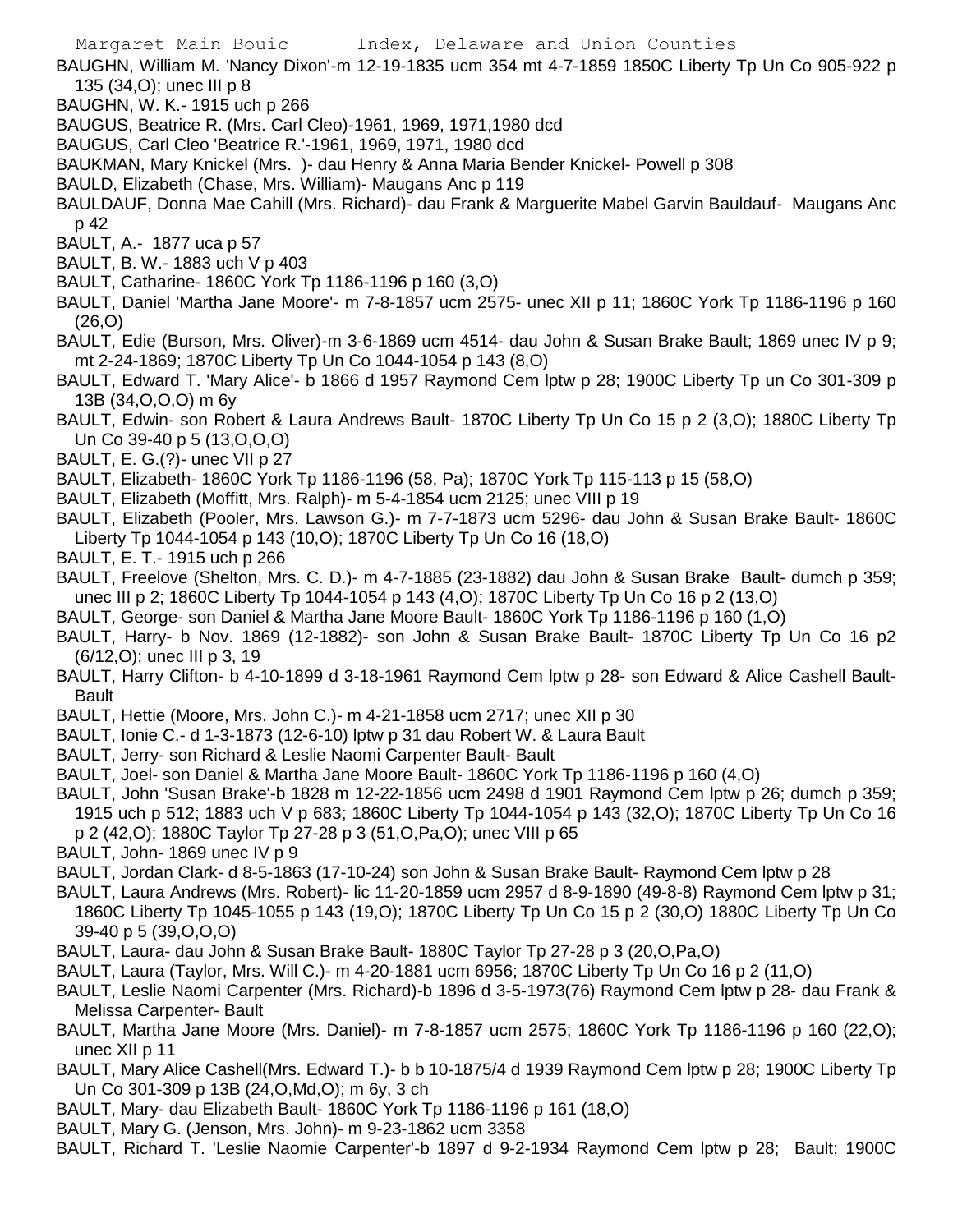BAUGHN, William M. 'Nancy Dixon'-m 12-19-1835 ucm 354 mt 4-7-1859 1850C Liberty Tp Un Co 905-922 p 135 (34,O); unec III p 8

BAUGHN, W. K.- 1915 uch p 266

BAUGUS, Beatrice R. (Mrs. Carl Cleo)-1961, 1969, 1971,1980 dcd

BAUGUS, Carl Cleo 'Beatrice R.'-1961, 1969, 1971, 1980 dcd

BAUKMAN, Mary Knickel (Mrs. )- dau Henry & Anna Maria Bender Knickel- Powell p 308

BAULD, Elizabeth (Chase, Mrs. William)- Maugans Anc p 119

BAULDAUF, Donna Mae Cahill (Mrs. Richard)- dau Frank & Marguerite Mabel Garvin Bauldauf- Maugans Anc p 42

BAULT, A.- 1877 uca p 57

BAULT, B. W.- 1883 uch V p 403

BAULT, Catharine- 1860C York Tp 1186-1196 p 160 (3,O)

BAULT, Daniel 'Martha Jane Moore'- m 7-8-1857 ucm 2575- unec XII p 11; 1860C York Tp 1186-1196 p 160 (26,O)

BAULT, Edie (Burson, Mrs. Oliver)-m 3-6-1869 ucm 4514- dau John & Susan Brake Bault; 1869 unec IV p 9; mt 2-24-1869; 1870C Liberty Tp Un Co 1044-1054 p 143 (8,O)

BAULT, Edward T. 'Mary Alice'- b 1866 d 1957 Raymond Cem lptw p 28; 1900C Liberty Tp un Co 301-309 p 13B (34,O,O,O) m 6y

BAULT, Edwin- son Robert & Laura Andrews Bault- 1870C Liberty Tp Un Co 15 p 2 (3,O); 1880C Liberty Tp Un Co 39-40 p 5 (13,O,O,O)

BAULT, E. G.(?)- unec VII p 27

BAULT, Elizabeth- 1860C York Tp 1186-1196 (58, Pa); 1870C York Tp 115-113 p 15 (58,O)

BAULT, Elizabeth (Moffitt, Mrs. Ralph)- m 5-4-1854 ucm 2125; unec VIII p 19

BAULT, Elizabeth (Pooler, Mrs. Lawson G.)- m 7-7-1873 ucm 5296- dau John & Susan Brake Bault- 1860C Liberty Tp 1044-1054 p 143 (10,O); 1870C Liberty Tp Un Co 16 (18,O)

BAULT, E. T.- 1915 uch p 266

BAULT, Freelove (Shelton, Mrs. C. D.)- m 4-7-1885 (23-1882) dau John & Susan Brake Bault- dumch p 359; unec III p 2; 1860C Liberty Tp 1044-1054 p 143 (4,O); 1870C Liberty Tp Un Co 16 p 2 (13,O)

BAULT, George- son Daniel & Martha Jane Moore Bault- 1860C York Tp 1186-1196 p 160 (1,O)

BAULT, Harry- b Nov. 1869 (12-1882)- son John & Susan Brake Bault- 1870C Liberty Tp Un Co 16 p2 (6/12,O); unec III p 3, 19

BAULT, Harry Clifton- b 4-10-1899 d 3-18-1961 Raymond Cem lptw p 28- son Edward & Alice Cashell Bault- Bault

BAULT, Hettie (Moore, Mrs. John C.)- m 4-21-1858 ucm 2717; unec XII p 30

BAULT, Ionie C.- d 1-3-1873 (12-6-10) lptw p 31 dau Robert W. & Laura Bault

BAULT, Jerry- son Richard & Leslie Naomi Carpenter Bault- Bault

BAULT, Joel- son Daniel & Martha Jane Moore Bault- 1860C York Tp 1186-1196 p 160 (4,O)

BAULT, John 'Susan Brake'-b 1828 m 12-22-1856 ucm 2498 d 1901 Raymond Cem lptw p 26; dumch p 359; 1915 uch p 512; 1883 uch V p 683; 1860C Liberty Tp 1044-1054 p 143 (32,O); 1870C Liberty Tp Un Co 16 p 2 (42,O); 1880C Taylor Tp 27-28 p 3 (51,O,Pa,O); unec VIII p 65

BAULT, John- 1869 unec IV p 9

BAULT, Jordan Clark- d 8-5-1863 (17-10-24) son John & Susan Brake Bault- Raymond Cem lptw p 28

BAULT, Laura Andrews (Mrs. Robert)- lic 11-20-1859 ucm 2957 d 8-9-1890 (49-8-8) Raymond Cem lptw p 31; 1860C Liberty Tp 1045-1055 p 143 (19,O); 1870C Liberty Tp Un Co 15 p 2 (30,O) 1880C Liberty Tp Un Co 39-40 p 5 (39,O,O,O)

BAULT, Laura- dau John & Susan Brake Bault- 1880C Taylor Tp 27-28 p 3 (20,O,Pa,O)

BAULT, Laura (Taylor, Mrs. Will C.)- m 4-20-1881 ucm 6956; 1870C Liberty Tp Un Co 16 p 2 (11,O)

BAULT, Leslie Naomi Carpenter (Mrs. Richard)-b 1896 d 3-5-1973(76) Raymond Cem lptw p 28- dau Frank & Melissa Carpenter- Bault

BAULT, Martha Jane Moore (Mrs. Daniel)- m 7-8-1857 ucm 2575; 1860C York Tp 1186-1196 p 160 (22,O); unec XII p 11

BAULT, Mary Alice Cashell(Mrs. Edward T.)- b b 10-1875/4 d 1939 Raymond Cem lptw p 28; 1900C Liberty Tp Un Co 301-309 p 13B (24,O,Md,O); m 6y, 3 ch

BAULT, Mary- dau Elizabeth Bault- 1860C York Tp 1186-1196 p 161 (18,O)

BAULT, Mary G. (Jenson, Mrs. John)- m 9-23-1862 ucm 3358

BAULT, Richard T. 'Leslie Naomie Carpenter'-b 1897 d 9-2-1934 Raymond Cem lptw p 28; Bault; 1900C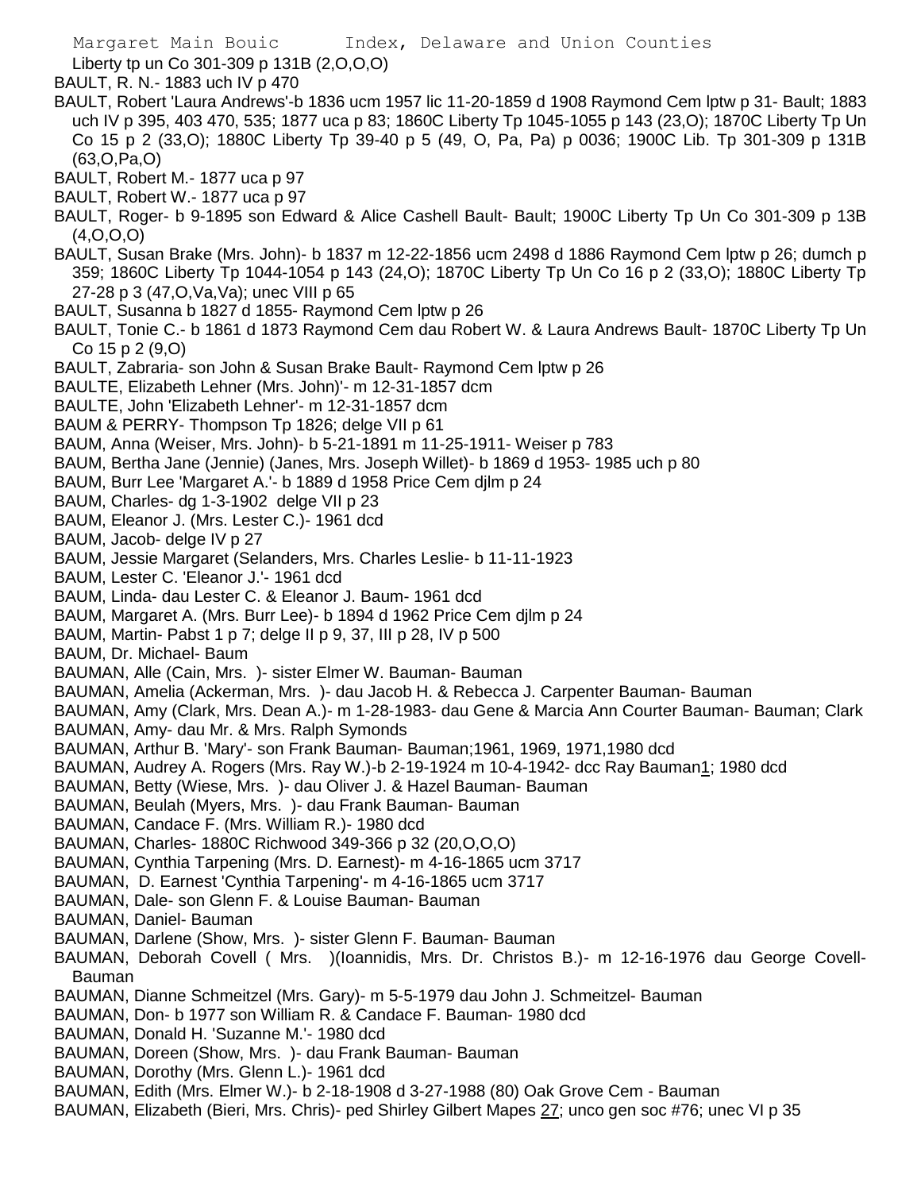Liberty tp un Co 301-309 p 131B (2,O,O,O)

BAULT, R. N.- 1883 uch IV p 470

BAULT, Robert 'Laura Andrews'-b 1836 ucm 1957 lic 11-20-1859 d 1908 Raymond Cem lptw p 31- Bault; 1883 uch IV p 395, 403 470, 535; 1877 uca p 83; 1860C Liberty Tp 1045-1055 p 143 (23,O); 1870C Liberty Tp Un Co 15 p 2 (33,O); 1880C Liberty Tp 39-40 p 5 (49, O, Pa, Pa) p 0036; 1900C Lib. Tp 301-309 p 131B (63,O,Pa,O)

BAULT, Robert M.- 1877 uca p 97

BAULT, Robert W.- 1877 uca p 97

BAULT, Roger- b 9-1895 son Edward & Alice Cashell Bault- Bault; 1900C Liberty Tp Un Co 301-309 p 13B (4,O,O,O)

BAULT, Susan Brake (Mrs. John)- b 1837 m 12-22-1856 ucm 2498 d 1886 Raymond Cem lptw p 26; dumch p 359; 1860C Liberty Tp 1044-1054 p 143 (24,O); 1870C Liberty Tp Un Co 16 p 2 (33,O); 1880C Liberty Tp 27-28 p 3 (47,O,Va,Va); unec VIII p 65

BAULT, Susanna b 1827 d 1855- Raymond Cem lptw p 26

BAULT, Tonie C.- b 1861 d 1873 Raymond Cem dau Robert W. & Laura Andrews Bault- 1870C Liberty Tp Un Co 15 p 2 (9,O)

BAULT, Zabraria- son John & Susan Brake Bault- Raymond Cem lptw p 26

BAULTE, Elizabeth Lehner (Mrs. John)'- m 12-31-1857 dcm

BAULTE, John 'Elizabeth Lehner'- m 12-31-1857 dcm

BAUM & PERRY- Thompson Tp 1826; delge VII p 61

BAUM, Anna (Weiser, Mrs. John)- b 5-21-1891 m 11-25-1911- Weiser p 783

BAUM, Bertha Jane (Jennie) (Janes, Mrs. Joseph Willet)- b 1869 d 1953- 1985 uch p 80

BAUM, Burr Lee 'Margaret A.'- b 1889 d 1958 Price Cem djlm p 24

BAUM, Charles- dg 1-3-1902 delge VII p 23

BAUM, Eleanor J. (Mrs. Lester C.)- 1961 dcd

BAUM, Jacob- delge IV p 27

BAUM, Jessie Margaret (Selanders, Mrs. Charles Leslie- b 11-11-1923

BAUM, Lester C. 'Eleanor J.'- 1961 dcd

BAUM, Linda- dau Lester C. & Eleanor J. Baum- 1961 dcd

BAUM, Margaret A. (Mrs. Burr Lee)- b 1894 d 1962 Price Cem djlm p 24

BAUM, Martin- Pabst 1 p 7; delge II p 9, 37, III p 28, IV p 500

BAUM, Dr. Michael- Baum

BAUMAN, Alle (Cain, Mrs. )- sister Elmer W. Bauman- Bauman

BAUMAN, Amelia (Ackerman, Mrs. )- dau Jacob H. & Rebecca J. Carpenter Bauman- Bauman

BAUMAN, Amy (Clark, Mrs. Dean A.)- m 1-28-1983- dau Gene & Marcia Ann Courter Bauman- Bauman; Clark

BAUMAN, Amy- dau Mr. & Mrs. Ralph Symonds

BAUMAN, Arthur B. 'Mary'- son Frank Bauman- Bauman;1961, 1969, 1971,1980 dcd

BAUMAN, Audrey A. Rogers (Mrs. Ray W.)-b 2-19-1924 m 10-4-1942- dcc Ray Bauman1; 1980 dcd

BAUMAN, Betty (Wiese, Mrs. )- dau Oliver J. & Hazel Bauman- Bauman

BAUMAN, Beulah (Myers, Mrs. )- dau Frank Bauman- Bauman

BAUMAN, Candace F. (Mrs. William R.)- 1980 dcd

BAUMAN, Charles- 1880C Richwood 349-366 p 32 (20,O,O,O)

BAUMAN, Cynthia Tarpening (Mrs. D. Earnest)- m 4-16-1865 ucm 3717

BAUMAN, D. Earnest 'Cynthia Tarpening'- m 4-16-1865 ucm 3717

BAUMAN, Dale- son Glenn F. & Louise Bauman- Bauman

BAUMAN, Daniel- Bauman

BAUMAN, Darlene (Show, Mrs. )- sister Glenn F. Bauman- Bauman

BAUMAN, Deborah Covell ( Mrs. )(Ioannidis, Mrs. Dr. Christos B.)- m 12-16-1976 dau George Covell- Bauman

BAUMAN, Dianne Schmeitzel (Mrs. Gary)- m 5-5-1979 dau John J. Schmeitzel- Bauman

BAUMAN, Don- b 1977 son William R. & Candace F. Bauman- 1980 dcd

BAUMAN, Donald H. 'Suzanne M.'- 1980 dcd

BAUMAN, Doreen (Show, Mrs. )- dau Frank Bauman- Bauman

BAUMAN, Dorothy (Mrs. Glenn L.)- 1961 dcd

BAUMAN, Edith (Mrs. Elmer W.)- b 2-18-1908 d 3-27-1988 (80) Oak Grove Cem - Bauman

BAUMAN, Elizabeth (Bieri, Mrs. Chris)- ped Shirley Gilbert Mapes 27; unco gen soc #76; unec VI p 35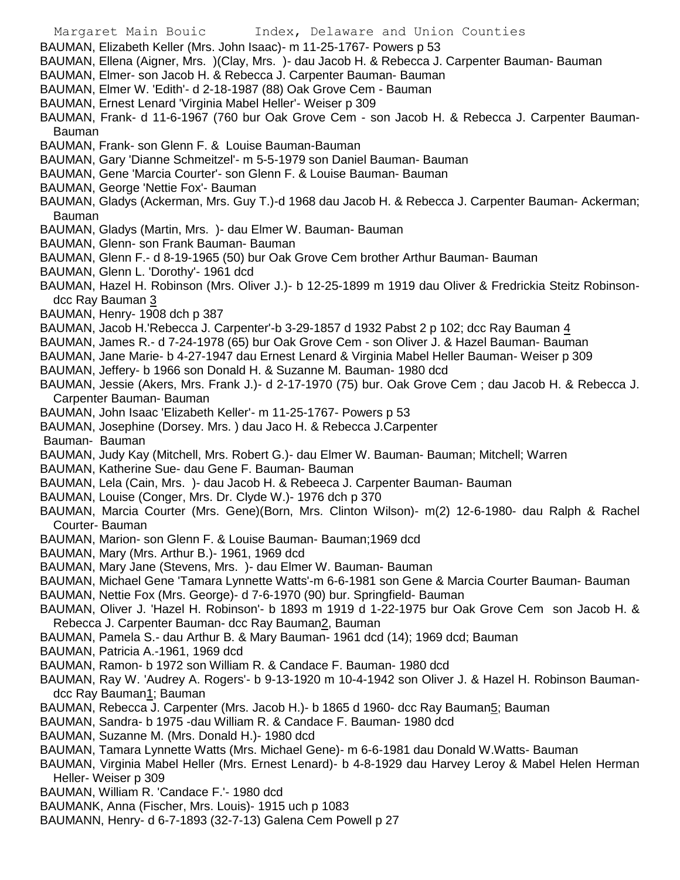BAUMAN, Elizabeth Keller (Mrs. John Isaac)- m 11-25-1767- Powers p 53

BAUMAN, Ellena (Aigner, Mrs. )(Clay, Mrs. )- dau Jacob H. & Rebecca J. Carpenter Bauman- Bauman

BAUMAN, Elmer- son Jacob H. & Rebecca J. Carpenter Bauman- Bauman

BAUMAN, Elmer W. 'Edith'- d 2-18-1987 (88) Oak Grove Cem - Bauman

BAUMAN, Ernest Lenard 'Virginia Mabel Heller'- Weiser p 309

BAUMAN, Frank- d 11-6-1967 (760 bur Oak Grove Cem - son Jacob H. & Rebecca J. Carpenter Bauman- Bauman

BAUMAN, Frank- son Glenn F. & Louise Bauman-Bauman

BAUMAN, Gary 'Dianne Schmeitzel'- m 5-5-1979 son Daniel Bauman- Bauman

BAUMAN, Gene 'Marcia Courter'- son Glenn F. & Louise Bauman- Bauman

BAUMAN, George 'Nettie Fox'- Bauman

BAUMAN, Gladys (Ackerman, Mrs. Guy T.)-d 1968 dau Jacob H. & Rebecca J. Carpenter Bauman- Ackerman; Bauman

BAUMAN, Gladys (Martin, Mrs. )- dau Elmer W. Bauman- Bauman

BAUMAN, Glenn- son Frank Bauman- Bauman

BAUMAN, Glenn F.- d 8-19-1965 (50) bur Oak Grove Cem brother Arthur Bauman- Bauman

BAUMAN, Glenn L. 'Dorothy'- 1961 dcd

BAUMAN, Hazel H. Robinson (Mrs. Oliver J.)- b 12-25-1899 m 1919 dau Oliver & Fredrickia Steitz Robinson- dcc Ray Bauman 3

BAUMAN, Henry- 1908 dch p 387

BAUMAN, Jacob H.'Rebecca J. Carpenter'-b 3-29-1857 d 1932 Pabst 2 p 102; dcc Ray Bauman 4

BAUMAN, James R.- d 7-24-1978 (65) bur Oak Grove Cem - son Oliver J. & Hazel Bauman- Bauman

BAUMAN, Jane Marie- b 4-27-1947 dau Ernest Lenard & Virginia Mabel Heller Bauman- Weiser p 309

BAUMAN, Jeffery- b 1966 son Donald H. & Suzanne M. Bauman- 1980 dcd

BAUMAN, Jessie (Akers, Mrs. Frank J.)- d 2-17-1970 (75) bur. Oak Grove Cem ; dau Jacob H. & Rebecca J. Carpenter Bauman- Bauman

BAUMAN, John Isaac 'Elizabeth Keller'- m 11-25-1767- Powers p 53

BAUMAN, Josephine (Dorsey. Mrs. ) dau Jaco H. & Rebecca J.Carpenter Bauman- Bauman

BAUMAN, Judy Kay (Mitchell, Mrs. Robert G.)- dau Elmer W. Bauman- Bauman; Mitchell; Warren

BAUMAN, Katherine Sue- dau Gene F. Bauman- Bauman

BAUMAN, Lela (Cain, Mrs. )- dau Jacob H. & Rebeeca J. Carpenter Bauman- Bauman

BAUMAN, Louise (Conger, Mrs. Dr. Clyde W.)- 1976 dch p 370

BAUMAN, Marcia Courter (Mrs. Gene)(Born, Mrs. Clinton Wilson)- m(2) 12-6-1980- dau Ralph & Rachel Courter- Bauman

BAUMAN, Marion- son Glenn F. & Louise Bauman- Bauman;1969 dcd

BAUMAN, Mary (Mrs. Arthur B.)- 1961, 1969 dcd

BAUMAN, Mary Jane (Stevens, Mrs. )- dau Elmer W. Bauman- Bauman

BAUMAN, Michael Gene 'Tamara Lynnette Watts'-m 6-6-1981 son Gene & Marcia Courter Bauman- Bauman

BAUMAN, Nettie Fox (Mrs. George)- d 7-6-1970 (90) bur. Springfield- Bauman

BAUMAN, Oliver J. 'Hazel H. Robinson'- b 1893 m 1919 d 1-22-1975 bur Oak Grove Cem son Jacob H. & Rebecca J. Carpenter Bauman- dcc Ray Bauman2, Bauman

BAUMAN, Pamela S.- dau Arthur B. & Mary Bauman- 1961 dcd (14); 1969 dcd; Bauman

BAUMAN, Patricia A.-1961, 1969 dcd

BAUMAN, Ramon- b 1972 son William R. & Candace F. Bauman- 1980 dcd

BAUMAN, Ray W. 'Audrey A. Rogers'- b 9-13-1920 m 10-4-1942 son Oliver J. & Hazel H. Robinson Bauman- dcc Ray Bauman1; Bauman

BAUMAN, Rebecca J. Carpenter (Mrs. Jacob H.)- b 1865 d 1960- dcc Ray Bauman5; Bauman

BAUMAN, Sandra- b 1975 -dau William R. & Candace F. Bauman- 1980 dcd

BAUMAN, Suzanne M. (Mrs. Donald H.)- 1980 dcd

BAUMAN, Tamara Lynnette Watts (Mrs. Michael Gene)- m 6-6-1981 dau Donald W.Watts- Bauman

BAUMAN, Virginia Mabel Heller (Mrs. Ernest Lenard)- b 4-8-1929 dau Harvey Leroy & Mabel Helen Herman Heller- Weiser p 309

BAUMAN, William R. 'Candace F.'- 1980 dcd

BAUMANK, Anna (Fischer, Mrs. Louis)- 1915 uch p 1083

BAUMANN, Henry- d 6-7-1893 (32-7-13) Galena Cem Powell p 27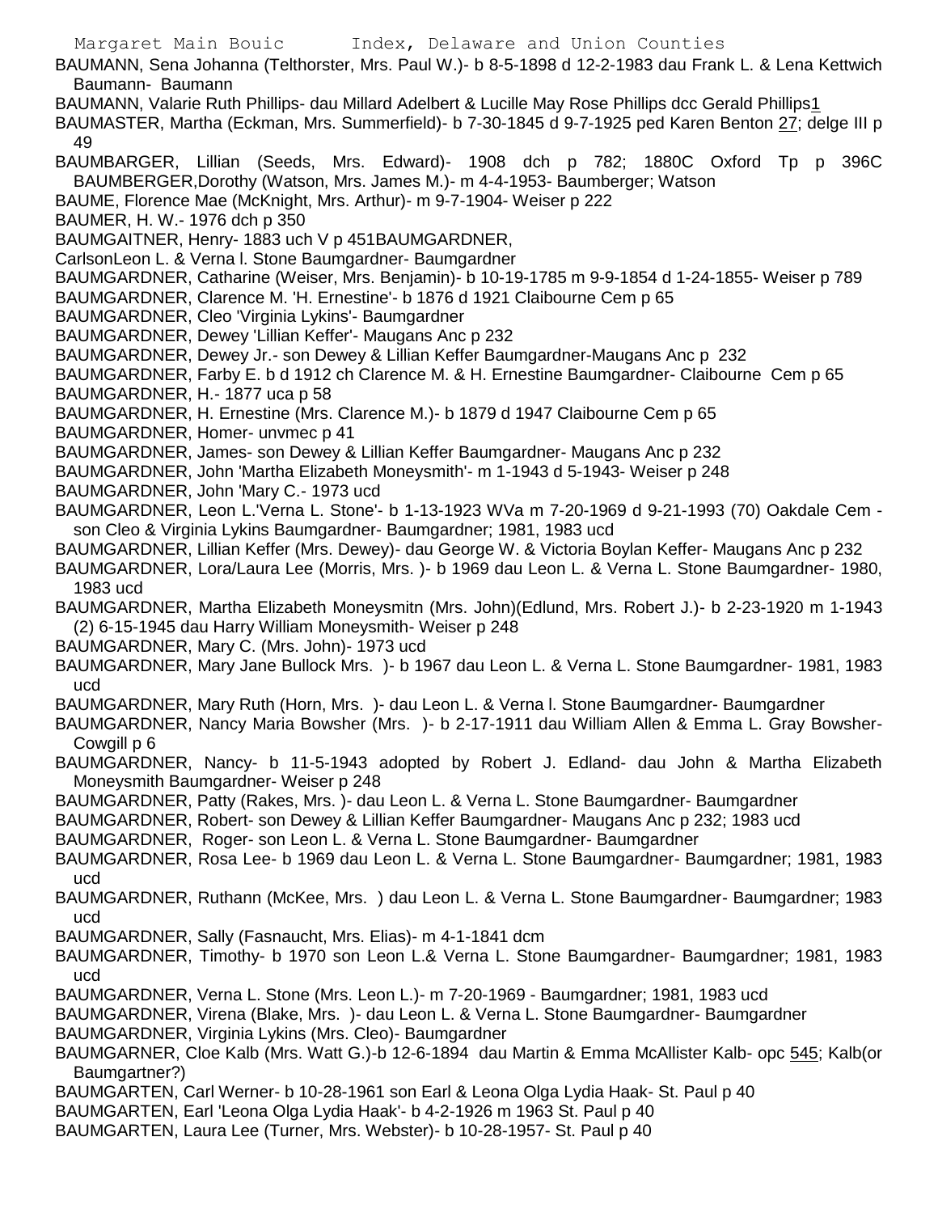BAUMANN, Sena Johanna (Telthorster, Mrs. Paul W.)- b 8-5-1898 d 12-2-1983 dau Frank L. & Lena Kettwich Baumann- Baumann

BAUMANN, Valarie Ruth Phillips- dau Millard Adelbert & Lucille May Rose Phillips dcc Gerald Phillips1

BAUMASTER, Martha (Eckman, Mrs. Summerfield)- b 7-30-1845 d 9-7-1925 ped Karen Benton 27; delge III p 49

BAUMBARGER, Lillian (Seeds, Mrs. Edward)- 1908 dch p 782; 1880C Oxford Tp p 396C BAUMBERGER,Dorothy (Watson, Mrs. James M.)- m 4-4-1953- Baumberger; Watson

BAUME, Florence Mae (McKnight, Mrs. Arthur)- m 9-7-1904- Weiser p 222

BAUMER, H. W.- 1976 dch p 350

BAUMGAITNER, Henry- 1883 uch V p 451BAUMGARDNER, CarlsonLeon L. & Verna l. Stone Baumgardner- Baumgardner

BAUMGARDNER, Catharine (Weiser, Mrs. Benjamin)- b 10-19-1785 m 9-9-1854 d 1-24-1855- Weiser p 789

BAUMGARDNER, Clarence M. 'H. Ernestine'- b 1876 d 1921 Claibourne Cem p 65

BAUMGARDNER, Cleo 'Virginia Lykins'- Baumgardner

BAUMGARDNER, Dewey 'Lillian Keffer'- Maugans Anc p 232

BAUMGARDNER, Dewey Jr.- son Dewey & Lillian Keffer Baumgardner-Maugans Anc p 232

BAUMGARDNER, Farby E. b d 1912 ch Clarence M. & H. Ernestine Baumgardner- Claibourne Cem p 65

BAUMGARDNER, H.- 1877 uca p 58

BAUMGARDNER, H. Ernestine (Mrs. Clarence M.)- b 1879 d 1947 Claibourne Cem p 65

BAUMGARDNER, Homer- unvmec p 41

BAUMGARDNER, James- son Dewey & Lillian Keffer Baumgardner- Maugans Anc p 232

BAUMGARDNER, John 'Martha Elizabeth Moneysmith'- m 1-1943 d 5-1943- Weiser p 248

BAUMGARDNER, John 'Mary C.- 1973 ucd

BAUMGARDNER, Leon L.'Verna L. Stone'- b 1-13-1923 WVa m 7-20-1969 d 9-21-1993 (70) Oakdale Cem - son Cleo & Virginia Lykins Baumgardner- Baumgardner; 1981, 1983 ucd

BAUMGARDNER, Lillian Keffer (Mrs. Dewey)- dau George W. & Victoria Boylan Keffer- Maugans Anc p 232

BAUMGARDNER, Lora/Laura Lee (Morris, Mrs. )- b 1969 dau Leon L. & Verna L. Stone Baumgardner- 1980, 1983 ucd

BAUMGARDNER, Martha Elizabeth Moneysmitn (Mrs. John)(Edlund, Mrs. Robert J.)- b 2-23-1920 m 1-1943 (2) 6-15-1945 dau Harry William Moneysmith- Weiser p 248

BAUMGARDNER, Mary C. (Mrs. John)- 1973 ucd

BAUMGARDNER, Mary Jane Bullock Mrs. )- b 1967 dau Leon L. & Verna L. Stone Baumgardner- 1981, 1983 ucd

BAUMGARDNER, Mary Ruth (Horn, Mrs. )- dau Leon L. & Verna l. Stone Baumgardner- Baumgardner

BAUMGARDNER, Nancy Maria Bowsher (Mrs. )- b 2-17-1911 dau William Allen & Emma L. Gray Bowsher- Cowgill p 6

BAUMGARDNER, Nancy- b 11-5-1943 adopted by Robert J. Edland- dau John & Martha Elizabeth Moneysmith Baumgardner- Weiser p 248

BAUMGARDNER, Patty (Rakes, Mrs. )- dau Leon L. & Verna L. Stone Baumgardner- Baumgardner

BAUMGARDNER, Robert- son Dewey & Lillian Keffer Baumgardner- Maugans Anc p 232; 1983 ucd

BAUMGARDNER, Roger- son Leon L. & Verna L. Stone Baumgardner- Baumgardner

BAUMGARDNER, Rosa Lee- b 1969 dau Leon L. & Verna L. Stone Baumgardner- Baumgardner; 1981, 1983 ucd

BAUMGARDNER, Ruthann (McKee, Mrs. ) dau Leon L. & Verna L. Stone Baumgardner- Baumgardner; 1983 ucd

BAUMGARDNER, Sally (Fasnaucht, Mrs. Elias)- m 4-1-1841 dcm

BAUMGARDNER, Timothy- b 1970 son Leon L.& Verna L. Stone Baumgardner- Baumgardner; 1981, 1983 ucd

BAUMGARDNER, Verna L. Stone (Mrs. Leon L.)- m 7-20-1969 - Baumgardner; 1981, 1983 ucd

BAUMGARDNER, Virena (Blake, Mrs. )- dau Leon L. & Verna L. Stone Baumgardner- Baumgardner

BAUMGARDNER, Virginia Lykins (Mrs. Cleo)- Baumgardner

BAUMGARNER, Cloe Kalb (Mrs. Watt G.)-b 12-6-1894 dau Martin & Emma McAllister Kalb- opc 545; Kalb(or Baumgartner?)

BAUMGARTEN, Carl Werner- b 10-28-1961 son Earl & Leona Olga Lydia Haak- St. Paul p 40

BAUMGARTEN, Earl 'Leona Olga Lydia Haak'- b 4-2-1926 m 1963 St. Paul p 40

BAUMGARTEN, Laura Lee (Turner, Mrs. Webster)- b 10-28-1957- St. Paul p 40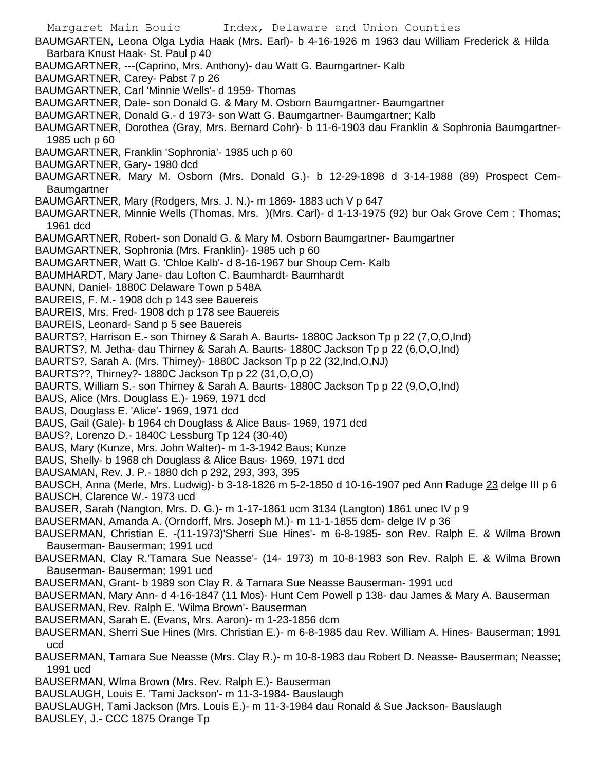BAUMGARTEN, Leona Olga Lydia Haak (Mrs. Earl)- b 4-16-1926 m 1963 dau William Frederick & Hilda Barbara Knust Haak- St. Paul p 40

BAUMGARTNER, ---(Caprino, Mrs. Anthony)- dau Watt G. Baumgartner- Kalb

BAUMGARTNER, Carey- Pabst 7 p 26

BAUMGARTNER, Carl 'Minnie Wells'- d 1959- Thomas

BAUMGARTNER, Dale- son Donald G. & Mary M. Osborn Baumgartner- Baumgartner

BAUMGARTNER, Donald G.- d 1973- son Watt G. Baumgartner- Baumgartner; Kalb

BAUMGARTNER, Dorothea (Gray, Mrs. Bernard Cohr)- b 11-6-1903 dau Franklin & Sophronia Baumgartner- 1985 uch p 60

BAUMGARTNER, Franklin 'Sophronia'- 1985 uch p 60

BAUMGARTNER, Gary- 1980 dcd

BAUMGARTNER, Mary M. Osborn (Mrs. Donald G.)- b 12-29-1898 d 3-14-1988 (89) Prospect Cem- Baumgartner

BAUMGARTNER, Mary (Rodgers, Mrs. J. N.)- m 1869- 1883 uch V p 647

BAUMGARTNER, Minnie Wells (Thomas, Mrs. )(Mrs. Carl)- d 1-13-1975 (92) bur Oak Grove Cem ; Thomas; 1961 dcd

BAUMGARTNER, Robert- son Donald G. & Mary M. Osborn Baumgartner- Baumgartner

BAUMGARTNER, Sophronia (Mrs. Franklin)- 1985 uch p 60

BAUMGARTNER, Watt G. 'Chloe Kalb'- d 8-16-1967 bur Shoup Cem- Kalb

BAUMHARDT, Mary Jane- dau Lofton C. Baumhardt- Baumhardt

BAUNN, Daniel- 1880C Delaware Town p 548A

BAUREIS, F. M.- 1908 dch p 143 see Bauereis

BAUREIS, Mrs. Fred- 1908 dch p 178 see Bauereis

BAUREIS, Leonard- Sand p 5 see Bauereis

BAURTS?, Harrison E.- son Thirney & Sarah A. Baurts- 1880C Jackson Tp p 22 (7,O,O,Ind)

BAURTS?, M. Jetha- dau Thirney & Sarah A. Baurts- 1880C Jackson Tp p 22 (6,O,O,Ind)

BAURTS?, Sarah A. (Mrs. Thirney)- 1880C Jackson Tp p 22 (32,Ind,O,NJ)

BAURTS??, Thirney?- 1880C Jackson Tp p 22 (31,O,O,O)

BAURTS, William S.- son Thirney & Sarah A. Baurts- 1880C Jackson Tp p 22 (9,O,O,Ind)

BAUS, Alice (Mrs. Douglass E.)- 1969, 1971 dcd

BAUS, Douglass E. 'Alice'- 1969, 1971 dcd

BAUS, Gail (Gale)- b 1964 ch Douglass & Alice Baus- 1969, 1971 dcd

BAUS?, Lorenzo D.- 1840C Lessburg Tp 124 (30-40)

BAUS, Mary (Kunze, Mrs. John Walter)- m 1-3-1942 Baus; Kunze

BAUS, Shelly- b 1968 ch Douglass & Alice Baus- 1969, 1971 dcd

BAUSAMAN, Rev. J. P.- 1880 dch p 292, 293, 393, 395

BAUSCH, Anna (Merle, Mrs. Ludwig)- b 3-18-1826 m 5-2-1850 d 10-16-1907 ped Ann Raduge 23 delge III p 6

BAUSCH, Clarence W.- 1973 ucd

BAUSER, Sarah (Nangton, Mrs. D. G.)- m 1-17-1861 ucm 3134 (Langton) 1861 unec IV p 9

BAUSERMAN, Amanda A. (Orndorff, Mrs. Joseph M.)- m 11-1-1855 dcm- delge IV p 36

BAUSERMAN, Christian E. -(11-1973)'Sherri Sue Hines'- m 6-8-1985- son Rev. Ralph E. & Wilma Brown Bauserman- Bauserman; 1991 ucd

BAUSERMAN, Clay R.'Tamara Sue Neasse'- (14- 1973) m 10-8-1983 son Rev. Ralph E. & Wilma Brown Bauserman- Bauserman; 1991 ucd

BAUSERMAN, Grant- b 1989 son Clay R. & Tamara Sue Neasse Bauserman- 1991 ucd

BAUSERMAN, Mary Ann- d 4-16-1847 (11 Mos)- Hunt Cem Powell p 138- dau James & Mary A. Bauserman

BAUSERMAN, Rev. Ralph E. 'Wilma Brown'- Bauserman

BAUSERMAN, Sarah E. (Evans, Mrs. Aaron)- m 1-23-1856 dcm

BAUSERMAN, Sherri Sue Hines (Mrs. Christian E.)- m 6-8-1985 dau Rev. William A. Hines- Bauserman; 1991 ucd

BAUSERMAN, Tamara Sue Neasse (Mrs. Clay R.)- m 10-8-1983 dau Robert D. Neasse- Bauserman; Neasse; 1991 ucd

BAUSERMAN, Wlma Brown (Mrs. Rev. Ralph E.)- Bauserman

BAUSLAUGH, Louis E. 'Tami Jackson'- m 11-3-1984- Bauslaugh

BAUSLAUGH, Tami Jackson (Mrs. Louis E.)- m 11-3-1984 dau Ronald & Sue Jackson- Bauslaugh

BAUSLEY, J.- CCC 1875 Orange Tp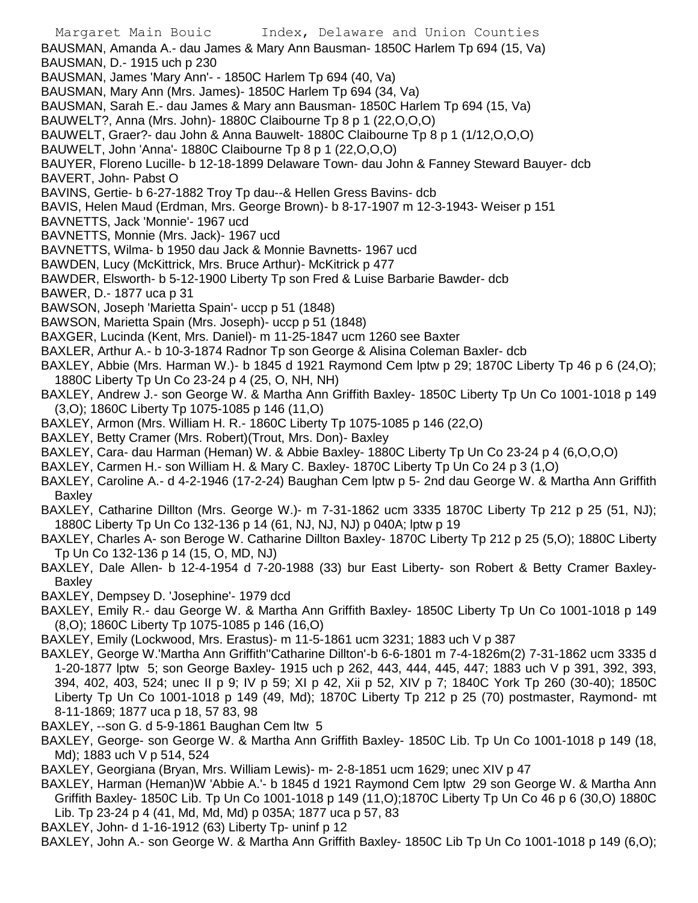BAUSMAN, Amanda A.- dau James & Mary Ann Bausman- 1850C Harlem Tp 694 (15, Va)
BAUSMAN, D.- 1915 uch p 230
BAUSMAN, James 'Mary Ann'- - 1850C Harlem Tp 694 (40, Va)
BAUSMAN, Mary Ann (Mrs. James)- 1850C Harlem Tp 694 (34, Va)
BAUSMAN, Sarah E.- dau James & Mary ann Bausman- 1850C Harlem Tp 694 (15, Va)
BAUWELT?, Anna (Mrs. John)- 1880C Claibourne Tp 8 p 1 (22,O,O,O)
BAUWELT, Graer?- dau John & Anna Bauwelt- 1880C Claibourne Tp 8 p 1 (1/12,O,O,O)
BAUWELT, John 'Anna'- 1880C Claibourne Tp 8 p 1 (22,O,O,O)
BAUYER, Floreno Lucille- b 12-18-1899 Delaware Town- dau John & Fanney Steward Bauyer- dcb
BAVERT, John- Pabst O
BAVINS, Gertie- b 6-27-1882 Troy Tp dau--& Hellen Gress Bavins- dcb
BAVIS, Helen Maud (Erdman, Mrs. George Brown)- b 8-17-1907 m 12-3-1943- Weiser p 151
BAVNETTS, Jack 'Monnie'- 1967 ucd
BAVNETTS, Monnie (Mrs. Jack)- 1967 ucd
BAVNETTS, Wilma- b 1950 dau Jack & Monnie Bavnetts- 1967 ucd
BAWDEN, Lucy (McKittrick, Mrs. Bruce Arthur)- McKitrick p 477
BAWDER, Elsworth- b 5-12-1900 Liberty Tp son Fred & Luise Barbarie Bawder- dcb
BAWER, D.- 1877 uca p 31
BAWSON, Joseph 'Marietta Spain'- uccp p 51 (1848)
BAWSON, Marietta Spain (Mrs. Joseph)- uccp p 51 (1848)
BAXGER, Lucinda (Kent, Mrs. Daniel)- m 11-25-1847 ucm 1260 see Baxter
BAXLER, Arthur A.- b 10-3-1874 Radnor Tp son George & Alisina Coleman Baxler- dcb
BAXLEY, Abbie (Mrs. Harman W.)- b 1845 d 1921 Raymond Cem lptw p 29; 1870C Liberty Tp 46 p 6 (24,O); 1880C Liberty Tp Un Co 23-24 p 4 (25, O, NH, NH)
BAXLEY, Andrew J.- son George W. & Martha Ann Griffith Baxley- 1850C Liberty Tp Un Co 1001-1018 p 149 (3,O); 1860C Liberty Tp 1075-1085 p 146 (11,O)
BAXLEY, Armon (Mrs. William H. R.- 1860C Liberty Tp 1075-1085 p 146 (22,O)
BAXLEY, Betty Cramer (Mrs. Robert)(Trout, Mrs. Don)- Baxley
BAXLEY, Cara- dau Harman (Heman) W. & Abbie Baxley- 1880C Liberty Tp Un Co 23-24 p 4 (6,O,O,O)
BAXLEY, Carmen H.- son William H. & Mary C. Baxley- 1870C Liberty Tp Un Co 24 p 3 (1,O)
BAXLEY, Caroline A.- d 4-2-1946 (17-2-24) Baughan Cem lptw p 5- 2nd dau George W. & Martha Ann Griffith Baxley
BAXLEY, Catharine Dillton (Mrs. George W.)- m 7-31-1862 ucm 3335 1870C Liberty Tp 212 p 25 (51, NJ); 1880C Liberty Tp Un Co 132-136 p 14 (61, NJ, NJ, NJ) p 040A; lptw p 19
BAXLEY, Charles A- son Beroge W. Catharine Dillton Baxley- 1870C Liberty Tp 212 p 25 (5,O); 1880C Liberty Tp Un Co 132-136 p 14 (15, O, MD, NJ)
BAXLEY, Dale Allen- b 12-4-1954 d 7-20-1988 (33) bur East Liberty- son Robert & Betty Cramer Baxley- Baxley
BAXLEY, Dempsey D. 'Josephine'- 1979 dcd
BAXLEY, Emily R.- dau George W. & Martha Ann Griffith Baxley- 1850C Liberty Tp Un Co 1001-1018 p 149 (8,O); 1860C Liberty Tp 1075-1085 p 146 (16,O)
BAXLEY, Emily (Lockwood, Mrs. Erastus)- m 11-5-1861 ucm 3231; 1883 uch V p 387
BAXLEY, George W.'Martha Ann Griffith''Catharine Dillton'-b 6-6-1801 m 7-4-1826m(2) 7-31-1862 ucm 3335 d 1-20-1877 lptw 5; son George Baxley- 1915 uch p 262, 443, 444, 445, 447; 1883 uch V p 391, 392, 393, 394, 402, 403, 524; unec II p 9; IV p 59; XI p 42, Xii p 52, XIV p 7; 1840C York Tp 260 (30-40); 1850C Liberty Tp Un Co 1001-1018 p 149 (49, Md); 1870C Liberty Tp 212 p 25 (70) postmaster, Raymond- mt 8-11-1869; 1877 uca p 18, 57 83, 98
BAXLEY, --son G. d 5-9-1861 Baughan Cem ltw 5
BAXLEY, George- son George W. & Martha Ann Griffith Baxley- 1850C Lib. Tp Un Co 1001-1018 p 149 (18, Md); 1883 uch V p 514, 524
BAXLEY, Georgiana (Bryan, Mrs. William Lewis)- m- 2-8-1851 ucm 1629; unec XIV p 47
BAXLEY, Harman (Heman)W 'Abbie A.'- b 1845 d 1921 Raymond Cem lptw 29 son George W. & Martha Ann Griffith Baxley- 1850C Lib. Tp Un Co 1001-1018 p 149 (11,O);1870C Liberty Tp Un Co 46 p 6 (30,O) 1880C Lib. Tp 23-24 p 4 (41, Md, Md, Md) p 035A; 1877 uca p 57, 83
BAXLEY, John- d 1-16-1912 (63) Liberty Tp- uninf p 12
BAXLEY, John A.- son George W. & Martha Ann Griffith Baxley- 1850C Lib Tp Un Co 1001-1018 p 149 (6,O);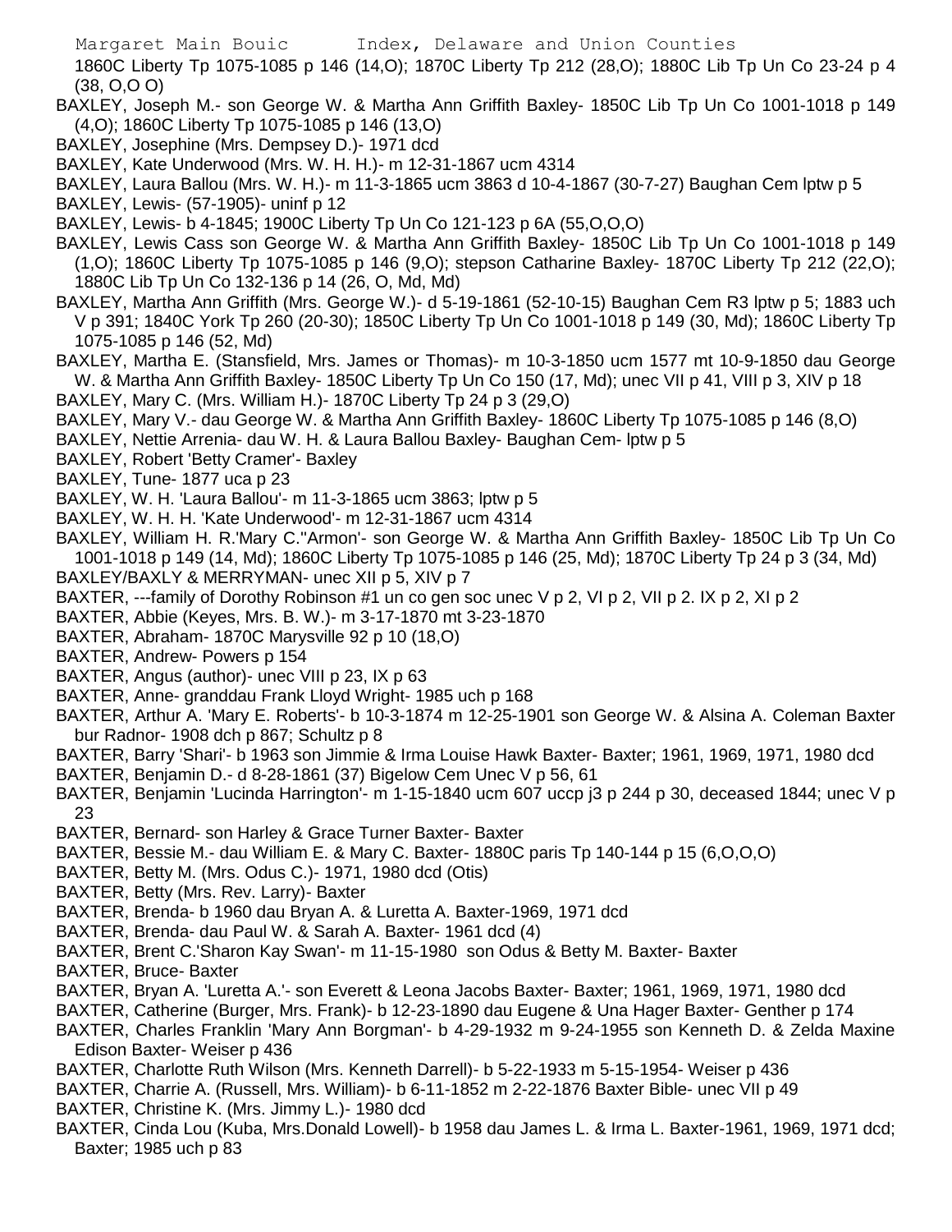1860C Liberty Tp 1075-1085 p 146 (14,O); 1870C Liberty Tp 212 (28,O); 1880C Lib Tp Un Co 23-24 p 4 (38, O,O O)

BAXLEY, Joseph M.- son George W. & Martha Ann Griffith Baxley- 1850C Lib Tp Un Co 1001-1018 p 149 (4,O); 1860C Liberty Tp 1075-1085 p 146 (13,O)

BAXLEY, Josephine (Mrs. Dempsey D.)- 1971 dcd

BAXLEY, Kate Underwood (Mrs. W. H. H.)- m 12-31-1867 ucm 4314

BAXLEY, Laura Ballou (Mrs. W. H.)- m 11-3-1865 ucm 3863 d 10-4-1867 (30-7-27) Baughan Cem lptw p 5

BAXLEY, Lewis- (57-1905)- uninf p 12

BAXLEY, Lewis- b 4-1845; 1900C Liberty Tp Un Co 121-123 p 6A (55,O,O,O)

BAXLEY, Lewis Cass son George W. & Martha Ann Griffith Baxley- 1850C Lib Tp Un Co 1001-1018 p 149 (1,O); 1860C Liberty Tp 1075-1085 p 146 (9,O); stepson Catharine Baxley- 1870C Liberty Tp 212 (22,O); 1880C Lib Tp Un Co 132-136 p 14 (26, O, Md, Md)

BAXLEY, Martha Ann Griffith (Mrs. George W.)- d 5-19-1861 (52-10-15) Baughan Cem R3 lptw p 5; 1883 uch V p 391; 1840C York Tp 260 (20-30); 1850C Liberty Tp Un Co 1001-1018 p 149 (30, Md); 1860C Liberty Tp 1075-1085 p 146 (52, Md)

BAXLEY, Martha E. (Stansfield, Mrs. James or Thomas)- m 10-3-1850 ucm 1577 mt 10-9-1850 dau George W. & Martha Ann Griffith Baxley- 1850C Liberty Tp Un Co 150 (17, Md); unec VII p 41, VIII p 3, XIV p 18

BAXLEY, Mary C. (Mrs. William H.)- 1870C Liberty Tp 24 p 3 (29,O)

BAXLEY, Mary V.- dau George W. & Martha Ann Griffith Baxley- 1860C Liberty Tp 1075-1085 p 146 (8,O)

BAXLEY, Nettie Arrenia- dau W. H. & Laura Ballou Baxley- Baughan Cem- lptw p 5

BAXLEY, Robert 'Betty Cramer'- Baxley

BAXLEY, Tune- 1877 uca p 23

BAXLEY, W. H. 'Laura Ballou'- m 11-3-1865 ucm 3863; lptw p 5

BAXLEY, W. H. H. 'Kate Underwood'- m 12-31-1867 ucm 4314

BAXLEY, William H. R.'Mary C.''Armon'- son George W. & Martha Ann Griffith Baxley- 1850C Lib Tp Un Co 1001-1018 p 149 (14, Md); 1860C Liberty Tp 1075-1085 p 146 (25, Md); 1870C Liberty Tp 24 p 3 (34, Md)

BAXLEY/BAXLY & MERRYMAN- unec XII p 5, XIV p 7

BAXTER, ---family of Dorothy Robinson #1 un co gen soc unec V p 2, VI p 2, VII p 2. IX p 2, XI p 2

BAXTER, Abbie (Keyes, Mrs. B. W.)- m 3-17-1870 mt 3-23-1870

BAXTER, Abraham- 1870C Marysville 92 p 10 (18,O)

BAXTER, Andrew- Powers p 154

BAXTER, Angus (author)- unec VIII p 23, IX p 63

BAXTER, Anne- granddau Frank Lloyd Wright- 1985 uch p 168

BAXTER, Arthur A. 'Mary E. Roberts'- b 10-3-1874 m 12-25-1901 son George W. & Alsina A. Coleman Baxter bur Radnor- 1908 dch p 867; Schultz p 8

BAXTER, Barry 'Shari'- b 1963 son Jimmie & Irma Louise Hawk Baxter- Baxter; 1961, 1969, 1971, 1980 dcd

BAXTER, Benjamin D.- d 8-28-1861 (37) Bigelow Cem Unec V p 56, 61

BAXTER, Benjamin 'Lucinda Harrington'- m 1-15-1840 ucm 607 uccp j3 p 244 p 30, deceased 1844; unec V p 23

BAXTER, Bernard- son Harley & Grace Turner Baxter- Baxter

BAXTER, Bessie M.- dau William E. & Mary C. Baxter- 1880C paris Tp 140-144 p 15 (6,O,O,O)

BAXTER, Betty M. (Mrs. Odus C.)- 1971, 1980 dcd (Otis)

BAXTER, Betty (Mrs. Rev. Larry)- Baxter

BAXTER, Brenda- b 1960 dau Bryan A. & Luretta A. Baxter-1969, 1971 dcd

BAXTER, Brenda- dau Paul W. & Sarah A. Baxter- 1961 dcd (4)

BAXTER, Brent C.'Sharon Kay Swan'- m 11-15-1980 son Odus & Betty M. Baxter- Baxter

BAXTER, Bruce- Baxter

BAXTER, Bryan A. 'Luretta A.'- son Everett & Leona Jacobs Baxter- Baxter; 1961, 1969, 1971, 1980 dcd

BAXTER, Catherine (Burger, Mrs. Frank)- b 12-23-1890 dau Eugene & Una Hager Baxter- Genther p 174

BAXTER, Charles Franklin 'Mary Ann Borgman'- b 4-29-1932 m 9-24-1955 son Kenneth D. & Zelda Maxine Edison Baxter- Weiser p 436

BAXTER, Charlotte Ruth Wilson (Mrs. Kenneth Darrell)- b 5-22-1933 m 5-15-1954- Weiser p 436

BAXTER, Charrie A. (Russell, Mrs. William)- b 6-11-1852 m 2-22-1876 Baxter Bible- unec VII p 49

BAXTER, Christine K. (Mrs. Jimmy L.)- 1980 dcd

BAXTER, Cinda Lou (Kuba, Mrs.Donald Lowell)- b 1958 dau James L. & Irma L. Baxter-1961, 1969, 1971 dcd; Baxter; 1985 uch p 83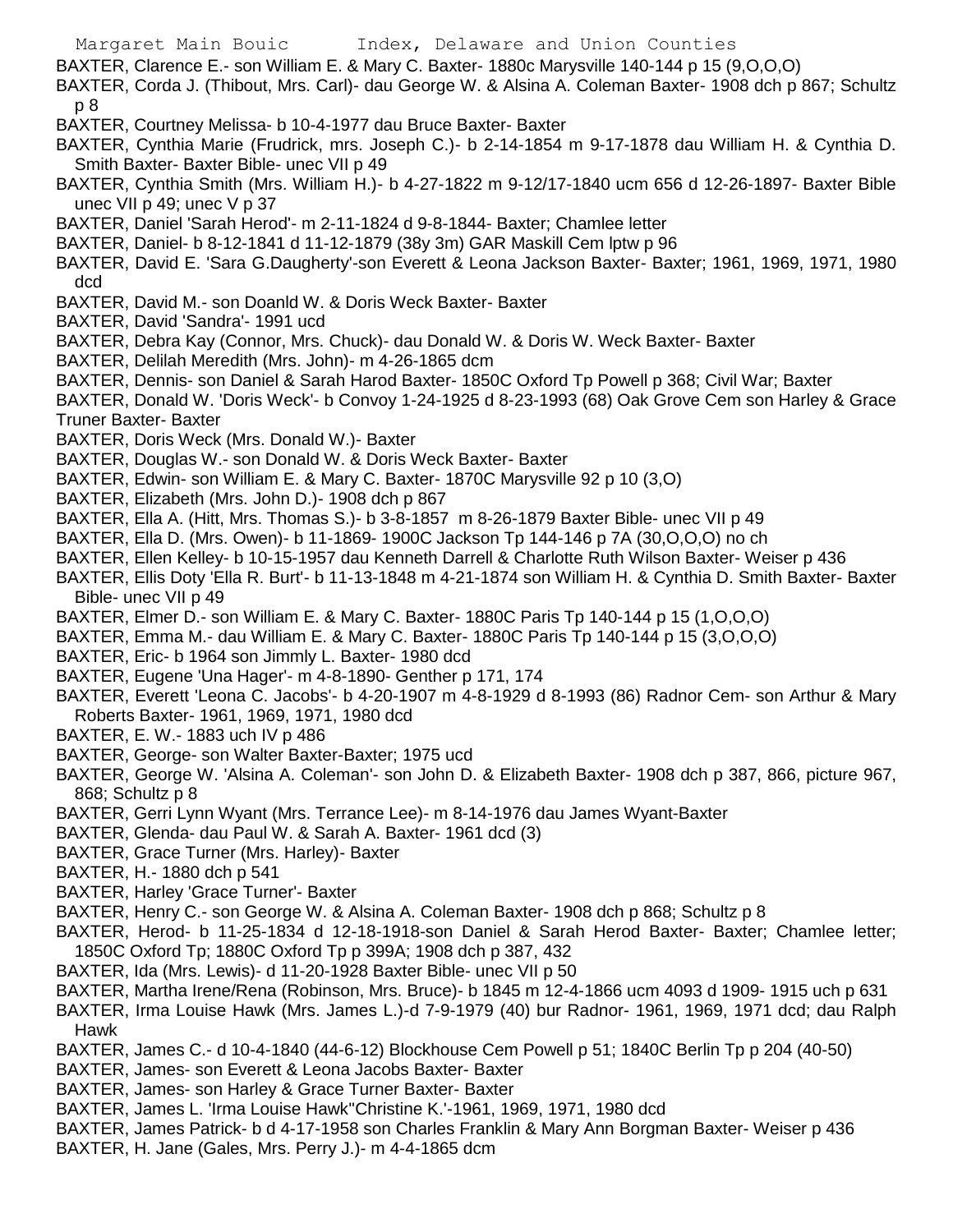BAXTER, Clarence E.- son William E. & Mary C. Baxter- 1880c Marysville 140-144 p 15 (9,O,O,O)

BAXTER, Corda J. (Thibout, Mrs. Carl)- dau George W. & Alsina A. Coleman Baxter- 1908 dch p 867; Schultz p 8

BAXTER, Courtney Melissa- b 10-4-1977 dau Bruce Baxter- Baxter

BAXTER, Cynthia Marie (Frudrick, mrs. Joseph C.)- b 2-14-1854 m 9-17-1878 dau William H. & Cynthia D. Smith Baxter- Baxter Bible- unec VII p 49

BAXTER, Cynthia Smith (Mrs. William H.)- b 4-27-1822 m 9-12/17-1840 ucm 656 d 12-26-1897- Baxter Bible unec VII p 49; unec V p 37

BAXTER, Daniel 'Sarah Herod'- m 2-11-1824 d 9-8-1844- Baxter; Chamlee letter

BAXTER, Daniel- b 8-12-1841 d 11-12-1879 (38y 3m) GAR Maskill Cem lptw p 96

BAXTER, David E. 'Sara G.Daugherty'-son Everett & Leona Jackson Baxter- Baxter; 1961, 1969, 1971, 1980 dcd

BAXTER, David M.- son Doanld W. & Doris Weck Baxter- Baxter

BAXTER, David 'Sandra'- 1991 ucd

BAXTER, Debra Kay (Connor, Mrs. Chuck)- dau Donald W. & Doris W. Weck Baxter- Baxter

BAXTER, Delilah Meredith (Mrs. John)- m 4-26-1865 dcm

BAXTER, Dennis- son Daniel & Sarah Harod Baxter- 1850C Oxford Tp Powell p 368; Civil War; Baxter

BAXTER, Donald W. 'Doris Weck'- b Convoy 1-24-1925 d 8-23-1993 (68) Oak Grove Cem son Harley & Grace Truner Baxter- Baxter

BAXTER, Doris Weck (Mrs. Donald W.)- Baxter

BAXTER, Douglas W.- son Donald W. & Doris Weck Baxter- Baxter

BAXTER, Edwin- son William E. & Mary C. Baxter- 1870C Marysville 92 p 10 (3,O)

BAXTER, Elizabeth (Mrs. John D.)- 1908 dch p 867

BAXTER, Ella A. (Hitt, Mrs. Thomas S.)- b 3-8-1857 m 8-26-1879 Baxter Bible- unec VII p 49

BAXTER, Ella D. (Mrs. Owen)- b 11-1869- 1900C Jackson Tp 144-146 p 7A (30,O,O,O) no ch

BAXTER, Ellen Kelley- b 10-15-1957 dau Kenneth Darrell & Charlotte Ruth Wilson Baxter- Weiser p 436

BAXTER, Ellis Doty 'Ella R. Burt'- b 11-13-1848 m 4-21-1874 son William H. & Cynthia D. Smith Baxter- Baxter Bible- unec VII p 49

BAXTER, Elmer D.- son William E. & Mary C. Baxter- 1880C Paris Tp 140-144 p 15 (1,O,O,O)

BAXTER, Emma M.- dau William E. & Mary C. Baxter- 1880C Paris Tp 140-144 p 15 (3,O,O,O)

BAXTER, Eric- b 1964 son Jimmly L. Baxter- 1980 dcd

BAXTER, Eugene 'Una Hager'- m 4-8-1890- Genther p 171, 174

BAXTER, Everett 'Leona C. Jacobs'- b 4-20-1907 m 4-8-1929 d 8-1993 (86) Radnor Cem- son Arthur & Mary Roberts Baxter- 1961, 1969, 1971, 1980 dcd

BAXTER, E. W.- 1883 uch IV p 486

BAXTER, George- son Walter Baxter-Baxter; 1975 ucd

BAXTER, George W. 'Alsina A. Coleman'- son John D. & Elizabeth Baxter- 1908 dch p 387, 866, picture 967, 868; Schultz p 8

BAXTER, Gerri Lynn Wyant (Mrs. Terrance Lee)- m 8-14-1976 dau James Wyant-Baxter

BAXTER, Glenda- dau Paul W. & Sarah A. Baxter- 1961 dcd (3)

BAXTER, Grace Turner (Mrs. Harley)- Baxter

BAXTER, H.- 1880 dch p 541

BAXTER, Harley 'Grace Turner'- Baxter

BAXTER, Henry C.- son George W. & Alsina A. Coleman Baxter- 1908 dch p 868; Schultz p 8

BAXTER, Herod- b 11-25-1834 d 12-18-1918-son Daniel & Sarah Herod Baxter- Baxter; Chamlee letter; 1850C Oxford Tp; 1880C Oxford Tp p 399A; 1908 dch p 387, 432

BAXTER, Ida (Mrs. Lewis)- d 11-20-1928 Baxter Bible- unec VII p 50

BAXTER, Martha Irene/Rena (Robinson, Mrs. Bruce)- b 1845 m 12-4-1866 ucm 4093 d 1909- 1915 uch p 631

BAXTER, Irma Louise Hawk (Mrs. James L.)-d 7-9-1979 (40) bur Radnor- 1961, 1969, 1971 dcd; dau Ralph Hawk

BAXTER, James C.- d 10-4-1840 (44-6-12) Blockhouse Cem Powell p 51; 1840C Berlin Tp p 204 (40-50)

BAXTER, James- son Everett & Leona Jacobs Baxter- Baxter

BAXTER, James- son Harley & Grace Turner Baxter- Baxter

BAXTER, James L. 'Irma Louise Hawk''Christine K.'-1961, 1969, 1971, 1980 dcd

BAXTER, James Patrick- b d 4-17-1958 son Charles Franklin & Mary Ann Borgman Baxter- Weiser p 436

BAXTER, H. Jane (Gales, Mrs. Perry J.)- m 4-4-1865 dcm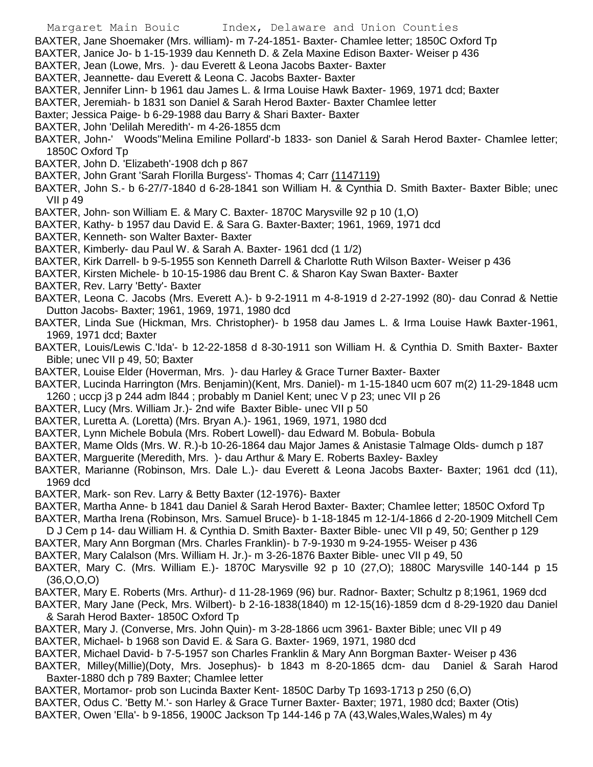BAXTER, Jane Shoemaker (Mrs. william)- m 7-24-1851- Baxter- Chamlee letter; 1850C Oxford Tp

BAXTER, Janice Jo- b 1-15-1939 dau Kenneth D. & Zela Maxine Edison Baxter- Weiser p 436

BAXTER, Jean (Lowe, Mrs. )- dau Everett & Leona Jacobs Baxter- Baxter

BAXTER, Jeannette- dau Everett & Leona C. Jacobs Baxter- Baxter

BAXTER, Jennifer Linn- b 1961 dau James L. & Irma Louise Hawk Baxter- 1969, 1971 dcd; Baxter

BAXTER, Jeremiah- b 1831 son Daniel & Sarah Herod Baxter- Baxter Chamlee letter

Baxter; Jessica Paige- b 6-29-1988 dau Barry & Shari Baxter- Baxter

BAXTER, John 'Delilah Meredith'- m 4-26-1855 dcm

BAXTER, John-' Woods''Melina Emiline Pollard'-b 1833- son Daniel & Sarah Herod Baxter- Chamlee letter; 1850C Oxford Tp

BAXTER, John D. 'Elizabeth'-1908 dch p 867

BAXTER, John Grant 'Sarah Florilla Burgess'- Thomas 4; Carr (1147119)

BAXTER, John S.- b 6-27/7-1840 d 6-28-1841 son William H. & Cynthia D. Smith Baxter- Baxter Bible; unec VII p 49

BAXTER, John- son William E. & Mary C. Baxter- 1870C Marysville 92 p 10 (1,O)

BAXTER, Kathy- b 1957 dau David E. & Sara G. Baxter-Baxter; 1961, 1969, 1971 dcd

BAXTER, Kenneth- son Walter Baxter- Baxter

BAXTER, Kimberly- dau Paul W. & Sarah A. Baxter- 1961 dcd (1 1/2)

BAXTER, Kirk Darrell- b 9-5-1955 son Kenneth Darrell & Charlotte Ruth Wilson Baxter- Weiser p 436

BAXTER, Kirsten Michele- b 10-15-1986 dau Brent C. & Sharon Kay Swan Baxter- Baxter

BAXTER, Rev. Larry 'Betty'- Baxter

BAXTER, Leona C. Jacobs (Mrs. Everett A.)- b 9-2-1911 m 4-8-1919 d 2-27-1992 (80)- dau Conrad & Nettie Dutton Jacobs- Baxter; 1961, 1969, 1971, 1980 dcd

BAXTER, Linda Sue (Hickman, Mrs. Christopher)- b 1958 dau James L. & Irma Louise Hawk Baxter-1961, 1969, 1971 dcd; Baxter

BAXTER, Louis/Lewis C.'Ida'- b 12-22-1858 d 8-30-1911 son William H. & Cynthia D. Smith Baxter- Baxter Bible; unec VII p 49, 50; Baxter

BAXTER, Louise Elder (Hoverman, Mrs. )- dau Harley & Grace Turner Baxter- Baxter

BAXTER, Lucinda Harrington (Mrs. Benjamin)(Kent, Mrs. Daniel)- m 1-15-1840 ucm 607 m(2) 11-29-1848 ucm 1260 ; uccp j3 p 244 adm l844 ; probably m Daniel Kent; unec V p 23; unec VII p 26

BAXTER, Lucy (Mrs. William Jr.)- 2nd wife Baxter Bible- unec VII p 50

BAXTER, Luretta A. (Loretta) (Mrs. Bryan A.)- 1961, 1969, 1971, 1980 dcd

BAXTER, Lynn Michele Bobula (Mrs. Robert Lowell)- dau Edward M. Bobula- Bobula

BAXTER, Mame Olds (Mrs. W. R.)-b 10-26-1864 dau Major James & Anistasie Talmage Olds- dumch p 187

BAXTER, Marguerite (Meredith, Mrs. )- dau Arthur & Mary E. Roberts Baxley- Baxley

BAXTER, Marianne (Robinson, Mrs. Dale L.)- dau Everett & Leona Jacobs Baxter- Baxter; 1961 dcd (11), 1969 dcd

BAXTER, Mark- son Rev. Larry & Betty Baxter (12-1976)- Baxter

BAXTER, Martha Anne- b 1841 dau Daniel & Sarah Herod Baxter- Baxter; Chamlee letter; 1850C Oxford Tp

BAXTER, Martha Irena (Robinson, Mrs. Samuel Bruce)- b 1-18-1845 m 12-1/4-1866 d 2-20-1909 Mitchell Cem D J Cem p 14- dau William H. & Cynthia D. Smith Baxter- Baxter Bible- unec VII p 49, 50; Genther p 129

BAXTER, Mary Ann Borgman (Mrs. Charles Franklin)- b 7-9-1930 m 9-24-1955- Weiser p 436

BAXTER, Mary Calalson (Mrs. William H. Jr.)- m 3-26-1876 Baxter Bible- unec VII p 49, 50

BAXTER, Mary C. (Mrs. William E.)- 1870C Marysville 92 p 10 (27,O); 1880C Marysville 140-144 p 15 (36,O,O,O)

BAXTER, Mary E. Roberts (Mrs. Arthur)- d 11-28-1969 (96) bur. Radnor- Baxter; Schultz p 8;1961, 1969 dcd

BAXTER, Mary Jane (Peck, Mrs. Wilbert)- b 2-16-1838(1840) m 12-15(16)-1859 dcm d 8-29-1920 dau Daniel & Sarah Herod Baxter- 1850C Oxford Tp

BAXTER, Mary J. (Converse, Mrs. John Quin)- m 3-28-1866 ucm 3961- Baxter Bible; unec VII p 49

BAXTER, Michael- b 1968 son David E. & Sara G. Baxter- 1969, 1971, 1980 dcd

BAXTER, Michael David- b 7-5-1957 son Charles Franklin & Mary Ann Borgman Baxter- Weiser p 436

BAXTER, Milley(Millie)(Doty, Mrs. Josephus)- b 1843 m 8-20-1865 dcm- dau Daniel & Sarah Harod Baxter-1880 dch p 789 Baxter; Chamlee letter

BAXTER, Mortamor- prob son Lucinda Baxter Kent- 1850C Darby Tp 1693-1713 p 250 (6,O)

BAXTER, Odus C. 'Betty M.'- son Harley & Grace Turner Baxter- Baxter; 1971, 1980 dcd; Baxter (Otis)

BAXTER, Owen 'Ella'- b 9-1856, 1900C Jackson Tp 144-146 p 7A (43,Wales,Wales,Wales) m 4y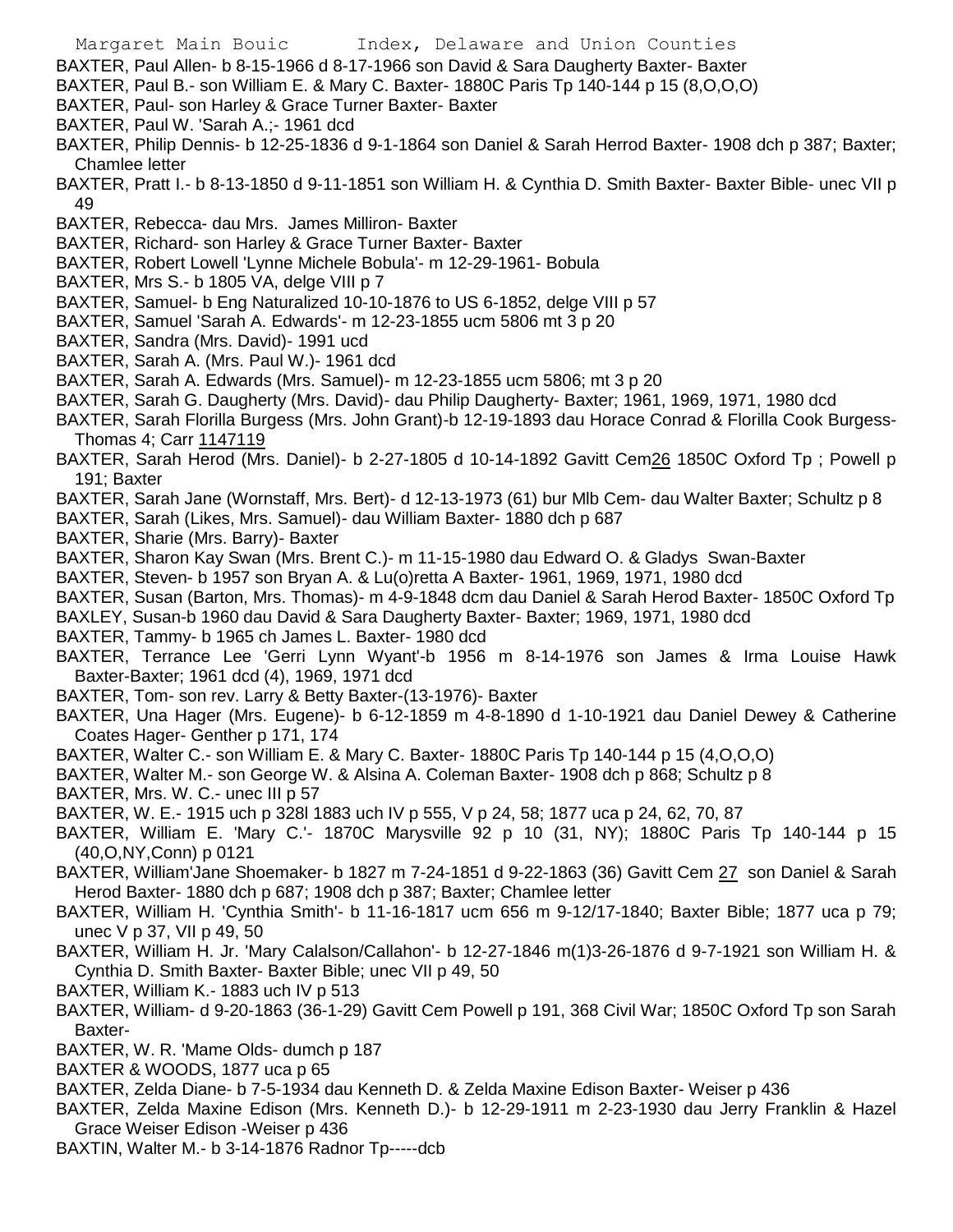BAXTER, Paul Allen- b 8-15-1966 d 8-17-1966 son David & Sara Daugherty Baxter- Baxter

BAXTER, Paul B.- son William E. & Mary C. Baxter- 1880C Paris Tp 140-144 p 15 (8,O,O,O)

BAXTER, Paul- son Harley & Grace Turner Baxter- Baxter

BAXTER, Paul W. 'Sarah A.;- 1961 dcd

BAXTER, Philip Dennis- b 12-25-1836 d 9-1-1864 son Daniel & Sarah Herrod Baxter- 1908 dch p 387; Baxter; Chamlee letter

BAXTER, Pratt I.- b 8-13-1850 d 9-11-1851 son William H. & Cynthia D. Smith Baxter- Baxter Bible- unec VII p 49

BAXTER, Rebecca- dau Mrs. James Milliron- Baxter

BAXTER, Richard- son Harley & Grace Turner Baxter- Baxter

BAXTER, Robert Lowell 'Lynne Michele Bobula'- m 12-29-1961- Bobula

BAXTER, Mrs S.- b 1805 VA, delge VIII p 7

BAXTER, Samuel- b Eng Naturalized 10-10-1876 to US 6-1852, delge VIII p 57

BAXTER, Samuel 'Sarah A. Edwards'- m 12-23-1855 ucm 5806 mt 3 p 20

BAXTER, Sandra (Mrs. David)- 1991 ucd

BAXTER, Sarah A. (Mrs. Paul W.)- 1961 dcd

BAXTER, Sarah A. Edwards (Mrs. Samuel)- m 12-23-1855 ucm 5806; mt 3 p 20

BAXTER, Sarah G. Daugherty (Mrs. David)- dau Philip Daugherty- Baxter; 1961, 1969, 1971, 1980 dcd

BAXTER, Sarah Florilla Burgess (Mrs. John Grant)-b 12-19-1893 dau Horace Conrad & Florilla Cook Burgess-Thomas 4; Carr 1147119

BAXTER, Sarah Herod (Mrs. Daniel)- b 2-27-1805 d 10-14-1892 Gavitt Cem26 1850C Oxford Tp ; Powell p 191; Baxter

BAXTER, Sarah Jane (Wornstaff, Mrs. Bert)- d 12-13-1973 (61) bur Mlb Cem- dau Walter Baxter; Schultz p 8

BAXTER, Sarah (Likes, Mrs. Samuel)- dau William Baxter- 1880 dch p 687

BAXTER, Sharie (Mrs. Barry)- Baxter

BAXTER, Sharon Kay Swan (Mrs. Brent C.)- m 11-15-1980 dau Edward O. & Gladys Swan-Baxter

BAXTER, Steven- b 1957 son Bryan A. & Lu(o)retta A Baxter- 1961, 1969, 1971, 1980 dcd

BAXTER, Susan (Barton, Mrs. Thomas)- m 4-9-1848 dcm dau Daniel & Sarah Herod Baxter- 1850C Oxford Tp

BAXLEY, Susan-b 1960 dau David & Sara Daugherty Baxter- Baxter; 1969, 1971, 1980 dcd

BAXTER, Tammy- b 1965 ch James L. Baxter- 1980 dcd

BAXTER, Terrance Lee 'Gerri Lynn Wyant'-b 1956 m 8-14-1976 son James & Irma Louise Hawk Baxter-Baxter; 1961 dcd (4), 1969, 1971 dcd

BAXTER, Tom- son rev. Larry & Betty Baxter-(13-1976)- Baxter

BAXTER, Una Hager (Mrs. Eugene)- b 6-12-1859 m 4-8-1890 d 1-10-1921 dau Daniel Dewey & Catherine Coates Hager- Genther p 171, 174

BAXTER, Walter C.- son William E. & Mary C. Baxter- 1880C Paris Tp 140-144 p 15 (4,O,O,O)

BAXTER, Walter M.- son George W. & Alsina A. Coleman Baxter- 1908 dch p 868; Schultz p 8

BAXTER, Mrs. W. C.- unec III p 57

BAXTER, W. E.- 1915 uch p 328l 1883 uch IV p 555, V p 24, 58; 1877 uca p 24, 62, 70, 87

BAXTER, William E. 'Mary C.'- 1870C Marysville 92 p 10 (31, NY); 1880C Paris Tp 140-144 p 15 (40,O,NY,Conn) p 0121

BAXTER, William'Jane Shoemaker- b 1827 m 7-24-1851 d 9-22-1863 (36) Gavitt Cem 27 son Daniel & Sarah Herod Baxter- 1880 dch p 687; 1908 dch p 387; Baxter; Chamlee letter

BAXTER, William H. 'Cynthia Smith'- b 11-16-1817 ucm 656 m 9-12/17-1840; Baxter Bible; 1877 uca p 79; unec V p 37, VII p 49, 50

BAXTER, William H. Jr. 'Mary Calalson/Callahon'- b 12-27-1846 m(1)3-26-1876 d 9-7-1921 son William H. & Cynthia D. Smith Baxter- Baxter Bible; unec VII p 49, 50

BAXTER, William K.- 1883 uch IV p 513

BAXTER, William- d 9-20-1863 (36-1-29) Gavitt Cem Powell p 191, 368 Civil War; 1850C Oxford Tp son Sarah Baxter-

BAXTER, W. R. 'Mame Olds- dumch p 187

BAXTER & WOODS, 1877 uca p 65

BAXTER, Zelda Diane- b 7-5-1934 dau Kenneth D. & Zelda Maxine Edison Baxter- Weiser p 436

BAXTER, Zelda Maxine Edison (Mrs. Kenneth D.)- b 12-29-1911 m 2-23-1930 dau Jerry Franklin & Hazel Grace Weiser Edison -Weiser p 436

BAXTIN, Walter M.- b 3-14-1876 Radnor Tp-----dcb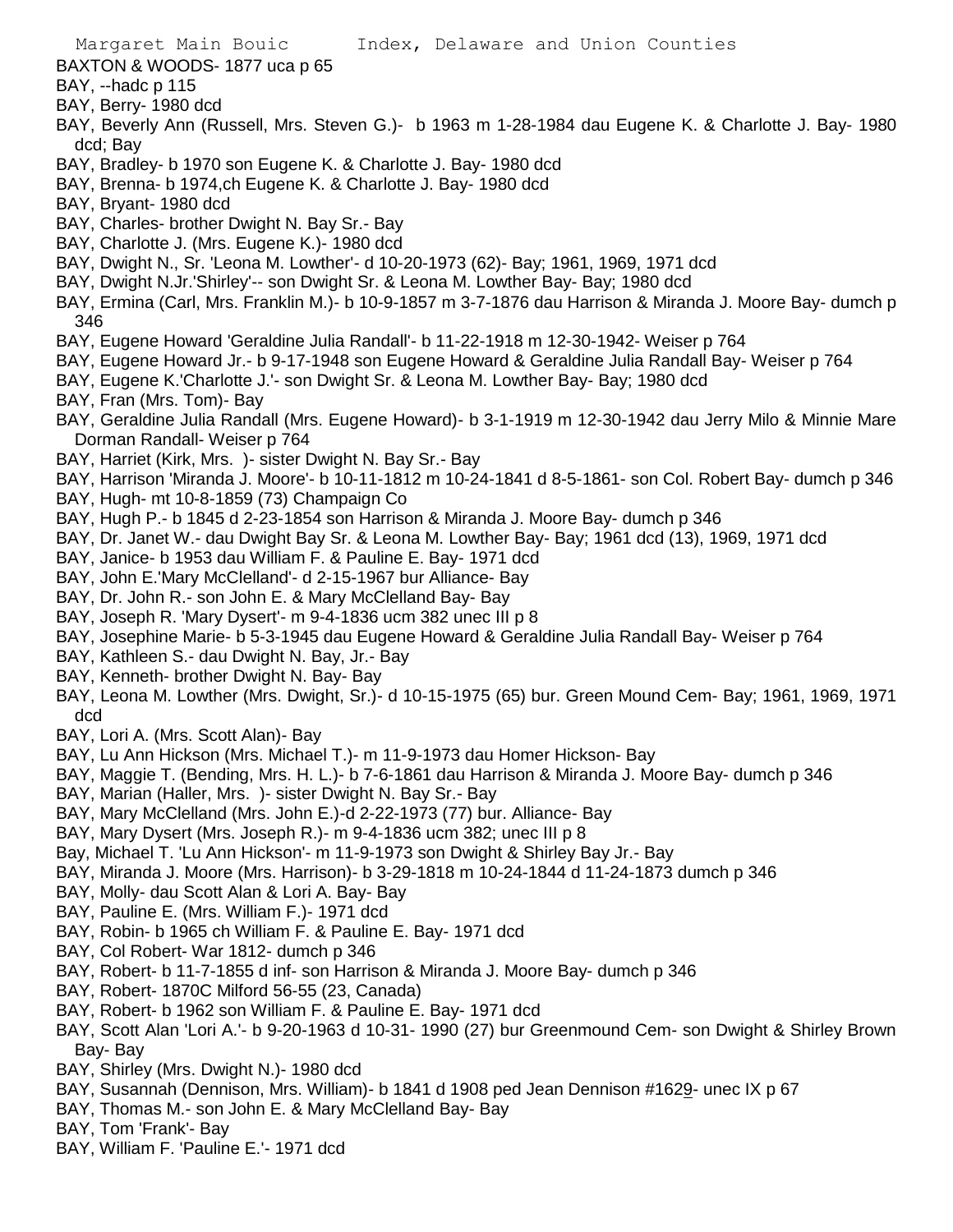BAXTON & WOODS- 1877 uca p 65

BAY, --hadc p 115

BAY, Berry- 1980 dcd

BAY, Beverly Ann (Russell, Mrs. Steven G.)- b 1963 m 1-28-1984 dau Eugene K. & Charlotte J. Bay- 1980 dcd; Bay

BAY, Bradley- b 1970 son Eugene K. & Charlotte J. Bay- 1980 dcd

BAY, Brenna- b 1974,ch Eugene K. & Charlotte J. Bay- 1980 dcd

BAY, Bryant- 1980 dcd

BAY, Charles- brother Dwight N. Bay Sr.- Bay

BAY, Charlotte J. (Mrs. Eugene K.)- 1980 dcd

BAY, Dwight N., Sr. 'Leona M. Lowther'- d 10-20-1973 (62)- Bay; 1961, 1969, 1971 dcd

BAY, Dwight N.Jr.'Shirley'-- son Dwight Sr. & Leona M. Lowther Bay- Bay; 1980 dcd

BAY, Ermina (Carl, Mrs. Franklin M.)- b 10-9-1857 m 3-7-1876 dau Harrison & Miranda J. Moore Bay- dumch p 346

BAY, Eugene Howard 'Geraldine Julia Randall'- b 11-22-1918 m 12-30-1942- Weiser p 764

BAY, Eugene Howard Jr.- b 9-17-1948 son Eugene Howard & Geraldine Julia Randall Bay- Weiser p 764

BAY, Eugene K.'Charlotte J.'- son Dwight Sr. & Leona M. Lowther Bay- Bay; 1980 dcd

BAY, Fran (Mrs. Tom)- Bay

BAY, Geraldine Julia Randall (Mrs. Eugene Howard)- b 3-1-1919 m 12-30-1942 dau Jerry Milo & Minnie Mare Dorman Randall- Weiser p 764

BAY, Harriet (Kirk, Mrs. )- sister Dwight N. Bay Sr.- Bay

BAY, Harrison 'Miranda J. Moore'- b 10-11-1812 m 10-24-1841 d 8-5-1861- son Col. Robert Bay- dumch p 346

BAY, Hugh- mt 10-8-1859 (73) Champaign Co

BAY, Hugh P.- b 1845 d 2-23-1854 son Harrison & Miranda J. Moore Bay- dumch p 346

BAY, Dr. Janet W.- dau Dwight Bay Sr. & Leona M. Lowther Bay- Bay; 1961 dcd (13), 1969, 1971 dcd

BAY, Janice- b 1953 dau William F. & Pauline E. Bay- 1971 dcd

BAY, John E.'Mary McClelland'- d 2-15-1967 bur Alliance- Bay

BAY, Dr. John R.- son John E. & Mary McClelland Bay- Bay

BAY, Joseph R. 'Mary Dysert'- m 9-4-1836 ucm 382 unec III p 8

BAY, Josephine Marie- b 5-3-1945 dau Eugene Howard & Geraldine Julia Randall Bay- Weiser p 764

BAY, Kathleen S.- dau Dwight N. Bay, Jr.- Bay

BAY, Kenneth- brother Dwight N. Bay- Bay

BAY, Leona M. Lowther (Mrs. Dwight, Sr.)- d 10-15-1975 (65) bur. Green Mound Cem- Bay; 1961, 1969, 1971 dcd

BAY, Lori A. (Mrs. Scott Alan)- Bay

BAY, Lu Ann Hickson (Mrs. Michael T.)- m 11-9-1973 dau Homer Hickson- Bay

BAY, Maggie T. (Bending, Mrs. H. L.)- b 7-6-1861 dau Harrison & Miranda J. Moore Bay- dumch p 346

BAY, Marian (Haller, Mrs. )- sister Dwight N. Bay Sr.- Bay

BAY, Mary McClelland (Mrs. John E.)-d 2-22-1973 (77) bur. Alliance- Bay

BAY, Mary Dysert (Mrs. Joseph R.)- m 9-4-1836 ucm 382; unec III p 8

Bay, Michael T. 'Lu Ann Hickson'- m 11-9-1973 son Dwight & Shirley Bay Jr.- Bay

BAY, Miranda J. Moore (Mrs. Harrison)- b 3-29-1818 m 10-24-1844 d 11-24-1873 dumch p 346

BAY, Molly- dau Scott Alan & Lori A. Bay- Bay

BAY, Pauline E. (Mrs. William F.)- 1971 dcd

BAY, Robin- b 1965 ch William F. & Pauline E. Bay- 1971 dcd

BAY, Col Robert- War 1812- dumch p 346

BAY, Robert- b 11-7-1855 d inf- son Harrison & Miranda J. Moore Bay- dumch p 346

BAY, Robert- 1870C Milford 56-55 (23, Canada)

BAY, Robert- b 1962 son William F. & Pauline E. Bay- 1971 dcd

BAY, Scott Alan 'Lori A.'- b 9-20-1963 d 10-31- 1990 (27) bur Greenmound Cem- son Dwight & Shirley Brown Bay- Bay

BAY, Shirley (Mrs. Dwight N.)- 1980 dcd

BAY, Susannah (Dennison, Mrs. William)- b 1841 d 1908 ped Jean Dennison #1629- unec IX p 67

BAY, Thomas M.- son John E. & Mary McClelland Bay- Bay

BAY, Tom 'Frank'- Bay

BAY, William F. 'Pauline E.'- 1971 dcd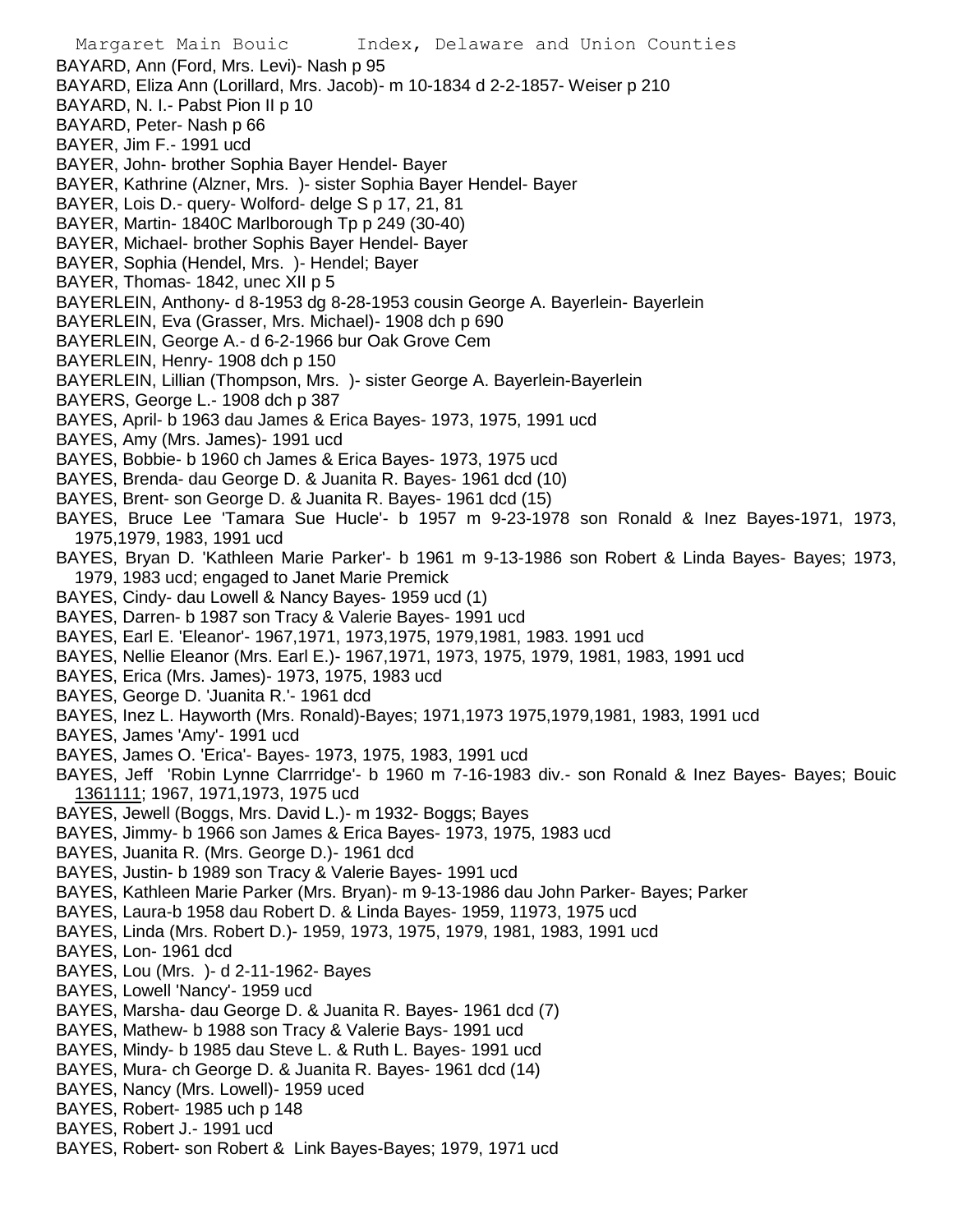BAYARD, Ann (Ford, Mrs. Levi)- Nash p 95
BAYARD, Eliza Ann (Lorillard, Mrs. Jacob)- m 10-1834 d 2-2-1857- Weiser p 210
BAYARD, N. I.- Pabst Pion II p 10
BAYARD, Peter- Nash p 66
BAYER, Jim F.- 1991 ucd
BAYER, John- brother Sophia Bayer Hendel- Bayer
BAYER, Kathrine (Alzner, Mrs. )- sister Sophia Bayer Hendel- Bayer
BAYER, Lois D.- query- Wolford- delge S p 17, 21, 81
BAYER, Martin- 1840C Marlborough Tp p 249 (30-40)
BAYER, Michael- brother Sophis Bayer Hendel- Bayer
BAYER, Sophia (Hendel, Mrs. )- Hendel; Bayer
BAYER, Thomas- 1842, unec XII p 5
BAYERLEIN, Anthony- d 8-1953 dg 8-28-1953 cousin George A. Bayerlein- Bayerlein
BAYERLEIN, Eva (Grasser, Mrs. Michael)- 1908 dch p 690
BAYERLEIN, George A.- d 6-2-1966 bur Oak Grove Cem
BAYERLEIN, Henry- 1908 dch p 150
BAYERLEIN, Lillian (Thompson, Mrs. )- sister George A. Bayerlein-Bayerlein
BAYERS, George L.- 1908 dch p 387
BAYES, April- b 1963 dau James & Erica Bayes- 1973, 1975, 1991 ucd
BAYES, Amy (Mrs. James)- 1991 ucd
BAYES, Bobbie- b 1960 ch James & Erica Bayes- 1973, 1975 ucd
BAYES, Brenda- dau George D. & Juanita R. Bayes- 1961 dcd (10)
BAYES, Brent- son George D. & Juanita R. Bayes- 1961 dcd (15)
BAYES, Bruce Lee 'Tamara Sue Hucle'- b 1957 m 9-23-1978 son Ronald & Inez Bayes-1971, 1973, 1975,1979, 1983, 1991 ucd
BAYES, Bryan D. 'Kathleen Marie Parker'- b 1961 m 9-13-1986 son Robert & Linda Bayes- Bayes; 1973, 1979, 1983 ucd; engaged to Janet Marie Premick
BAYES, Cindy- dau Lowell & Nancy Bayes- 1959 ucd (1)
BAYES, Darren- b 1987 son Tracy & Valerie Bayes- 1991 ucd
BAYES, Earl E. 'Eleanor'- 1967,1971, 1973,1975, 1979,1981, 1983. 1991 ucd
BAYES, Nellie Eleanor (Mrs. Earl E.)- 1967,1971, 1973, 1975, 1979, 1981, 1983, 1991 ucd
BAYES, Erica (Mrs. James)- 1973, 1975, 1983 ucd
BAYES, George D. 'Juanita R.'- 1961 dcd
BAYES, Inez L. Hayworth (Mrs. Ronald)-Bayes; 1971,1973 1975,1979,1981, 1983, 1991 ucd
BAYES, James 'Amy'- 1991 ucd
BAYES, James O. 'Erica'- Bayes- 1973, 1975, 1983, 1991 ucd
BAYES, Jeff 'Robin Lynne Clarrridge'- b 1960 m 7-16-1983 div.- son Ronald & Inez Bayes- Bayes; Bouic 1361111; 1967, 1971,1973, 1975 ucd
BAYES, Jewell (Boggs, Mrs. David L.)- m 1932- Boggs; Bayes
BAYES, Jimmy- b 1966 son James & Erica Bayes- 1973, 1975, 1983 ucd
BAYES, Juanita R. (Mrs. George D.)- 1961 dcd
BAYES, Justin- b 1989 son Tracy & Valerie Bayes- 1991 ucd
BAYES, Kathleen Marie Parker (Mrs. Bryan)- m 9-13-1986 dau John Parker- Bayes; Parker
BAYES, Laura-b 1958 dau Robert D. & Linda Bayes- 1959, 11973, 1975 ucd
BAYES, Linda (Mrs. Robert D.)- 1959, 1973, 1975, 1979, 1981, 1983, 1991 ucd
BAYES, Lon- 1961 dcd
BAYES, Lou (Mrs. )- d 2-11-1962- Bayes
BAYES, Lowell 'Nancy'- 1959 ucd
BAYES, Marsha- dau George D. & Juanita R. Bayes- 1961 dcd (7)
BAYES, Mathew- b 1988 son Tracy & Valerie Bays- 1991 ucd
BAYES, Mindy- b 1985 dau Steve L. & Ruth L. Bayes- 1991 ucd
BAYES, Mura- ch George D. & Juanita R. Bayes- 1961 dcd (14)
BAYES, Nancy (Mrs. Lowell)- 1959 uced
BAYES, Robert- 1985 uch p 148
BAYES, Robert J.- 1991 ucd
BAYES, Robert- son Robert & Link Bayes-Bayes; 1979, 1971 ucd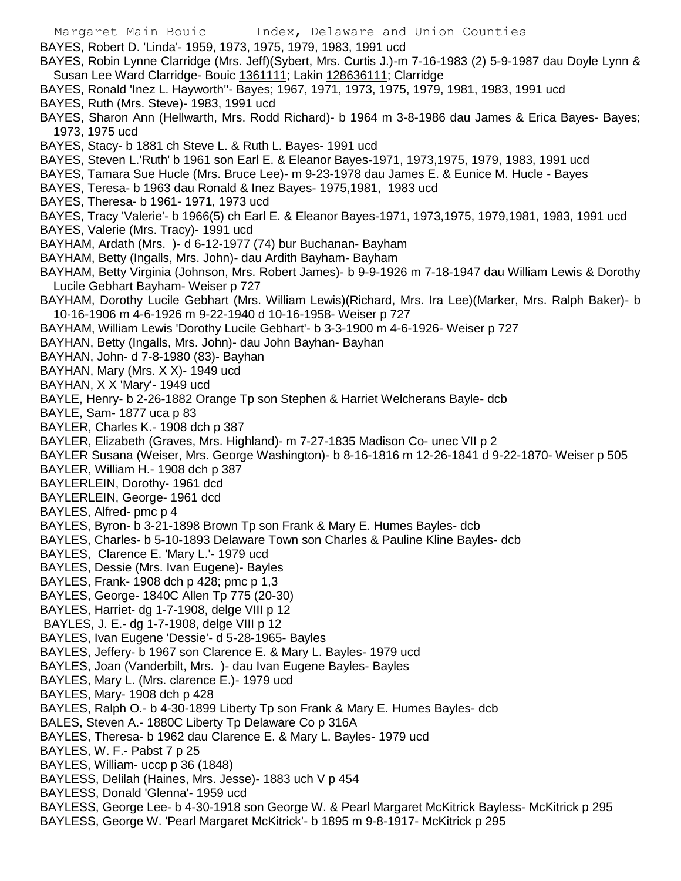BAYES, Robert D. 'Linda'- 1959, 1973, 1975, 1979, 1983, 1991 ucd

BAYES, Robin Lynne Clarridge (Mrs. Jeff)(Sybert, Mrs. Curtis J.)-m 7-16-1983 (2) 5-9-1987 dau Doyle Lynn & Susan Lee Ward Clarridge- Bouic 1361111; Lakin 128636111; Clarridge

BAYES, Ronald 'Inez L. Hayworth''- Bayes; 1967, 1971, 1973, 1975, 1979, 1981, 1983, 1991 ucd

BAYES, Ruth (Mrs. Steve)- 1983, 1991 ucd

BAYES, Sharon Ann (Hellwarth, Mrs. Rodd Richard)- b 1964 m 3-8-1986 dau James & Erica Bayes- Bayes; 1973, 1975 ucd

BAYES, Stacy- b 1881 ch Steve L. & Ruth L. Bayes- 1991 ucd

BAYES, Steven L.'Ruth' b 1961 son Earl E. & Eleanor Bayes-1971, 1973,1975, 1979, 1983, 1991 ucd

BAYES, Tamara Sue Hucle (Mrs. Bruce Lee)- m 9-23-1978 dau James E. & Eunice M. Hucle - Bayes

BAYES, Teresa- b 1963 dau Ronald & Inez Bayes- 1975,1981, 1983 ucd

BAYES, Theresa- b 1961- 1971, 1973 ucd

BAYES, Tracy 'Valerie'- b 1966(5) ch Earl E. & Eleanor Bayes-1971, 1973,1975, 1979,1981, 1983, 1991 ucd

BAYES, Valerie (Mrs. Tracy)- 1991 ucd

BAYHAM, Ardath (Mrs. )- d 6-12-1977 (74) bur Buchanan- Bayham

BAYHAM, Betty (Ingalls, Mrs. John)- dau Ardith Bayham- Bayham

BAYHAM, Betty Virginia (Johnson, Mrs. Robert James)- b 9-9-1926 m 7-18-1947 dau William Lewis & Dorothy Lucile Gebhart Bayham- Weiser p 727

BAYHAM, Dorothy Lucile Gebhart (Mrs. William Lewis)(Richard, Mrs. Ira Lee)(Marker, Mrs. Ralph Baker)- b 10-16-1906 m 4-6-1926 m 9-22-1940 d 10-16-1958- Weiser p 727

BAYHAM, William Lewis 'Dorothy Lucile Gebhart'- b 3-3-1900 m 4-6-1926- Weiser p 727

BAYHAN, Betty (Ingalls, Mrs. John)- dau John Bayhan- Bayhan

BAYHAN, John- d 7-8-1980 (83)- Bayhan

BAYHAN, Mary (Mrs. X X)- 1949 ucd

BAYHAN, X X 'Mary'- 1949 ucd

BAYLE, Henry- b 2-26-1882 Orange Tp son Stephen & Harriet Welcherans Bayle- dcb

BAYLE, Sam- 1877 uca p 83

BAYLER, Charles K.- 1908 dch p 387

BAYLER, Elizabeth (Graves, Mrs. Highland)- m 7-27-1835 Madison Co- unec VII p 2

BAYLER Susana (Weiser, Mrs. George Washington)- b 8-16-1816 m 12-26-1841 d 9-22-1870- Weiser p 505

BAYLER, William H.- 1908 dch p 387

BAYLERLEIN, Dorothy- 1961 dcd

BAYLERLEIN, George- 1961 dcd

BAYLES, Alfred- pmc p 4

BAYLES, Byron- b 3-21-1898 Brown Tp son Frank & Mary E. Humes Bayles- dcb

BAYLES, Charles- b 5-10-1893 Delaware Town son Charles & Pauline Kline Bayles- dcb

BAYLES, Clarence E. 'Mary L.'- 1979 ucd

BAYLES, Dessie (Mrs. Ivan Eugene)- Bayles

BAYLES, Frank- 1908 dch p 428; pmc p 1,3

BAYLES, George- 1840C Allen Tp 775 (20-30)

BAYLES, Harriet- dg 1-7-1908, delge VIII p 12

BAYLES, J. E.- dg 1-7-1908, delge VIII p 12

BAYLES, Ivan Eugene 'Dessie'- d 5-28-1965- Bayles

BAYLES, Jeffery- b 1967 son Clarence E. & Mary L. Bayles- 1979 ucd

BAYLES, Joan (Vanderbilt, Mrs. )- dau Ivan Eugene Bayles- Bayles

BAYLES, Mary L. (Mrs. clarence E.)- 1979 ucd

BAYLES, Mary- 1908 dch p 428

BAYLES, Ralph O.- b 4-30-1899 Liberty Tp son Frank & Mary E. Humes Bayles- dcb

BALES, Steven A.- 1880C Liberty Tp Delaware Co p 316A

BAYLES, Theresa- b 1962 dau Clarence E. & Mary L. Bayles- 1979 ucd

BAYLES, W. F.- Pabst 7 p 25

BAYLES, William- uccp p 36 (1848)

BAYLESS, Delilah (Haines, Mrs. Jesse)- 1883 uch V p 454

BAYLESS, Donald 'Glenna'- 1959 ucd

BAYLESS, George Lee- b 4-30-1918 son George W. & Pearl Margaret McKitrick Bayless- McKitrick p 295

BAYLESS, George W. 'Pearl Margaret McKitrick'- b 1895 m 9-8-1917- McKitrick p 295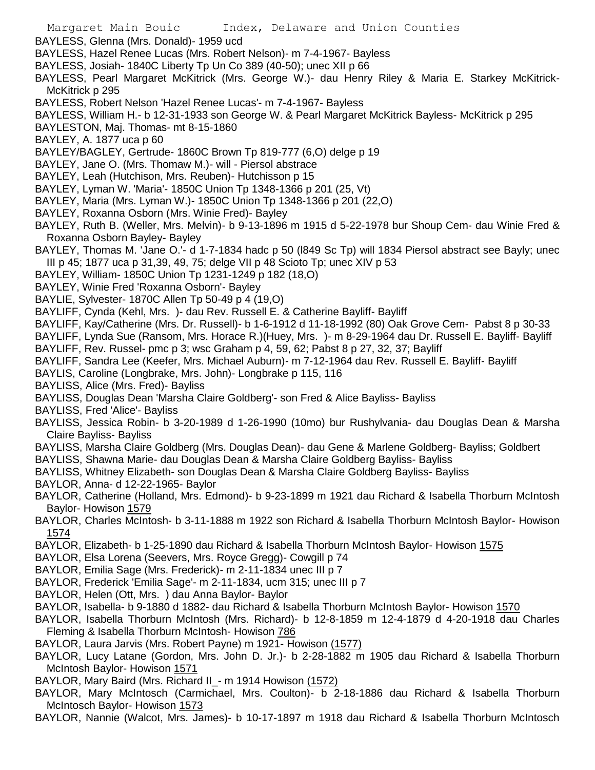BAYLESS, Glenna (Mrs. Donald)- 1959 ucd

BAYLESS, Hazel Renee Lucas (Mrs. Robert Nelson)- m 7-4-1967- Bayless

BAYLESS, Josiah- 1840C Liberty Tp Un Co 389 (40-50); unec XII p 66

BAYLESS, Pearl Margaret McKitrick (Mrs. George W.)- dau Henry Riley & Maria E. Starkey McKitrick- McKitrick p 295

BAYLESS, Robert Nelson 'Hazel Renee Lucas'- m 7-4-1967- Bayless

BAYLESS, William H.- b 12-31-1933 son George W. & Pearl Margaret McKitrick Bayless- McKitrick p 295

BAYLESTON, Maj. Thomas- mt 8-15-1860

BAYLEY, A. 1877 uca p 60

BAYLEY/BAGLEY, Gertrude- 1860C Brown Tp 819-777 (6,O) delge p 19

BAYLEY, Jane O. (Mrs. Thomaw M.)- will - Piersol abstrace

BAYLEY, Leah (Hutchison, Mrs. Reuben)- Hutchisson p 15

BAYLEY, Lyman W. 'Maria'- 1850C Union Tp 1348-1366 p 201 (25, Vt)

BAYLEY, Maria (Mrs. Lyman W.)- 1850C Union Tp 1348-1366 p 201 (22,O)

BAYLEY, Roxanna Osborn (Mrs. Winie Fred)- Bayley

BAYLEY, Ruth B. (Weller, Mrs. Melvin)- b 9-13-1896 m 1915 d 5-22-1978 bur Shoup Cem- dau Winie Fred & Roxanna Osborn Bayley- Bayley

BAYLEY, Thomas M. 'Jane O.'- d 1-7-1834 hadc p 50 (l849 Sc Tp) will 1834 Piersol abstract see Bayly; unec III p 45; 1877 uca p 31,39, 49, 75; delge VII p 48 Scioto Tp; unec XIV p 53

BAYLEY, William- 1850C Union Tp 1231-1249 p 182 (18,O)

BAYLEY, Winie Fred 'Roxanna Osborn'- Bayley

BAYLIE, Sylvester- 1870C Allen Tp 50-49 p 4 (19,O)

BAYLIFF, Cynda (Kehl, Mrs. )- dau Rev. Russell E. & Catherine Bayliff- Bayliff

BAYLIFF, Kay/Catherine (Mrs. Dr. Russell)- b 1-6-1912 d 11-18-1992 (80) Oak Grove Cem- Pabst 8 p 30-33

BAYLIFF, Lynda Sue (Ransom, Mrs. Horace R.)(Huey, Mrs. )- m 8-29-1964 dau Dr. Russell E. Bayliff- Bayliff

BAYLIFF, Rev. Russel- pmc p 3; wsc Graham p 4, 59, 62; Pabst 8 p 27, 32, 37; Bayliff

BAYLIFF, Sandra Lee (Keefer, Mrs. Michael Auburn)- m 7-12-1964 dau Rev. Russell E. Bayliff- Bayliff

BAYLIS, Caroline (Longbrake, Mrs. John)- Longbrake p 115, 116

BAYLISS, Alice (Mrs. Fred)- Bayliss

BAYLISS, Douglas Dean 'Marsha Claire Goldberg'- son Fred & Alice Bayliss- Bayliss

BAYLISS, Fred 'Alice'- Bayliss

BAYLISS, Jessica Robin- b 3-20-1989 d 1-26-1990 (10mo) bur Rushylvania- dau Douglas Dean & Marsha Claire Bayliss- Bayliss

BAYLISS, Marsha Claire Goldberg (Mrs. Douglas Dean)- dau Gene & Marlene Goldberg- Bayliss; Goldbert

BAYLISS, Shawna Marie- dau Douglas Dean & Marsha Claire Goldberg Bayliss- Bayliss

BAYLISS, Whitney Elizabeth- son Douglas Dean & Marsha Claire Goldberg Bayliss- Bayliss

BAYLOR, Anna- d 12-22-1965- Baylor

BAYLOR, Catherine (Holland, Mrs. Edmond)- b 9-23-1899 m 1921 dau Richard & Isabella Thorburn McIntosh Baylor- Howison 1579

BAYLOR, Charles McIntosh- b 3-11-1888 m 1922 son Richard & Isabella Thorburn McIntosh Baylor- Howison 1574

BAYLOR, Elizabeth- b 1-25-1890 dau Richard & Isabella Thorburn McIntosh Baylor- Howison 1575

BAYLOR, Elsa Lorena (Seevers, Mrs. Royce Gregg)- Cowgill p 74

BAYLOR, Emilia Sage (Mrs. Frederick)- m 2-11-1834 unec III p 7

BAYLOR, Frederick 'Emilia Sage'- m 2-11-1834, ucm 315; unec III p 7

BAYLOR, Helen (Ott, Mrs. ) dau Anna Baylor- Baylor

BAYLOR, Isabella- b 9-1880 d 1882- dau Richard & Isabella Thorburn McIntosh Baylor- Howison 1570

BAYLOR, Isabella Thorburn McIntosh (Mrs. Richard)- b 12-8-1859 m 12-4-1879 d 4-20-1918 dau Charles Fleming & Isabella Thorburn McIntosh- Howison 786

BAYLOR, Laura Jarvis (Mrs. Robert Payne) m 1921- Howison (1577)

BAYLOR, Lucy Latane (Gordon, Mrs. John D. Jr.)- b 2-28-1882 m 1905 dau Richard & Isabella Thorburn McIntosh Baylor- Howison 1571

BAYLOR, Mary Baird (Mrs. Richard II_- m 1914 Howison (1572)

BAYLOR, Mary McIntosch (Carmichael, Mrs. Coulton)- b 2-18-1886 dau Richard & Isabella Thorburn McIntosch Baylor- Howison 1573

BAYLOR, Nannie (Walcot, Mrs. James)- b 10-17-1897 m 1918 dau Richard & Isabella Thorburn McIntosch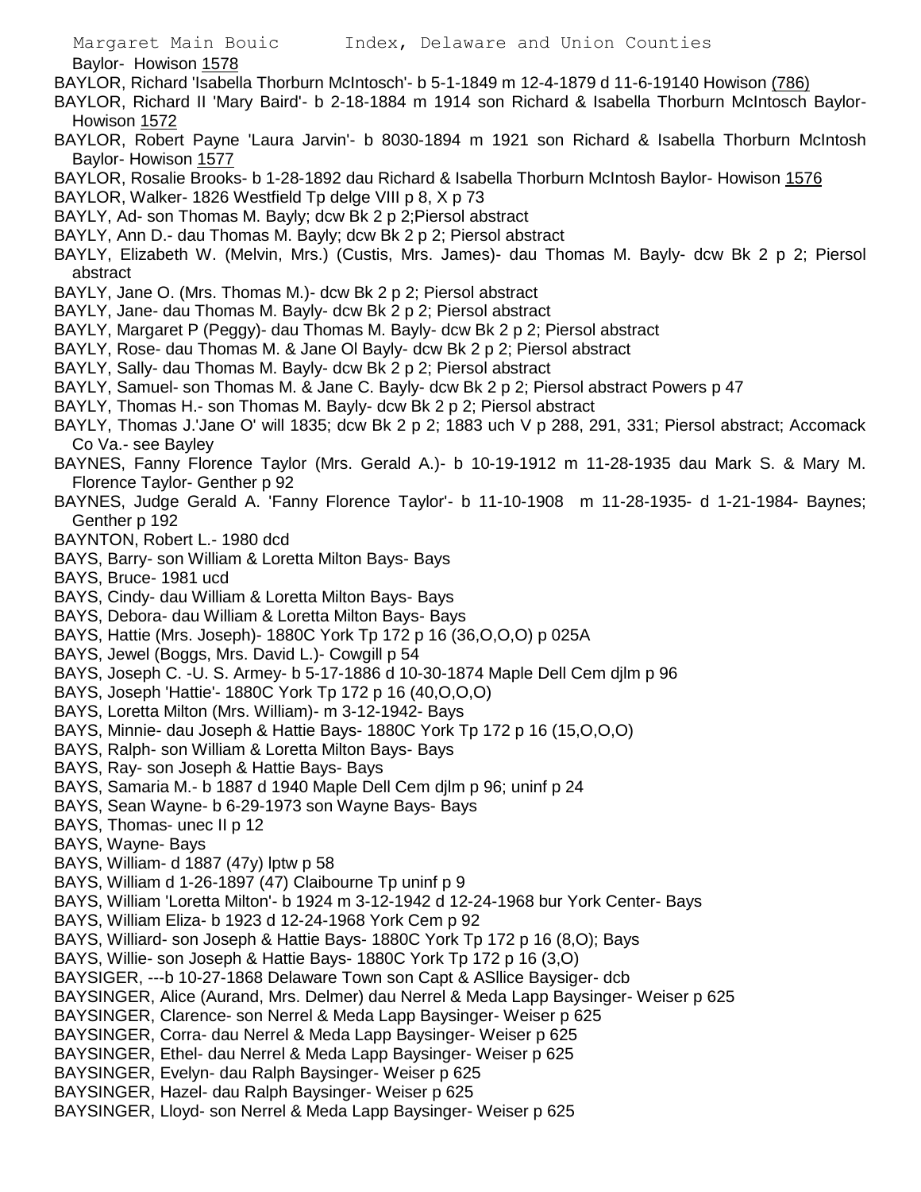Baylor- Howison 1578

BAYLOR, Richard 'Isabella Thorburn McIntosch'- b 5-1-1849 m 12-4-1879 d 11-6-19140 Howison (786)

BAYLOR, Richard II 'Mary Baird'- b 2-18-1884 m 1914 son Richard & Isabella Thorburn McIntosch Baylor- Howison 1572

BAYLOR, Robert Payne 'Laura Jarvin'- b 8030-1894 m 1921 son Richard & Isabella Thorburn McIntosh Baylor- Howison 1577

BAYLOR, Rosalie Brooks- b 1-28-1892 dau Richard & Isabella Thorburn McIntosh Baylor- Howison 1576

BAYLOR, Walker- 1826 Westfield Tp delge VIII p 8, X p 73

BAYLY, Ad- son Thomas M. Bayly; dcw Bk 2 p 2;Piersol abstract

BAYLY, Ann D.- dau Thomas M. Bayly; dcw Bk 2 p 2; Piersol abstract

BAYLY, Elizabeth W. (Melvin, Mrs.) (Custis, Mrs. James)- dau Thomas M. Bayly- dcw Bk 2 p 2; Piersol abstract

BAYLY, Jane O. (Mrs. Thomas M.)- dcw Bk 2 p 2; Piersol abstract

BAYLY, Jane- dau Thomas M. Bayly- dcw Bk 2 p 2; Piersol abstract

BAYLY, Margaret P (Peggy)- dau Thomas M. Bayly- dcw Bk 2 p 2; Piersol abstract

BAYLY, Rose- dau Thomas M. & Jane Ol Bayly- dcw Bk 2 p 2; Piersol abstract

BAYLY, Sally- dau Thomas M. Bayly- dcw Bk 2 p 2; Piersol abstract

BAYLY, Samuel- son Thomas M. & Jane C. Bayly- dcw Bk 2 p 2; Piersol abstract Powers p 47

BAYLY, Thomas H.- son Thomas M. Bayly- dcw Bk 2 p 2; Piersol abstract

BAYLY, Thomas J.'Jane O' will 1835; dcw Bk 2 p 2; 1883 uch V p 288, 291, 331; Piersol abstract; Accomack Co Va.- see Bayley

BAYNES, Fanny Florence Taylor (Mrs. Gerald A.)- b 10-19-1912 m 11-28-1935 dau Mark S. & Mary M. Florence Taylor- Genther p 92

BAYNES, Judge Gerald A. 'Fanny Florence Taylor'- b 11-10-1908 m 11-28-1935- d 1-21-1984- Baynes; Genther p 192

BAYNTON, Robert L.- 1980 dcd

BAYS, Barry- son William & Loretta Milton Bays- Bays

BAYS, Bruce- 1981 ucd

BAYS, Cindy- dau William & Loretta Milton Bays- Bays

BAYS, Debora- dau William & Loretta Milton Bays- Bays

BAYS, Hattie (Mrs. Joseph)- 1880C York Tp 172 p 16 (36,O,O,O) p 025A

BAYS, Jewel (Boggs, Mrs. David L.)- Cowgill p 54

BAYS, Joseph C. -U. S. Armey- b 5-17-1886 d 10-30-1874 Maple Dell Cem djlm p 96

BAYS, Joseph 'Hattie'- 1880C York Tp 172 p 16 (40,O,O,O)

BAYS, Loretta Milton (Mrs. William)- m 3-12-1942- Bays

BAYS, Minnie- dau Joseph & Hattie Bays- 1880C York Tp 172 p 16 (15,O,O,O)

BAYS, Ralph- son William & Loretta Milton Bays- Bays

BAYS, Ray- son Joseph & Hattie Bays- Bays

BAYS, Samaria M.- b 1887 d 1940 Maple Dell Cem djlm p 96; uninf p 24

BAYS, Sean Wayne- b 6-29-1973 son Wayne Bays- Bays

BAYS, Thomas- unec II p 12

BAYS, Wayne- Bays

BAYS, William- d 1887 (47y) lptw p 58

BAYS, William d 1-26-1897 (47) Claibourne Tp uninf p 9

BAYS, William 'Loretta Milton'- b 1924 m 3-12-1942 d 12-24-1968 bur York Center- Bays

BAYS, William Eliza- b 1923 d 12-24-1968 York Cem p 92

BAYS, Williard- son Joseph & Hattie Bays- 1880C York Tp 172 p 16 (8,O); Bays

BAYS, Willie- son Joseph & Hattie Bays- 1880C York Tp 172 p 16 (3,O)

BAYSIGER, ---b 10-27-1868 Delaware Town son Capt & ASllice Baysiger- dcb

BAYSINGER, Alice (Aurand, Mrs. Delmer) dau Nerrel & Meda Lapp Baysinger- Weiser p 625

BAYSINGER, Clarence- son Nerrel & Meda Lapp Baysinger- Weiser p 625

BAYSINGER, Corra- dau Nerrel & Meda Lapp Baysinger- Weiser p 625

BAYSINGER, Ethel- dau Nerrel & Meda Lapp Baysinger- Weiser p 625

BAYSINGER, Evelyn- dau Ralph Baysinger- Weiser p 625

BAYSINGER, Hazel- dau Ralph Baysinger- Weiser p 625

BAYSINGER, Lloyd- son Nerrel & Meda Lapp Baysinger- Weiser p 625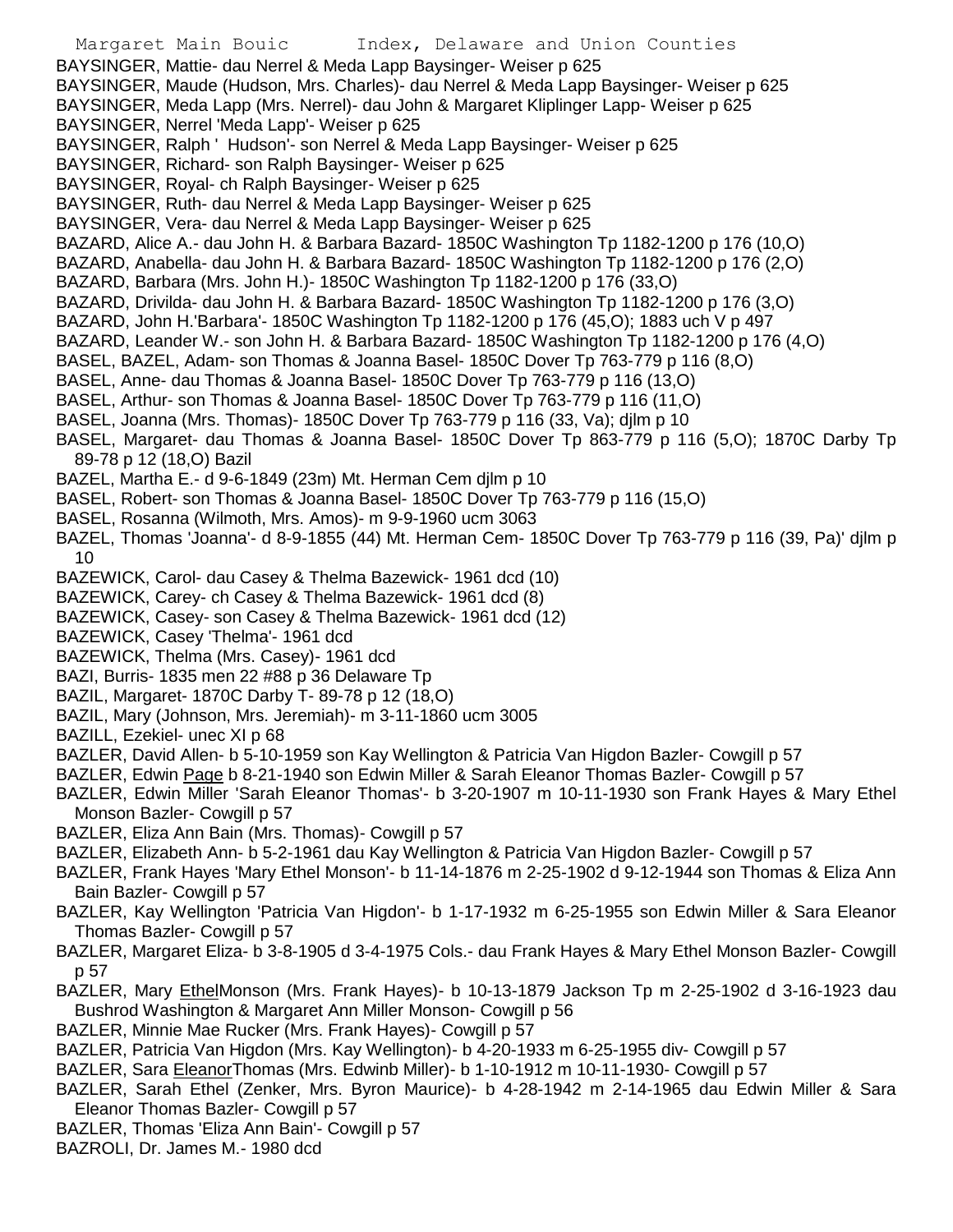BAYSINGER, Mattie- dau Nerrel & Meda Lapp Baysinger- Weiser p 625
BAYSINGER, Maude (Hudson, Mrs. Charles)- dau Nerrel & Meda Lapp Baysinger- Weiser p 625
BAYSINGER, Meda Lapp (Mrs. Nerrel)- dau John & Margaret Kliplinger Lapp- Weiser p 625
BAYSINGER, Nerrel 'Meda Lapp'- Weiser p 625
BAYSINGER, Ralph ' Hudson'- son Nerrel & Meda Lapp Baysinger- Weiser p 625
BAYSINGER, Richard- son Ralph Baysinger- Weiser p 625
BAYSINGER, Royal- ch Ralph Baysinger- Weiser p 625
BAYSINGER, Ruth- dau Nerrel & Meda Lapp Baysinger- Weiser p 625
BAYSINGER, Vera- dau Nerrel & Meda Lapp Baysinger- Weiser p 625
BAZARD, Alice A.- dau John H. & Barbara Bazard- 1850C Washington Tp 1182-1200 p 176 (10,O)
BAZARD, Anabella- dau John H. & Barbara Bazard- 1850C Washington Tp 1182-1200 p 176 (2,O)
BAZARD, Barbara (Mrs. John H.)- 1850C Washington Tp 1182-1200 p 176 (33,O)
BAZARD, Drivilda- dau John H. & Barbara Bazard- 1850C Washington Tp 1182-1200 p 176 (3,O)
BAZARD, John H.'Barbara'- 1850C Washington Tp 1182-1200 p 176 (45,O); 1883 uch V p 497
BAZARD, Leander W.- son John H. & Barbara Bazard- 1850C Washington Tp 1182-1200 p 176 (4,O)
BASEL, BAZEL, Adam- son Thomas & Joanna Basel- 1850C Dover Tp 763-779 p 116 (8,O)
BASEL, Anne- dau Thomas & Joanna Basel- 1850C Dover Tp 763-779 p 116 (13,O)
BASEL, Arthur- son Thomas & Joanna Basel- 1850C Dover Tp 763-779 p 116 (11,O)
BASEL, Joanna (Mrs. Thomas)- 1850C Dover Tp 763-779 p 116 (33, Va); djlm p 10
BASEL, Margaret- dau Thomas & Joanna Basel- 1850C Dover Tp 863-779 p 116 (5,O); 1870C Darby Tp 89-78 p 12 (18,O) Bazil
BAZEL, Martha E.- d 9-6-1849 (23m) Mt. Herman Cem djlm p 10
BASEL, Robert- son Thomas & Joanna Basel- 1850C Dover Tp 763-779 p 116 (15,O)
BASEL, Rosanna (Wilmoth, Mrs. Amos)- m 9-9-1960 ucm 3063
BAZEL, Thomas 'Joanna'- d 8-9-1855 (44) Mt. Herman Cem- 1850C Dover Tp 763-779 p 116 (39, Pa)' djlm p 10
BAZEWICK, Carol- dau Casey & Thelma Bazewick- 1961 dcd (10)
BAZEWICK, Carey- ch Casey & Thelma Bazewick- 1961 dcd (8)
BAZEWICK, Casey- son Casey & Thelma Bazewick- 1961 dcd (12)
BAZEWICK, Casey 'Thelma'- 1961 dcd
BAZEWICK, Thelma (Mrs. Casey)- 1961 dcd
BAZI, Burris- 1835 men 22 #88 p 36 Delaware Tp
BAZIL, Margaret- 1870C Darby T- 89-78 p 12 (18,O)
BAZIL, Mary (Johnson, Mrs. Jeremiah)- m 3-11-1860 ucm 3005
BAZILL, Ezekiel- unec XI p 68
BAZLER, David Allen- b 5-10-1959 son Kay Wellington & Patricia Van Higdon Bazler- Cowgill p 57
BAZLER, Edwin Page b 8-21-1940 son Edwin Miller & Sarah Eleanor Thomas Bazler- Cowgill p 57
BAZLER, Edwin Miller 'Sarah Eleanor Thomas'- b 3-20-1907 m 10-11-1930 son Frank Hayes & Mary Ethel Monson Bazler- Cowgill p 57
BAZLER, Eliza Ann Bain (Mrs. Thomas)- Cowgill p 57
BAZLER, Elizabeth Ann- b 5-2-1961 dau Kay Wellington & Patricia Van Higdon Bazler- Cowgill p 57
BAZLER, Frank Hayes 'Mary Ethel Monson'- b 11-14-1876 m 2-25-1902 d 9-12-1944 son Thomas & Eliza Ann Bain Bazler- Cowgill p 57
BAZLER, Kay Wellington 'Patricia Van Higdon'- b 1-17-1932 m 6-25-1955 son Edwin Miller & Sara Eleanor Thomas Bazler- Cowgill p 57
BAZLER, Margaret Eliza- b 3-8-1905 d 3-4-1975 Cols.- dau Frank Hayes & Mary Ethel Monson Bazler- Cowgill p 57
BAZLER, Mary EthelMonson (Mrs. Frank Hayes)- b 10-13-1879 Jackson Tp m 2-25-1902 d 3-16-1923 dau Bushrod Washington & Margaret Ann Miller Monson- Cowgill p 56
BAZLER, Minnie Mae Rucker (Mrs. Frank Hayes)- Cowgill p 57
BAZLER, Patricia Van Higdon (Mrs. Kay Wellington)- b 4-20-1933 m 6-25-1955 div- Cowgill p 57
BAZLER, Sara EleanorThomas (Mrs. Edwinb Miller)- b 1-10-1912 m 10-11-1930- Cowgill p 57
BAZLER, Sarah Ethel (Zenker, Mrs. Byron Maurice)- b 4-28-1942 m 2-14-1965 dau Edwin Miller & Sara Eleanor Thomas Bazler- Cowgill p 57
BAZLER, Thomas 'Eliza Ann Bain'- Cowgill p 57
BAZROLI, Dr. James M.- 1980 dcd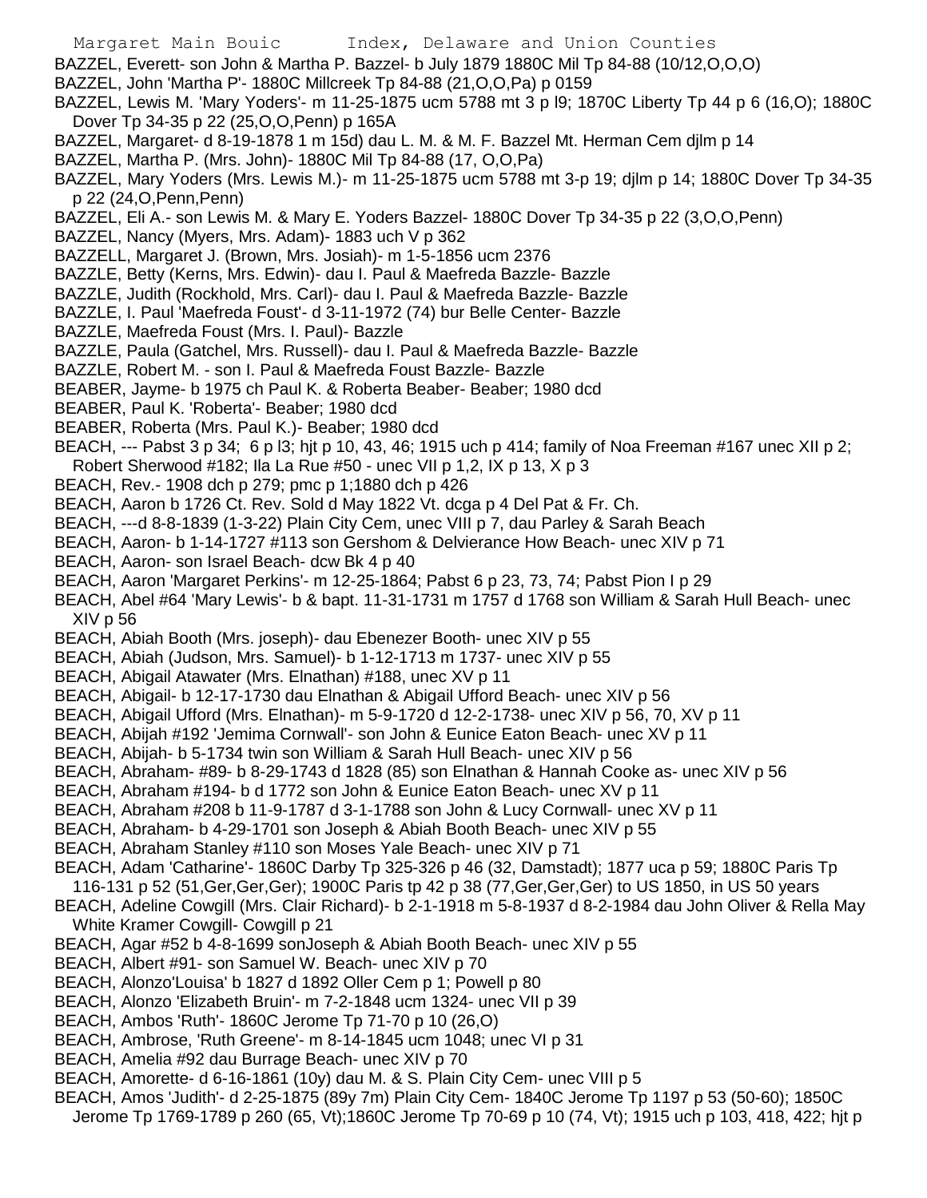BAZZEL, Everett- son John & Martha P. Bazzel- b July 1879 1880C Mil Tp 84-88 (10/12,O,O,O)

BAZZEL, John 'Martha P'- 1880C Millcreek Tp 84-88 (21,O,O,Pa) p 0159

BAZZEL, Lewis M. 'Mary Yoders'- m 11-25-1875 ucm 5788 mt 3 p l9; 1870C Liberty Tp 44 p 6 (16,O); 1880C Dover Tp 34-35 p 22 (25,O,O,Penn) p 165A

BAZZEL, Margaret- d 8-19-1878 1 m 15d) dau L. M. & M. F. Bazzel Mt. Herman Cem djlm p 14

BAZZEL, Martha P. (Mrs. John)- 1880C Mil Tp 84-88 (17, O,O,Pa)

BAZZEL, Mary Yoders (Mrs. Lewis M.)- m 11-25-1875 ucm 5788 mt 3-p 19; djlm p 14; 1880C Dover Tp 34-35 p 22 (24,O,Penn,Penn)

BAZZEL, Eli A.- son Lewis M. & Mary E. Yoders Bazzel- 1880C Dover Tp 34-35 p 22 (3,O,O,Penn)

BAZZEL, Nancy (Myers, Mrs. Adam)- 1883 uch V p 362

BAZZELL, Margaret J. (Brown, Mrs. Josiah)- m 1-5-1856 ucm 2376

BAZZLE, Betty (Kerns, Mrs. Edwin)- dau I. Paul & Maefreda Bazzle- Bazzle

BAZZLE, Judith (Rockhold, Mrs. Carl)- dau I. Paul & Maefreda Bazzle- Bazzle

BAZZLE, I. Paul 'Maefreda Foust'- d 3-11-1972 (74) bur Belle Center- Bazzle

BAZZLE, Maefreda Foust (Mrs. I. Paul)- Bazzle

BAZZLE, Paula (Gatchel, Mrs. Russell)- dau I. Paul & Maefreda Bazzle- Bazzle

BAZZLE, Robert M. - son I. Paul & Maefreda Foust Bazzle- Bazzle

BEABER, Jayme- b 1975 ch Paul K. & Roberta Beaber- Beaber; 1980 dcd

BEABER, Paul K. 'Roberta'- Beaber; 1980 dcd

BEABER, Roberta (Mrs. Paul K.)- Beaber; 1980 dcd

BEACH, --- Pabst 3 p 34; 6 p l3; hjt p 10, 43, 46; 1915 uch p 414; family of Noa Freeman #167 unec XII p 2; Robert Sherwood #182; Ila La Rue #50 - unec VII p 1,2, IX p 13, X p 3

BEACH, Rev.- 1908 dch p 279; pmc p 1;1880 dch p 426

BEACH, Aaron b 1726 Ct. Rev. Sold d May 1822 Vt. dcga p 4 Del Pat & Fr. Ch.

BEACH, ---d 8-8-1839 (1-3-22) Plain City Cem, unec VIII p 7, dau Parley & Sarah Beach

BEACH, Aaron- b 1-14-1727 #113 son Gershom & Delvierance How Beach- unec XIV p 71

BEACH, Aaron- son Israel Beach- dcw Bk 4 p 40

BEACH, Aaron 'Margaret Perkins'- m 12-25-1864; Pabst 6 p 23, 73, 74; Pabst Pion I p 29

BEACH, Abel #64 'Mary Lewis'- b & bapt. 11-31-1731 m 1757 d 1768 son William & Sarah Hull Beach- unec XIV p 56

BEACH, Abiah Booth (Mrs. joseph)- dau Ebenezer Booth- unec XIV p 55

BEACH, Abiah (Judson, Mrs. Samuel)- b 1-12-1713 m 1737- unec XIV p 55

BEACH, Abigail Atawater (Mrs. Elnathan) #188, unec XV p 11

BEACH, Abigail- b 12-17-1730 dau Elnathan & Abigail Ufford Beach- unec XIV p 56

BEACH, Abigail Ufford (Mrs. Elnathan)- m 5-9-1720 d 12-2-1738- unec XIV p 56, 70, XV p 11

BEACH, Abijah #192 'Jemima Cornwall'- son John & Eunice Eaton Beach- unec XV p 11

BEACH, Abijah- b 5-1734 twin son William & Sarah Hull Beach- unec XIV p 56

BEACH, Abraham- #89- b 8-29-1743 d 1828 (85) son Elnathan & Hannah Cooke as- unec XIV p 56

BEACH, Abraham #194- b d 1772 son John & Eunice Eaton Beach- unec XV p 11

BEACH, Abraham #208 b 11-9-1787 d 3-1-1788 son John & Lucy Cornwall- unec XV p 11

BEACH, Abraham- b 4-29-1701 son Joseph & Abiah Booth Beach- unec XIV p 55

BEACH, Abraham Stanley #110 son Moses Yale Beach- unec XIV p 71

BEACH, Adam 'Catharine'- 1860C Darby Tp 325-326 p 46 (32, Damstadt); 1877 uca p 59; 1880C Paris Tp 116-131 p 52 (51,Ger,Ger,Ger); 1900C Paris tp 42 p 38 (77,Ger,Ger,Ger) to US 1850, in US 50 years

BEACH, Adeline Cowgill (Mrs. Clair Richard)- b 2-1-1918 m 5-8-1937 d 8-2-1984 dau John Oliver & Rella May White Kramer Cowgill- Cowgill p 21

BEACH, Agar #52 b 4-8-1699 sonJoseph & Abiah Booth Beach- unec XIV p 55

BEACH, Albert #91- son Samuel W. Beach- unec XIV p 70

BEACH, Alonzo'Louisa' b 1827 d 1892 Oller Cem p 1; Powell p 80

BEACH, Alonzo 'Elizabeth Bruin'- m 7-2-1848 ucm 1324- unec VII p 39

BEACH, Ambos 'Ruth'- 1860C Jerome Tp 71-70 p 10 (26,O)

BEACH, Ambrose, 'Ruth Greene'- m 8-14-1845 ucm 1048; unec VI p 31

BEACH, Amelia #92 dau Burrage Beach- unec XIV p 70

BEACH, Amorette- d 6-16-1861 (10y) dau M. & S. Plain City Cem- unec VIII p 5

BEACH, Amos 'Judith'- d 2-25-1875 (89y 7m) Plain City Cem- 1840C Jerome Tp 1197 p 53 (50-60); 1850C Jerome Tp 1769-1789 p 260 (65, Vt);1860C Jerome Tp 70-69 p 10 (74, Vt); 1915 uch p 103, 418, 422; hjt p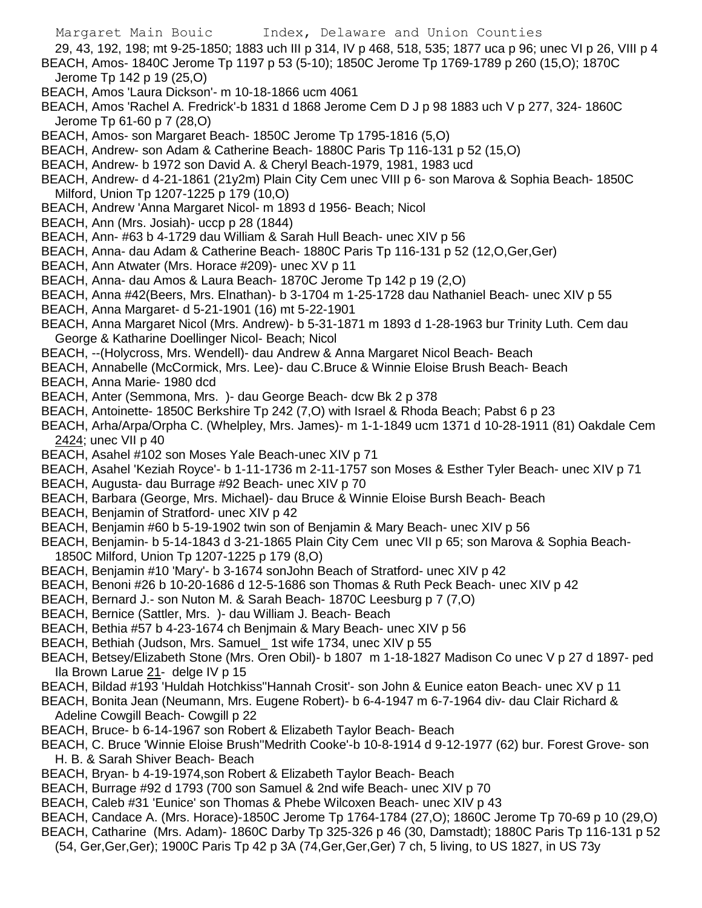29, 43, 192, 198; mt 9-25-1850; 1883 uch III p 314, IV p 468, 518, 535; 1877 uca p 96; unec VI p 26, VIII p 4

BEACH, Amos- 1840C Jerome Tp 1197 p 53 (5-10); 1850C Jerome Tp 1769-1789 p 260 (15,O); 1870C Jerome Tp 142 p 19 (25,O)

BEACH, Amos 'Laura Dickson'- m 10-18-1866 ucm 4061

BEACH, Amos 'Rachel A. Fredrick'-b 1831 d 1868 Jerome Cem D J p 98 1883 uch V p 277, 324- 1860C Jerome Tp 61-60 p 7 (28,O)

BEACH, Amos- son Margaret Beach- 1850C Jerome Tp 1795-1816 (5,O)

BEACH, Andrew- son Adam & Catherine Beach- 1880C Paris Tp 116-131 p 52 (15,O)

BEACH, Andrew- b 1972 son David A. & Cheryl Beach-1979, 1981, 1983 ucd

BEACH, Andrew- d 4-21-1861 (21y2m) Plain City Cem unec VIII p 6- son Marova & Sophia Beach- 1850C Milford, Union Tp 1207-1225 p 179 (10,O)

BEACH, Andrew 'Anna Margaret Nicol- m 1893 d 1956- Beach; Nicol

BEACH, Ann (Mrs. Josiah)- uccp p 28 (1844)

BEACH, Ann- #63 b 4-1729 dau William & Sarah Hull Beach- unec XIV p 56

BEACH, Anna- dau Adam & Catherine Beach- 1880C Paris Tp 116-131 p 52 (12,O,Ger,Ger)

BEACH, Ann Atwater (Mrs. Horace #209)- unec XV p 11

BEACH, Anna- dau Amos & Laura Beach- 1870C Jerome Tp 142 p 19 (2,O)

BEACH, Anna #42(Beers, Mrs. Elnathan)- b 3-1704 m 1-25-1728 dau Nathaniel Beach- unec XIV p 55

BEACH, Anna Margaret- d 5-21-1901 (16) mt 5-22-1901

BEACH, Anna Margaret Nicol (Mrs. Andrew)- b 5-31-1871 m 1893 d 1-28-1963 bur Trinity Luth. Cem dau George & Katharine Doellinger Nicol- Beach; Nicol

BEACH, --(Holycross, Mrs. Wendell)- dau Andrew & Anna Margaret Nicol Beach- Beach

BEACH, Annabelle (McCormick, Mrs. Lee)- dau C.Bruce & Winnie Eloise Brush Beach- Beach

BEACH, Anna Marie- 1980 dcd

BEACH, Anter (Semmona, Mrs. )- dau George Beach- dcw Bk 2 p 378

BEACH, Antoinette- 1850C Berkshire Tp 242 (7,O) with Israel & Rhoda Beach; Pabst 6 p 23

BEACH, Arha/Arpa/Orpha C. (Whelpley, Mrs. James)- m 1-1-1849 ucm 1371 d 10-28-1911 (81) Oakdale Cem 2424; unec VII p 40

BEACH, Asahel #102 son Moses Yale Beach-unec XIV p 71

BEACH, Asahel 'Keziah Royce'- b 1-11-1736 m 2-11-1757 son Moses & Esther Tyler Beach- unec XIV p 71

BEACH, Augusta- dau Burrage #92 Beach- unec XIV p 70

BEACH, Barbara (George, Mrs. Michael)- dau Bruce & Winnie Eloise Bursh Beach- Beach

BEACH, Benjamin of Stratford- unec XIV p 42

BEACH, Benjamin #60 b 5-19-1902 twin son of Benjamin & Mary Beach- unec XIV p 56

BEACH, Benjamin- b 5-14-1843 d 3-21-1865 Plain City Cem unec VII p 65; son Marova & Sophia Beach- 1850C Milford, Union Tp 1207-1225 p 179 (8,O)

BEACH, Benjamin #10 'Mary'- b 3-1674 sonJohn Beach of Stratford- unec XIV p 42

BEACH, Benoni #26 b 10-20-1686 d 12-5-1686 son Thomas & Ruth Peck Beach- unec XIV p 42

BEACH, Bernard J.- son Nuton M. & Sarah Beach- 1870C Leesburg p 7 (7,O)

BEACH, Bernice (Sattler, Mrs. )- dau William J. Beach- Beach

BEACH, Bethia #57 b 4-23-1674 ch Benjmain & Mary Beach- unec XIV p 56

BEACH, Bethiah (Judson, Mrs. Samuel_ 1st wife 1734, unec XIV p 55

BEACH, Betsey/Elizabeth Stone (Mrs. Oren Obil)- b 1807 m 1-18-1827 Madison Co unec V p 27 d 1897- ped Ila Brown Larue 21- delge IV p 15

BEACH, Bildad #193 'Huldah Hotchkiss''Hannah Crosit'- son John & Eunice eaton Beach- unec XV p 11

BEACH, Bonita Jean (Neumann, Mrs. Eugene Robert)- b 6-4-1947 m 6-7-1964 div- dau Clair Richard & Adeline Cowgill Beach- Cowgill p 22

BEACH, Bruce- b 6-14-1967 son Robert & Elizabeth Taylor Beach- Beach

BEACH, C. Bruce 'Winnie Eloise Brush''Medrith Cooke'-b 10-8-1914 d 9-12-1977 (62) bur. Forest Grove- son H. B. & Sarah Shiver Beach- Beach

BEACH, Bryan- b 4-19-1974,son Robert & Elizabeth Taylor Beach- Beach

BEACH, Burrage #92 d 1793 (700 son Samuel & 2nd wife Beach- unec XIV p 70

BEACH, Caleb #31 'Eunice' son Thomas & Phebe Wilcoxen Beach- unec XIV p 43

BEACH, Candace A. (Mrs. Horace)-1850C Jerome Tp 1764-1784 (27,O); 1860C Jerome Tp 70-69 p 10 (29,O)

BEACH, Catharine (Mrs. Adam)- 1860C Darby Tp 325-326 p 46 (30, Damstadt); 1880C Paris Tp 116-131 p 52 (54, Ger,Ger,Ger); 1900C Paris Tp 42 p 3A (74,Ger,Ger,Ger) 7 ch, 5 living, to US 1827, in US 73y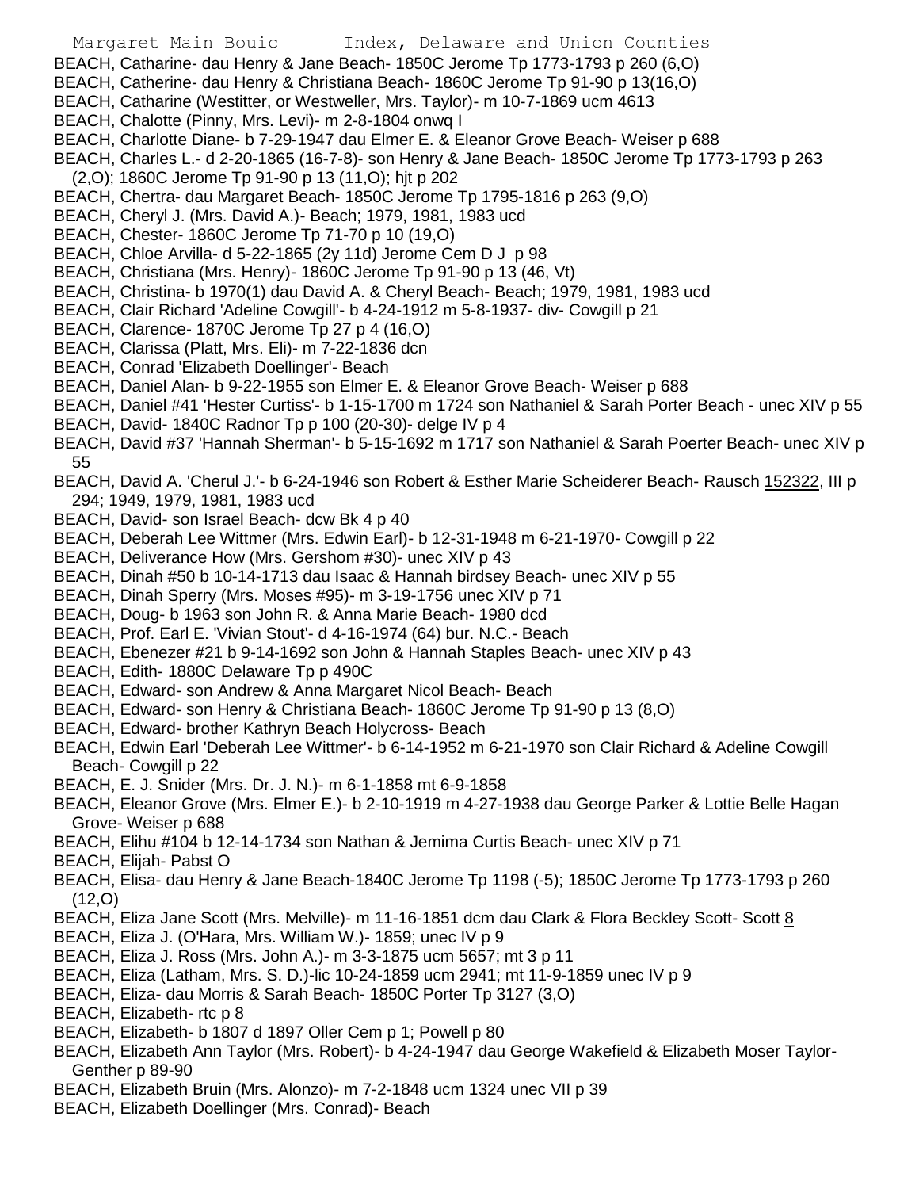BEACH, Catharine- dau Henry & Jane Beach- 1850C Jerome Tp 1773-1793 p 260 (6,O)
BEACH, Catherine- dau Henry & Christiana Beach- 1860C Jerome Tp 91-90 p 13(16,O)
BEACH, Catharine (Westitter, or Westweller, Mrs. Taylor)- m 10-7-1869 ucm 4613
BEACH, Chalotte (Pinny, Mrs. Levi)- m 2-8-1804 onwq I
BEACH, Charlotte Diane- b 7-29-1947 dau Elmer E. & Eleanor Grove Beach- Weiser p 688
BEACH, Charles L.- d 2-20-1865 (16-7-8)- son Henry & Jane Beach- 1850C Jerome Tp 1773-1793 p 263 (2,O); 1860C Jerome Tp 91-90 p 13 (11,O); hjt p 202
BEACH, Chertra- dau Margaret Beach- 1850C Jerome Tp 1795-1816 p 263 (9,O)
BEACH, Cheryl J. (Mrs. David A.)- Beach; 1979, 1981, 1983 ucd
BEACH, Chester- 1860C Jerome Tp 71-70 p 10 (19,O)
BEACH, Chloe Arvilla- d 5-22-1865 (2y 11d) Jerome Cem D J p 98
BEACH, Christiana (Mrs. Henry)- 1860C Jerome Tp 91-90 p 13 (46, Vt)
BEACH, Christina- b 1970(1) dau David A. & Cheryl Beach- Beach; 1979, 1981, 1983 ucd
BEACH, Clair Richard 'Adeline Cowgill'- b 4-24-1912 m 5-8-1937- div- Cowgill p 21
BEACH, Clarence- 1870C Jerome Tp 27 p 4 (16,O)
BEACH, Clarissa (Platt, Mrs. Eli)- m 7-22-1836 dcn
BEACH, Conrad 'Elizabeth Doellinger'- Beach
BEACH, Daniel Alan- b 9-22-1955 son Elmer E. & Eleanor Grove Beach- Weiser p 688
BEACH, Daniel #41 'Hester Curtiss'- b 1-15-1700 m 1724 son Nathaniel & Sarah Porter Beach - unec XIV p 55
BEACH, David- 1840C Radnor Tp p 100 (20-30)- delge IV p 4
BEACH, David #37 'Hannah Sherman'- b 5-15-1692 m 1717 son Nathaniel & Sarah Poerter Beach- unec XIV p 55
BEACH, David A. 'Cherul J.'- b 6-24-1946 son Robert & Esther Marie Scheiderer Beach- Rausch 152322, III p 294; 1949, 1979, 1981, 1983 ucd
BEACH, David- son Israel Beach- dcw Bk 4 p 40
BEACH, Deberah Lee Wittmer (Mrs. Edwin Earl)- b 12-31-1948 m 6-21-1970- Cowgill p 22
BEACH, Deliverance How (Mrs. Gershom #30)- unec XIV p 43
BEACH, Dinah #50 b 10-14-1713 dau Isaac & Hannah birdsey Beach- unec XIV p 55
BEACH, Dinah Sperry (Mrs. Moses #95)- m 3-19-1756 unec XIV p 71
BEACH, Doug- b 1963 son John R. & Anna Marie Beach- 1980 dcd
BEACH, Prof. Earl E. 'Vivian Stout'- d 4-16-1974 (64) bur. N.C.- Beach
BEACH, Ebenezer #21 b 9-14-1692 son John & Hannah Staples Beach- unec XIV p 43
BEACH, Edith- 1880C Delaware Tp p 490C
BEACH, Edward- son Andrew & Anna Margaret Nicol Beach- Beach
BEACH, Edward- son Henry & Christiana Beach- 1860C Jerome Tp 91-90 p 13 (8,O)
BEACH, Edward- brother Kathryn Beach Holycross- Beach
BEACH, Edwin Earl 'Deberah Lee Wittmer'- b 6-14-1952 m 6-21-1970 son Clair Richard & Adeline Cowgill Beach- Cowgill p 22
BEACH, E. J. Snider (Mrs. Dr. J. N.)- m 6-1-1858 mt 6-9-1858
BEACH, Eleanor Grove (Mrs. Elmer E.)- b 2-10-1919 m 4-27-1938 dau George Parker & Lottie Belle Hagan Grove- Weiser p 688
BEACH, Elihu #104 b 12-14-1734 son Nathan & Jemima Curtis Beach- unec XIV p 71
BEACH, Elijah- Pabst O
BEACH, Elisa- dau Henry & Jane Beach-1840C Jerome Tp 1198 (-5); 1850C Jerome Tp 1773-1793 p 260 (12,O)
BEACH, Eliza Jane Scott (Mrs. Melville)- m 11-16-1851 dcm dau Clark & Flora Beckley Scott- Scott 8
BEACH, Eliza J. (O'Hara, Mrs. William W.)- 1859; unec IV p 9
BEACH, Eliza J. Ross (Mrs. John A.)- m 3-3-1875 ucm 5657; mt 3 p 11
BEACH, Eliza (Latham, Mrs. S. D.)-lic 10-24-1859 ucm 2941; mt 11-9-1859 unec IV p 9
BEACH, Eliza- dau Morris & Sarah Beach- 1850C Porter Tp 3127 (3,O)
BEACH, Elizabeth- rtc p 8
BEACH, Elizabeth- b 1807 d 1897 Oller Cem p 1; Powell p 80
BEACH, Elizabeth Ann Taylor (Mrs. Robert)- b 4-24-1947 dau George Wakefield & Elizabeth Moser Taylor- Genther p 89-90
BEACH, Elizabeth Bruin (Mrs. Alonzo)- m 7-2-1848 ucm 1324 unec VII p 39
BEACH, Elizabeth Doellinger (Mrs. Conrad)- Beach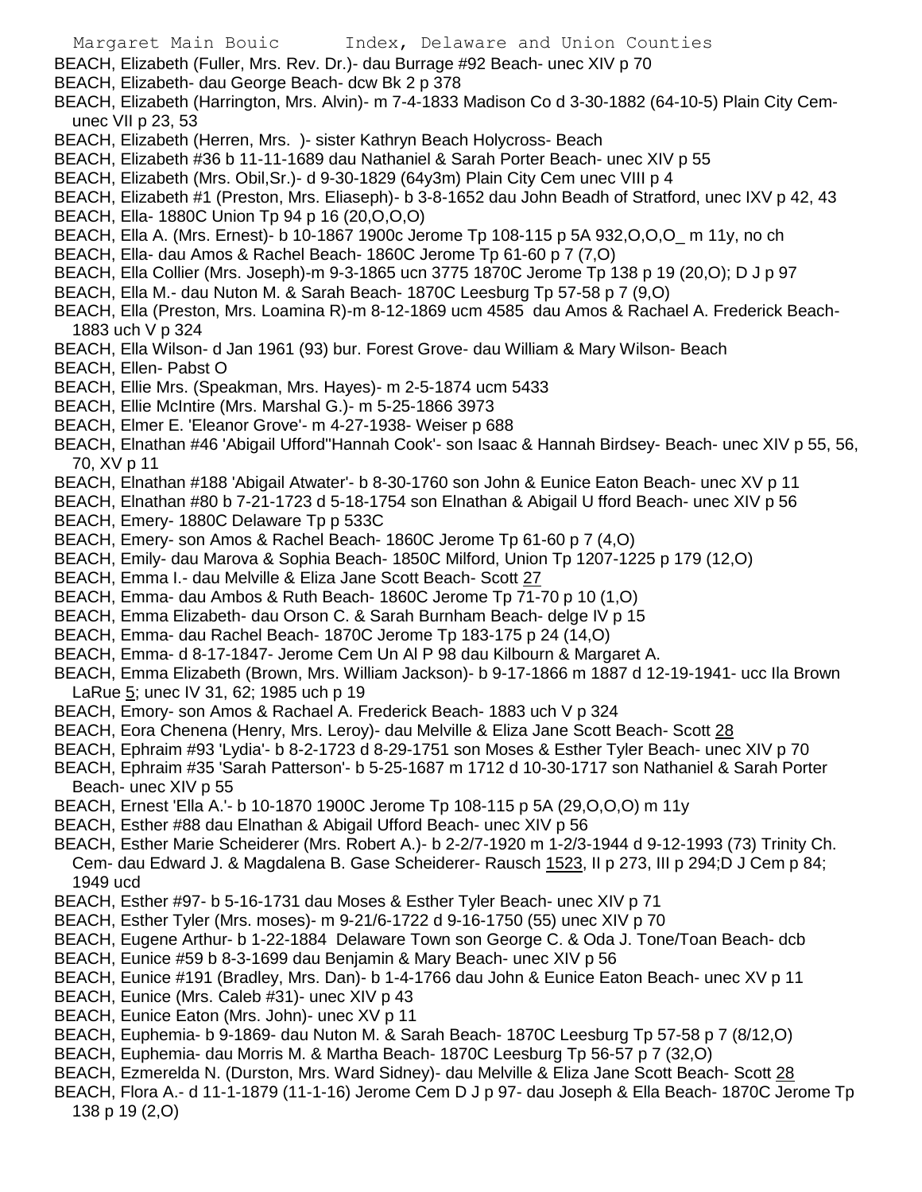BEACH, Elizabeth (Fuller, Mrs. Rev. Dr.)- dau Burrage #92 Beach- unec XIV p 70

BEACH, Elizabeth- dau George Beach- dcw Bk 2 p 378

BEACH, Elizabeth (Harrington, Mrs. Alvin)- m 7-4-1833 Madison Co d 3-30-1882 (64-10-5) Plain City Cem- unec VII p 23, 53

BEACH, Elizabeth (Herren, Mrs. )- sister Kathryn Beach Holycross- Beach

BEACH, Elizabeth #36 b 11-11-1689 dau Nathaniel & Sarah Porter Beach- unec XIV p 55

BEACH, Elizabeth (Mrs. Obil,Sr.)- d 9-30-1829 (64y3m) Plain City Cem unec VIII p 4

BEACH, Elizabeth #1 (Preston, Mrs. Eliaseph)- b 3-8-1652 dau John Beadh of Stratford, unec IXV p 42, 43

BEACH, Ella- 1880C Union Tp 94 p 16 (20,O,O,O)

BEACH, Ella A. (Mrs. Ernest)- b 10-1867 1900c Jerome Tp 108-115 p 5A 932,O,O,O_ m 11y, no ch

BEACH, Ella- dau Amos & Rachel Beach- 1860C Jerome Tp 61-60 p 7 (7,O)

BEACH, Ella Collier (Mrs. Joseph)-m 9-3-1865 ucn 3775 1870C Jerome Tp 138 p 19 (20,O); D J p 97

BEACH, Ella M.- dau Nuton M. & Sarah Beach- 1870C Leesburg Tp 57-58 p 7 (9,O)

BEACH, Ella (Preston, Mrs. Loamina R)-m 8-12-1869 ucm 4585 dau Amos & Rachael A. Frederick Beach- 1883 uch V p 324

BEACH, Ella Wilson- d Jan 1961 (93) bur. Forest Grove- dau William & Mary Wilson- Beach

BEACH, Ellen- Pabst O

BEACH, Ellie Mrs. (Speakman, Mrs. Hayes)- m 2-5-1874 ucm 5433

BEACH, Ellie McIntire (Mrs. Marshal G.)- m 5-25-1866 3973

BEACH, Elmer E. 'Eleanor Grove'- m 4-27-1938- Weiser p 688

BEACH, Elnathan #46 'Abigail Ufford''Hannah Cook'- son Isaac & Hannah Birdsey- Beach- unec XIV p 55, 56, 70, XV p 11

BEACH, Elnathan #188 'Abigail Atwater'- b 8-30-1760 son John & Eunice Eaton Beach- unec XV p 11

BEACH, Elnathan #80 b 7-21-1723 d 5-18-1754 son Elnathan & Abigail U fford Beach- unec XIV p 56

BEACH, Emery- 1880C Delaware Tp p 533C

BEACH, Emery- son Amos & Rachel Beach- 1860C Jerome Tp 61-60 p 7 (4,O)

BEACH, Emily- dau Marova & Sophia Beach- 1850C Milford, Union Tp 1207-1225 p 179 (12,O)

BEACH, Emma I.- dau Melville & Eliza Jane Scott Beach- Scott 27

BEACH, Emma- dau Ambos & Ruth Beach- 1860C Jerome Tp 71-70 p 10 (1,O)

BEACH, Emma Elizabeth- dau Orson C. & Sarah Burnham Beach- delge IV p 15

BEACH, Emma- dau Rachel Beach- 1870C Jerome Tp 183-175 p 24 (14,O)

BEACH, Emma- d 8-17-1847- Jerome Cem Un Al P 98 dau Kilbourn & Margaret A.

BEACH, Emma Elizabeth (Brown, Mrs. William Jackson)- b 9-17-1866 m 1887 d 12-19-1941- ucc Ila Brown LaRue 5; unec IV 31, 62; 1985 uch p 19

BEACH, Emory- son Amos & Rachael A. Frederick Beach- 1883 uch V p 324

BEACH, Eora Chenena (Henry, Mrs. Leroy)- dau Melville & Eliza Jane Scott Beach- Scott 28

BEACH, Ephraim #93 'Lydia'- b 8-2-1723 d 8-29-1751 son Moses & Esther Tyler Beach- unec XIV p 70

BEACH, Ephraim #35 'Sarah Patterson'- b 5-25-1687 m 1712 d 10-30-1717 son Nathaniel & Sarah Porter Beach- unec XIV p 55

BEACH, Ernest 'Ella A.'- b 10-1870 1900C Jerome Tp 108-115 p 5A (29,O,O,O) m 11y

BEACH, Esther #88 dau Elnathan & Abigail Ufford Beach- unec XIV p 56

BEACH, Esther Marie Scheiderer (Mrs. Robert A.)- b 2-2/7-1920 m 1-2/3-1944 d 9-12-1993 (73) Trinity Ch. Cem- dau Edward J. & Magdalena B. Gase Scheiderer- Rausch 1523, II p 273, III p 294;D J Cem p 84; 1949 ucd

BEACH, Esther #97- b 5-16-1731 dau Moses & Esther Tyler Beach- unec XIV p 71

BEACH, Esther Tyler (Mrs. moses)- m 9-21/6-1722 d 9-16-1750 (55) unec XIV p 70

BEACH, Eugene Arthur- b 1-22-1884 Delaware Town son George C. & Oda J. Tone/Toan Beach- dcb

BEACH, Eunice #59 b 8-3-1699 dau Benjamin & Mary Beach- unec XIV p 56

BEACH, Eunice #191 (Bradley, Mrs. Dan)- b 1-4-1766 dau John & Eunice Eaton Beach- unec XV p 11

BEACH, Eunice (Mrs. Caleb #31)- unec XIV p 43

BEACH, Eunice Eaton (Mrs. John)- unec XV p 11

BEACH, Euphemia- b 9-1869- dau Nuton M. & Sarah Beach- 1870C Leesburg Tp 57-58 p 7 (8/12,O)

BEACH, Euphemia- dau Morris M. & Martha Beach- 1870C Leesburg Tp 56-57 p 7 (32,O)

BEACH, Ezmerelda N. (Durston, Mrs. Ward Sidney)- dau Melville & Eliza Jane Scott Beach- Scott 28

BEACH, Flora A.- d 11-1-1879 (11-1-16) Jerome Cem D J p 97- dau Joseph & Ella Beach- 1870C Jerome Tp 138 p 19 (2,O)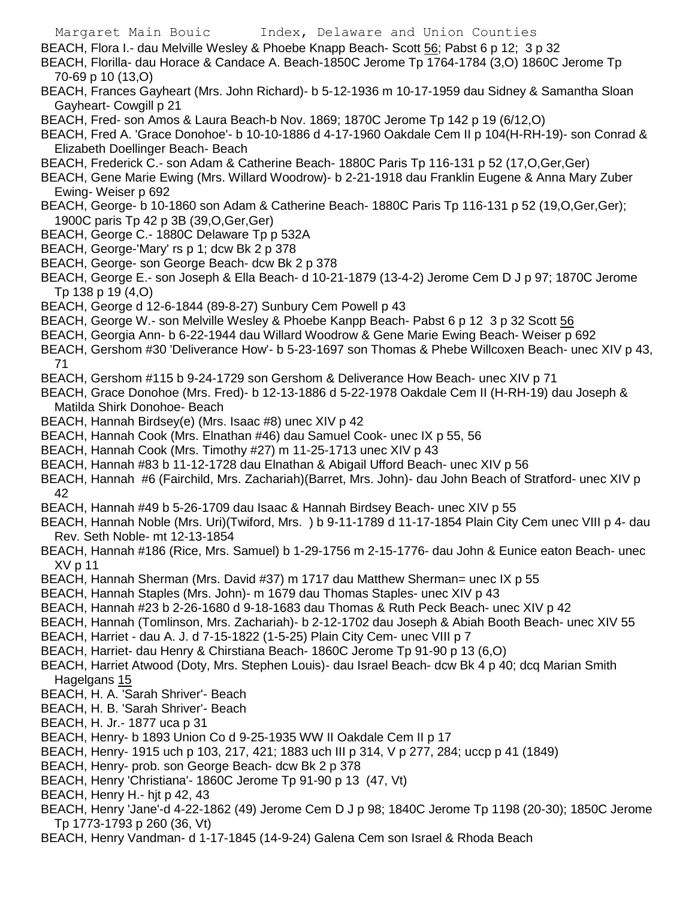BEACH, Flora I.- dau Melville Wesley & Phoebe Knapp Beach- Scott 56; Pabst 6 p 12; 3 p 32

BEACH, Florilla- dau Horace & Candace A. Beach-1850C Jerome Tp 1764-1784 (3,O) 1860C Jerome Tp 70-69 p 10 (13,O)

BEACH, Frances Gayheart (Mrs. John Richard)- b 5-12-1936 m 10-17-1959 dau Sidney & Samantha Sloan Gayheart- Cowgill p 21

BEACH, Fred- son Amos & Laura Beach-b Nov. 1869; 1870C Jerome Tp 142 p 19 (6/12,O)

BEACH, Fred A. 'Grace Donohoe'- b 10-10-1886 d 4-17-1960 Oakdale Cem II p 104(H-RH-19)- son Conrad & Elizabeth Doellinger Beach- Beach

BEACH, Frederick C.- son Adam & Catherine Beach- 1880C Paris Tp 116-131 p 52 (17,O,Ger,Ger)

BEACH, Gene Marie Ewing (Mrs. Willard Woodrow)- b 2-21-1918 dau Franklin Eugene & Anna Mary Zuber Ewing- Weiser p 692

BEACH, George- b 10-1860 son Adam & Catherine Beach- 1880C Paris Tp 116-131 p 52 (19,O,Ger,Ger); 1900C paris Tp 42 p 3B (39,O,Ger,Ger)

BEACH, George C.- 1880C Delaware Tp p 532A

BEACH, George-'Mary' rs p 1; dcw Bk 2 p 378

BEACH, George- son George Beach- dcw Bk 2 p 378

BEACH, George E.- son Joseph & Ella Beach- d 10-21-1879 (13-4-2) Jerome Cem D J p 97; 1870C Jerome Tp 138 p 19 (4,O)

BEACH, George d 12-6-1844 (89-8-27) Sunbury Cem Powell p 43

BEACH, George W.- son Melville Wesley & Phoebe Kanpp Beach- Pabst 6 p 12 3 p 32 Scott 56

BEACH, Georgia Ann- b 6-22-1944 dau Willard Woodrow & Gene Marie Ewing Beach- Weiser p 692

BEACH, Gershom #30 'Deliverance How'- b 5-23-1697 son Thomas & Phebe Willcoxen Beach- unec XIV p 43, 71

BEACH, Gershom #115 b 9-24-1729 son Gershom & Deliverance How Beach- unec XIV p 71

BEACH, Grace Donohoe (Mrs. Fred)- b 12-13-1886 d 5-22-1978 Oakdale Cem II (H-RH-19) dau Joseph & Matilda Shirk Donohoe- Beach

BEACH, Hannah Birdsey(e) (Mrs. Isaac #8) unec XIV p 42

BEACH, Hannah Cook (Mrs. Elnathan #46) dau Samuel Cook- unec IX p 55, 56

BEACH, Hannah Cook (Mrs. Timothy #27) m 11-25-1713 unec XIV p 43

BEACH, Hannah #83 b 11-12-1728 dau Elnathan & Abigail Ufford Beach- unec XIV p 56

BEACH, Hannah #6 (Fairchild, Mrs. Zachariah)(Barret, Mrs. John)- dau John Beach of Stratford- unec XIV p 42

BEACH, Hannah #49 b 5-26-1709 dau Isaac & Hannah Birdsey Beach- unec XIV p 55

BEACH, Hannah Noble (Mrs. Uri)(Twiford, Mrs. ) b 9-11-1789 d 11-17-1854 Plain City Cem unec VIII p 4- dau Rev. Seth Noble- mt 12-13-1854

BEACH, Hannah #186 (Rice, Mrs. Samuel) b 1-29-1756 m 2-15-1776- dau John & Eunice eaton Beach- unec XV p 11

BEACH, Hannah Sherman (Mrs. David #37) m 1717 dau Matthew Sherman= unec IX p 55

BEACH, Hannah Staples (Mrs. John)- m 1679 dau Thomas Staples- unec XIV p 43

BEACH, Hannah #23 b 2-26-1680 d 9-18-1683 dau Thomas & Ruth Peck Beach- unec XIV p 42

BEACH, Hannah (Tomlinson, Mrs. Zachariah)- b 2-12-1702 dau Joseph & Abiah Booth Beach- unec XIV 55

BEACH, Harriet - dau A. J. d 7-15-1822 (1-5-25) Plain City Cem- unec VIII p 7

BEACH, Harriet- dau Henry & Chirstiana Beach- 1860C Jerome Tp 91-90 p 13 (6,O)

BEACH, Harriet Atwood (Doty, Mrs. Stephen Louis)- dau Israel Beach- dcw Bk 4 p 40; dcq Marian Smith Hagelgans 15

BEACH, H. A. 'Sarah Shriver'- Beach

BEACH, H. B. 'Sarah Shriver'- Beach

BEACH, H. Jr.- 1877 uca p 31

BEACH, Henry- b 1893 Union Co d 9-25-1935 WW II Oakdale Cem II p 17

BEACH, Henry- 1915 uch p 103, 217, 421; 1883 uch III p 314, V p 277, 284; uccp p 41 (1849)

BEACH, Henry- prob. son George Beach- dcw Bk 2 p 378

BEACH, Henry 'Christiana'- 1860C Jerome Tp 91-90 p 13 (47, Vt)

BEACH, Henry H.- hjt p 42, 43

BEACH, Henry 'Jane'-d 4-22-1862 (49) Jerome Cem D J p 98; 1840C Jerome Tp 1198 (20-30); 1850C Jerome Tp 1773-1793 p 260 (36, Vt)

BEACH, Henry Vandman- d 1-17-1845 (14-9-24) Galena Cem son Israel & Rhoda Beach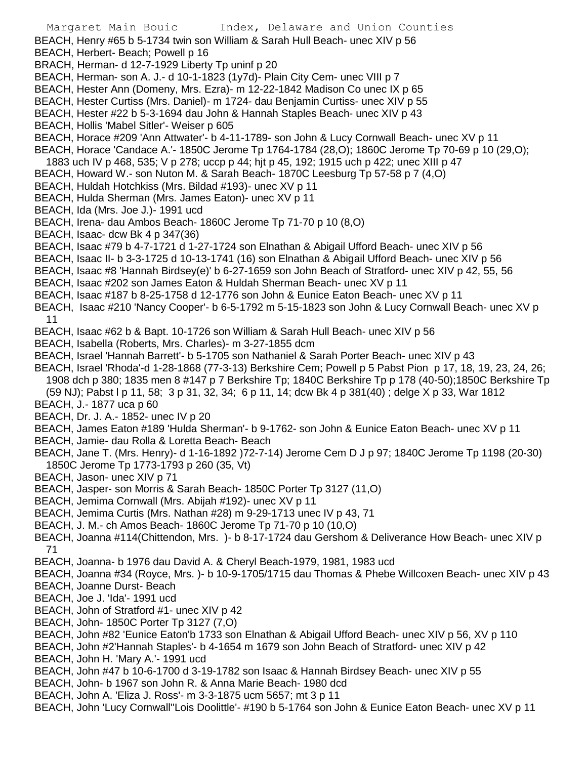BEACH, Henry #65 b 5-1734 twin son William & Sarah Hull Beach- unec XIV p 56
BEACH, Herbert- Beach; Powell p 16
BRACH, Herman- d 12-7-1929 Liberty Tp uninf p 20
BEACH, Herman- son A. J.- d 10-1-1823 (1y7d)- Plain City Cem- unec VIII p 7
BEACH, Hester Ann (Domeny, Mrs. Ezra)- m 12-22-1842 Madison Co unec IX p 65
BEACH, Hester Curtiss (Mrs. Daniel)- m 1724- dau Benjamin Curtiss- unec XIV p 55
BEACH, Hester #22 b 5-3-1694 dau John & Hannah Staples Beach- unec XIV p 43
BEACH, Hollis 'Mabel Sitler'- Weiser p 605
BEACH, Horace #209 'Ann Attwater'- b 4-11-1789- son John & Lucy Cornwall Beach- unec XV p 11
BEACH, Horace 'Candace A.'- 1850C Jerome Tp 1764-1784 (28,O); 1860C Jerome Tp 70-69 p 10 (29,O); 1883 uch IV p 468, 535; V p 278; uccp p 44; hjt p 45, 192; 1915 uch p 422; unec XIII p 47
BEACH, Howard W.- son Nuton M. & Sarah Beach- 1870C Leesburg Tp 57-58 p 7 (4,O)
BEACH, Huldah Hotchkiss (Mrs. Bildad #193)- unec XV p 11
BEACH, Hulda Sherman (Mrs. James Eaton)- unec XV p 11
BEACH, Ida (Mrs. Joe J.)- 1991 ucd
BEACH, Irena- dau Ambos Beach- 1860C Jerome Tp 71-70 p 10 (8,O)
BEACH, Isaac- dcw Bk 4 p 347(36)
BEACH, Isaac #79 b 4-7-1721 d 1-27-1724 son Elnathan & Abigail Ufford Beach- unec XIV p 56
BEACH, Isaac II- b 3-3-1725 d 10-13-1741 (16) son Elnathan & Abigail Ufford Beach- unec XIV p 56
BEACH, Isaac #8 'Hannah Birdsey(e)' b 6-27-1659 son John Beach of Stratford- unec XIV p 42, 55, 56
BEACH, Isaac #202 son James Eaton & Huldah Sherman Beach- unec XV p 11
BEACH, Isaac #187 b 8-25-1758 d 12-1776 son John & Eunice Eaton Beach- unec XV p 11
BEACH, Isaac #210 'Nancy Cooper'- b 6-5-1792 m 5-15-1823 son John & Lucy Cornwall Beach- unec XV p 11
BEACH, Isaac #62 b & Bapt. 10-1726 son William & Sarah Hull Beach- unec XIV p 56
BEACH, Isabella (Roberts, Mrs. Charles)- m 3-27-1855 dcm
BEACH, Israel 'Hannah Barrett'- b 5-1705 son Nathaniel & Sarah Porter Beach- unec XIV p 43
BEACH, Israel 'Rhoda'-d 1-28-1868 (77-3-13) Berkshire Cem; Powell p 5 Pabst Pion p 17, 18, 19, 23, 24, 26; 1908 dch p 380; 1835 men 8 #147 p 7 Berkshire Tp; 1840C Berkshire Tp p 178 (40-50);1850C Berkshire Tp (59 NJ); Pabst l p 11, 58; 3 p 31, 32, 34; 6 p 11, 14; dcw Bk 4 p 381(40) ; delge X p 33, War 1812
BEACH, J.- 1877 uca p 60
BEACH, Dr. J. A.- 1852- unec IV p 20
BEACH, James Eaton #189 'Hulda Sherman'- b 9-1762- son John & Eunice Eaton Beach- unec XV p 11
BEACH, Jamie- dau Rolla & Loretta Beach- Beach
BEACH, Jane T. (Mrs. Henry)- d 1-16-1892 )72-7-14) Jerome Cem D J p 97; 1840C Jerome Tp 1198 (20-30) 1850C Jerome Tp 1773-1793 p 260 (35, Vt)
BEACH, Jason- unec XIV p 71
BEACH, Jasper- son Morris & Sarah Beach- 1850C Porter Tp 3127 (11,O)
BEACH, Jemima Cornwall (Mrs. Abijah #192)- unec XV p 11
BEACH, Jemima Curtis (Mrs. Nathan #28) m 9-29-1713 unec IV p 43, 71
BEACH, J. M.- ch Amos Beach- 1860C Jerome Tp 71-70 p 10 (10,O)
BEACH, Joanna #114(Chittendon, Mrs. )- b 8-17-1724 dau Gershom & Deliverance How Beach- unec XIV p 71
BEACH, Joanna- b 1976 dau David A. & Cheryl Beach-1979, 1981, 1983 ucd
BEACH, Joanna #34 (Royce, Mrs. )- b 10-9-1705/1715 dau Thomas & Phebe Willcoxen Beach- unec XIV p 43
BEACH, Joanne Durst- Beach
BEACH, Joe J. 'Ida'- 1991 ucd
BEACH, John of Stratford #1- unec XIV p 42
BEACH, John- 1850C Porter Tp 3127 (7,O)
BEACH, John #82 'Eunice Eaton'b 1733 son Elnathan & Abigail Ufford Beach- unec XIV p 56, XV p 110
BEACH, John #2'Hannah Staples'- b 4-1654 m 1679 son John Beach of Stratford- unec XIV p 42
BEACH, John H. 'Mary A.'- 1991 ucd
BEACH, John #47 b 10-6-1700 d 3-19-1782 son Isaac & Hannah Birdsey Beach- unec XIV p 55
BEACH, John- b 1967 son John R. & Anna Marie Beach- 1980 dcd
BEACH, John A. 'Eliza J. Ross'- m 3-3-1875 ucm 5657; mt 3 p 11
BEACH, John 'Lucy Cornwall''Lois Doolittle'- #190 b 5-1764 son John & Eunice Eaton Beach- unec XV p 11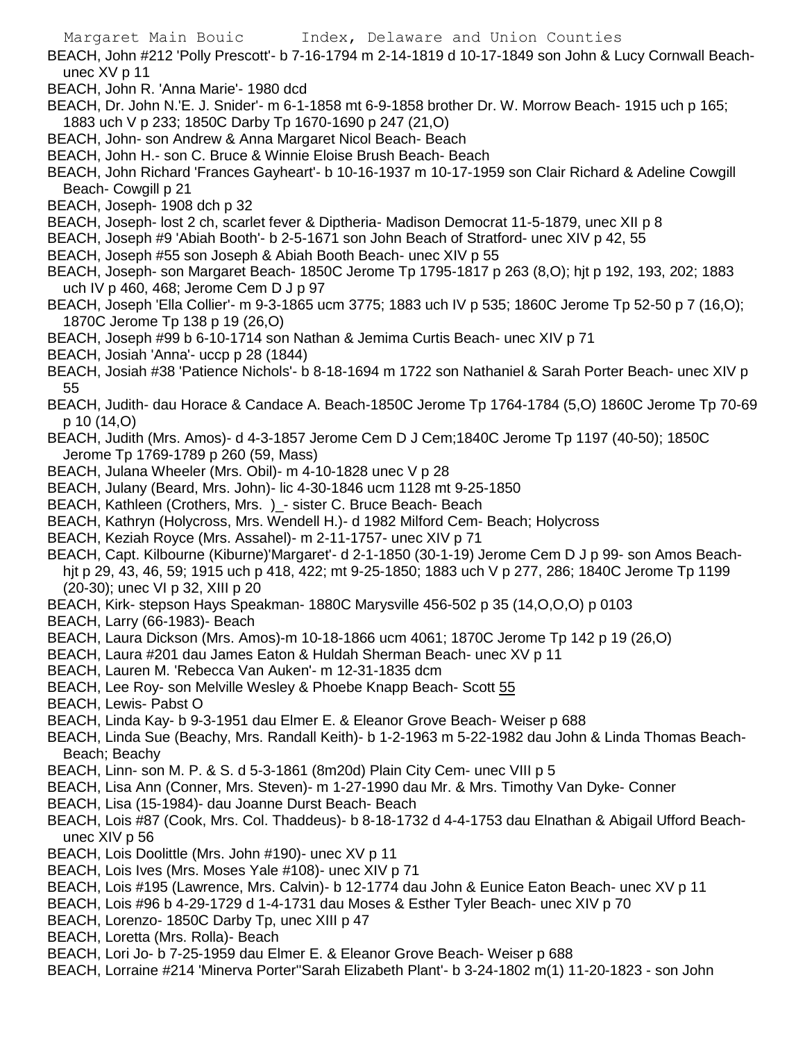BEACH, John #212 'Polly Prescott'- b 7-16-1794 m 2-14-1819 d 10-17-1849 son John & Lucy Cornwall Beach- unec XV p 11

BEACH, John R. 'Anna Marie'- 1980 dcd

BEACH, Dr. John N.'E. J. Snider'- m 6-1-1858 mt 6-9-1858 brother Dr. W. Morrow Beach- 1915 uch p 165; 1883 uch V p 233; 1850C Darby Tp 1670-1690 p 247 (21,O)

BEACH, John- son Andrew & Anna Margaret Nicol Beach- Beach

BEACH, John H.- son C. Bruce & Winnie Eloise Brush Beach- Beach

BEACH, John Richard 'Frances Gayheart'- b 10-16-1937 m 10-17-1959 son Clair Richard & Adeline Cowgill Beach- Cowgill p 21

BEACH, Joseph- 1908 dch p 32

BEACH, Joseph- lost 2 ch, scarlet fever & Diptheria- Madison Democrat 11-5-1879, unec XII p 8

BEACH, Joseph #9 'Abiah Booth'- b 2-5-1671 son John Beach of Stratford- unec XIV p 42, 55

BEACH, Joseph #55 son Joseph & Abiah Booth Beach- unec XIV p 55

BEACH, Joseph- son Margaret Beach- 1850C Jerome Tp 1795-1817 p 263 (8,O); hjt p 192, 193, 202; 1883 uch IV p 460, 468; Jerome Cem D J p 97

BEACH, Joseph 'Ella Collier'- m 9-3-1865 ucm 3775; 1883 uch IV p 535; 1860C Jerome Tp 52-50 p 7 (16,O); 1870C Jerome Tp 138 p 19 (26,O)

BEACH, Joseph #99 b 6-10-1714 son Nathan & Jemima Curtis Beach- unec XIV p 71

BEACH, Josiah 'Anna'- uccp p 28 (1844)

BEACH, Josiah #38 'Patience Nichols'- b 8-18-1694 m 1722 son Nathaniel & Sarah Porter Beach- unec XIV p 55

BEACH, Judith- dau Horace & Candace A. Beach-1850C Jerome Tp 1764-1784 (5,O) 1860C Jerome Tp 70-69 p 10 (14,O)

BEACH, Judith (Mrs. Amos)- d 4-3-1857 Jerome Cem D J Cem;1840C Jerome Tp 1197 (40-50); 1850C Jerome Tp 1769-1789 p 260 (59, Mass)

BEACH, Julana Wheeler (Mrs. Obil)- m 4-10-1828 unec V p 28

BEACH, Julany (Beard, Mrs. John)- lic 4-30-1846 ucm 1128 mt 9-25-1850

BEACH, Kathleen (Crothers, Mrs. )_- sister C. Bruce Beach- Beach

BEACH, Kathryn (Holycross, Mrs. Wendell H.)- d 1982 Milford Cem- Beach; Holycross

BEACH, Keziah Royce (Mrs. Assahel)- m 2-11-1757- unec XIV p 71

BEACH, Capt. Kilbourne (Kiburne)'Margaret'- d 2-1-1850 (30-1-19) Jerome Cem D J p 99- son Amos Beach- hjt p 29, 43, 46, 59; 1915 uch p 418, 422; mt 9-25-1850; 1883 uch V p 277, 286; 1840C Jerome Tp 1199 (20-30); unec VI p 32, XIII p 20

BEACH, Kirk- stepson Hays Speakman- 1880C Marysville 456-502 p 35 (14,O,O,O) p 0103

BEACH, Larry (66-1983)- Beach

BEACH, Laura Dickson (Mrs. Amos)-m 10-18-1866 ucm 4061; 1870C Jerome Tp 142 p 19 (26,O)

BEACH, Laura #201 dau James Eaton & Huldah Sherman Beach- unec XV p 11

BEACH, Lauren M. 'Rebecca Van Auken'- m 12-31-1835 dcm

BEACH, Lee Roy- son Melville Wesley & Phoebe Knapp Beach- Scott 55

BEACH, Lewis- Pabst O

BEACH, Linda Kay- b 9-3-1951 dau Elmer E. & Eleanor Grove Beach- Weiser p 688

BEACH, Linda Sue (Beachy, Mrs. Randall Keith)- b 1-2-1963 m 5-22-1982 dau John & Linda Thomas Beach- Beach; Beachy

BEACH, Linn- son M. P. & S. d 5-3-1861 (8m20d) Plain City Cem- unec VIII p 5

BEACH, Lisa Ann (Conner, Mrs. Steven)- m 1-27-1990 dau Mr. & Mrs. Timothy Van Dyke- Conner

BEACH, Lisa (15-1984)- dau Joanne Durst Beach- Beach

BEACH, Lois #87 (Cook, Mrs. Col. Thaddeus)- b 8-18-1732 d 4-4-1753 dau Elnathan & Abigail Ufford Beach- unec XIV p 56

BEACH, Lois Doolittle (Mrs. John #190)- unec XV p 11

BEACH, Lois Ives (Mrs. Moses Yale #108)- unec XIV p 71

BEACH, Lois #195 (Lawrence, Mrs. Calvin)- b 12-1774 dau John & Eunice Eaton Beach- unec XV p 11

BEACH, Lois #96 b 4-29-1729 d 1-4-1731 dau Moses & Esther Tyler Beach- unec XIV p 70

BEACH, Lorenzo- 1850C Darby Tp, unec XIII p 47

BEACH, Loretta (Mrs. Rolla)- Beach

BEACH, Lori Jo- b 7-25-1959 dau Elmer E. & Eleanor Grove Beach- Weiser p 688

BEACH, Lorraine #214 'Minerva Porter''Sarah Elizabeth Plant'- b 3-24-1802 m(1) 11-20-1823 - son John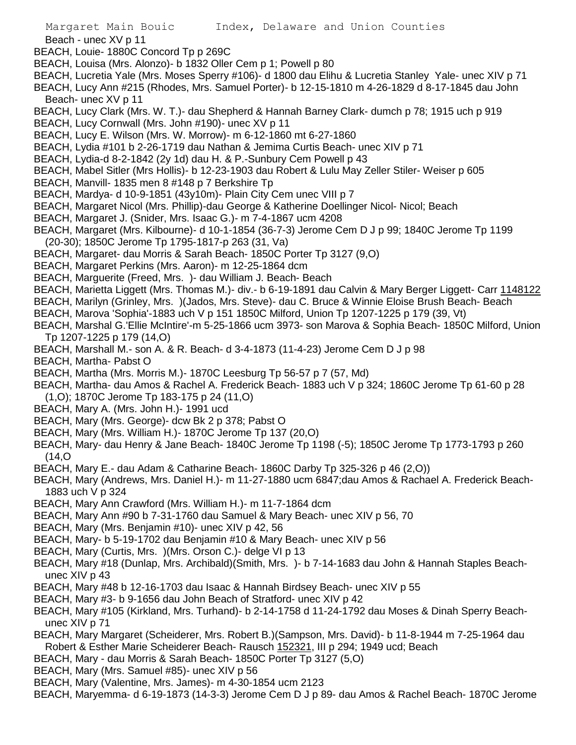Beach - unec XV p 11

BEACH, Louie- 1880C Concord Tp p 269C

BEACH, Louisa (Mrs. Alonzo)- b 1832 Oller Cem p 1; Powell p 80

BEACH, Lucretia Yale (Mrs. Moses Sperry #106)- d 1800 dau Elihu & Lucretia Stanley Yale- unec XIV p 71

BEACH, Lucy Ann #215 (Rhodes, Mrs. Samuel Porter)- b 12-15-1810 m 4-26-1829 d 8-17-1845 dau John Beach- unec XV p 11

BEACH, Lucy Clark (Mrs. W. T.)- dau Shepherd & Hannah Barney Clark- dumch p 78; 1915 uch p 919

BEACH, Lucy Cornwall (Mrs. John #190)- unec XV p 11

BEACH, Lucy E. Wilson (Mrs. W. Morrow)- m 6-12-1860 mt 6-27-1860

BEACH, Lydia #101 b 2-26-1719 dau Nathan & Jemima Curtis Beach- unec XIV p 71

BEACH, Lydia-d 8-2-1842 (2y 1d) dau H. & P.-Sunbury Cem Powell p 43

BEACH, Mabel Sitler (Mrs Hollis)- b 12-23-1903 dau Robert & Lulu May Zeller Stiler- Weiser p 605

BEACH, Manvill- 1835 men 8 #148 p 7 Berkshire Tp

BEACH, Mardya- d 10-9-1851 (43y10m)- Plain City Cem unec VIII p 7

BEACH, Margaret Nicol (Mrs. Phillip)-dau George & Katherine Doellinger Nicol- Nicol; Beach

BEACH, Margaret J. (Snider, Mrs. Isaac G.)- m 7-4-1867 ucm 4208

BEACH, Margaret (Mrs. Kilbourne)- d 10-1-1854 (36-7-3) Jerome Cem D J p 99; 1840C Jerome Tp 1199 (20-30); 1850C Jerome Tp 1795-1817-p 263 (31, Va)

BEACH, Margaret- dau Morris & Sarah Beach- 1850C Porter Tp 3127 (9,O)

BEACH, Margaret Perkins (Mrs. Aaron)- m 12-25-1864 dcm

BEACH, Marguerite (Freed, Mrs. )- dau William J. Beach- Beach

BEACH, Marietta Liggett (Mrs. Thomas M.)- div.- b 6-19-1891 dau Calvin & Mary Berger Liggett- Carr 1148122

BEACH, Marilyn (Grinley, Mrs. )(Jados, Mrs. Steve)- dau C. Bruce & Winnie Eloise Brush Beach- Beach

BEACH, Marova 'Sophia'-1883 uch V p 151 1850C Milford, Union Tp 1207-1225 p 179 (39, Vt)

BEACH, Marshal G.'Ellie McIntire'-m 5-25-1866 ucm 3973- son Marova & Sophia Beach- 1850C Milford, Union Tp 1207-1225 p 179 (14,O)

BEACH, Marshall M.- son A. & R. Beach- d 3-4-1873 (11-4-23) Jerome Cem D J p 98

BEACH, Martha- Pabst O

BEACH, Martha (Mrs. Morris M.)- 1870C Leesburg Tp 56-57 p 7 (57, Md)

BEACH, Martha- dau Amos & Rachel A. Frederick Beach- 1883 uch V p 324; 1860C Jerome Tp 61-60 p 28 (1,O); 1870C Jerome Tp 183-175 p 24 (11,O)

BEACH, Mary A. (Mrs. John H.)- 1991 ucd

BEACH, Mary (Mrs. George)- dcw Bk 2 p 378; Pabst O

BEACH, Mary (Mrs. William H.)- 1870C Jerome Tp 137 (20,O)

BEACH, Mary- dau Henry & Jane Beach- 1840C Jerome Tp 1198 (-5); 1850C Jerome Tp 1773-1793 p 260 (14,O

BEACH, Mary E.- dau Adam & Catharine Beach- 1860C Darby Tp 325-326 p 46 (2,O))

BEACH, Mary (Andrews, Mrs. Daniel H.)- m 11-27-1880 ucm 6847;dau Amos & Rachael A. Frederick Beach- 1883 uch V p 324

BEACH, Mary Ann Crawford (Mrs. William H.)- m 11-7-1864 dcm

BEACH, Mary Ann #90 b 7-31-1760 dau Samuel & Mary Beach- unec XIV p 56, 70

BEACH, Mary (Mrs. Benjamin #10)- unec XIV p 42, 56

BEACH, Mary- b 5-19-1702 dau Benjamin #10 & Mary Beach- unec XIV p 56

BEACH, Mary (Curtis, Mrs. )(Mrs. Orson C.)- delge VI p 13

BEACH, Mary #18 (Dunlap, Mrs. Archibald)(Smith, Mrs. )- b 7-14-1683 dau John & Hannah Staples Beach- unec XIV p 43

BEACH, Mary #48 b 12-16-1703 dau Isaac & Hannah Birdsey Beach- unec XIV p 55

BEACH, Mary #3- b 9-1656 dau John Beach of Stratford- unec XIV p 42

BEACH, Mary #105 (Kirkland, Mrs. Turhand)- b 2-14-1758 d 11-24-1792 dau Moses & Dinah Sperry Beach- unec XIV p 71

BEACH, Mary Margaret (Scheiderer, Mrs. Robert B.)(Sampson, Mrs. David)- b 11-8-1944 m 7-25-1964 dau Robert & Esther Marie Scheiderer Beach- Rausch 152321, III p 294; 1949 ucd; Beach

BEACH, Mary - dau Morris & Sarah Beach- 1850C Porter Tp 3127 (5,O)

BEACH, Mary (Mrs. Samuel #85)- unec XIV p 56

BEACH, Mary (Valentine, Mrs. James)- m 4-30-1854 ucm 2123

BEACH, Maryemma- d 6-19-1873 (14-3-3) Jerome Cem D J p 89- dau Amos & Rachel Beach- 1870C Jerome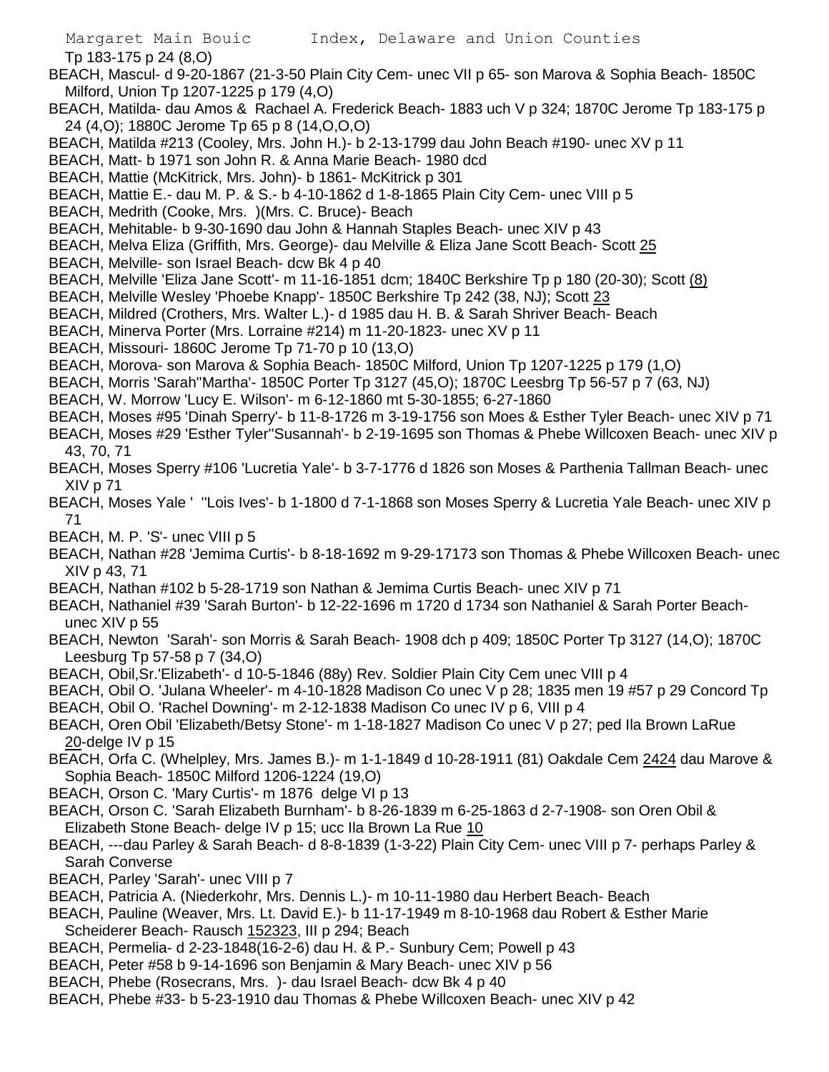Tp 183-175 p 24 (8,O)

BEACH, Mascul- d 9-20-1867 (21-3-50 Plain City Cem- unec VII p 65- son Marova & Sophia Beach- 1850C Milford, Union Tp 1207-1225 p 179 (4,O)

BEACH, Matilda- dau Amos & Rachael A. Frederick Beach- 1883 uch V p 324; 1870C Jerome Tp 183-175 p 24 (4,O); 1880C Jerome Tp 65 p 8 (14,O,O,O)

BEACH, Matilda #213 (Cooley, Mrs. John H.)- b 2-13-1799 dau John Beach #190- unec XV p 11

BEACH, Matt- b 1971 son John R. & Anna Marie Beach- 1980 dcd

BEACH, Mattie (McKitrick, Mrs. John)- b 1861- McKitrick p 301

BEACH, Mattie E.- dau M. P. & S.- b 4-10-1862 d 1-8-1865 Plain City Cem- unec VIII p 5

BEACH, Medrith (Cooke, Mrs. )(Mrs. C. Bruce)- Beach

BEACH, Mehitable- b 9-30-1690 dau John & Hannah Staples Beach- unec XIV p 43

BEACH, Melva Eliza (Griffith, Mrs. George)- dau Melville & Eliza Jane Scott Beach- Scott 25

BEACH, Melville- son Israel Beach- dcw Bk 4 p 40

BEACH, Melville 'Eliza Jane Scott'- m 11-16-1851 dcm; 1840C Berkshire Tp p 180 (20-30); Scott (8)

BEACH, Melville Wesley 'Phoebe Knapp'- 1850C Berkshire Tp 242 (38, NJ); Scott 23

BEACH, Mildred (Crothers, Mrs. Walter L.)- d 1985 dau H. B. & Sarah Shriver Beach- Beach

BEACH, Minerva Porter (Mrs. Lorraine #214) m 11-20-1823- unec XV p 11

BEACH, Missouri- 1860C Jerome Tp 71-70 p 10 (13,O)

BEACH, Morova- son Marova & Sophia Beach- 1850C Milford, Union Tp 1207-1225 p 179 (1,O)

BEACH, Morris 'Sarah''Martha'- 1850C Porter Tp 3127 (45,O); 1870C Leesbrg Tp 56-57 p 7 (63, NJ)

BEACH, W. Morrow 'Lucy E. Wilson'- m 6-12-1860 mt 5-30-1855; 6-27-1860

BEACH, Moses #95 'Dinah Sperry'- b 11-8-1726 m 3-19-1756 son Moes & Esther Tyler Beach- unec XIV p 71

BEACH, Moses #29 'Esther Tyler''Susannah'- b 2-19-1695 son Thomas & Phebe Willcoxen Beach- unec XIV p 43, 70, 71

BEACH, Moses Sperry #106 'Lucretia Yale'- b 3-7-1776 d 1826 son Moses & Parthenia Tallman Beach- unec XIV p 71

BEACH, Moses Yale ' ''Lois Ives'- b 1-1800 d 7-1-1868 son Moses Sperry & Lucretia Yale Beach- unec XIV p 71

BEACH, M. P. 'S'- unec VIII p 5

BEACH, Nathan #28 'Jemima Curtis'- b 8-18-1692 m 9-29-17173 son Thomas & Phebe Willcoxen Beach- unec XIV p 43, 71

BEACH, Nathan #102 b 5-28-1719 son Nathan & Jemima Curtis Beach- unec XIV p 71

BEACH, Nathaniel #39 'Sarah Burton'- b 12-22-1696 m 1720 d 1734 son Nathaniel & Sarah Porter Beach- unec XIV p 55

BEACH, Newton 'Sarah'- son Morris & Sarah Beach- 1908 dch p 409; 1850C Porter Tp 3127 (14,O); 1870C Leesburg Tp 57-58 p 7 (34,O)

BEACH, Obil,Sr.'Elizabeth'- d 10-5-1846 (88y) Rev. Soldier Plain City Cem unec VIII p 4

BEACH, Obil O. 'Julana Wheeler'- m 4-10-1828 Madison Co unec V p 28; 1835 men 19 #57 p 29 Concord Tp

BEACH, Obil O. 'Rachel Downing'- m 2-12-1838 Madison Co unec IV p 6, VIII p 4

BEACH, Oren Obil 'Elizabeth/Betsy Stone'- m 1-18-1827 Madison Co unec V p 27; ped Ila Brown LaRue 20-delge IV p 15

BEACH, Orfa C. (Whelpley, Mrs. James B.)- m 1-1-1849 d 10-28-1911 (81) Oakdale Cem 2424 dau Marove & Sophia Beach- 1850C Milford 1206-1224 (19,O)

BEACH, Orson C. 'Mary Curtis'- m 1876 delge VI p 13

BEACH, Orson C. 'Sarah Elizabeth Burnham'- b 8-26-1839 m 6-25-1863 d 2-7-1908- son Oren Obil & Elizabeth Stone Beach- delge IV p 15; ucc Ila Brown La Rue 10

BEACH, ---dau Parley & Sarah Beach- d 8-8-1839 (1-3-22) Plain City Cem- unec VIII p 7- perhaps Parley & Sarah Converse

BEACH, Parley 'Sarah'- unec VIII p 7

BEACH, Patricia A. (Niederkohr, Mrs. Dennis L.)- m 10-11-1980 dau Herbert Beach- Beach

BEACH, Pauline (Weaver, Mrs. Lt. David E.)- b 11-17-1949 m 8-10-1968 dau Robert & Esther Marie Scheiderer Beach- Rausch 152323, III p 294; Beach

BEACH, Permelia- d 2-23-1848(16-2-6) dau H. & P.- Sunbury Cem; Powell p 43

BEACH, Peter #58 b 9-14-1696 son Benjamin & Mary Beach- unec XIV p 56

BEACH, Phebe (Rosecrans, Mrs. )- dau Israel Beach- dcw Bk 4 p 40

BEACH, Phebe #33- b 5-23-1910 dau Thomas & Phebe Willcoxen Beach- unec XIV p 42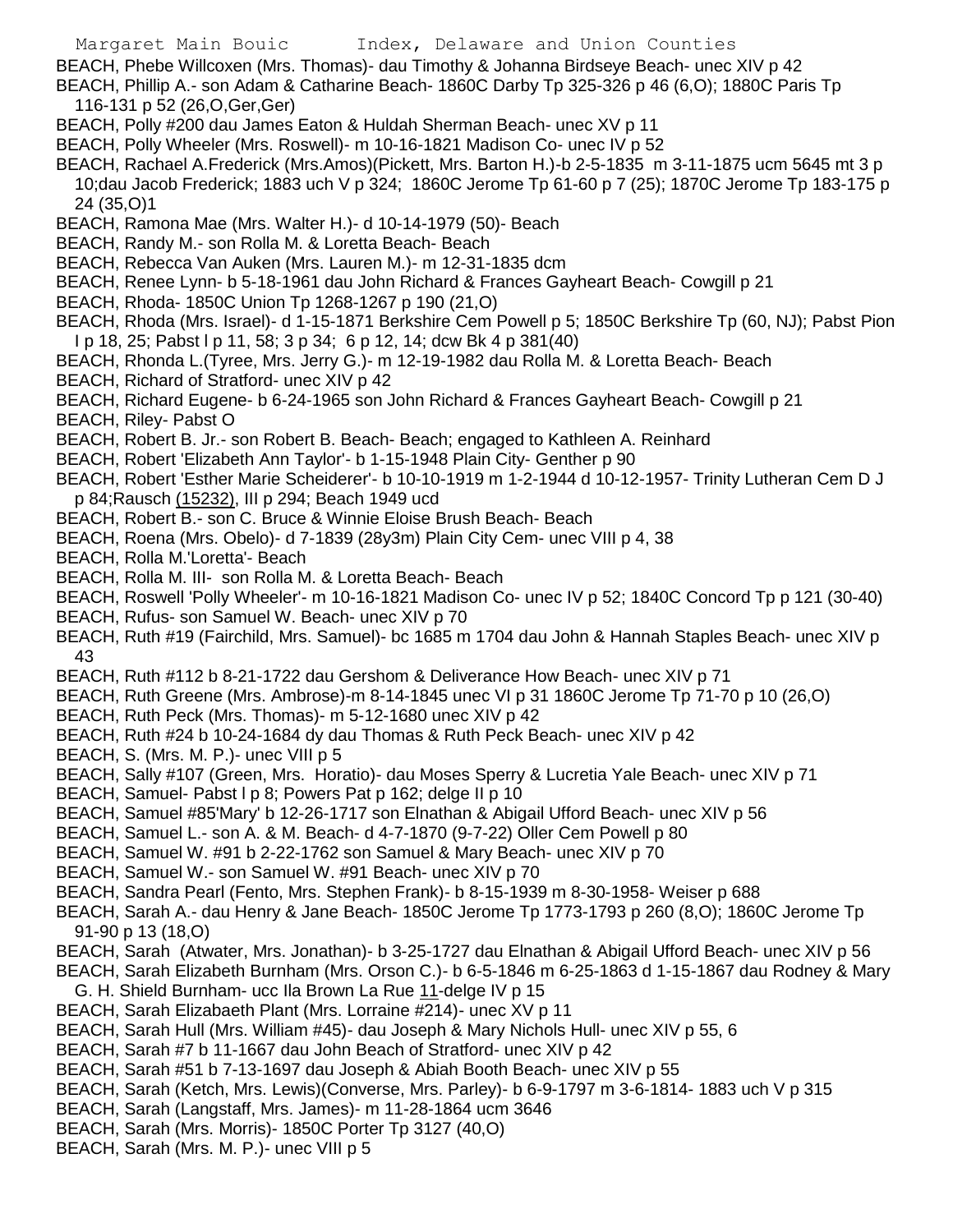BEACH, Phebe Willcoxen (Mrs. Thomas)- dau Timothy & Johanna Birdseye Beach- unec XIV p 42

BEACH, Phillip A.- son Adam & Catharine Beach- 1860C Darby Tp 325-326 p 46 (6,O); 1880C Paris Tp 116-131 p 52 (26,O,Ger,Ger)

BEACH, Polly #200 dau James Eaton & Huldah Sherman Beach- unec XV p 11

BEACH, Polly Wheeler (Mrs. Roswell)- m 10-16-1821 Madison Co- unec IV p 52

BEACH, Rachael A.Frederick (Mrs.Amos)(Pickett, Mrs. Barton H.)-b 2-5-1835 m 3-11-1875 ucm 5645 mt 3 p 10;dau Jacob Frederick; 1883 uch V p 324; 1860C Jerome Tp 61-60 p 7 (25); 1870C Jerome Tp 183-175 p 24 (35,O)1

BEACH, Ramona Mae (Mrs. Walter H.)- d 10-14-1979 (50)- Beach

BEACH, Randy M.- son Rolla M. & Loretta Beach- Beach

BEACH, Rebecca Van Auken (Mrs. Lauren M.)- m 12-31-1835 dcm

BEACH, Renee Lynn- b 5-18-1961 dau John Richard & Frances Gayheart Beach- Cowgill p 21

BEACH, Rhoda- 1850C Union Tp 1268-1267 p 190 (21,O)

BEACH, Rhoda (Mrs. Israel)- d 1-15-1871 Berkshire Cem Powell p 5; 1850C Berkshire Tp (60, NJ); Pabst Pion I p 18, 25; Pabst l p 11, 58; 3 p 34; 6 p 12, 14; dcw Bk 4 p 381(40)

BEACH, Rhonda L.(Tyree, Mrs. Jerry G.)- m 12-19-1982 dau Rolla M. & Loretta Beach- Beach

BEACH, Richard of Stratford- unec XIV p 42

BEACH, Richard Eugene- b 6-24-1965 son John Richard & Frances Gayheart Beach- Cowgill p 21

BEACH, Riley- Pabst O

BEACH, Robert B. Jr.- son Robert B. Beach- Beach; engaged to Kathleen A. Reinhard

BEACH, Robert 'Elizabeth Ann Taylor'- b 1-15-1948 Plain City- Genther p 90

BEACH, Robert 'Esther Marie Scheiderer'- b 10-10-1919 m 1-2-1944 d 10-12-1957- Trinity Lutheran Cem D J p 84;Rausch (15232), III p 294; Beach 1949 ucd

BEACH, Robert B.- son C. Bruce & Winnie Eloise Brush Beach- Beach

BEACH, Roena (Mrs. Obelo)- d 7-1839 (28y3m) Plain City Cem- unec VIII p 4, 38

BEACH, Rolla M.'Loretta'- Beach

BEACH, Rolla M. III- son Rolla M. & Loretta Beach- Beach

BEACH, Roswell 'Polly Wheeler'- m 10-16-1821 Madison Co- unec IV p 52; 1840C Concord Tp p 121 (30-40)

BEACH, Rufus- son Samuel W. Beach- unec XIV p 70

BEACH, Ruth #19 (Fairchild, Mrs. Samuel)- bc 1685 m 1704 dau John & Hannah Staples Beach- unec XIV p 43

BEACH, Ruth #112 b 8-21-1722 dau Gershom & Deliverance How Beach- unec XIV p 71

BEACH, Ruth Greene (Mrs. Ambrose)-m 8-14-1845 unec VI p 31 1860C Jerome Tp 71-70 p 10 (26,O)

BEACH, Ruth Peck (Mrs. Thomas)- m 5-12-1680 unec XIV p 42

BEACH, Ruth #24 b 10-24-1684 dy dau Thomas & Ruth Peck Beach- unec XIV p 42

BEACH, S. (Mrs. M. P.)- unec VIII p 5

BEACH, Sally #107 (Green, Mrs. Horatio)- dau Moses Sperry & Lucretia Yale Beach- unec XIV p 71

BEACH, Samuel- Pabst l p 8; Powers Pat p 162; delge II p 10

BEACH, Samuel #85'Mary' b 12-26-1717 son Elnathan & Abigail Ufford Beach- unec XIV p 56

BEACH, Samuel L.- son A. & M. Beach- d 4-7-1870 (9-7-22) Oller Cem Powell p 80

BEACH, Samuel W. #91 b 2-22-1762 son Samuel & Mary Beach- unec XIV p 70

BEACH, Samuel W.- son Samuel W. #91 Beach- unec XIV p 70

BEACH, Sandra Pearl (Fento, Mrs. Stephen Frank)- b 8-15-1939 m 8-30-1958- Weiser p 688

BEACH, Sarah A.- dau Henry & Jane Beach- 1850C Jerome Tp 1773-1793 p 260 (8,O); 1860C Jerome Tp 91-90 p 13 (18,O)

BEACH, Sarah (Atwater, Mrs. Jonathan)- b 3-25-1727 dau Elnathan & Abigail Ufford Beach- unec XIV p 56

BEACH, Sarah Elizabeth Burnham (Mrs. Orson C.)- b 6-5-1846 m 6-25-1863 d 1-15-1867 dau Rodney & Mary G. H. Shield Burnham- ucc Ila Brown La Rue 11-delge IV p 15

BEACH, Sarah Elizabaeth Plant (Mrs. Lorraine #214)- unec XV p 11

BEACH, Sarah Hull (Mrs. William #45)- dau Joseph & Mary Nichols Hull- unec XIV p 55, 6

BEACH, Sarah #7 b 11-1667 dau John Beach of Stratford- unec XIV p 42

BEACH, Sarah #51 b 7-13-1697 dau Joseph & Abiah Booth Beach- unec XIV p 55

BEACH, Sarah (Ketch, Mrs. Lewis)(Converse, Mrs. Parley)- b 6-9-1797 m 3-6-1814- 1883 uch V p 315

BEACH, Sarah (Langstaff, Mrs. James)- m 11-28-1864 ucm 3646

BEACH, Sarah (Mrs. Morris)- 1850C Porter Tp 3127 (40,O)

BEACH, Sarah (Mrs. M. P.)- unec VIII p 5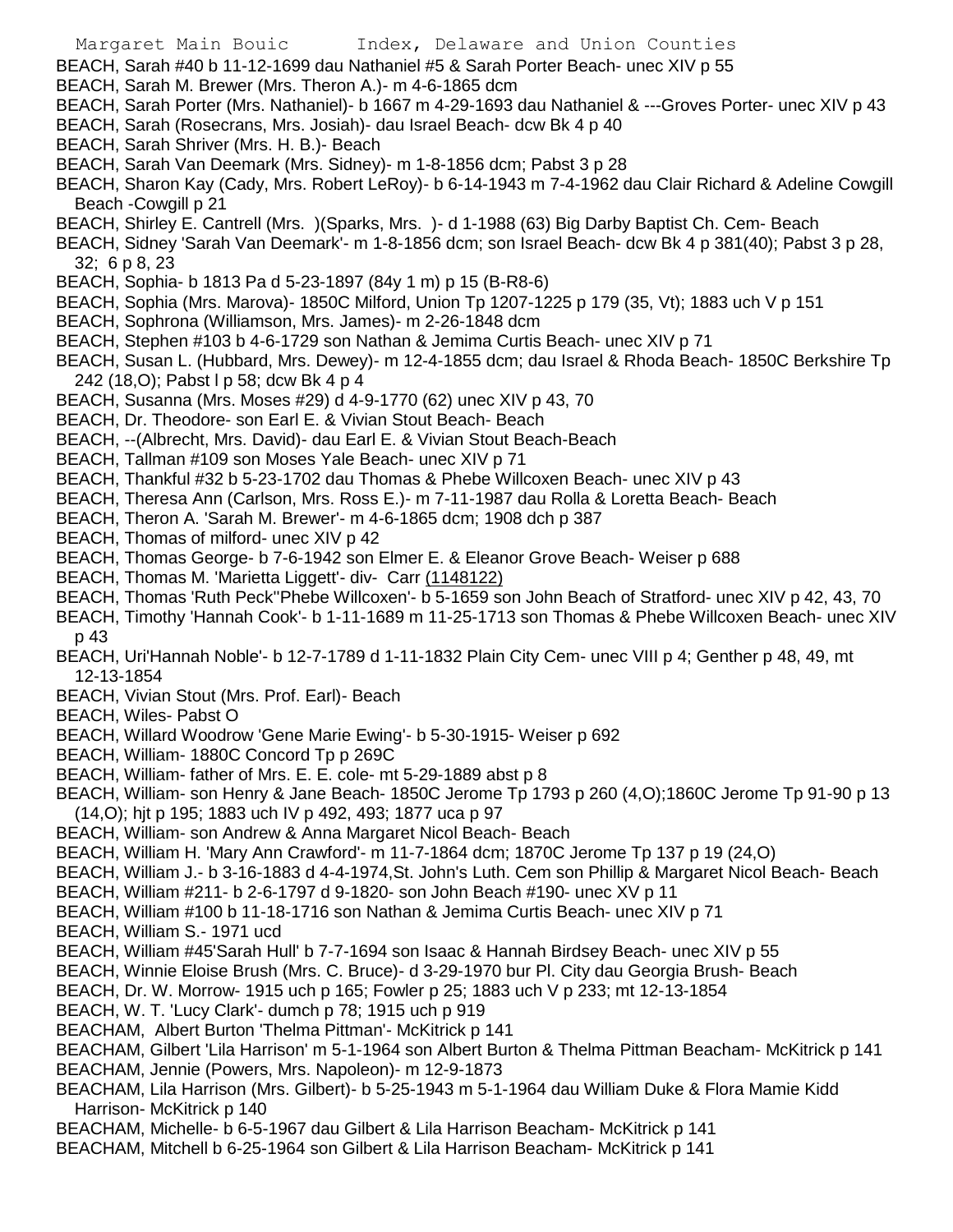BEACH, Sarah #40 b 11-12-1699 dau Nathaniel #5 & Sarah Porter Beach- unec XIV p 55

BEACH, Sarah M. Brewer (Mrs. Theron A.)- m 4-6-1865 dcm

BEACH, Sarah Porter (Mrs. Nathaniel)- b 1667 m 4-29-1693 dau Nathaniel & ---Groves Porter- unec XIV p 43

BEACH, Sarah (Rosecrans, Mrs. Josiah)- dau Israel Beach- dcw Bk 4 p 40

BEACH, Sarah Shriver (Mrs. H. B.)- Beach

BEACH, Sarah Van Deemark (Mrs. Sidney)- m 1-8-1856 dcm; Pabst 3 p 28

BEACH, Sharon Kay (Cady, Mrs. Robert LeRoy)- b 6-14-1943 m 7-4-1962 dau Clair Richard & Adeline Cowgill Beach -Cowgill p 21

BEACH, Shirley E. Cantrell (Mrs. )(Sparks, Mrs. )- d 1-1988 (63) Big Darby Baptist Ch. Cem- Beach

BEACH, Sidney 'Sarah Van Deemark'- m 1-8-1856 dcm; son Israel Beach- dcw Bk 4 p 381(40); Pabst 3 p 28, 32; 6 p 8, 23

BEACH, Sophia- b 1813 Pa d 5-23-1897 (84y 1 m) p 15 (B-R8-6)

BEACH, Sophia (Mrs. Marova)- 1850C Milford, Union Tp 1207-1225 p 179 (35, Vt); 1883 uch V p 151

BEACH, Sophrona (Williamson, Mrs. James)- m 2-26-1848 dcm

BEACH, Stephen #103 b 4-6-1729 son Nathan & Jemima Curtis Beach- unec XIV p 71

BEACH, Susan L. (Hubbard, Mrs. Dewey)- m 12-4-1855 dcm; dau Israel & Rhoda Beach- 1850C Berkshire Tp 242 (18,O); Pabst l p 58; dcw Bk 4 p 4

BEACH, Susanna (Mrs. Moses #29) d 4-9-1770 (62) unec XIV p 43, 70

BEACH, Dr. Theodore- son Earl E. & Vivian Stout Beach- Beach

BEACH, --(Albrecht, Mrs. David)- dau Earl E. & Vivian Stout Beach-Beach

BEACH, Tallman #109 son Moses Yale Beach- unec XIV p 71

BEACH, Thankful #32 b 5-23-1702 dau Thomas & Phebe Willcoxen Beach- unec XIV p 43

BEACH, Theresa Ann (Carlson, Mrs. Ross E.)- m 7-11-1987 dau Rolla & Loretta Beach- Beach

BEACH, Theron A. 'Sarah M. Brewer'- m 4-6-1865 dcm; 1908 dch p 387

BEACH, Thomas of milford- unec XIV p 42

BEACH, Thomas George- b 7-6-1942 son Elmer E. & Eleanor Grove Beach- Weiser p 688

BEACH, Thomas M. 'Marietta Liggett'- div- Carr (1148122)

BEACH, Thomas 'Ruth Peck''Phebe Willcoxen'- b 5-1659 son John Beach of Stratford- unec XIV p 42, 43, 70

BEACH, Timothy 'Hannah Cook'- b 1-11-1689 m 11-25-1713 son Thomas & Phebe Willcoxen Beach- unec XIV p 43

BEACH, Uri'Hannah Noble'- b 12-7-1789 d 1-11-1832 Plain City Cem- unec VIII p 4; Genther p 48, 49, mt 12-13-1854

BEACH, Vivian Stout (Mrs. Prof. Earl)- Beach

BEACH, Wiles- Pabst O

BEACH, Willard Woodrow 'Gene Marie Ewing'- b 5-30-1915- Weiser p 692

BEACH, William- 1880C Concord Tp p 269C

BEACH, William- father of Mrs. E. E. cole- mt 5-29-1889 abst p 8

BEACH, William- son Henry & Jane Beach- 1850C Jerome Tp 1793 p 260 (4,O);1860C Jerome Tp 91-90 p 13 (14,O); hjt p 195; 1883 uch IV p 492, 493; 1877 uca p 97

BEACH, William- son Andrew & Anna Margaret Nicol Beach- Beach

BEACH, William H. 'Mary Ann Crawford'- m 11-7-1864 dcm; 1870C Jerome Tp 137 p 19 (24,O)

BEACH, William J.- b 3-16-1883 d 4-4-1974,St. John's Luth. Cem son Phillip & Margaret Nicol Beach- Beach

BEACH, William #211- b 2-6-1797 d 9-1820- son John Beach #190- unec XV p 11

BEACH, William #100 b 11-18-1716 son Nathan & Jemima Curtis Beach- unec XIV p 71

BEACH, William S.- 1971 ucd

BEACH, William #45'Sarah Hull' b 7-7-1694 son Isaac & Hannah Birdsey Beach- unec XIV p 55

BEACH, Winnie Eloise Brush (Mrs. C. Bruce)- d 3-29-1970 bur Pl. City dau Georgia Brush- Beach

BEACH, Dr. W. Morrow- 1915 uch p 165; Fowler p 25; 1883 uch V p 233; mt 12-13-1854

BEACH, W. T. 'Lucy Clark'- dumch p 78; 1915 uch p 919

BEACHAM, Albert Burton 'Thelma Pittman'- McKitrick p 141

BEACHAM, Gilbert 'Lila Harrison' m 5-1-1964 son Albert Burton & Thelma Pittman Beacham- McKitrick p 141

BEACHAM, Jennie (Powers, Mrs. Napoleon)- m 12-9-1873

BEACHAM, Lila Harrison (Mrs. Gilbert)- b 5-25-1943 m 5-1-1964 dau William Duke & Flora Mamie Kidd Harrison- McKitrick p 140

BEACHAM, Michelle- b 6-5-1967 dau Gilbert & Lila Harrison Beacham- McKitrick p 141

BEACHAM, Mitchell b 6-25-1964 son Gilbert & Lila Harrison Beacham- McKitrick p 141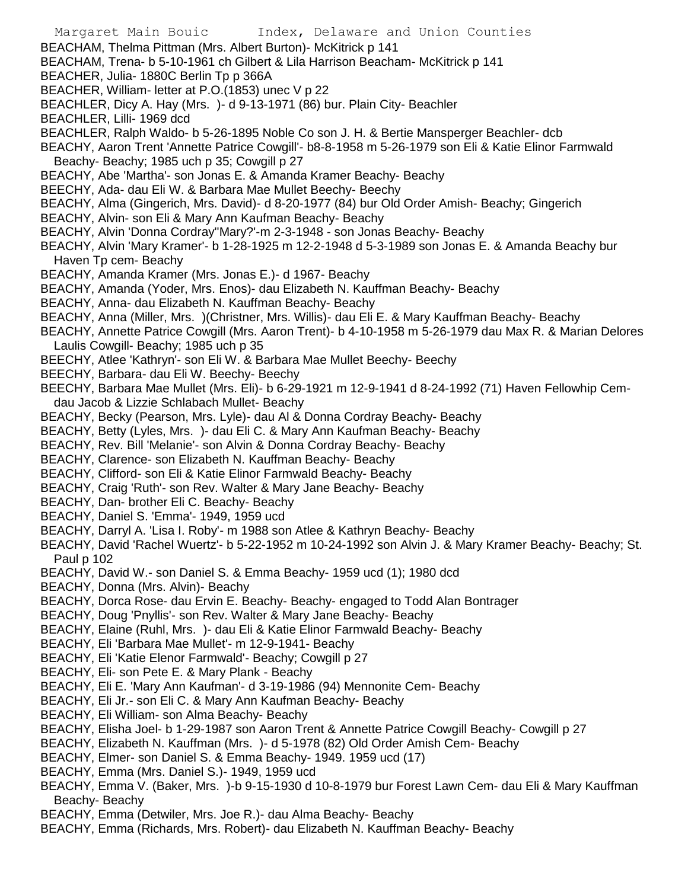BEACHAM, Thelma Pittman (Mrs. Albert Burton)- McKitrick p 141

BEACHAM, Trena- b 5-10-1961 ch Gilbert & Lila Harrison Beacham- McKitrick p 141

BEACHER, Julia- 1880C Berlin Tp p 366A

BEACHER, William- letter at P.O.(1853) unec V p 22

BEACHLER, Dicy A. Hay (Mrs. )- d 9-13-1971 (86) bur. Plain City- Beachler

BEACHLER, Lilli- 1969 dcd

BEACHLER, Ralph Waldo- b 5-26-1895 Noble Co son J. H. & Bertie Mansperger Beachler- dcb

BEACHY, Aaron Trent 'Annette Patrice Cowgill'- b8-8-1958 m 5-26-1979 son Eli & Katie Elinor Farmwald Beachy- Beachy; 1985 uch p 35; Cowgill p 27

BEACHY, Abe 'Martha'- son Jonas E. & Amanda Kramer Beachy- Beachy

BEECHY, Ada- dau Eli W. & Barbara Mae Mullet Beechy- Beechy

BEACHY, Alma (Gingerich, Mrs. David)- d 8-20-1977 (84) bur Old Order Amish- Beachy; Gingerich

BEACHY, Alvin- son Eli & Mary Ann Kaufman Beachy- Beachy

BEACHY, Alvin 'Donna Cordray''Mary?'-m 2-3-1948 - son Jonas Beachy- Beachy

BEACHY, Alvin 'Mary Kramer'- b 1-28-1925 m 12-2-1948 d 5-3-1989 son Jonas E. & Amanda Beachy bur Haven Tp cem- Beachy

BEACHY, Amanda Kramer (Mrs. Jonas E.)- d 1967- Beachy

BEACHY, Amanda (Yoder, Mrs. Enos)- dau Elizabeth N. Kauffman Beachy- Beachy

BEACHY, Anna- dau Elizabeth N. Kauffman Beachy- Beachy

BEACHY, Anna (Miller, Mrs. )(Christner, Mrs. Willis)- dau Eli E. & Mary Kauffman Beachy- Beachy

BEACHY, Annette Patrice Cowgill (Mrs. Aaron Trent)- b 4-10-1958 m 5-26-1979 dau Max R. & Marian Delores Laulis Cowgill- Beachy; 1985 uch p 35

BEECHY, Atlee 'Kathryn'- son Eli W. & Barbara Mae Mullet Beechy- Beechy

BEECHY, Barbara- dau Eli W. Beechy- Beechy

BEECHY, Barbara Mae Mullet (Mrs. Eli)- b 6-29-1921 m 12-9-1941 d 8-24-1992 (71) Haven Fellowhip Cem- dau Jacob & Lizzie Schlabach Mullet- Beachy

BEACHY, Becky (Pearson, Mrs. Lyle)- dau Al & Donna Cordray Beachy- Beachy

BEACHY, Betty (Lyles, Mrs. )- dau Eli C. & Mary Ann Kaufman Beachy- Beachy

BEACHY, Rev. Bill 'Melanie'- son Alvin & Donna Cordray Beachy- Beachy

BEACHY, Clarence- son Elizabeth N. Kauffman Beachy- Beachy

BEACHY, Clifford- son Eli & Katie Elinor Farmwald Beachy- Beachy

BEACHY, Craig 'Ruth'- son Rev. Walter & Mary Jane Beachy- Beachy

BEACHY, Dan- brother Eli C. Beachy- Beachy

BEACHY, Daniel S. 'Emma'- 1949, 1959 ucd

BEACHY, Darryl A. 'Lisa I. Roby'- m 1988 son Atlee & Kathryn Beachy- Beachy

BEACHY, David 'Rachel Wuertz'- b 5-22-1952 m 10-24-1992 son Alvin J. & Mary Kramer Beachy- Beachy; St. Paul p 102

BEACHY, David W.- son Daniel S. & Emma Beachy- 1959 ucd (1); 1980 dcd

BEACHY, Donna (Mrs. Alvin)- Beachy

BEACHY, Dorca Rose- dau Ervin E. Beachy- Beachy- engaged to Todd Alan Bontrager

BEACHY, Doug 'Pnyllis'- son Rev. Walter & Mary Jane Beachy- Beachy

BEACHY, Elaine (Ruhl, Mrs. )- dau Eli & Katie Elinor Farmwald Beachy- Beachy

BEACHY, Eli 'Barbara Mae Mullet'- m 12-9-1941- Beachy

BEACHY, Eli 'Katie Elenor Farmwald'- Beachy; Cowgill p 27

BEACHY, Eli- son Pete E. & Mary Plank - Beachy

BEACHY, Eli E. 'Mary Ann Kaufman'- d 3-19-1986 (94) Mennonite Cem- Beachy

BEACHY, Eli Jr.- son Eli C. & Mary Ann Kaufman Beachy- Beachy

BEACHY, Eli William- son Alma Beachy- Beachy

BEACHY, Elisha Joel- b 1-29-1987 son Aaron Trent & Annette Patrice Cowgill Beachy- Cowgill p 27

BEACHY, Elizabeth N. Kauffman (Mrs. )- d 5-1978 (82) Old Order Amish Cem- Beachy

BEACHY, Elmer- son Daniel S. & Emma Beachy- 1949. 1959 ucd (17)

BEACHY, Emma (Mrs. Daniel S.)- 1949, 1959 ucd

BEACHY, Emma V. (Baker, Mrs. )-b 9-15-1930 d 10-8-1979 bur Forest Lawn Cem- dau Eli & Mary Kauffman Beachy- Beachy

BEACHY, Emma (Detwiler, Mrs. Joe R.)- dau Alma Beachy- Beachy

BEACHY, Emma (Richards, Mrs. Robert)- dau Elizabeth N. Kauffman Beachy- Beachy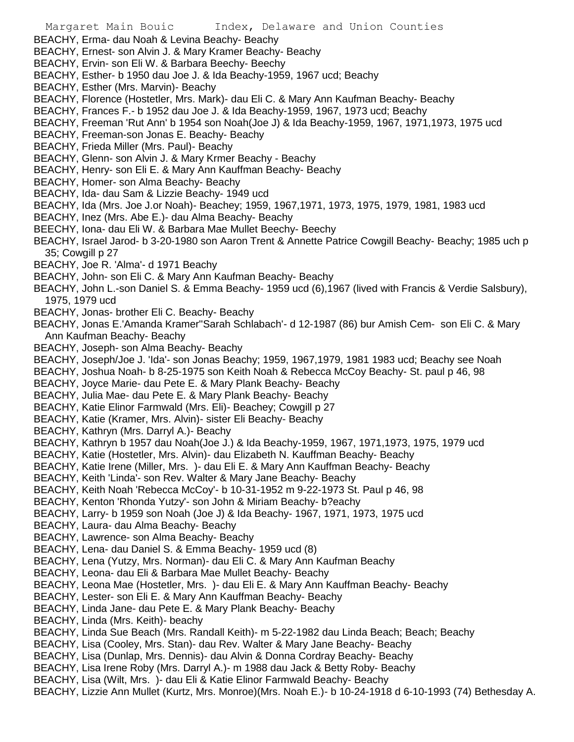BEACHY, Erma- dau Noah & Levina Beachy- Beachy
BEACHY, Ernest- son Alvin J. & Mary Kramer Beachy- Beachy
BEACHY, Ervin- son Eli W. & Barbara Beechy- Beechy
BEACHY, Esther- b 1950 dau Joe J. & Ida Beachy-1959, 1967 ucd; Beachy
BEACHY, Esther (Mrs. Marvin)- Beachy
BEACHY, Florence (Hostetler, Mrs. Mark)- dau Eli C. & Mary Ann Kaufman Beachy- Beachy
BEACHY, Frances F.- b 1952 dau Joe J. & Ida Beachy-1959, 1967, 1973 ucd; Beachy
BEACHY, Freeman 'Rut Ann' b 1954 son Noah(Joe J) & Ida Beachy-1959, 1967, 1971,1973, 1975 ucd
BEACHY, Freeman-son Jonas E. Beachy- Beachy
BEACHY, Frieda Miller (Mrs. Paul)- Beachy
BEACHY, Glenn- son Alvin J. & Mary Krmer Beachy - Beachy
BEACHY, Henry- son Eli E. & Mary Ann Kauffman Beachy- Beachy
BEACHY, Homer- son Alma Beachy- Beachy
BEACHY, Ida- dau Sam & Lizzie Beachy- 1949 ucd
BEACHY, Ida (Mrs. Joe J.or Noah)- Beachey; 1959, 1967,1971, 1973, 1975, 1979, 1981, 1983 ucd
BEACHY, Inez (Mrs. Abe E.)- dau Alma Beachy- Beachy
BEECHY, Iona- dau Eli W. & Barbara Mae Mullet Beechy- Beechy
BEACHY, Israel Jarod- b 3-20-1980 son Aaron Trent & Annette Patrice Cowgill Beachy- Beachy; 1985 uch p 35; Cowgill p 27
BEACHY, Joe R. 'Alma'- d 1971 Beachy
BEACHY, John- son Eli C. & Mary Ann Kaufman Beachy- Beachy
BEACHY, John L.-son Daniel S. & Emma Beachy- 1959 ucd (6),1967 (lived with Francis & Verdie Salsbury), 1975, 1979 ucd
BEACHY, Jonas- brother Eli C. Beachy- Beachy
BEACHY, Jonas E.'Amanda Kramer''Sarah Schlabach'- d 12-1987 (86) bur Amish Cem- son Eli C. & Mary Ann Kaufman Beachy- Beachy
BEACHY, Joseph- son Alma Beachy- Beachy
BEACHY, Joseph/Joe J. 'Ida'- son Jonas Beachy; 1959, 1967,1979, 1981 1983 ucd; Beachy see Noah
BEACHY, Joshua Noah- b 8-25-1975 son Keith Noah & Rebecca McCoy Beachy- St. paul p 46, 98
BEACHY, Joyce Marie- dau Pete E. & Mary Plank Beachy- Beachy
BEACHY, Julia Mae- dau Pete E. & Mary Plank Beachy- Beachy
BEACHY, Katie Elinor Farmwald (Mrs. Eli)- Beachey; Cowgill p 27
BEACHY, Katie (Kramer, Mrs. Alvin)- sister Eli Beachy- Beachy
BEACHY, Kathryn (Mrs. Darryl A.)- Beachy
BEACHY, Kathryn b 1957 dau Noah(Joe J.) & Ida Beachy-1959, 1967, 1971,1973, 1975, 1979 ucd
BEACHY, Katie (Hostetler, Mrs. Alvin)- dau Elizabeth N. Kauffman Beachy- Beachy
BEACHY, Katie Irene (Miller, Mrs. )- dau Eli E. & Mary Ann Kauffman Beachy- Beachy
BEACHY, Keith 'Linda'- son Rev. Walter & Mary Jane Beachy- Beachy
BEACHY, Keith Noah 'Rebecca McCoy'- b 10-31-1952 m 9-22-1973 St. Paul p 46, 98
BEACHY, Kenton 'Rhonda Yutzy'- son John & Miriam Beachy- b?eachy
BEACHY, Larry- b 1959 son Noah (Joe J) & Ida Beachy- 1967, 1971, 1973, 1975 ucd
BEACHY, Laura- dau Alma Beachy- Beachy
BEACHY, Lawrence- son Alma Beachy- Beachy
BEACHY, Lena- dau Daniel S. & Emma Beachy- 1959 ucd (8)
BEACHY, Lena (Yutzy, Mrs. Norman)- dau Eli C. & Mary Ann Kaufman Beachy
BEACHY, Leona- dau Eli & Barbara Mae Mullet Beachy- Beachy
BEACHY, Leona Mae (Hostetler, Mrs. )- dau Eli E. & Mary Ann Kauffman Beachy- Beachy
BEACHY, Lester- son Eli E. & Mary Ann Kauffman Beachy- Beachy
BEACHY, Linda Jane- dau Pete E. & Mary Plank Beachy- Beachy
BEACHY, Linda (Mrs. Keith)- beachy
BEACHY, Linda Sue Beach (Mrs. Randall Keith)- m 5-22-1982 dau Linda Beach; Beach; Beachy
BEACHY, Lisa (Cooley, Mrs. Stan)- dau Rev. Walter & Mary Jane Beachy- Beachy
BEACHY, Lisa (Dunlap, Mrs. Dennis)- dau Alvin & Donna Cordray Beachy- Beachy
BEACHY, Lisa Irene Roby (Mrs. Darryl A.)- m 1988 dau Jack & Betty Roby- Beachy
BEACHY, Lisa (Wilt, Mrs. )- dau Eli & Katie Elinor Farmwald Beachy- Beachy
BEACHY, Lizzie Ann Mullet (Kurtz, Mrs. Monroe)(Mrs. Noah E.)- b 10-24-1918 d 6-10-1993 (74) Bethesday A.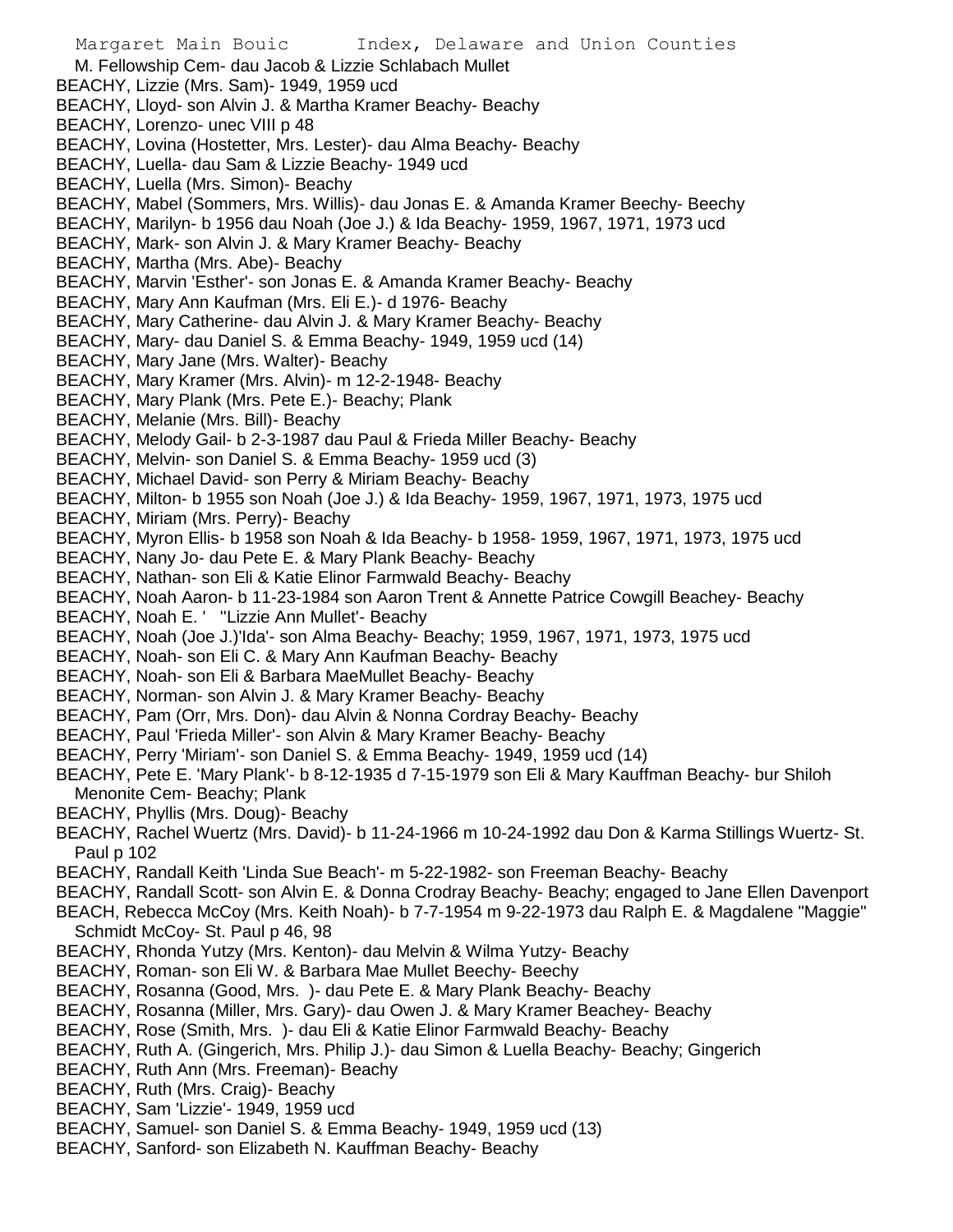M. Fellowship Cem- dau Jacob & Lizzie Schlabach Mullet

BEACHY, Lizzie (Mrs. Sam)- 1949, 1959 ucd

BEACHY, Lloyd- son Alvin J. & Martha Kramer Beachy- Beachy

BEACHY, Lorenzo- unec VIII p 48

BEACHY, Lovina (Hostetter, Mrs. Lester)- dau Alma Beachy- Beachy

BEACHY, Luella- dau Sam & Lizzie Beachy- 1949 ucd

BEACHY, Luella (Mrs. Simon)- Beachy

BEACHY, Mabel (Sommers, Mrs. Willis)- dau Jonas E. & Amanda Kramer Beechy- Beechy

BEACHY, Marilyn- b 1956 dau Noah (Joe J.) & Ida Beachy- 1959, 1967, 1971, 1973 ucd

BEACHY, Mark- son Alvin J. & Mary Kramer Beachy- Beachy

BEACHY, Martha (Mrs. Abe)- Beachy

BEACHY, Marvin 'Esther'- son Jonas E. & Amanda Kramer Beachy- Beachy

BEACHY, Mary Ann Kaufman (Mrs. Eli E.)- d 1976- Beachy

BEACHY, Mary Catherine- dau Alvin J. & Mary Kramer Beachy- Beachy

BEACHY, Mary- dau Daniel S. & Emma Beachy- 1949, 1959 ucd (14)

BEACHY, Mary Jane (Mrs. Walter)- Beachy

BEACHY, Mary Kramer (Mrs. Alvin)- m 12-2-1948- Beachy

BEACHY, Mary Plank (Mrs. Pete E.)- Beachy; Plank

BEACHY, Melanie (Mrs. Bill)- Beachy

BEACHY, Melody Gail- b 2-3-1987 dau Paul & Frieda Miller Beachy- Beachy

BEACHY, Melvin- son Daniel S. & Emma Beachy- 1959 ucd (3)

BEACHY, Michael David- son Perry & Miriam Beachy- Beachy

BEACHY, Milton- b 1955 son Noah (Joe J.) & Ida Beachy- 1959, 1967, 1971, 1973, 1975 ucd

BEACHY, Miriam (Mrs. Perry)- Beachy

BEACHY, Myron Ellis- b 1958 son Noah & Ida Beachy- b 1958- 1959, 1967, 1971, 1973, 1975 ucd

BEACHY, Nany Jo- dau Pete E. & Mary Plank Beachy- Beachy

BEACHY, Nathan- son Eli & Katie Elinor Farmwald Beachy- Beachy

BEACHY, Noah Aaron- b 11-23-1984 son Aaron Trent & Annette Patrice Cowgill Beachey- Beachy

BEACHY, Noah E. ' "Lizzie Ann Mullet'- Beachy

BEACHY, Noah (Joe J.)'Ida'- son Alma Beachy- Beachy; 1959, 1967, 1971, 1973, 1975 ucd

BEACHY, Noah- son Eli C. & Mary Ann Kaufman Beachy- Beachy

BEACHY, Noah- son Eli & Barbara MaeMullet Beachy- Beachy

BEACHY, Norman- son Alvin J. & Mary Kramer Beachy- Beachy

BEACHY, Pam (Orr, Mrs. Don)- dau Alvin & Nonna Cordray Beachy- Beachy

BEACHY, Paul 'Frieda Miller'- son Alvin & Mary Kramer Beachy- Beachy

BEACHY, Perry 'Miriam'- son Daniel S. & Emma Beachy- 1949, 1959 ucd (14)

BEACHY, Pete E. 'Mary Plank'- b 8-12-1935 d 7-15-1979 son Eli & Mary Kauffman Beachy- bur Shiloh Menonite Cem- Beachy; Plank

BEACHY, Phyllis (Mrs. Doug)- Beachy

BEACHY, Rachel Wuertz (Mrs. David)- b 11-24-1966 m 10-24-1992 dau Don & Karma Stillings Wuertz- St. Paul p 102

BEACHY, Randall Keith 'Linda Sue Beach'- m 5-22-1982- son Freeman Beachy- Beachy

BEACHY, Randall Scott- son Alvin E. & Donna Crodray Beachy- Beachy; engaged to Jane Ellen Davenport

BEACH, Rebecca McCoy (Mrs. Keith Noah)- b 7-7-1954 m 9-22-1973 dau Ralph E. & Magdalene "Maggie" Schmidt McCoy- St. Paul p 46, 98

BEACHY, Rhonda Yutzy (Mrs. Kenton)- dau Melvin & Wilma Yutzy- Beachy

BEACHY, Roman- son Eli W. & Barbara Mae Mullet Beechy- Beechy

BEACHY, Rosanna (Good, Mrs. )- dau Pete E. & Mary Plank Beachy- Beachy

BEACHY, Rosanna (Miller, Mrs. Gary)- dau Owen J. & Mary Kramer Beachey- Beachy

BEACHY, Rose (Smith, Mrs. )- dau Eli & Katie Elinor Farmwald Beachy- Beachy

BEACHY, Ruth A. (Gingerich, Mrs. Philip J.)- dau Simon & Luella Beachy- Beachy; Gingerich

BEACHY, Ruth Ann (Mrs. Freeman)- Beachy

BEACHY, Ruth (Mrs. Craig)- Beachy

BEACHY, Sam 'Lizzie'- 1949, 1959 ucd

BEACHY, Samuel- son Daniel S. & Emma Beachy- 1949, 1959 ucd (13)

BEACHY, Sanford- son Elizabeth N. Kauffman Beachy- Beachy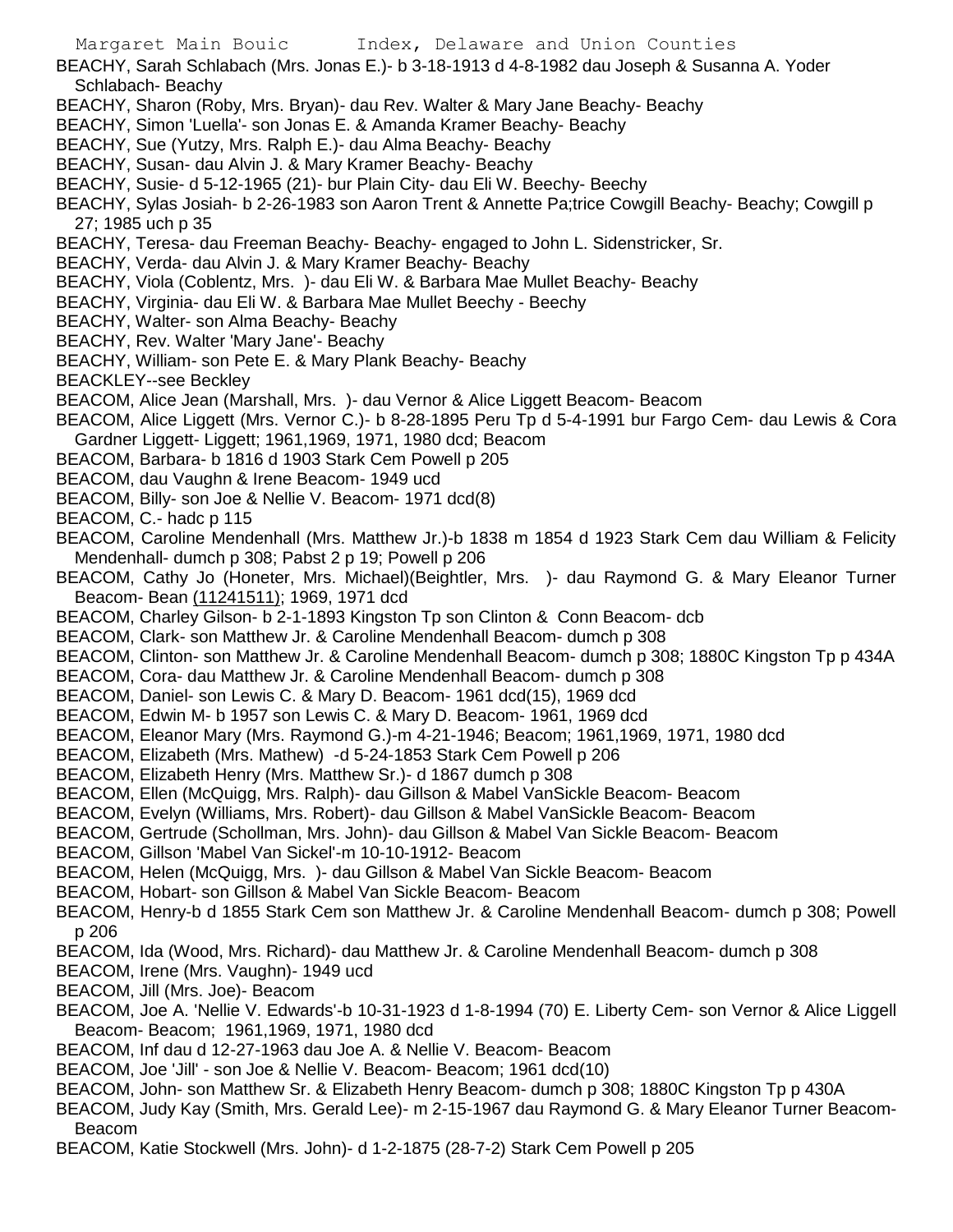BEACHY, Sarah Schlabach (Mrs. Jonas E.)- b 3-18-1913 d 4-8-1982 dau Joseph & Susanna A. Yoder Schlabach- Beachy

BEACHY, Sharon (Roby, Mrs. Bryan)- dau Rev. Walter & Mary Jane Beachy- Beachy

BEACHY, Simon 'Luella'- son Jonas E. & Amanda Kramer Beachy- Beachy

BEACHY, Sue (Yutzy, Mrs. Ralph E.)- dau Alma Beachy- Beachy

BEACHY, Susan- dau Alvin J. & Mary Kramer Beachy- Beachy

BEACHY, Susie- d 5-12-1965 (21)- bur Plain City- dau Eli W. Beechy- Beechy

BEACHY, Sylas Josiah- b 2-26-1983 son Aaron Trent & Annette Pa;trice Cowgill Beachy- Beachy; Cowgill p 27; 1985 uch p 35

BEACHY, Teresa- dau Freeman Beachy- Beachy- engaged to John L. Sidenstricker, Sr.

BEACHY, Verda- dau Alvin J. & Mary Kramer Beachy- Beachy

BEACHY, Viola (Coblentz, Mrs. )- dau Eli W. & Barbara Mae Mullet Beachy- Beachy

BEACHY, Virginia- dau Eli W. & Barbara Mae Mullet Beechy - Beechy

BEACHY, Walter- son Alma Beachy- Beachy

BEACHY, Rev. Walter 'Mary Jane'- Beachy

BEACHY, William- son Pete E. & Mary Plank Beachy- Beachy

BEACKLEY--see Beckley

BEACOM, Alice Jean (Marshall, Mrs. )- dau Vernor & Alice Liggett Beacom- Beacom

BEACOM, Alice Liggett (Mrs. Vernor C.)- b 8-28-1895 Peru Tp d 5-4-1991 bur Fargo Cem- dau Lewis & Cora Gardner Liggett- Liggett; 1961,1969, 1971, 1980 dcd; Beacom

BEACOM, Barbara- b 1816 d 1903 Stark Cem Powell p 205

BEACOM, dau Vaughn & Irene Beacom- 1949 ucd

BEACOM, Billy- son Joe & Nellie V. Beacom- 1971 dcd(8)

BEACOM, C.- hadc p 115

BEACOM, Caroline Mendenhall (Mrs. Matthew Jr.)-b 1838 m 1854 d 1923 Stark Cem dau William & Felicity Mendenhall- dumch p 308; Pabst 2 p 19; Powell p 206

BEACOM, Cathy Jo (Honeter, Mrs. Michael)(Beightler, Mrs. )- dau Raymond G. & Mary Eleanor Turner Beacom- Bean (11241511); 1969, 1971 dcd

BEACOM, Charley Gilson- b 2-1-1893 Kingston Tp son Clinton & Conn Beacom- dcb

BEACOM, Clark- son Matthew Jr. & Caroline Mendenhall Beacom- dumch p 308

BEACOM, Clinton- son Matthew Jr. & Caroline Mendenhall Beacom- dumch p 308; 1880C Kingston Tp p 434A

BEACOM, Cora- dau Matthew Jr. & Caroline Mendenhall Beacom- dumch p 308

BEACOM, Daniel- son Lewis C. & Mary D. Beacom- 1961 dcd(15), 1969 dcd

BEACOM, Edwin M- b 1957 son Lewis C. & Mary D. Beacom- 1961, 1969 dcd

BEACOM, Eleanor Mary (Mrs. Raymond G.)-m 4-21-1946; Beacom; 1961,1969, 1971, 1980 dcd

BEACOM, Elizabeth (Mrs. Mathew) -d 5-24-1853 Stark Cem Powell p 206

BEACOM, Elizabeth Henry (Mrs. Matthew Sr.)- d 1867 dumch p 308

BEACOM, Ellen (McQuigg, Mrs. Ralph)- dau Gillson & Mabel VanSickle Beacom- Beacom

BEACOM, Evelyn (Williams, Mrs. Robert)- dau Gillson & Mabel VanSickle Beacom- Beacom

BEACOM, Gertrude (Schollman, Mrs. John)- dau Gillson & Mabel Van Sickle Beacom- Beacom

BEACOM, Gillson 'Mabel Van Sickel'-m 10-10-1912- Beacom

BEACOM, Helen (McQuigg, Mrs. )- dau Gillson & Mabel Van Sickle Beacom- Beacom

BEACOM, Hobart- son Gillson & Mabel Van Sickle Beacom- Beacom

BEACOM, Henry-b d 1855 Stark Cem son Matthew Jr. & Caroline Mendenhall Beacom- dumch p 308; Powell p 206

BEACOM, Ida (Wood, Mrs. Richard)- dau Matthew Jr. & Caroline Mendenhall Beacom- dumch p 308

BEACOM, Irene (Mrs. Vaughn)- 1949 ucd

BEACOM, Jill (Mrs. Joe)- Beacom

BEACOM, Joe A. 'Nellie V. Edwards'-b 10-31-1923 d 1-8-1994 (70) E. Liberty Cem- son Vernor & Alice Liggell Beacom- Beacom; 1961,1969, 1971, 1980 dcd

BEACOM, Inf dau d 12-27-1963 dau Joe A. & Nellie V. Beacom- Beacom

BEACOM, Joe 'Jill' - son Joe & Nellie V. Beacom- Beacom; 1961 dcd(10)

BEACOM, John- son Matthew Sr. & Elizabeth Henry Beacom- dumch p 308; 1880C Kingston Tp p 430A

BEACOM, Judy Kay (Smith, Mrs. Gerald Lee)- m 2-15-1967 dau Raymond G. & Mary Eleanor Turner Beacom- Beacom

BEACOM, Katie Stockwell (Mrs. John)- d 1-2-1875 (28-7-2) Stark Cem Powell p 205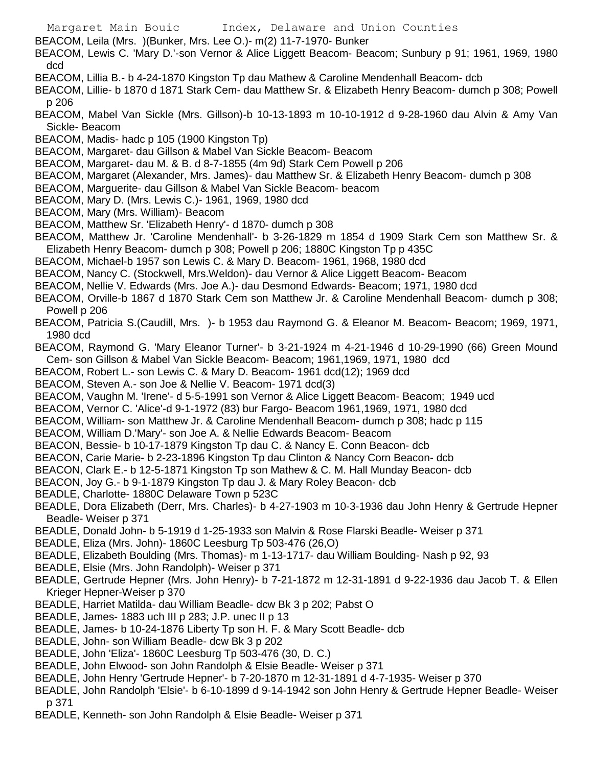BEACOM, Leila (Mrs. )(Bunker, Mrs. Lee O.)- m(2) 11-7-1970- Bunker

BEACOM, Lewis C. 'Mary D.'-son Vernor & Alice Liggett Beacom- Beacom; Sunbury p 91; 1961, 1969, 1980 dcd

BEACOM, Lillia B.- b 4-24-1870 Kingston Tp dau Mathew & Caroline Mendenhall Beacom- dcb

BEACOM, Lillie- b 1870 d 1871 Stark Cem- dau Matthew Sr. & Elizabeth Henry Beacom- dumch p 308; Powell p 206

BEACOM, Mabel Van Sickle (Mrs. Gillson)-b 10-13-1893 m 10-10-1912 d 9-28-1960 dau Alvin & Amy Van Sickle- Beacom

BEACOM, Madis- hadc p 105 (1900 Kingston Tp)

BEACOM, Margaret- dau Gillson & Mabel Van Sickle Beacom- Beacom

BEACOM, Margaret- dau M. & B. d 8-7-1855 (4m 9d) Stark Cem Powell p 206

BEACOM, Margaret (Alexander, Mrs. James)- dau Matthew Sr. & Elizabeth Henry Beacom- dumch p 308

BEACOM, Marguerite- dau Gillson & Mabel Van Sickle Beacom- beacom

BEACOM, Mary D. (Mrs. Lewis C.)- 1961, 1969, 1980 dcd

BEACOM, Mary (Mrs. William)- Beacom

BEACOM, Matthew Sr. 'Elizabeth Henry'- d 1870- dumch p 308

BEACOM, Matthew Jr. 'Caroline Mendenhall'- b 3-26-1829 m 1854 d 1909 Stark Cem son Matthew Sr. & Elizabeth Henry Beacom- dumch p 308; Powell p 206; 1880C Kingston Tp p 435C

BEACOM, Michael-b 1957 son Lewis C. & Mary D. Beacom- 1961, 1968, 1980 dcd

BEACOM, Nancy C. (Stockwell, Mrs.Weldon)- dau Vernor & Alice Liggett Beacom- Beacom

BEACOM, Nellie V. Edwards (Mrs. Joe A.)- dau Desmond Edwards- Beacom; 1971, 1980 dcd

BEACOM, Orville-b 1867 d 1870 Stark Cem son Matthew Jr. & Caroline Mendenhall Beacom- dumch p 308; Powell p 206

BEACOM, Patricia S.(Caudill, Mrs. )- b 1953 dau Raymond G. & Eleanor M. Beacom- Beacom; 1969, 1971, 1980 dcd

BEACOM, Raymond G. 'Mary Eleanor Turner'- b 3-21-1924 m 4-21-1946 d 10-29-1990 (66) Green Mound Cem- son Gillson & Mabel Van Sickle Beacom- Beacom; 1961,1969, 1971, 1980 dcd

BEACOM, Robert L.- son Lewis C. & Mary D. Beacom- 1961 dcd(12); 1969 dcd

BEACOM, Steven A.- son Joe & Nellie V. Beacom- 1971 dcd(3)

BEACOM, Vaughn M. 'Irene'- d 5-5-1991 son Vernor & Alice Liggett Beacom- Beacom; 1949 ucd

BEACOM, Vernor C. 'Alice'-d 9-1-1972 (83) bur Fargo- Beacom 1961,1969, 1971, 1980 dcd

BEACOM, William- son Matthew Jr. & Caroline Mendenhall Beacom- dumch p 308; hadc p 115

BEACOM, William D.'Mary'- son Joe A. & Nellie Edwards Beacom- Beacom

BEACON, Bessie- b 10-17-1879 Kingston Tp dau C. & Nancy E. Conn Beacon- dcb

BEACON, Carie Marie- b 2-23-1896 Kingston Tp dau Clinton & Nancy Corn Beacon- dcb

BEACON, Clark E.- b 12-5-1871 Kingston Tp son Mathew & C. M. Hall Munday Beacon- dcb

BEACON, Joy G.- b 9-1-1879 Kingston Tp dau J. & Mary Roley Beacon- dcb

BEADLE, Charlotte- 1880C Delaware Town p 523C

BEADLE, Dora Elizabeth (Derr, Mrs. Charles)- b 4-27-1903 m 10-3-1936 dau John Henry & Gertrude Hepner Beadle- Weiser p 371

BEADLE, Donald John- b 5-1919 d 1-25-1933 son Malvin & Rose Flarski Beadle- Weiser p 371

BEADLE, Eliza (Mrs. John)- 1860C Leesburg Tp 503-476 (26,O)

BEADLE, Elizabeth Boulding (Mrs. Thomas)- m 1-13-1717- dau William Boulding- Nash p 92, 93

BEADLE, Elsie (Mrs. John Randolph)- Weiser p 371

BEADLE, Gertrude Hepner (Mrs. John Henry)- b 7-21-1872 m 12-31-1891 d 9-22-1936 dau Jacob T. & Ellen Krieger Hepner-Weiser p 370

BEADLE, Harriet Matilda- dau William Beadle- dcw Bk 3 p 202; Pabst O

BEADLE, James- 1883 uch III p 283; J.P. unec II p 13

BEADLE, James- b 10-24-1876 Liberty Tp son H. F. & Mary Scott Beadle- dcb

BEADLE, John- son William Beadle- dcw Bk 3 p 202

BEADLE, John 'Eliza'- 1860C Leesburg Tp 503-476 (30, D. C.)

BEADLE, John Elwood- son John Randolph & Elsie Beadle- Weiser p 371

BEADLE, John Henry 'Gertrude Hepner'- b 7-20-1870 m 12-31-1891 d 4-7-1935- Weiser p 370

BEADLE, John Randolph 'Elsie'- b 6-10-1899 d 9-14-1942 son John Henry & Gertrude Hepner Beadle- Weiser p 371

BEADLE, Kenneth- son John Randolph & Elsie Beadle- Weiser p 371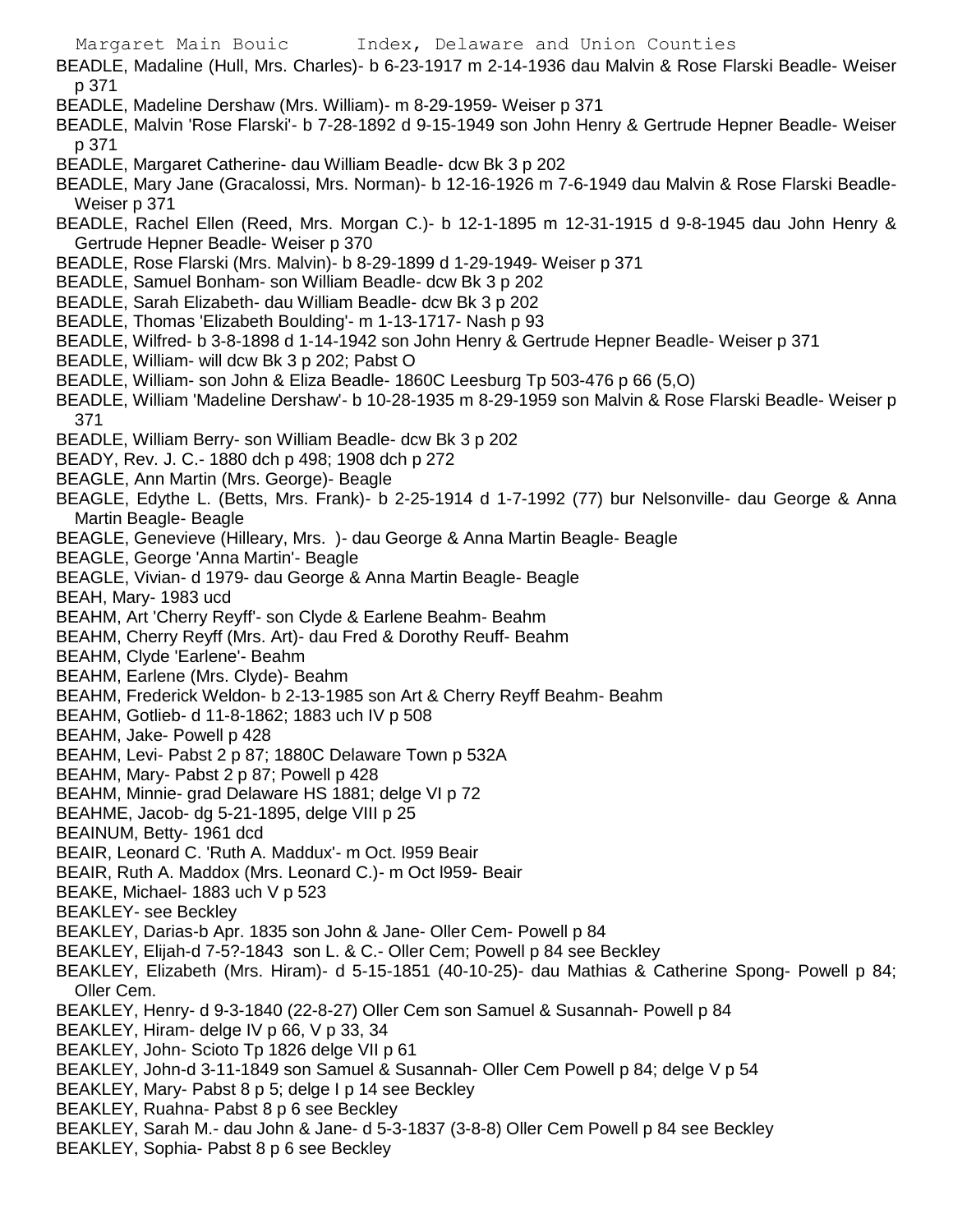BEADLE, Madaline (Hull, Mrs. Charles)- b 6-23-1917 m 2-14-1936 dau Malvin & Rose Flarski Beadle- Weiser p 371

BEADLE, Madeline Dershaw (Mrs. William)- m 8-29-1959- Weiser p 371

BEADLE, Malvin 'Rose Flarski'- b 7-28-1892 d 9-15-1949 son John Henry & Gertrude Hepner Beadle- Weiser p 371

BEADLE, Margaret Catherine- dau William Beadle- dcw Bk 3 p 202

BEADLE, Mary Jane (Gracalossi, Mrs. Norman)- b 12-16-1926 m 7-6-1949 dau Malvin & Rose Flarski Beadle- Weiser p 371

BEADLE, Rachel Ellen (Reed, Mrs. Morgan C.)- b 12-1-1895 m 12-31-1915 d 9-8-1945 dau John Henry & Gertrude Hepner Beadle- Weiser p 370

BEADLE, Rose Flarski (Mrs. Malvin)- b 8-29-1899 d 1-29-1949- Weiser p 371

BEADLE, Samuel Bonham- son William Beadle- dcw Bk 3 p 202

BEADLE, Sarah Elizabeth- dau William Beadle- dcw Bk 3 p 202

BEADLE, Thomas 'Elizabeth Boulding'- m 1-13-1717- Nash p 93

BEADLE, Wilfred- b 3-8-1898 d 1-14-1942 son John Henry & Gertrude Hepner Beadle- Weiser p 371

BEADLE, William- will dcw Bk 3 p 202; Pabst O

BEADLE, William- son John & Eliza Beadle- 1860C Leesburg Tp 503-476 p 66 (5,O)

BEADLE, William 'Madeline Dershaw'- b 10-28-1935 m 8-29-1959 son Malvin & Rose Flarski Beadle- Weiser p 371

BEADLE, William Berry- son William Beadle- dcw Bk 3 p 202

BEADY, Rev. J. C.- 1880 dch p 498; 1908 dch p 272

BEAGLE, Ann Martin (Mrs. George)- Beagle

BEAGLE, Edythe L. (Betts, Mrs. Frank)- b 2-25-1914 d 1-7-1992 (77) bur Nelsonville- dau George & Anna Martin Beagle- Beagle

BEAGLE, Genevieve (Hilleary, Mrs. )- dau George & Anna Martin Beagle- Beagle

BEAGLE, George 'Anna Martin'- Beagle

BEAGLE, Vivian- d 1979- dau George & Anna Martin Beagle- Beagle

BEAH, Mary- 1983 ucd

BEAHM, Art 'Cherry Reyff'- son Clyde & Earlene Beahm- Beahm

BEAHM, Cherry Reyff (Mrs. Art)- dau Fred & Dorothy Reuff- Beahm

BEAHM, Clyde 'Earlene'- Beahm

BEAHM, Earlene (Mrs. Clyde)- Beahm

BEAHM, Frederick Weldon- b 2-13-1985 son Art & Cherry Reyff Beahm- Beahm

BEAHM, Gotlieb- d 11-8-1862; 1883 uch IV p 508

BEAHM, Jake- Powell p 428

BEAHM, Levi- Pabst 2 p 87; 1880C Delaware Town p 532A

BEAHM, Mary- Pabst 2 p 87; Powell p 428

BEAHM, Minnie- grad Delaware HS 1881; delge VI p 72

BEAHME, Jacob- dg 5-21-1895, delge VIII p 25

BEAINUM, Betty- 1961 dcd

BEAIR, Leonard C. 'Ruth A. Maddux'- m Oct. l959 Beair

BEAIR, Ruth A. Maddox (Mrs. Leonard C.)- m Oct l959- Beair

BEAKE, Michael- 1883 uch V p 523

BEAKLEY- see Beckley

BEAKLEY, Darias-b Apr. 1835 son John & Jane- Oller Cem- Powell p 84

BEAKLEY, Elijah-d 7-5?-1843 son L. & C.- Oller Cem; Powell p 84 see Beckley

BEAKLEY, Elizabeth (Mrs. Hiram)- d 5-15-1851 (40-10-25)- dau Mathias & Catherine Spong- Powell p 84; Oller Cem.

BEAKLEY, Henry- d 9-3-1840 (22-8-27) Oller Cem son Samuel & Susannah- Powell p 84

BEAKLEY, Hiram- delge IV p 66, V p 33, 34

BEAKLEY, John- Scioto Tp 1826 delge VII p 61

BEAKLEY, John-d 3-11-1849 son Samuel & Susannah- Oller Cem Powell p 84; delge V p 54

BEAKLEY, Mary- Pabst 8 p 5; delge I p 14 see Beckley

BEAKLEY, Ruahna- Pabst 8 p 6 see Beckley

BEAKLEY, Sarah M.- dau John & Jane- d 5-3-1837 (3-8-8) Oller Cem Powell p 84 see Beckley

BEAKLEY, Sophia- Pabst 8 p 6 see Beckley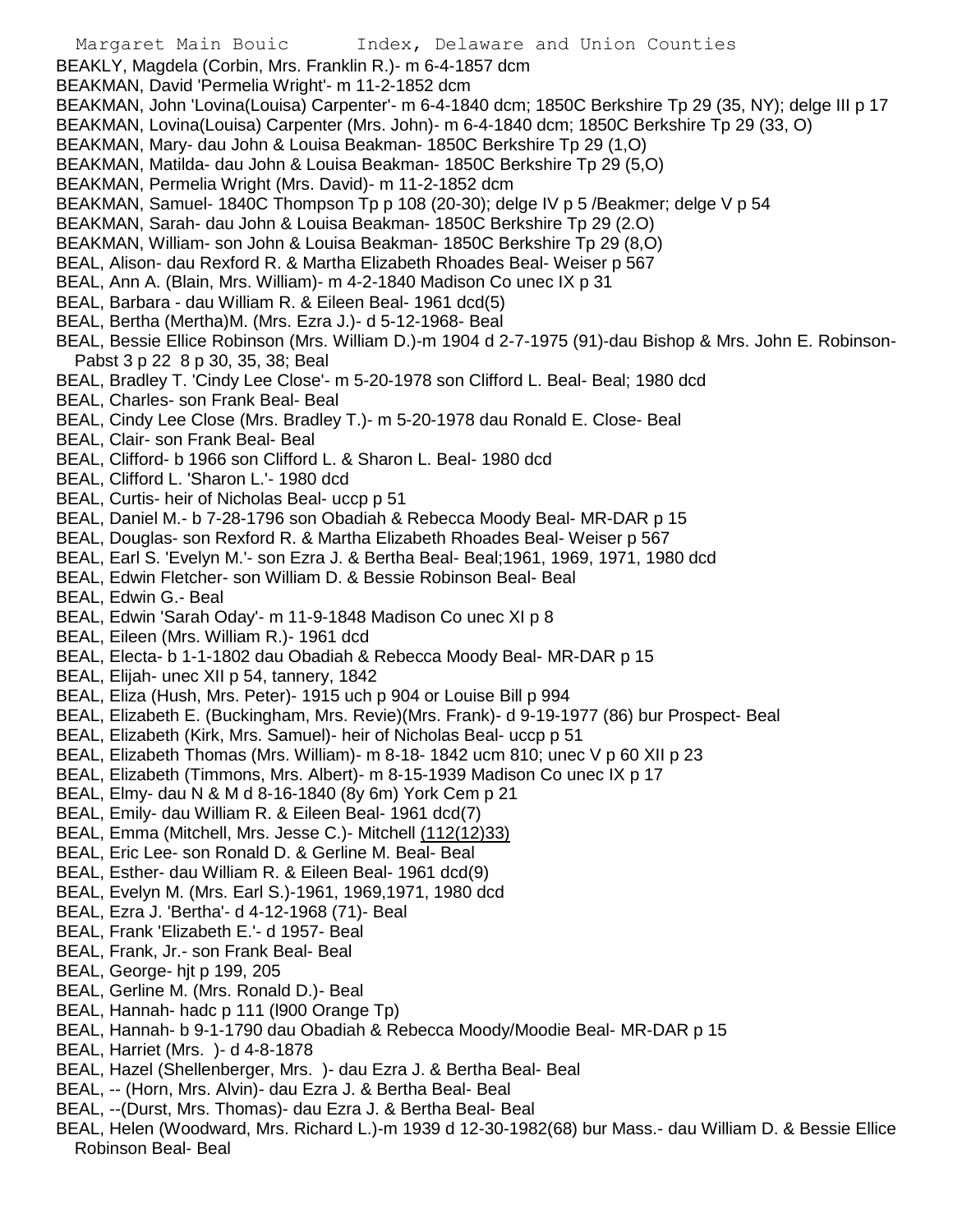BEAKLY, Magdela (Corbin, Mrs. Franklin R.)- m 6-4-1857 dcm
BEAKMAN, David 'Permelia Wright'- m 11-2-1852 dcm
BEAKMAN, John 'Lovina(Louisa) Carpenter'- m 6-4-1840 dcm; 1850C Berkshire Tp 29 (35, NY); delge III p 17
BEAKMAN, Lovina(Louisa) Carpenter (Mrs. John)- m 6-4-1840 dcm; 1850C Berkshire Tp 29 (33, O)
BEAKMAN, Mary- dau John & Louisa Beakman- 1850C Berkshire Tp 29 (1,O)
BEAKMAN, Matilda- dau John & Louisa Beakman- 1850C Berkshire Tp 29 (5,O)
BEAKMAN, Permelia Wright (Mrs. David)- m 11-2-1852 dcm
BEAKMAN, Samuel- 1840C Thompson Tp p 108 (20-30); delge IV p 5 /Beakmer; delge V p 54
BEAKMAN, Sarah- dau John & Louisa Beakman- 1850C Berkshire Tp 29 (2.O)
BEAKMAN, William- son John & Louisa Beakman- 1850C Berkshire Tp 29 (8,O)
BEAL, Alison- dau Rexford R. & Martha Elizabeth Rhoades Beal- Weiser p 567
BEAL, Ann A. (Blain, Mrs. William)- m 4-2-1840 Madison Co unec IX p 31
BEAL, Barbara - dau William R. & Eileen Beal- 1961 dcd(5)
BEAL, Bertha (Mertha)M. (Mrs. Ezra J.)- d 5-12-1968- Beal
BEAL, Bessie Ellice Robinson (Mrs. William D.)-m 1904 d 2-7-1975 (91)-dau Bishop & Mrs. John E. Robinson- Pabst 3 p 22 8 p 30, 35, 38; Beal
BEAL, Bradley T. 'Cindy Lee Close'- m 5-20-1978 son Clifford L. Beal- Beal; 1980 dcd
BEAL, Charles- son Frank Beal- Beal
BEAL, Cindy Lee Close (Mrs. Bradley T.)- m 5-20-1978 dau Ronald E. Close- Beal
BEAL, Clair- son Frank Beal- Beal
BEAL, Clifford- b 1966 son Clifford L. & Sharon L. Beal- 1980 dcd
BEAL, Clifford L. 'Sharon L.'- 1980 dcd
BEAL, Curtis- heir of Nicholas Beal- uccp p 51
BEAL, Daniel M.- b 7-28-1796 son Obadiah & Rebecca Moody Beal- MR-DAR p 15
BEAL, Douglas- son Rexford R. & Martha Elizabeth Rhoades Beal- Weiser p 567
BEAL, Earl S. 'Evelyn M.'- son Ezra J. & Bertha Beal- Beal;1961, 1969, 1971, 1980 dcd
BEAL, Edwin Fletcher- son William D. & Bessie Robinson Beal- Beal
BEAL, Edwin G.- Beal
BEAL, Edwin 'Sarah Oday'- m 11-9-1848 Madison Co unec XI p 8
BEAL, Eileen (Mrs. William R.)- 1961 dcd
BEAL, Electa- b 1-1-1802 dau Obadiah & Rebecca Moody Beal- MR-DAR p 15
BEAL, Elijah- unec XII p 54, tannery, 1842
BEAL, Eliza (Hush, Mrs. Peter)- 1915 uch p 904 or Louise Bill p 994
BEAL, Elizabeth E. (Buckingham, Mrs. Revie)(Mrs. Frank)- d 9-19-1977 (86) bur Prospect- Beal
BEAL, Elizabeth (Kirk, Mrs. Samuel)- heir of Nicholas Beal- uccp p 51
BEAL, Elizabeth Thomas (Mrs. William)- m 8-18- 1842 ucm 810; unec V p 60 XII p 23
BEAL, Elizabeth (Timmons, Mrs. Albert)- m 8-15-1939 Madison Co unec IX p 17
BEAL, Elmy- dau N & M d 8-16-1840 (8y 6m) York Cem p 21
BEAL, Emily- dau William R. & Eileen Beal- 1961 dcd(7)
BEAL, Emma (Mitchell, Mrs. Jesse C.)- Mitchell (112(12)33)
BEAL, Eric Lee- son Ronald D. & Gerline M. Beal- Beal
BEAL, Esther- dau William R. & Eileen Beal- 1961 dcd(9)
BEAL, Evelyn M. (Mrs. Earl S.)-1961, 1969,1971, 1980 dcd
BEAL, Ezra J. 'Bertha'- d 4-12-1968 (71)- Beal
BEAL, Frank 'Elizabeth E.'- d 1957- Beal
BEAL, Frank, Jr.- son Frank Beal- Beal
BEAL, George- hjt p 199, 205
BEAL, Gerline M. (Mrs. Ronald D.)- Beal
BEAL, Hannah- hadc p 111 (l900 Orange Tp)
BEAL, Hannah- b 9-1-1790 dau Obadiah & Rebecca Moody/Moodie Beal- MR-DAR p 15
BEAL, Harriet (Mrs. )- d 4-8-1878
BEAL, Hazel (Shellenberger, Mrs. )- dau Ezra J. & Bertha Beal- Beal
BEAL, -- (Horn, Mrs. Alvin)- dau Ezra J. & Bertha Beal- Beal
BEAL, --(Durst, Mrs. Thomas)- dau Ezra J. & Bertha Beal- Beal
BEAL, Helen (Woodward, Mrs. Richard L.)-m 1939 d 12-30-1982(68) bur Mass.- dau William D. & Bessie Ellice Robinson Beal- Beal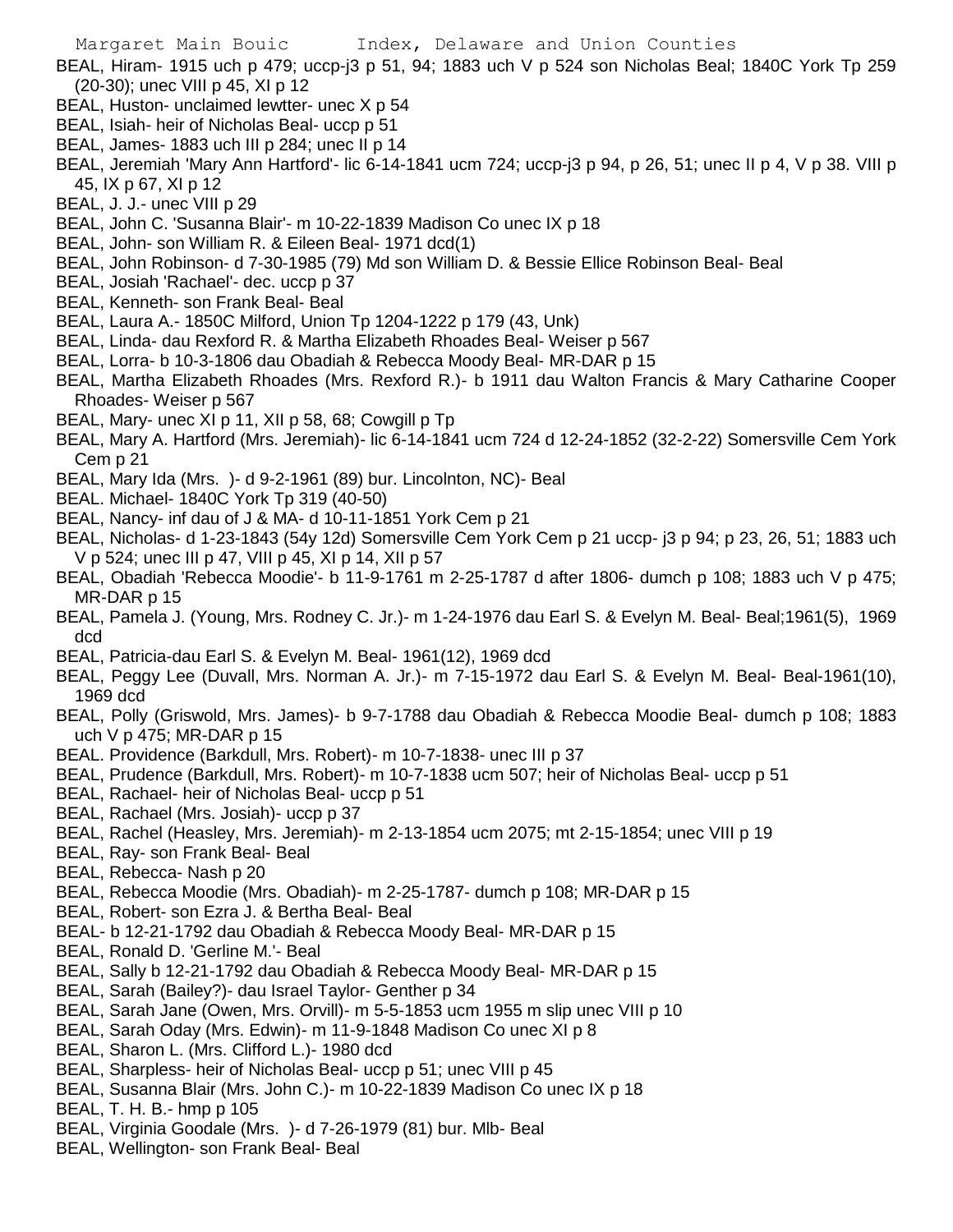BEAL, Hiram- 1915 uch p 479; uccp-j3 p 51, 94; 1883 uch V p 524 son Nicholas Beal; 1840C York Tp 259 (20-30); unec VIII p 45, XI p 12

BEAL, Huston- unclaimed lewtter- unec X p 54

BEAL, Isiah- heir of Nicholas Beal- uccp p 51

BEAL, James- 1883 uch III p 284; unec II p 14

BEAL, Jeremiah 'Mary Ann Hartford'- lic 6-14-1841 ucm 724; uccp-j3 p 94, p 26, 51; unec II p 4, V p 38. VIII p 45, IX p 67, XI p 12

BEAL, J. J.- unec VIII p 29

BEAL, John C. 'Susanna Blair'- m 10-22-1839 Madison Co unec IX p 18

BEAL, John- son William R. & Eileen Beal- 1971 dcd(1)

BEAL, John Robinson- d 7-30-1985 (79) Md son William D. & Bessie Ellice Robinson Beal- Beal

BEAL, Josiah 'Rachael'- dec. uccp p 37

BEAL, Kenneth- son Frank Beal- Beal

BEAL, Laura A.- 1850C Milford, Union Tp 1204-1222 p 179 (43, Unk)

BEAL, Linda- dau Rexford R. & Martha Elizabeth Rhoades Beal- Weiser p 567

BEAL, Lorra- b 10-3-1806 dau Obadiah & Rebecca Moody Beal- MR-DAR p 15

BEAL, Martha Elizabeth Rhoades (Mrs. Rexford R.)- b 1911 dau Walton Francis & Mary Catharine Cooper Rhoades- Weiser p 567

BEAL, Mary- unec XI p 11, XII p 58, 68; Cowgill p Tp

BEAL, Mary A. Hartford (Mrs. Jeremiah)- lic 6-14-1841 ucm 724 d 12-24-1852 (32-2-22) Somersville Cem York Cem p 21

BEAL, Mary Ida (Mrs. )- d 9-2-1961 (89) bur. Lincolnton, NC)- Beal

BEAL. Michael- 1840C York Tp 319 (40-50)

BEAL, Nancy- inf dau of J & MA- d 10-11-1851 York Cem p 21

BEAL, Nicholas- d 1-23-1843 (54y 12d) Somersville Cem York Cem p 21 uccp- j3 p 94; p 23, 26, 51; 1883 uch V p 524; unec III p 47, VIII p 45, XI p 14, XII p 57

BEAL, Obadiah 'Rebecca Moodie'- b 11-9-1761 m 2-25-1787 d after 1806- dumch p 108; 1883 uch V p 475; MR-DAR p 15

BEAL, Pamela J. (Young, Mrs. Rodney C. Jr.)- m 1-24-1976 dau Earl S. & Evelyn M. Beal- Beal;1961(5), 1969 dcd

BEAL, Patricia-dau Earl S. & Evelyn M. Beal- 1961(12), 1969 dcd

BEAL, Peggy Lee (Duvall, Mrs. Norman A. Jr.)- m 7-15-1972 dau Earl S. & Evelyn M. Beal- Beal-1961(10), 1969 dcd

BEAL, Polly (Griswold, Mrs. James)- b 9-7-1788 dau Obadiah & Rebecca Moodie Beal- dumch p 108; 1883 uch V p 475; MR-DAR p 15

BEAL. Providence (Barkdull, Mrs. Robert)- m 10-7-1838- unec III p 37

BEAL, Prudence (Barkdull, Mrs. Robert)- m 10-7-1838 ucm 507; heir of Nicholas Beal- uccp p 51

BEAL, Rachael- heir of Nicholas Beal- uccp p 51

BEAL, Rachael (Mrs. Josiah)- uccp p 37

BEAL, Rachel (Heasley, Mrs. Jeremiah)- m 2-13-1854 ucm 2075; mt 2-15-1854; unec VIII p 19

BEAL, Ray- son Frank Beal- Beal

BEAL, Rebecca- Nash p 20

BEAL, Rebecca Moodie (Mrs. Obadiah)- m 2-25-1787- dumch p 108; MR-DAR p 15

BEAL, Robert- son Ezra J. & Bertha Beal- Beal

BEAL- b 12-21-1792 dau Obadiah & Rebecca Moody Beal- MR-DAR p 15

BEAL, Ronald D. 'Gerline M.'- Beal

BEAL, Sally b 12-21-1792 dau Obadiah & Rebecca Moody Beal- MR-DAR p 15

BEAL, Sarah (Bailey?)- dau Israel Taylor- Genther p 34

BEAL, Sarah Jane (Owen, Mrs. Orvill)- m 5-5-1853 ucm 1955 m slip unec VIII p 10

BEAL, Sarah Oday (Mrs. Edwin)- m 11-9-1848 Madison Co unec XI p 8

BEAL, Sharon L. (Mrs. Clifford L.)- 1980 dcd

BEAL, Sharpless- heir of Nicholas Beal- uccp p 51; unec VIII p 45

BEAL, Susanna Blair (Mrs. John C.)- m 10-22-1839 Madison Co unec IX p 18

BEAL, T. H. B.- hmp p 105

BEAL, Virginia Goodale (Mrs. )- d 7-26-1979 (81) bur. Mlb- Beal

BEAL, Wellington- son Frank Beal- Beal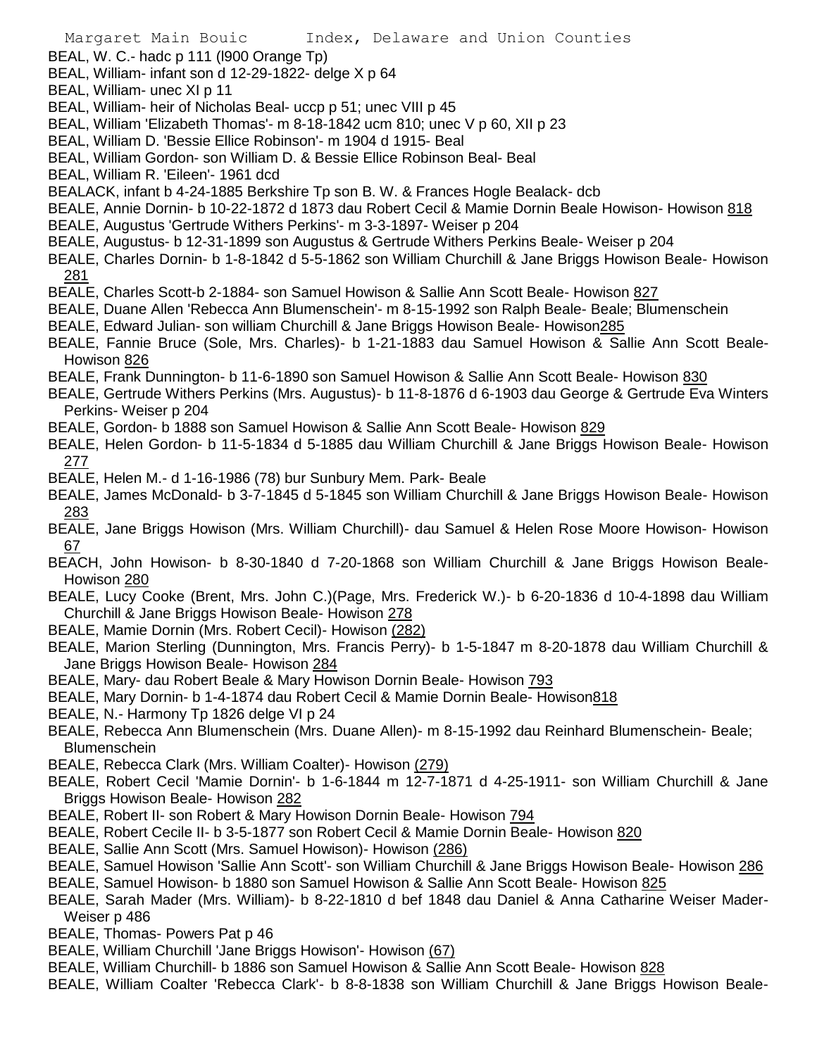BEAL, W. C.- hadc p 111 (l900 Orange Tp)
BEAL, William- infant son d 12-29-1822- delge X p 64
BEAL, William- unec XI p 11
BEAL, William- heir of Nicholas Beal- uccp p 51; unec VIII p 45
BEAL, William 'Elizabeth Thomas'- m 8-18-1842 ucm 810; unec V p 60, XII p 23
BEAL, William D. 'Bessie Ellice Robinson'- m 1904 d 1915- Beal
BEAL, William Gordon- son William D. & Bessie Ellice Robinson Beal- Beal
BEAL, William R. 'Eileen'- 1961 dcd
BEALACK, infant b 4-24-1885 Berkshire Tp son B. W. & Frances Hogle Bealack- dcb
BEALE, Annie Dornin- b 10-22-1872 d 1873 dau Robert Cecil & Mamie Dornin Beale Howison- Howison 818
BEALE, Augustus 'Gertrude Withers Perkins'- m 3-3-1897- Weiser p 204
BEALE, Augustus- b 12-31-1899 son Augustus & Gertrude Withers Perkins Beale- Weiser p 204
BEALE, Charles Dornin- b 1-8-1842 d 5-5-1862 son William Churchill & Jane Briggs Howison Beale- Howison 281
BEALE, Charles Scott-b 2-1884- son Samuel Howison & Sallie Ann Scott Beale- Howison 827
BEALE, Duane Allen 'Rebecca Ann Blumenschein'- m 8-15-1992 son Ralph Beale- Beale; Blumenschein
BEALE, Edward Julian- son william Churchill & Jane Briggs Howison Beale- Howison285
BEALE, Fannie Bruce (Sole, Mrs. Charles)- b 1-21-1883 dau Samuel Howison & Sallie Ann Scott Beale- Howison 826
BEALE, Frank Dunnington- b 11-6-1890 son Samuel Howison & Sallie Ann Scott Beale- Howison 830
BEALE, Gertrude Withers Perkins (Mrs. Augustus)- b 11-8-1876 d 6-1903 dau George & Gertrude Eva Winters Perkins- Weiser p 204
BEALE, Gordon- b 1888 son Samuel Howison & Sallie Ann Scott Beale- Howison 829
BEALE, Helen Gordon- b 11-5-1834 d 5-1885 dau William Churchill & Jane Briggs Howison Beale- Howison 277
BEALE, Helen M.- d 1-16-1986 (78) bur Sunbury Mem. Park- Beale
BEALE, James McDonald- b 3-7-1845 d 5-1845 son William Churchill & Jane Briggs Howison Beale- Howison 283
BEALE, Jane Briggs Howison (Mrs. William Churchill)- dau Samuel & Helen Rose Moore Howison- Howison 67
BEACH, John Howison- b 8-30-1840 d 7-20-1868 son William Churchill & Jane Briggs Howison Beale- Howison 280
BEALE, Lucy Cooke (Brent, Mrs. John C.)(Page, Mrs. Frederick W.)- b 6-20-1836 d 10-4-1898 dau William Churchill & Jane Briggs Howison Beale- Howison 278
BEALE, Mamie Dornin (Mrs. Robert Cecil)- Howison (282)
BEALE, Marion Sterling (Dunnington, Mrs. Francis Perry)- b 1-5-1847 m 8-20-1878 dau William Churchill & Jane Briggs Howison Beale- Howison 284
BEALE, Mary- dau Robert Beale & Mary Howison Dornin Beale- Howison 793
BEALE, Mary Dornin- b 1-4-1874 dau Robert Cecil & Mamie Dornin Beale- Howison818
BEALE, N.- Harmony Tp 1826 delge VI p 24
BEALE, Rebecca Ann Blumenschein (Mrs. Duane Allen)- m 8-15-1992 dau Reinhard Blumenschein- Beale; Blumenschein
BEALE, Rebecca Clark (Mrs. William Coalter)- Howison (279)
BEALE, Robert Cecil 'Mamie Dornin'- b 1-6-1844 m 12-7-1871 d 4-25-1911- son William Churchill & Jane Briggs Howison Beale- Howison 282
BEALE, Robert II- son Robert & Mary Howison Dornin Beale- Howison 794
BEALE, Robert Cecile II- b 3-5-1877 son Robert Cecil & Mamie Dornin Beale- Howison 820
BEALE, Sallie Ann Scott (Mrs. Samuel Howison)- Howison (286)
BEALE, Samuel Howison 'Sallie Ann Scott'- son William Churchill & Jane Briggs Howison Beale- Howison 286
BEALE, Samuel Howison- b 1880 son Samuel Howison & Sallie Ann Scott Beale- Howison 825
BEALE, Sarah Mader (Mrs. William)- b 8-22-1810 d bef 1848 dau Daniel & Anna Catharine Weiser Mader- Weiser p 486
BEALE, Thomas- Powers Pat p 46
BEALE, William Churchill 'Jane Briggs Howison'- Howison (67)
BEALE, William Churchill- b 1886 son Samuel Howison & Sallie Ann Scott Beale- Howison 828
BEALE, William Coalter 'Rebecca Clark'- b 8-8-1838 son William Churchill & Jane Briggs Howison Beale-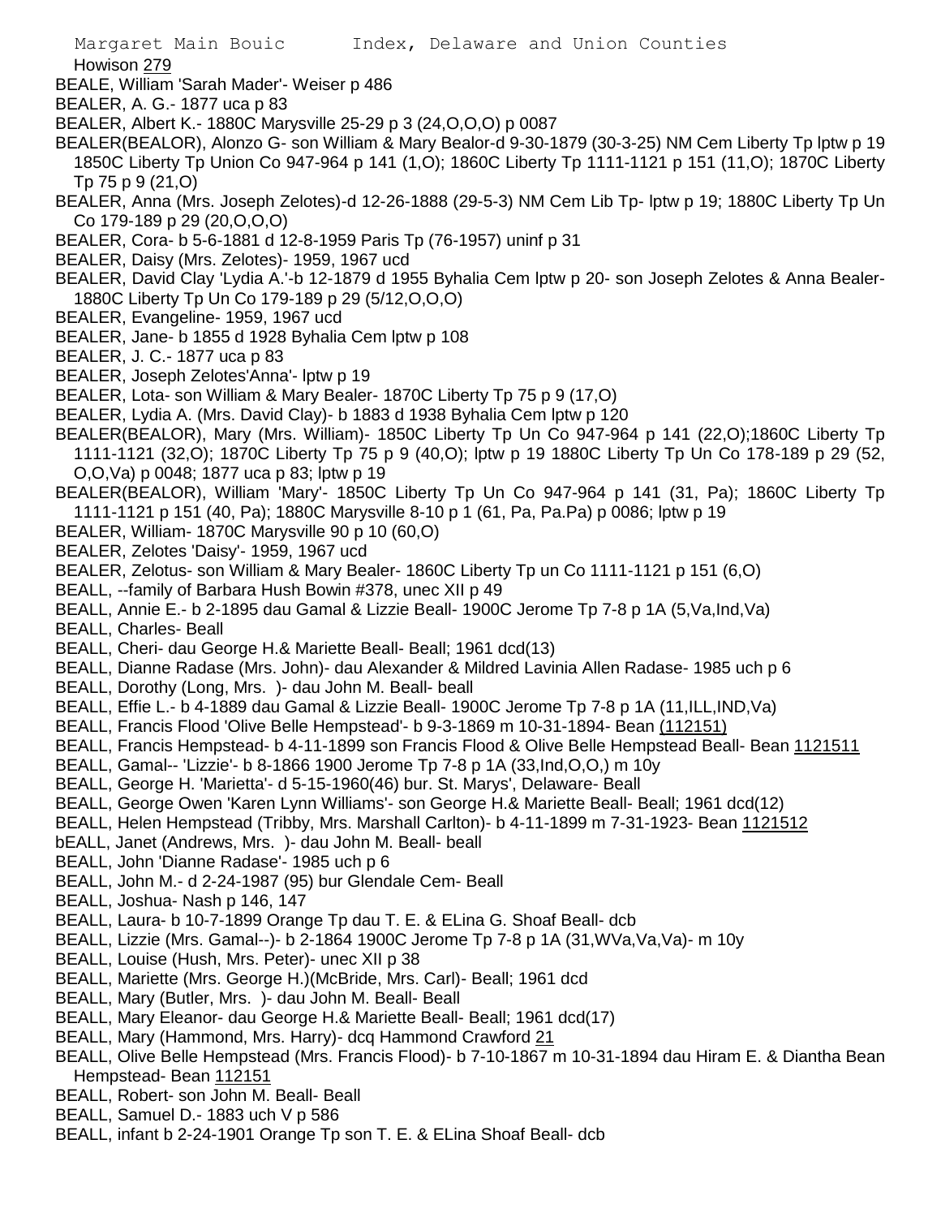Howison 279

BEALE, William 'Sarah Mader'- Weiser p 486

BEALER, A. G.- 1877 uca p 83

BEALER, Albert K.- 1880C Marysville 25-29 p 3 (24,O,O,O) p 0087

BEALER(BEALOR), Alonzo G- son William & Mary Bealor-d 9-30-1879 (30-3-25) NM Cem Liberty Tp lptw p 19 1850C Liberty Tp Union Co 947-964 p 141 (1,O); 1860C Liberty Tp 1111-1121 p 151 (11,O); 1870C Liberty Tp 75 p 9 (21,O)

BEALER, Anna (Mrs. Joseph Zelotes)-d 12-26-1888 (29-5-3) NM Cem Lib Tp- lptw p 19; 1880C Liberty Tp Un Co 179-189 p 29 (20,O,O,O)

BEALER, Cora- b 5-6-1881 d 12-8-1959 Paris Tp (76-1957) uninf p 31

BEALER, Daisy (Mrs. Zelotes)- 1959, 1967 ucd

BEALER, David Clay 'Lydia A.'-b 12-1879 d 1955 Byhalia Cem lptw p 20- son Joseph Zelotes & Anna Bealer- 1880C Liberty Tp Un Co 179-189 p 29 (5/12,O,O,O)

BEALER, Evangeline- 1959, 1967 ucd

BEALER, Jane- b 1855 d 1928 Byhalia Cem lptw p 108

BEALER, J. C.- 1877 uca p 83

BEALER, Joseph Zelotes'Anna'- lptw p 19

BEALER, Lota- son William & Mary Bealer- 1870C Liberty Tp 75 p 9 (17,O)

BEALER, Lydia A. (Mrs. David Clay)- b 1883 d 1938 Byhalia Cem lptw p 120

BEALER(BEALOR), Mary (Mrs. William)- 1850C Liberty Tp Un Co 947-964 p 141 (22,O);1860C Liberty Tp 1111-1121 (32,O); 1870C Liberty Tp 75 p 9 (40,O); lptw p 19 1880C Liberty Tp Un Co 178-189 p 29 (52, O,O,Va) p 0048; 1877 uca p 83; lptw p 19

BEALER(BEALOR), William 'Mary'- 1850C Liberty Tp Un Co 947-964 p 141 (31, Pa); 1860C Liberty Tp 1111-1121 p 151 (40, Pa); 1880C Marysville 8-10 p 1 (61, Pa, Pa.Pa) p 0086; lptw p 19

BEALER, William- 1870C Marysville 90 p 10 (60,O)

BEALER, Zelotes 'Daisy'- 1959, 1967 ucd

BEALER, Zelotus- son William & Mary Bealer- 1860C Liberty Tp un Co 1111-1121 p 151 (6,O)

BEALL, --family of Barbara Hush Bowin #378, unec XII p 49

BEALL, Annie E.- b 2-1895 dau Gamal & Lizzie Beall- 1900C Jerome Tp 7-8 p 1A (5,Va,Ind,Va)

BEALL, Charles- Beall

BEALL, Cheri- dau George H.& Mariette Beall- Beall; 1961 dcd(13)

BEALL, Dianne Radase (Mrs. John)- dau Alexander & Mildred Lavinia Allen Radase- 1985 uch p 6

BEALL, Dorothy (Long, Mrs. )- dau John M. Beall- beall

BEALL, Effie L.- b 4-1889 dau Gamal & Lizzie Beall- 1900C Jerome Tp 7-8 p 1A (11,ILL,IND,Va)

BEALL, Francis Flood 'Olive Belle Hempstead'- b 9-3-1869 m 10-31-1894- Bean (112151)

BEALL, Francis Hempstead- b 4-11-1899 son Francis Flood & Olive Belle Hempstead Beall- Bean 1121511

BEALL, Gamal-- 'Lizzie'- b 8-1866 1900 Jerome Tp 7-8 p 1A (33,Ind,O,O,) m 10y

BEALL, George H. 'Marietta'- d 5-15-1960(46) bur. St. Marys', Delaware- Beall

BEALL, George Owen 'Karen Lynn Williams'- son George H.& Mariette Beall- Beall; 1961 dcd(12)

BEALL, Helen Hempstead (Tribby, Mrs. Marshall Carlton)- b 4-11-1899 m 7-31-1923- Bean 1121512

bEALL, Janet (Andrews, Mrs. )- dau John M. Beall- beall

BEALL, John 'Dianne Radase'- 1985 uch p 6

BEALL, John M.- d 2-24-1987 (95) bur Glendale Cem- Beall

BEALL, Joshua- Nash p 146, 147

BEALL, Laura- b 10-7-1899 Orange Tp dau T. E. & ELina G. Shoaf Beall- dcb

BEALL, Lizzie (Mrs. Gamal--)- b 2-1864 1900C Jerome Tp 7-8 p 1A (31,WVa,Va,Va)- m 10y

BEALL, Louise (Hush, Mrs. Peter)- unec XII p 38

BEALL, Mariette (Mrs. George H.)(McBride, Mrs. Carl)- Beall; 1961 dcd

BEALL, Mary (Butler, Mrs. )- dau John M. Beall- Beall

BEALL, Mary Eleanor- dau George H.& Mariette Beall- Beall; 1961 dcd(17)

BEALL, Mary (Hammond, Mrs. Harry)- dcq Hammond Crawford 21

BEALL, Olive Belle Hempstead (Mrs. Francis Flood)- b 7-10-1867 m 10-31-1894 dau Hiram E. & Diantha Bean Hempstead- Bean 112151

BEALL, Robert- son John M. Beall- Beall

BEALL, Samuel D.- 1883 uch V p 586

BEALL, infant b 2-24-1901 Orange Tp son T. E. & ELina Shoaf Beall- dcb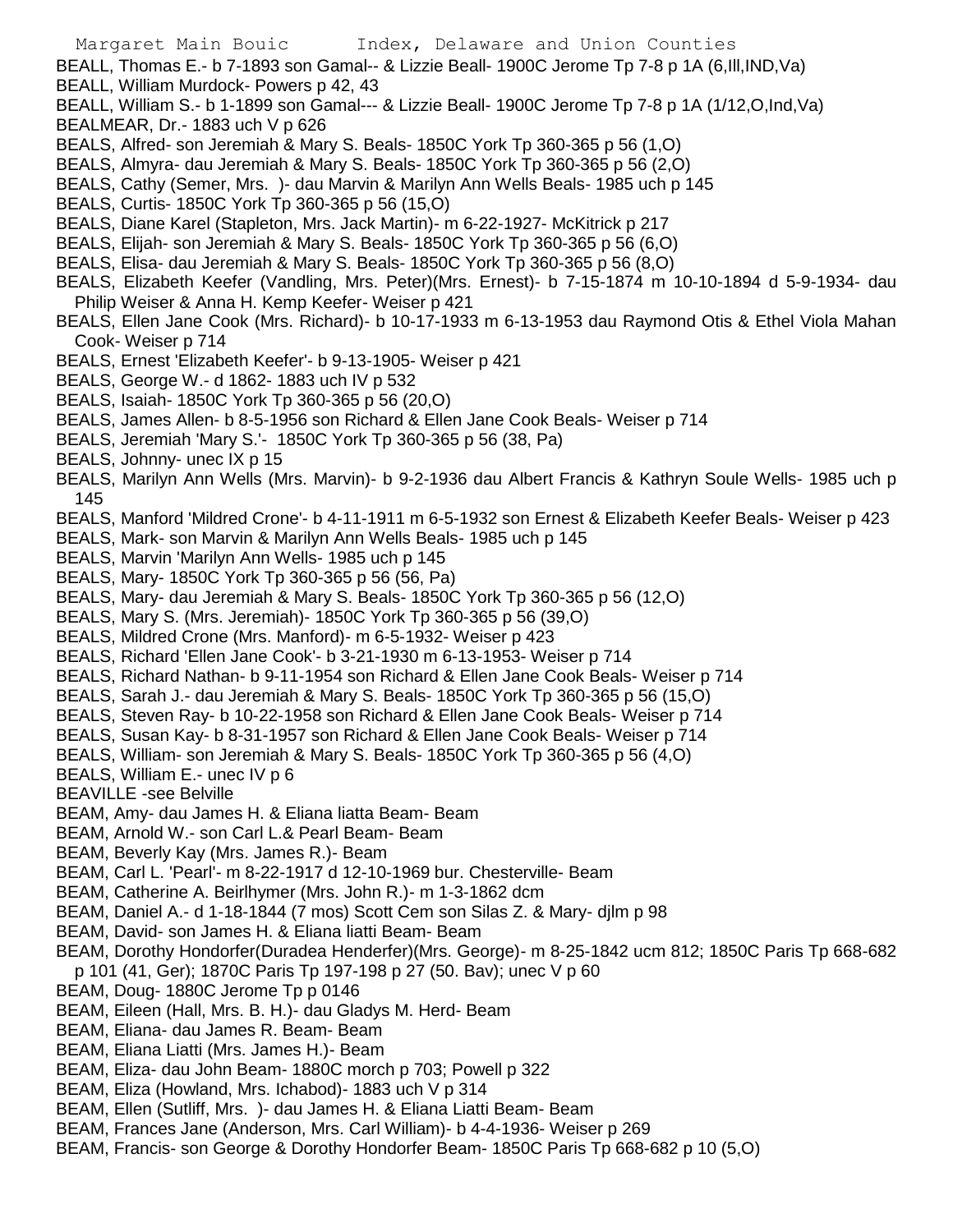BEALL, Thomas E.- b 7-1893 son Gamal-- & Lizzie Beall- 1900C Jerome Tp 7-8 p 1A (6,Ill,IND,Va)

BEALL, William Murdock- Powers p 42, 43

BEALL, William S.- b 1-1899 son Gamal--- & Lizzie Beall- 1900C Jerome Tp 7-8 p 1A (1/12,O,Ind,Va)

BEALMEAR, Dr.- 1883 uch V p 626

BEALS, Alfred- son Jeremiah & Mary S. Beals- 1850C York Tp 360-365 p 56 (1,O)

BEALS, Almyra- dau Jeremiah & Mary S. Beals- 1850C York Tp 360-365 p 56 (2,O)

BEALS, Cathy (Semer, Mrs. )- dau Marvin & Marilyn Ann Wells Beals- 1985 uch p 145

BEALS, Curtis- 1850C York Tp 360-365 p 56 (15,O)

BEALS, Diane Karel (Stapleton, Mrs. Jack Martin)- m 6-22-1927- McKitrick p 217

BEALS, Elijah- son Jeremiah & Mary S. Beals- 1850C York Tp 360-365 p 56 (6,O)

BEALS, Elisa- dau Jeremiah & Mary S. Beals- 1850C York Tp 360-365 p 56 (8,O)

BEALS, Elizabeth Keefer (Vandling, Mrs. Peter)(Mrs. Ernest)- b 7-15-1874 m 10-10-1894 d 5-9-1934- dau Philip Weiser & Anna H. Kemp Keefer- Weiser p 421

BEALS, Ellen Jane Cook (Mrs. Richard)- b 10-17-1933 m 6-13-1953 dau Raymond Otis & Ethel Viola Mahan Cook- Weiser p 714

BEALS, Ernest 'Elizabeth Keefer'- b 9-13-1905- Weiser p 421

BEALS, George W.- d 1862- 1883 uch IV p 532

BEALS, Isaiah- 1850C York Tp 360-365 p 56 (20,O)

BEALS, James Allen- b 8-5-1956 son Richard & Ellen Jane Cook Beals- Weiser p 714

BEALS, Jeremiah 'Mary S.'- 1850C York Tp 360-365 p 56 (38, Pa)

BEALS, Johnny- unec IX p 15

BEALS, Marilyn Ann Wells (Mrs. Marvin)- b 9-2-1936 dau Albert Francis & Kathryn Soule Wells- 1985 uch p 145

BEALS, Manford 'Mildred Crone'- b 4-11-1911 m 6-5-1932 son Ernest & Elizabeth Keefer Beals- Weiser p 423

BEALS, Mark- son Marvin & Marilyn Ann Wells Beals- 1985 uch p 145

BEALS, Marvin 'Marilyn Ann Wells- 1985 uch p 145

BEALS, Mary- 1850C York Tp 360-365 p 56 (56, Pa)

BEALS, Mary- dau Jeremiah & Mary S. Beals- 1850C York Tp 360-365 p 56 (12,O)

BEALS, Mary S. (Mrs. Jeremiah)- 1850C York Tp 360-365 p 56 (39,O)

BEALS, Mildred Crone (Mrs. Manford)- m 6-5-1932- Weiser p 423

BEALS, Richard 'Ellen Jane Cook'- b 3-21-1930 m 6-13-1953- Weiser p 714

BEALS, Richard Nathan- b 9-11-1954 son Richard & Ellen Jane Cook Beals- Weiser p 714

BEALS, Sarah J.- dau Jeremiah & Mary S. Beals- 1850C York Tp 360-365 p 56 (15,O)

BEALS, Steven Ray- b 10-22-1958 son Richard & Ellen Jane Cook Beals- Weiser p 714

BEALS, Susan Kay- b 8-31-1957 son Richard & Ellen Jane Cook Beals- Weiser p 714

BEALS, William- son Jeremiah & Mary S. Beals- 1850C York Tp 360-365 p 56 (4,O)

BEALS, William E.- unec IV p 6

BEAVILLE -see Belville

BEAM, Amy- dau James H. & Eliana liatta Beam- Beam

BEAM, Arnold W.- son Carl L.& Pearl Beam- Beam

BEAM, Beverly Kay (Mrs. James R.)- Beam

BEAM, Carl L. 'Pearl'- m 8-22-1917 d 12-10-1969 bur. Chesterville- Beam

BEAM, Catherine A. Beirlhymer (Mrs. John R.)- m 1-3-1862 dcm

BEAM, Daniel A.- d 1-18-1844 (7 mos) Scott Cem son Silas Z. & Mary- djlm p 98

BEAM, David- son James H. & Eliana liatti Beam- Beam

BEAM, Dorothy Hondorfer(Duradea Henderfer)(Mrs. George)- m 8-25-1842 ucm 812; 1850C Paris Tp 668-682 p 101 (41, Ger); 1870C Paris Tp 197-198 p 27 (50. Bav); unec V p 60

BEAM, Doug- 1880C Jerome Tp p 0146

BEAM, Eileen (Hall, Mrs. B. H.)- dau Gladys M. Herd- Beam

BEAM, Eliana- dau James R. Beam- Beam

BEAM, Eliana Liatti (Mrs. James H.)- Beam

BEAM, Eliza- dau John Beam- 1880C morch p 703; Powell p 322

BEAM, Eliza (Howland, Mrs. Ichabod)- 1883 uch V p 314

BEAM, Ellen (Sutliff, Mrs. )- dau James H. & Eliana Liatti Beam- Beam

BEAM, Frances Jane (Anderson, Mrs. Carl William)- b 4-4-1936- Weiser p 269

BEAM, Francis- son George & Dorothy Hondorfer Beam- 1850C Paris Tp 668-682 p 10 (5,O)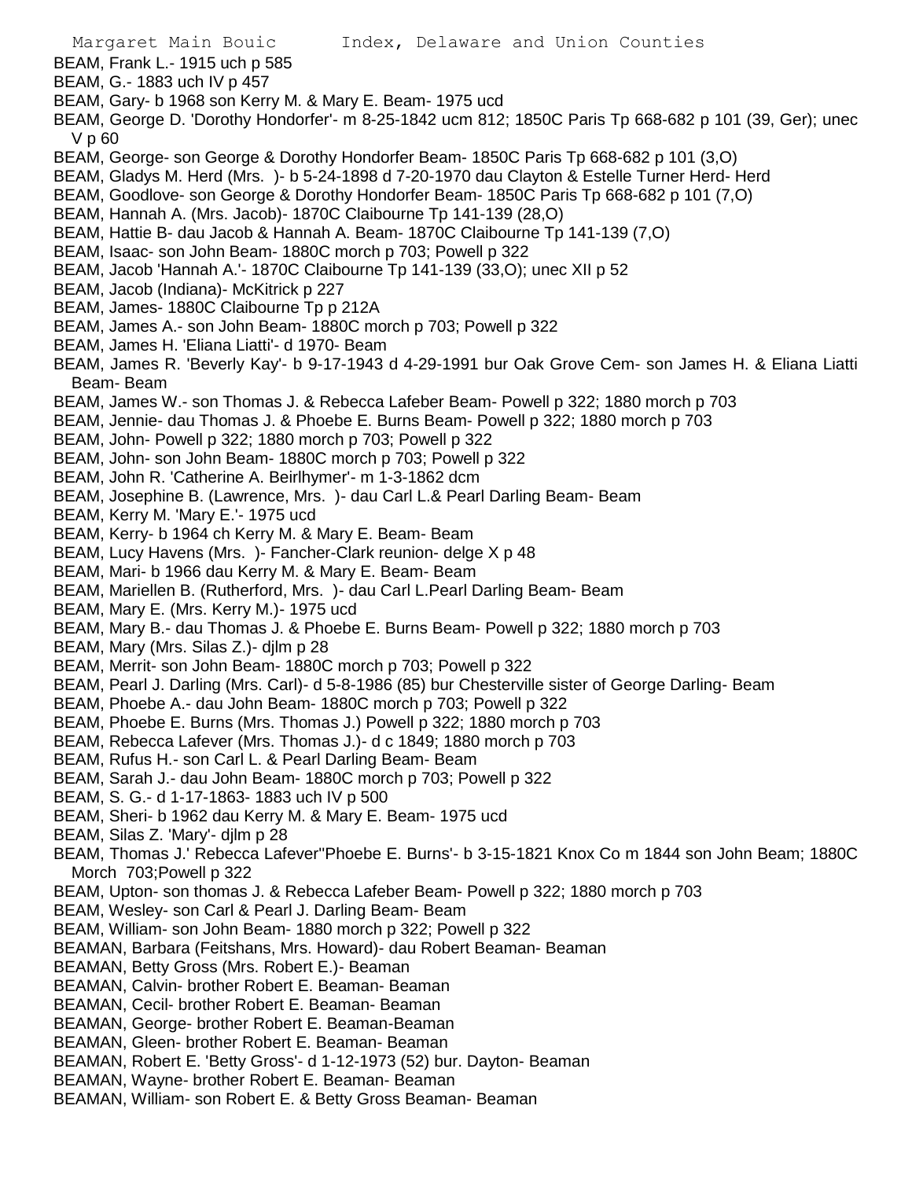BEAM, Frank L.- 1915 uch p 585
BEAM, G.- 1883 uch IV p 457
BEAM, Gary- b 1968 son Kerry M. & Mary E. Beam- 1975 ucd
BEAM, George D. 'Dorothy Hondorfer'- m 8-25-1842 ucm 812; 1850C Paris Tp 668-682 p 101 (39, Ger); unec V p 60
BEAM, George- son George & Dorothy Hondorfer Beam- 1850C Paris Tp 668-682 p 101 (3,O)
BEAM, Gladys M. Herd (Mrs. )- b 5-24-1898 d 7-20-1970 dau Clayton & Estelle Turner Herd- Herd
BEAM, Goodlove- son George & Dorothy Hondorfer Beam- 1850C Paris Tp 668-682 p 101 (7,O)
BEAM, Hannah A. (Mrs. Jacob)- 1870C Claibourne Tp 141-139 (28,O)
BEAM, Hattie B- dau Jacob & Hannah A. Beam- 1870C Claibourne Tp 141-139 (7,O)
BEAM, Isaac- son John Beam- 1880C morch p 703; Powell p 322
BEAM, Jacob 'Hannah A.'- 1870C Claibourne Tp 141-139 (33,O); unec XII p 52
BEAM, Jacob (Indiana)- McKitrick p 227
BEAM, James- 1880C Claibourne Tp p 212A
BEAM, James A.- son John Beam- 1880C morch p 703; Powell p 322
BEAM, James H. 'Eliana Liatti'- d 1970- Beam
BEAM, James R. 'Beverly Kay'- b 9-17-1943 d 4-29-1991 bur Oak Grove Cem- son James H. & Eliana Liatti Beam- Beam
BEAM, James W.- son Thomas J. & Rebecca Lafeber Beam- Powell p 322; 1880 morch p 703
BEAM, Jennie- dau Thomas J. & Phoebe E. Burns Beam- Powell p 322; 1880 morch p 703
BEAM, John- Powell p 322; 1880 morch p 703; Powell p 322
BEAM, John- son John Beam- 1880C morch p 703; Powell p 322
BEAM, John R. 'Catherine A. Beirlhymer'- m 1-3-1862 dcm
BEAM, Josephine B. (Lawrence, Mrs. )- dau Carl L.& Pearl Darling Beam- Beam
BEAM, Kerry M. 'Mary E.'- 1975 ucd
BEAM, Kerry- b 1964 ch Kerry M. & Mary E. Beam- Beam
BEAM, Lucy Havens (Mrs. )- Fancher-Clark reunion- delge X p 48
BEAM, Mari- b 1966 dau Kerry M. & Mary E. Beam- Beam
BEAM, Mariellen B. (Rutherford, Mrs. )- dau Carl L.Pearl Darling Beam- Beam
BEAM, Mary E. (Mrs. Kerry M.)- 1975 ucd
BEAM, Mary B.- dau Thomas J. & Phoebe E. Burns Beam- Powell p 322; 1880 morch p 703
BEAM, Mary (Mrs. Silas Z.)- djlm p 28
BEAM, Merrit- son John Beam- 1880C morch p 703; Powell p 322
BEAM, Pearl J. Darling (Mrs. Carl)- d 5-8-1986 (85) bur Chesterville sister of George Darling- Beam
BEAM, Phoebe A.- dau John Beam- 1880C morch p 703; Powell p 322
BEAM, Phoebe E. Burns (Mrs. Thomas J.) Powell p 322; 1880 morch p 703
BEAM, Rebecca Lafever (Mrs. Thomas J.)- d c 1849; 1880 morch p 703
BEAM, Rufus H.- son Carl L. & Pearl Darling Beam- Beam
BEAM, Sarah J.- dau John Beam- 1880C morch p 703; Powell p 322
BEAM, S. G.- d 1-17-1863- 1883 uch IV p 500
BEAM, Sheri- b 1962 dau Kerry M. & Mary E. Beam- 1975 ucd
BEAM, Silas Z. 'Mary'- djlm p 28
BEAM, Thomas J.' Rebecca Lafever''Phoebe E. Burns'- b 3-15-1821 Knox Co m 1844 son John Beam; 1880C Morch 703;Powell p 322
BEAM, Upton- son thomas J. & Rebecca Lafeber Beam- Powell p 322; 1880 morch p 703
BEAM, Wesley- son Carl & Pearl J. Darling Beam- Beam
BEAM, William- son John Beam- 1880 morch p 322; Powell p 322
BEAMAN, Barbara (Feitshans, Mrs. Howard)- dau Robert Beaman- Beaman
BEAMAN, Betty Gross (Mrs. Robert E.)- Beaman
BEAMAN, Calvin- brother Robert E. Beaman- Beaman
BEAMAN, Cecil- brother Robert E. Beaman- Beaman
BEAMAN, George- brother Robert E. Beaman-Beaman
BEAMAN, Gleen- brother Robert E. Beaman- Beaman
BEAMAN, Robert E. 'Betty Gross'- d 1-12-1973 (52) bur. Dayton- Beaman
BEAMAN, Wayne- brother Robert E. Beaman- Beaman
BEAMAN, William- son Robert E. & Betty Gross Beaman- Beaman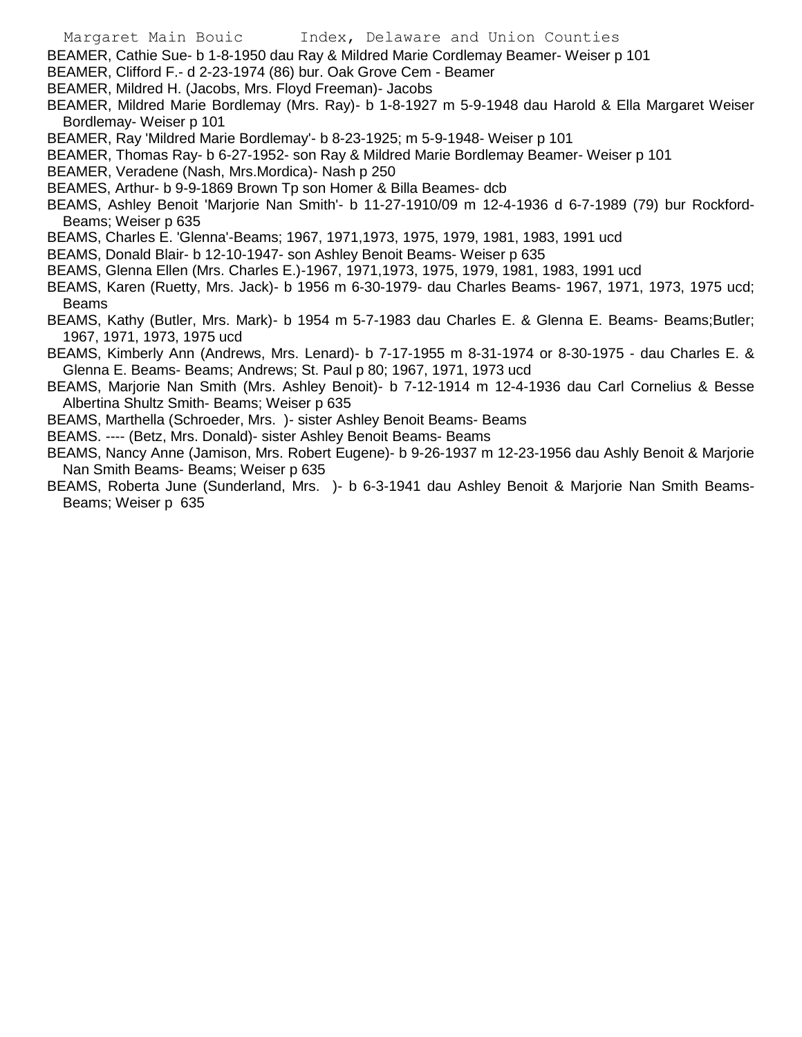BEAMER, Cathie Sue- b 1-8-1950 dau Ray & Mildred Marie Cordlemay Beamer- Weiser p 101

BEAMER, Clifford F.- d 2-23-1974 (86) bur. Oak Grove Cem - Beamer

BEAMER, Mildred H. (Jacobs, Mrs. Floyd Freeman)- Jacobs

BEAMER, Mildred Marie Bordlemay (Mrs. Ray)- b 1-8-1927 m 5-9-1948 dau Harold & Ella Margaret Weiser Bordlemay- Weiser p 101

BEAMER, Ray 'Mildred Marie Bordlemay'- b 8-23-1925; m 5-9-1948- Weiser p 101

BEAMER, Thomas Ray- b 6-27-1952- son Ray & Mildred Marie Bordlemay Beamer- Weiser p 101

BEAMER, Veradene (Nash, Mrs.Mordica)- Nash p 250

BEAMES, Arthur- b 9-9-1869 Brown Tp son Homer & Billa Beames- dcb

BEAMS, Ashley Benoit 'Marjorie Nan Smith'- b 11-27-1910/09 m 12-4-1936 d 6-7-1989 (79) bur Rockford- Beams; Weiser p 635

BEAMS, Charles E. 'Glenna'-Beams; 1967, 1971,1973, 1975, 1979, 1981, 1983, 1991 ucd

BEAMS, Donald Blair- b 12-10-1947- son Ashley Benoit Beams- Weiser p 635

BEAMS, Glenna Ellen (Mrs. Charles E.)-1967, 1971,1973, 1975, 1979, 1981, 1983, 1991 ucd

BEAMS, Karen (Ruetty, Mrs. Jack)- b 1956 m 6-30-1979- dau Charles Beams- 1967, 1971, 1973, 1975 ucd; Beams

BEAMS, Kathy (Butler, Mrs. Mark)- b 1954 m 5-7-1983 dau Charles E. & Glenna E. Beams- Beams;Butler; 1967, 1971, 1973, 1975 ucd

BEAMS, Kimberly Ann (Andrews, Mrs. Lenard)- b 7-17-1955 m 8-31-1974 or 8-30-1975 - dau Charles E. & Glenna E. Beams- Beams; Andrews; St. Paul p 80; 1967, 1971, 1973 ucd

BEAMS, Marjorie Nan Smith (Mrs. Ashley Benoit)- b 7-12-1914 m 12-4-1936 dau Carl Cornelius & Besse Albertina Shultz Smith- Beams; Weiser p 635

BEAMS, Marthella (Schroeder, Mrs. )- sister Ashley Benoit Beams- Beams

BEAMS. ---- (Betz, Mrs. Donald)- sister Ashley Benoit Beams- Beams

BEAMS, Nancy Anne (Jamison, Mrs. Robert Eugene)- b 9-26-1937 m 12-23-1956 dau Ashly Benoit & Marjorie Nan Smith Beams- Beams; Weiser p 635

BEAMS, Roberta June (Sunderland, Mrs. )- b 6-3-1941 dau Ashley Benoit & Marjorie Nan Smith Beams- Beams; Weiser p 635